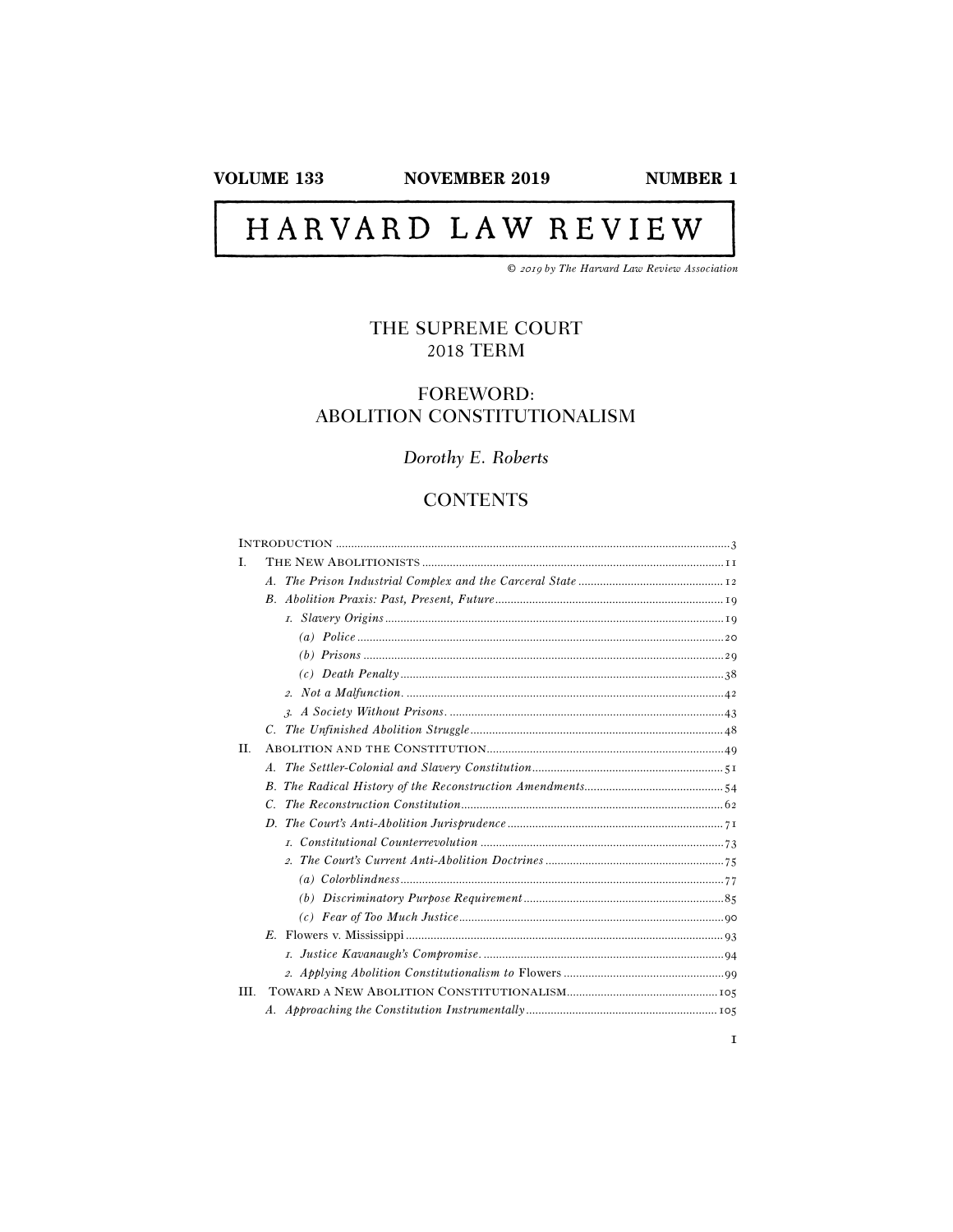VOLUME 133 NOVEMBER 2019 NUMBER 1

# HARVARD LAW REVIEW

© 2019 by The Harvard Law Review Association

## THE SUPREME COURT 2018 TERM

## FOREWORD: ABOLITION CONSTITUTIONALISM

*Dorothy E. Roberts*

## CONTENTS

INTRODUCTION ....................................................... 3

I. THE NEW ABOLITIONISTS ....................................................... 11

  A. *The Prison Industrial Complex and the Carceral State* ....................................................... 12

  B. *Abolition Praxis: Past, Present, Future* ....................................................... 19

    1. *Slavery Origins* ....................................................... 19

      (a) *Police* ....................................................... 20

      (b) *Prisons* ....................................................... 29

      (c) *Death Penalty* ....................................................... 38

    2. *Not a Malfunction.* ....................................................... 42

    3. *A Society Without Prisons.* ....................................................... 43

  C. *The Unfinished Abolition Struggle* ....................................................... 48

II. ABOLITION AND THE CONSTITUTION ....................................................... 49

  A. *The Settler-Colonial and Slavery Constitution* ....................................................... 51

  B. *The Radical History of the Reconstruction Amendments* ....................................................... 54

  C. *The Reconstruction Constitution* ....................................................... 62

  D. *The Court's Anti-Abolition Jurisprudence* ....................................................... 71

    1. *Constitutional Counterrevolution* ....................................................... 73

    2. *The Court's Current Anti-Abolition Doctrines* ....................................................... 75

      (a) *Colorblindness* ....................................................... 77

      (b) *Discriminatory Purpose Requirement* ....................................................... 85

      (c) *Fear of Too Much Justice* ....................................................... 90

  E. Flowers v. Mississippi ....................................................... 93

    1. *Justice Kavanaugh's Compromise.* ....................................................... 94

    2. *Applying Abolition Constitutionalism to* Flowers ....................................................... 99

III. TOWARD A NEW ABOLITION CONSTITUTIONALISM ....................................................... 105

  A. *Approaching the Constitution Instrumentally* ....................................................... 105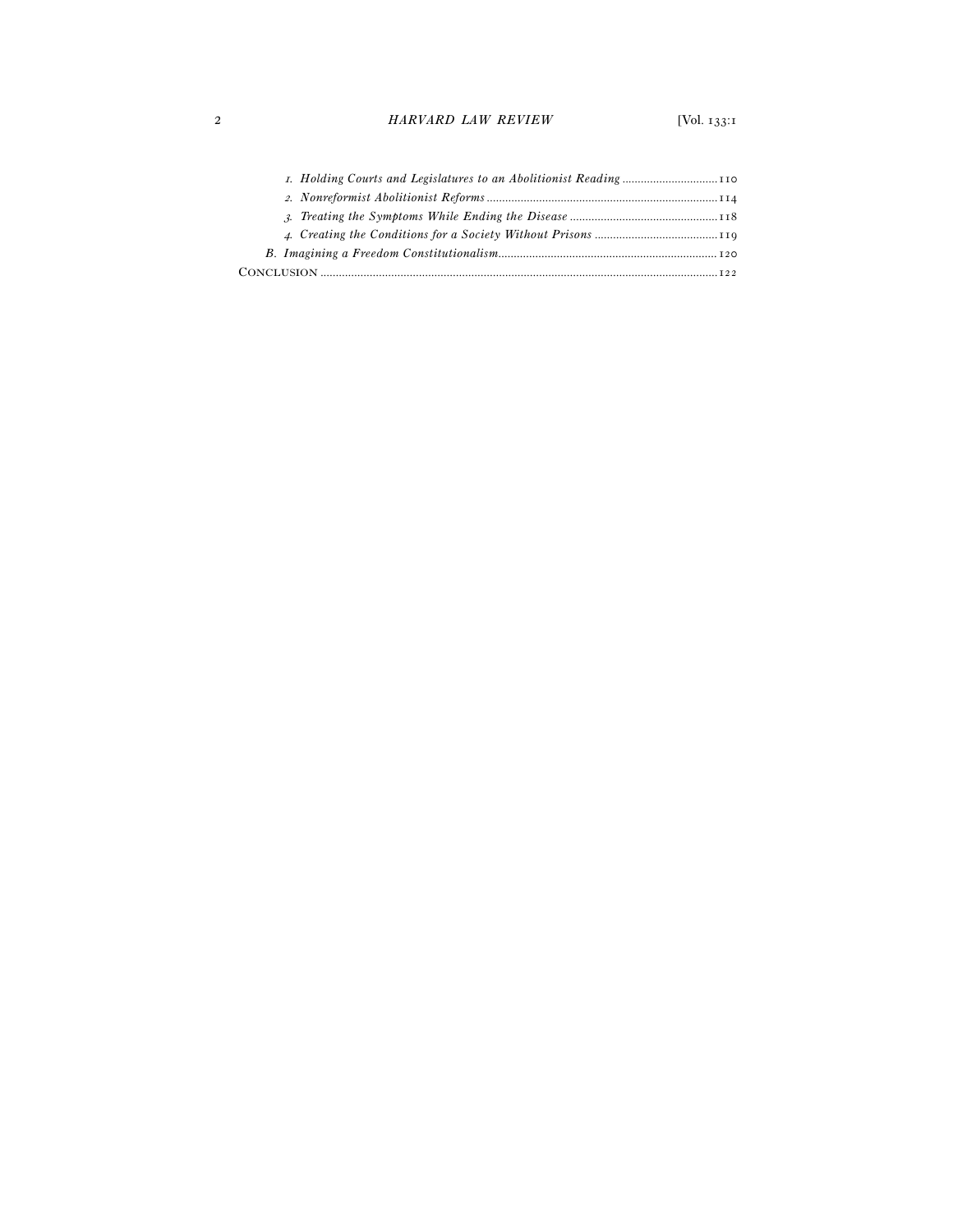*1. Holding Courts and Legislatures to an Abolitionist Reading* .............................. 110

*2. Nonreformist Abolitionist Reforms* .......................................................................... 114

*3. Treating the Symptoms While Ending the Disease* ................................................ 118

*4. Creating the Conditions for a Society Without Prisons* ......................................... 119

*B. Imagining a Freedom Constitutionalism* ...................................................................... 120

CONCLUSION ........................................................................................................................... 122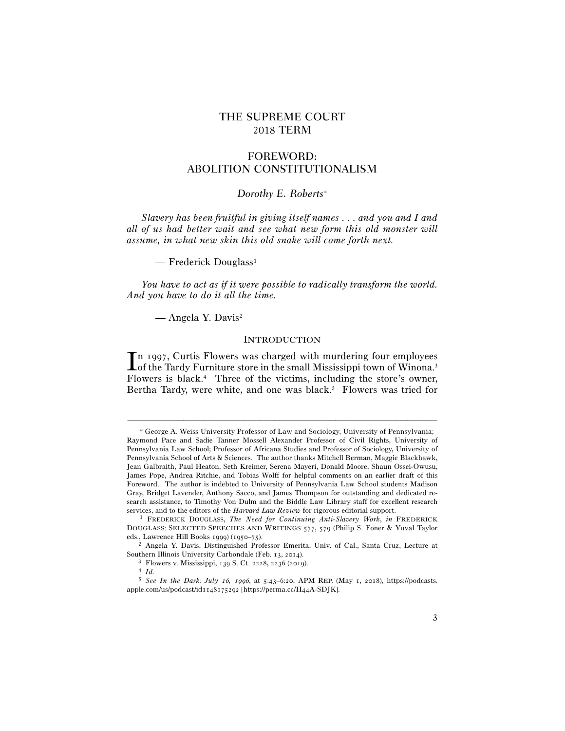# THE SUPREME COURT
# 2018 TERM

## FOREWORD:
## ABOLITION CONSTITUTIONALISM

*Dorothy E. Roberts*[*]

*Slavery has been fruitful in giving itself names . . . and you and I and all of us had better wait and see what new form this old monster will assume, in what new skin this old snake will come forth next.*

— Frederick Douglass[1]

*You have to act as if it were possible to radically transform the world. And you have to do it all the time.*

— Angela Y. Davis[2]

### INTRODUCTION

In 1997, Curtis Flowers was charged with murdering four employees of the Tardy Furniture store in the small Mississippi town of Winona.[3] Flowers is black.[4] Three of the victims, including the store's owner, Bertha Tardy, were white, and one was black.[5] Flowers was tried for

---

[*] George A. Weiss University Professor of Law and Sociology, University of Pennsylvania; Raymond Pace and Sadie Tanner Mossell Alexander Professor of Civil Rights, University of Pennsylvania Law School; Professor of Africana Studies and Professor of Sociology, University of Pennsylvania School of Arts & Sciences. The author thanks Mitchell Berman, Maggie Blackhawk, Jean Galbraith, Paul Heaton, Seth Kreimer, Serena Mayeri, Donald Moore, Shaun Ossei-Owusu, James Pope, Andrea Ritchie, and Tobias Wolff for helpful comments on an earlier draft of this Foreword. The author is indebted to University of Pennsylvania Law School students Madison Gray, Bridget Lavender, Anthony Sacco, and James Thompson for outstanding and dedicated research assistance, to Timothy Von Dulm and the Biddle Law Library staff for excellent research services, and to the editors of the *Harvard Law Review* for rigorous editorial support.

[1] FREDERICK DOUGLASS, *The Need for Continuing Anti-Slavery Work*, *in* FREDERICK DOUGLASS: SELECTED SPEECHES AND WRITINGS 577, 579 (Philip S. Foner & Yuval Taylor eds., Lawrence Hill Books 1999) (1950–75).

[2] Angela Y. Davis, Distinguished Professor Emerita, Univ. of Cal., Santa Cruz, Lecture at Southern Illinois University Carbondale (Feb. 13, 2014).

[3] Flowers v. Mississippi, 139 S. Ct. 2228, 2236 (2019).

[4] *Id.*

[5] *See In the Dark: July 16, 1996*, at 5:43–6:20, APM REP. (May 1, 2018), https://podcasts.apple.com/us/podcast/id1148175292 [https://perma.cc/H44A-SDJK].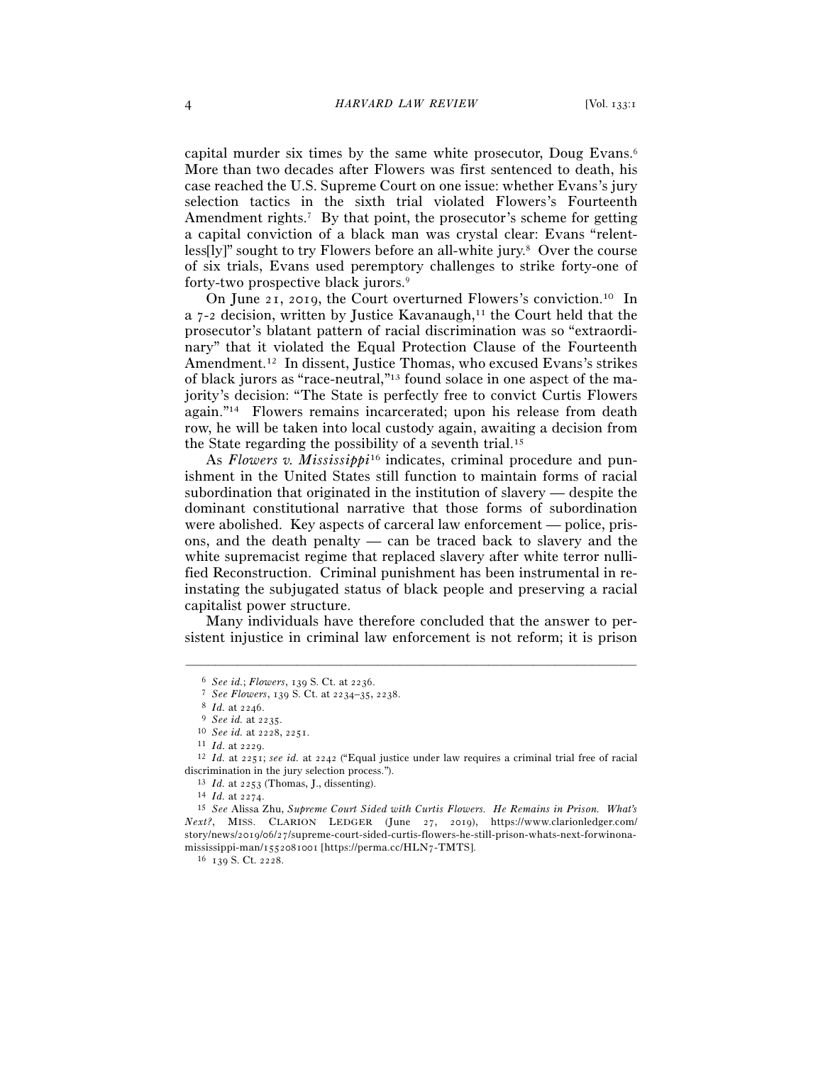capital murder six times by the same white prosecutor, Doug Evans.[6] More than two decades after Flowers was first sentenced to death, his case reached the U.S. Supreme Court on one issue: whether Evans's jury selection tactics in the sixth trial violated Flowers's Fourteenth Amendment rights.[7] By that point, the prosecutor's scheme for getting a capital conviction of a black man was crystal clear: Evans "relentless[ly]" sought to try Flowers before an all-white jury.[8] Over the course of six trials, Evans used peremptory challenges to strike forty-one of forty-two prospective black jurors.[9]

On June 21, 2019, the Court overturned Flowers's conviction.[10] In a 7-2 decision, written by Justice Kavanaugh,[11] the Court held that the prosecutor's blatant pattern of racial discrimination was so "extraordinary" that it violated the Equal Protection Clause of the Fourteenth Amendment.[12] In dissent, Justice Thomas, who excused Evans's strikes of black jurors as "race-neutral,"[13] found solace in one aspect of the majority's decision: "The State is perfectly free to convict Curtis Flowers again."[14] Flowers remains incarcerated; upon his release from death row, he will be taken into local custody again, awaiting a decision from the State regarding the possibility of a seventh trial.[15]

As *Flowers v. Mississippi*[16] indicates, criminal procedure and punishment in the United States still function to maintain forms of racial subordination that originated in the institution of slavery — despite the dominant constitutional narrative that those forms of subordination were abolished. Key aspects of carceral law enforcement — police, prisons, and the death penalty — can be traced back to slavery and the white supremacist regime that replaced slavery after white terror nullified Reconstruction. Criminal punishment has been instrumental in reinstating the subjugated status of black people and preserving a racial capitalist power structure.

Many individuals have therefore concluded that the answer to persistent injustice in criminal law enforcement is not reform; it is prison

---

[6] *See id.*; *Flowers*, 139 S. Ct. at 2236.

[7] *See Flowers*, 139 S. Ct. at 2234–35, 2238.

[8] *Id.* at 2246.

[9] *See id.* at 2235.

[10] *See id.* at 2228, 2251.

[11] *Id.* at 2229.

[12] *Id.* at 2251; *see id.* at 2242 ("Equal justice under law requires a criminal trial free of racial discrimination in the jury selection process.").

[13] *Id.* at 2253 (Thomas, J., dissenting).

[14] *Id.* at 2274.

[15] *See* Alissa Zhu, *Supreme Court Sided with Curtis Flowers. He Remains in Prison. What's Next?*, MISS. CLARION LEDGER (June 27, 2019), https://www.clarionledger.com/story/news/2019/06/27/supreme-court-sided-curtis-flowers-he-still-prison-whats-next-forwinona-mississippi-man/1552081001 [https://perma.cc/HLN7-TMTS].

[16] 139 S. Ct. 2228.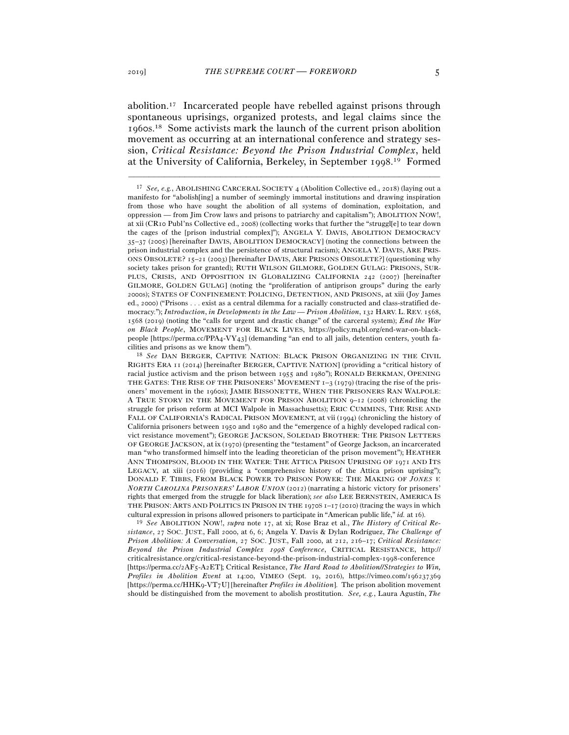abolition.[17] Incarcerated people have rebelled against prisons through spontaneous uprisings, organized protests, and legal claims since the 1960s.[18] Some activists mark the launch of the current prison abolition movement as occurring at an international conference and strategy session, *Critical Resistance: Beyond the Prison Industrial Complex*, held at the University of California, Berkeley, in September 1998.[19] Formed

---

[17] *See, e.g.*, ABOLISHING CARCERAL SOCIETY 4 (Abolition Collective ed., 2018) (laying out a manifesto for "abolish[ing] a number of seemingly immortal institutions and drawing inspiration from those who have sought the abolition of all systems of domination, exploitation, and oppression — from Jim Crow laws and prisons to patriarchy and capitalism"); ABOLITION NOW!, at xii (CR10 Publ'ns Collective ed., 2008) (collecting works that further the "struggl[e] to tear down the cages of the [prison industrial complex]"); ANGELA Y. DAVIS, ABOLITION DEMOCRACY 35–37 (2005) [hereinafter DAVIS, ABOLITION DEMOCRACY] (noting the connections between the prison industrial complex and the persistence of structural racism); ANGELA Y. DAVIS, ARE PRISONS OBSOLETE? 15–21 (2003) [hereinafter DAVIS, ARE PRISONS OBSOLETE?] (questioning why society takes prison for granted); RUTH WILSON GILMORE, GOLDEN GULAG: PRISONS, SURPLUS, CRISIS, AND OPPOSITION IN GLOBALIZING CALIFORNIA 242 (2007) [hereinafter GILMORE, GOLDEN GULAG] (noting the "proliferation of antiprison groups" during the early 2000s); STATES OF CONFINEMENT: POLICING, DETENTION, AND PRISONS, at xiii (Joy James ed., 2000) ("Prisons . . . exist as a central dilemma for a racially constructed and class-stratified democracy."); *Introduction*, *in Developments in the Law — Prison Abolition*, 132 HARV. L. REV. 1568, 1568 (2019) (noting the "calls for urgent and drastic change" of the carceral system); *End the War on Black People*, MOVEMENT FOR BLACK LIVES, https://policy.m4bl.org/end-war-on-black-people [https://perma.cc/PPA4-VY43] (demanding "an end to all jails, detention centers, youth facilities and prisons as we know them").

[18] *See* DAN BERGER, CAPTIVE NATION: BLACK PRISON ORGANIZING IN THE CIVIL RIGHTS ERA 11 (2014) [hereinafter BERGER, CAPTIVE NATION] (providing a "critical history of racial justice activism and the prison between 1955 and 1980"); RONALD BERKMAN, OPENING THE GATES: THE RISE OF THE PRISONERS' MOVEMENT 1–3 (1979) (tracing the rise of the prisoners' movement in the 1960s); JAMIE BISSONETTE, WHEN THE PRISONERS RAN WALPOLE: A TRUE STORY IN THE MOVEMENT FOR PRISON ABOLITION 9–12 (2008) (chronicling the struggle for prison reform at MCI Walpole in Massachusetts); ERIC CUMMINS, THE RISE AND FALL OF CALIFORNIA'S RADICAL PRISON MOVEMENT, at vii (1994) (chronicling the history of California prisoners between 1950 and 1980 and the "emergence of a highly developed radical convict resistance movement"); GEORGE JACKSON, SOLEDAD BROTHER: THE PRISON LETTERS OF GEORGE JACKSON, at ix (1970) (presenting the "testament" of George Jackson, an incarcerated man "who transformed himself into the leading theoretician of the prison movement"); HEATHER ANN THOMPSON, BLOOD IN THE WATER: THE ATTICA PRISON UPRISING OF 1971 AND ITS LEGACY, at xiii (2016) (providing a "comprehensive history of the Attica prison uprising"); DONALD F. TIBBS, FROM BLACK POWER TO PRISON POWER: THE MAKING OF *JONES V. NORTH CAROLINA PRISONERS' LABOR UNION* (2012) (narrating a historic victory for prisoners' rights that emerged from the struggle for black liberation); *see also* LEE BERNSTEIN, AMERICA IS THE PRISON: ARTS AND POLITICS IN PRISON IN THE 1970S 1–17 (2010) (tracing the ways in which cultural expression in prisons allowed prisoners to participate in "American public life," *id.* at 16).

[19] *See* ABOLITION NOW!, *supra* note 17, at xi; Rose Braz et al., *The History of Critical Resistance*, 27 SOC. JUST., Fall 2000, at 6, 6; Angela Y. Davis & Dylan Rodríguez, *The Challenge of Prison Abolition: A Conversation*, 27 SOC. JUST., Fall 2000, at 212, 216–17; *Critical Resistance: Beyond the Prison Industrial Complex 1998 Conference*, CRITICAL RESISTANCE, http://criticalresistance.org/critical-resistance-beyond-the-prison-industrial-complex-1998-conference [https://perma.cc/2AF5-A2ET]; Critical Resistance, *The Hard Road to Abolition//Strategies to Win, Profiles in Abolition Event* at 14:00, VIMEO (Sept. 19, 2016), https://vimeo.com/196237369 [https://perma.cc/HHK9-VT7U] [hereinafter *Profiles in Abolition*]. The prison abolition movement should be distinguished from the movement to abolish prostitution. *See, e.g.*, Laura Agustín, *The*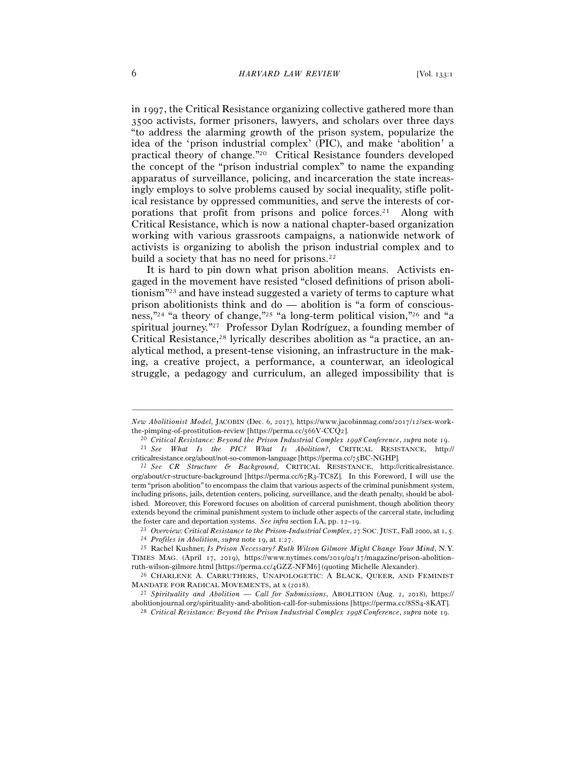in 1997, the Critical Resistance organizing collective gathered more than 3500 activists, former prisoners, lawyers, and scholars over three days "to address the alarming growth of the prison system, popularize the idea of the 'prison industrial complex' (PIC), and make 'abolition' a practical theory of change."[20] Critical Resistance founders developed the concept of the "prison industrial complex" to name the expanding apparatus of surveillance, policing, and incarceration the state increasingly employs to solve problems caused by social inequality, stifle political resistance by oppressed communities, and serve the interests of corporations that profit from prisons and police forces.[21] Along with Critical Resistance, which is now a national chapter-based organization working with various grassroots campaigns, a nationwide network of activists is organizing to abolish the prison industrial complex and to build a society that has no need for prisons.[22]

It is hard to pin down what prison abolition means. Activists engaged in the movement have resisted "closed definitions of prison abolitionism"[23] and have instead suggested a variety of terms to capture what prison abolitionists think and do — abolition is "a form of consciousness,"[24] "a theory of change,"[25] "a long-term political vision,"[26] and "a spiritual journey."[27] Professor Dylan Rodríguez, a founding member of Critical Resistance,[28] lyrically describes abolition as "a practice, an analytical method, a present-tense visioning, an infrastructure in the making, a creative project, a performance, a counterwar, an ideological struggle, a pedagogy and curriculum, an alleged impossibility that is

---

*New Abolitionist Model*, JACOBIN (Dec. 6, 2017), https://www.jacobinmag.com/2017/12/sex-work-the-pimping-of-prostitution-review [https://perma.cc/566V-CCQ2].

[20] *Critical Resistance: Beyond the Prison Industrial Complex 1998 Conference*, *supra* note 19.

[21] *See What Is the PIC? What Is Abolition?*, CRITICAL RESISTANCE, http://criticalresistance.org/about/not-so-common-language [https://perma.cc/75BC-NGHP].

[22] *See CR Structure & Background*, CRITICAL RESISTANCE, http://criticalresistance.org/about/cr-structure-background [https://perma.cc/67R3-TC8Z]. In this Foreword, I will use the term "prison abolition" to encompass the claim that various aspects of the criminal punishment system, including prisons, jails, detention centers, policing, surveillance, and the death penalty, should be abolished. Moreover, this Foreword focuses on abolition of carceral punishment, though abolition theory extends beyond the criminal punishment system to include other aspects of the carceral state, including the foster care and deportation systems. *See infra* section I.A, pp. 12–19.

[23] *Overview: Critical Resistance to the Prison-Industrial Complex*, 27 SOC. JUST., Fall 2000, at 1, 5.

[24] *Profiles in Abolition*, *supra* note 19, at 1:27.

[25] Rachel Kushner, *Is Prison Necessary? Ruth Wilson Gilmore Might Change Your Mind*, N.Y. TIMES MAG. (April 17, 2019), https://www.nytimes.com/2019/04/17/magazine/prison-abolition-ruth-wilson-gilmore.html [https://perma.cc/4GZZ-NFM6] (quoting Michelle Alexander).

[26] CHARLENE A. CARRUTHERS, UNAPOLOGETIC: A BLACK, QUEER, AND FEMINIST MANDATE FOR RADICAL MOVEMENTS, at x (2018).

[27] *Spirituality and Abolition — Call for Submissions*, ABOLITION (Aug. 2, 2018), https://abolitionjournal.org/spirituality-and-abolition-call-for-submissions [https://perma.cc/8SS4-8KAT].

[28] *Critical Resistance: Beyond the Prison Industrial Complex 1998 Conference*, *supra* note 19.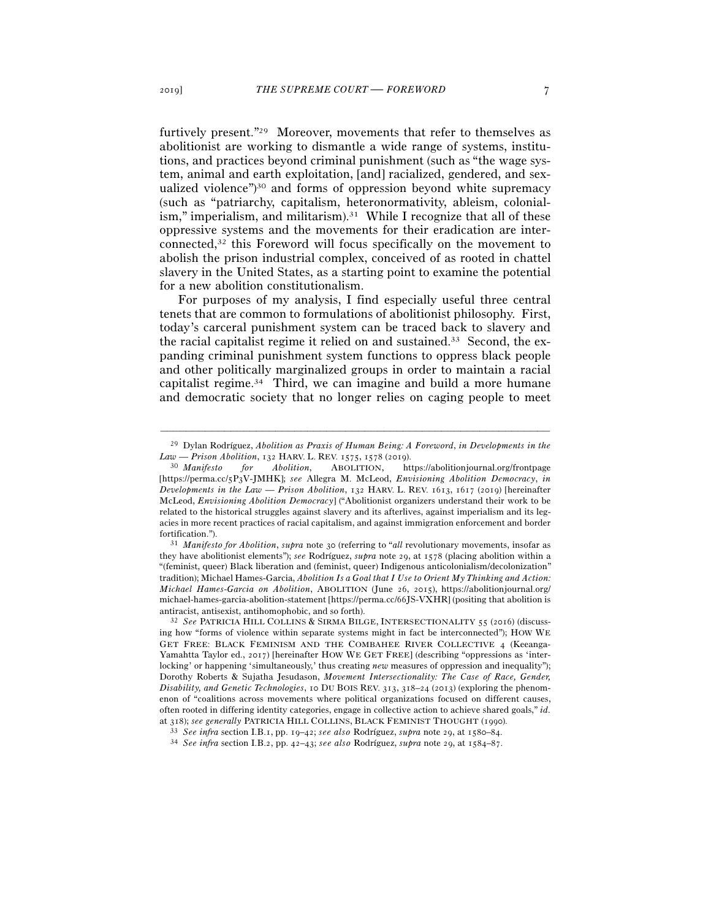furtively present."[29] Moreover, movements that refer to themselves as abolitionist are working to dismantle a wide range of systems, institutions, and practices beyond criminal punishment (such as "the wage system, animal and earth exploitation, [and] racialized, gendered, and sexualized violence")[30] and forms of oppression beyond white supremacy (such as "patriarchy, capitalism, heteronormativity, ableism, colonialism," imperialism, and militarism).[31] While I recognize that all of these oppressive systems and the movements for their eradication are interconnected,[32] this Foreword will focus specifically on the movement to abolish the prison industrial complex, conceived of as rooted in chattel slavery in the United States, as a starting point to examine the potential for a new abolition constitutionalism.

For purposes of my analysis, I find especially useful three central tenets that are common to formulations of abolitionist philosophy. First, today's carceral punishment system can be traced back to slavery and the racial capitalist regime it relied on and sustained.[33] Second, the expanding criminal punishment system functions to oppress black people and other politically marginalized groups in order to maintain a racial capitalist regime.[34] Third, we can imagine and build a more humane and democratic society that no longer relies on caging people to meet

---

[29] Dylan Rodríguez, *Abolition as Praxis of Human Being: A Foreword*, *in Developments in the Law — Prison Abolition*, 132 HARV. L. REV. 1575, 1578 (2019).

[30] *Manifesto for Abolition*, ABOLITION, https://abolitionjournal.org/frontpage [https://perma.cc/5P3V-JMHK]; *see* Allegra M. McLeod, *Envisioning Abolition Democracy*, *in Developments in the Law — Prison Abolition*, 132 HARV. L. REV. 1613, 1617 (2019) [hereinafter McLeod, *Envisioning Abolition Democracy*] ("Abolitionist organizers understand their work to be related to the historical struggles against slavery and its afterlives, against imperialism and its legacies in more recent practices of racial capitalism, and against immigration enforcement and border fortification.").

[31] *Manifesto for Abolition*, *supra* note 30 (referring to "*all* revolutionary movements, insofar as they have abolitionist elements"); *see* Rodríguez, *supra* note 29, at 1578 (placing abolition within a "(feminist, queer) Black liberation and (feminist, queer) Indigenous anticolonialism/decolonization" tradition); Michael Hames-Garcia, *Abolition Is a Goal that I Use to Orient My Thinking and Action: Michael Hames-Garcia on Abolition*, ABOLITION (June 26, 2015), https://abolitionjournal.org/michael-hames-garcia-abolition-statement [https://perma.cc/66JS-VXHR] (positing that abolition is antiracist, antisexist, antihomophobic, and so forth).

[32] *See* PATRICIA HILL COLLINS & SIRMA BILGE, INTERSECTIONALITY 55 (2016) (discussing how "forms of violence within separate systems might in fact be interconnected"); HOW WE GET FREE: BLACK FEMINISM AND THE COMBAHEE RIVER COLLECTIVE 4 (Keeanga-Yamahtta Taylor ed., 2017) [hereinafter HOW WE GET FREE] (describing "oppressions as 'interlocking' or happening 'simultaneously,' thus creating *new* measures of oppression and inequality"); Dorothy Roberts & Sujatha Jesudason, *Movement Intersectionality: The Case of Race, Gender, Disability, and Genetic Technologies*, 10 DU BOIS REV. 313, 318–24 (2013) (exploring the phenomenon of "coalitions across movements where political organizations focused on different causes, often rooted in differing identity categories, engage in collective action to achieve shared goals," *id.* at 318); *see generally* PATRICIA HILL COLLINS, BLACK FEMINIST THOUGHT (1990).

[33] *See infra* section I.B.1, pp. 19–42; *see also* Rodríguez, *supra* note 29, at 1580–84.

[34] *See infra* section I.B.2, pp. 42–43; *see also* Rodríguez, *supra* note 29, at 1584–87.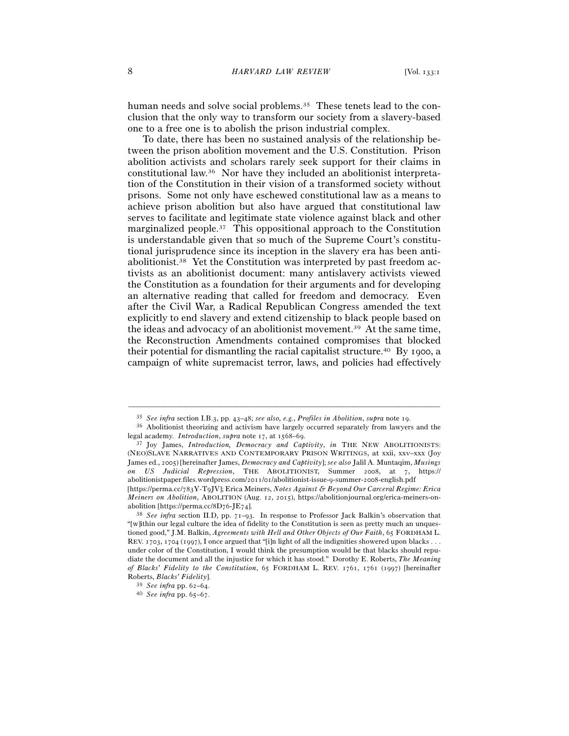human needs and solve social problems.[35] These tenets lead to the conclusion that the only way to transform our society from a slavery-based one to a free one is to abolish the prison industrial complex.

To date, there has been no sustained analysis of the relationship between the prison abolition movement and the U.S. Constitution. Prison abolition activists and scholars rarely seek support for their claims in constitutional law.[36] Nor have they included an abolitionist interpretation of the Constitution in their vision of a transformed society without prisons. Some not only have eschewed constitutional law as a means to achieve prison abolition but also have argued that constitutional law serves to facilitate and legitimate state violence against black and other marginalized people.[37] This oppositional approach to the Constitution is understandable given that so much of the Supreme Court's constitutional jurisprudence since its inception in the slavery era has been anti-abolitionist.[38] Yet the Constitution was interpreted by past freedom activists as an abolitionist document: many antislavery activists viewed the Constitution as a foundation for their arguments and for developing an alternative reading that called for freedom and democracy. Even after the Civil War, a Radical Republican Congress amended the text explicitly to end slavery and extend citizenship to black people based on the ideas and advocacy of an abolitionist movement.[39] At the same time, the Reconstruction Amendments contained compromises that blocked their potential for dismantling the racial capitalist structure.[40] By 1900, a campaign of white supremacist terror, laws, and policies had effectively

---

[35] *See infra* section I.B.3, pp. 43–48; *see also, e.g.*, *Profiles in Abolition*, *supra* note 19.

[36] Abolitionist theorizing and activism have largely occurred separately from lawyers and the legal academy. *Introduction*, *supra* note 17, at 1568–69.

[37] Joy James, *Introduction, Democracy and Captivity*, *in* THE NEW ABOLITIONISTS: (NEO)SLAVE NARRATIVES AND CONTEMPORARY PRISON WRITINGS, at xxii, xxv–xxx (Joy James ed., 2005) [hereinafter James, *Democracy and Captivity*]; *see also* Jalil A. Muntaqim, *Musings on US Judicial Repression*, THE ABOLITIONIST, Summer 2008, at 7, https://abolitionistpaper.files.wordpress.com/2011/01/abolitionist-issue-9-summer-2008-english.pdf [https://perma.cc/783Y-T9JV]; Erica Meiners, *Notes Against & Beyond Our Carceral Regime: Erica Meiners on Abolition*, ABOLITION (Aug. 12, 2015), https://abolitionjournal.org/erica-meiners-on-abolition [https://perma.cc/8D76-JE74].

[38] *See infra* section II.D, pp. 71–93. In response to Professor Jack Balkin's observation that "[w]ithin our legal culture the idea of fidelity to the Constitution is seen as pretty much an unquestioned good," J.M. Balkin, *Agreements with Hell and Other Objects of Our Faith*, 65 FORDHAM L. REV. 1703, 1704 (1997), I once argued that "[i]n light of all the indignities showered upon blacks . . . under color of the Constitution, I would think the presumption would be that blacks should repudiate the document and all the injustice for which it has stood." Dorothy E. Roberts, *The Meaning of Blacks' Fidelity to the Constitution*, 65 FORDHAM L. REV. 1761, 1761 (1997) [hereinafter Roberts, *Blacks' Fidelity*].

[39] *See infra* pp. 62–64.

[40] *See infra* pp. 65–67.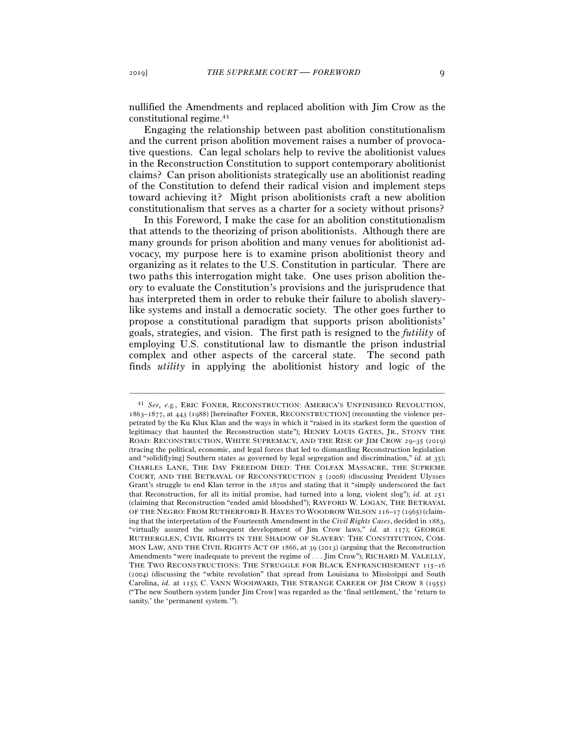nullified the Amendments and replaced abolition with Jim Crow as the constitutional regime.[41]

Engaging the relationship between past abolition constitutionalism and the current prison abolition movement raises a number of provocative questions. Can legal scholars help to revive the abolitionist values in the Reconstruction Constitution to support contemporary abolitionist claims? Can prison abolitionists strategically use an abolitionist reading of the Constitution to defend their radical vision and implement steps toward achieving it? Might prison abolitionists craft a new abolition constitutionalism that serves as a charter for a society without prisons?

In this Foreword, I make the case for an abolition constitutionalism that attends to the theorizing of prison abolitionists. Although there are many grounds for prison abolition and many venues for abolitionist advocacy, my purpose here is to examine prison abolitionist theory and organizing as it relates to the U.S. Constitution in particular. There are two paths this interrogation might take. One uses prison abolition theory to evaluate the Constitution's provisions and the jurisprudence that has interpreted them in order to rebuke their failure to abolish slavery-like systems and install a democratic society. The other goes further to propose a constitutional paradigm that supports prison abolitionists' goals, strategies, and vision. The first path is resigned to the *futility* of employing U.S. constitutional law to dismantle the prison industrial complex and other aspects of the carceral state. The second path finds *utility* in applying the abolitionist history and logic of the

---

[41] *See, e.g.*, ERIC FONER, RECONSTRUCTION: AMERICA'S UNFINISHED REVOLUTION, 1863–1877, at 443 (1988) [hereinafter FONER, RECONSTRUCTION] (recounting the violence perpetrated by the Ku Klux Klan and the ways in which it "raised in its starkest form the question of legitimacy that haunted the Reconstruction state"); HENRY LOUIS GATES, JR., STONY THE ROAD: RECONSTRUCTION, WHITE SUPREMACY, AND THE RISE OF JIM CROW 29–35 (2019) (tracing the political, economic, and legal forces that led to dismantling Reconstruction legislation and "solidif[ying] Southern states as governed by legal segregation and discrimination," *id.* at 35); CHARLES LANE, THE DAY FREEDOM DIED: THE COLFAX MASSACRE, THE SUPREME COURT, AND THE BETRAYAL OF RECONSTRUCTION 5 (2008) (discussing President Ulysses Grant's struggle to end Klan terror in the 1870s and stating that it "simply underscored the fact that Reconstruction, for all its initial promise, had turned into a long, violent slog"); *id.* at 251 (claiming that Reconstruction "ended amid bloodshed"); RAYFORD W. LOGAN, THE BETRAYAL OF THE NEGRO: FROM RUTHERFORD B. HAYES TO WOODROW WILSON 116–17 (1965) (claiming that the interpretation of the Fourteenth Amendment in the *Civil Rights Cases*, decided in 1883, "virtually assured the subsequent development of Jim Crow laws," *id.* at 117); GEORGE RUTHERGLEN, CIVIL RIGHTS IN THE SHADOW OF SLAVERY: THE CONSTITUTION, COMMON LAW, AND THE CIVIL RIGHTS ACT OF 1866, at 39 (2013) (arguing that the Reconstruction Amendments "were inadequate to prevent the regime of . . . Jim Crow"); RICHARD M. VALELLY, THE TWO RECONSTRUCTIONS: THE STRUGGLE FOR BLACK ENFRANCHISEMENT 115–16 (2004) (discussing the "white revolution" that spread from Louisiana to Mississippi and South Carolina, *id.* at 115); C. VANN WOODWARD, THE STRANGE CAREER OF JIM CROW 8 (1955) ("The new Southern system [under Jim Crow] was regarded as the 'final settlement,' the 'return to sanity,' the 'permanent system.'").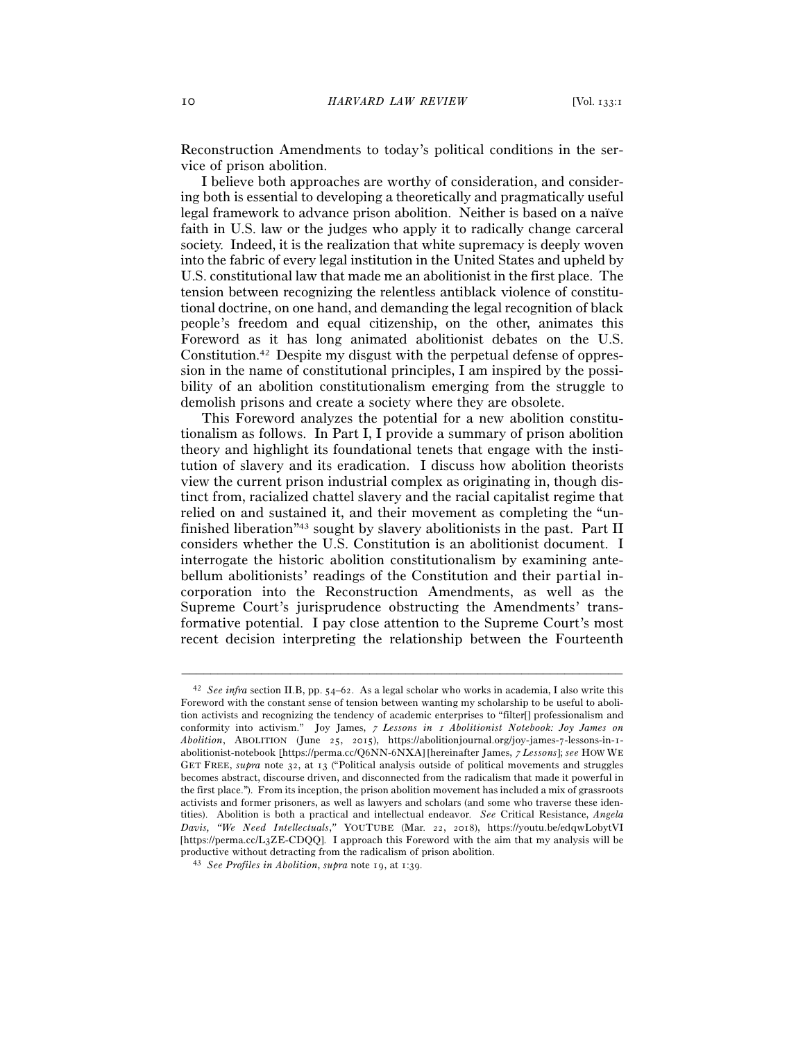Reconstruction Amendments to today's political conditions in the service of prison abolition.

I believe both approaches are worthy of consideration, and considering both is essential to developing a theoretically and pragmatically useful legal framework to advance prison abolition. Neither is based on a naïve faith in U.S. law or the judges who apply it to radically change carceral society. Indeed, it is the realization that white supremacy is deeply woven into the fabric of every legal institution in the United States and upheld by U.S. constitutional law that made me an abolitionist in the first place. The tension between recognizing the relentless antiblack violence of constitutional doctrine, on one hand, and demanding the legal recognition of black people's freedom and equal citizenship, on the other, animates this Foreword as it has long animated abolitionist debates on the U.S. Constitution.[42] Despite my disgust with the perpetual defense of oppression in the name of constitutional principles, I am inspired by the possibility of an abolition constitutionalism emerging from the struggle to demolish prisons and create a society where they are obsolete.

This Foreword analyzes the potential for a new abolition constitutionalism as follows. In Part I, I provide a summary of prison abolition theory and highlight its foundational tenets that engage with the institution of slavery and its eradication. I discuss how abolition theorists view the current prison industrial complex as originating in, though distinct from, racialized chattel slavery and the racial capitalist regime that relied on and sustained it, and their movement as completing the "unfinished liberation"[43] sought by slavery abolitionists in the past. Part II considers whether the U.S. Constitution is an abolitionist document. I interrogate the historic abolition constitutionalism by examining antebellum abolitionists' readings of the Constitution and their partial incorporation into the Reconstruction Amendments, as well as the Supreme Court's jurisprudence obstructing the Amendments' transformative potential. I pay close attention to the Supreme Court's most recent decision interpreting the relationship between the Fourteenth

---

[42] *See infra* section II.B, pp. 54–62. As a legal scholar who works in academia, I also write this Foreword with the constant sense of tension between wanting my scholarship to be useful to abolition activists and recognizing the tendency of academic enterprises to "filter[] professionalism and conformity into activism." Joy James, *7 Lessons in 1 Abolitionist Notebook: Joy James on Abolition*, ABOLITION (June 25, 2015), https://abolitionjournal.org/joy-james-7-lessons-in-1-abolitionist-notebook [https://perma.cc/Q6NN-6NXA] [hereinafter James, *7 Lessons*]; *see* HOW WE GET FREE, *supra* note 32, at 13 ("Political analysis outside of political movements and struggles becomes abstract, discourse driven, and disconnected from the radicalism that made it powerful in the first place."). From its inception, the prison abolition movement has included a mix of grassroots activists and former prisoners, as well as lawyers and scholars (and some who traverse these identities). Abolition is both a practical and intellectual endeavor. *See* Critical Resistance, *Angela Davis, "We Need Intellectuals,"* YOUTUBE (Mar. 22, 2018), https://youtu.be/edqwLobytVI [https://perma.cc/L3ZE-CDQQ]. I approach this Foreword with the aim that my analysis will be productive without detracting from the radicalism of prison abolition.

[43] *See Profiles in Abolition*, *supra* note 19, at 1:39.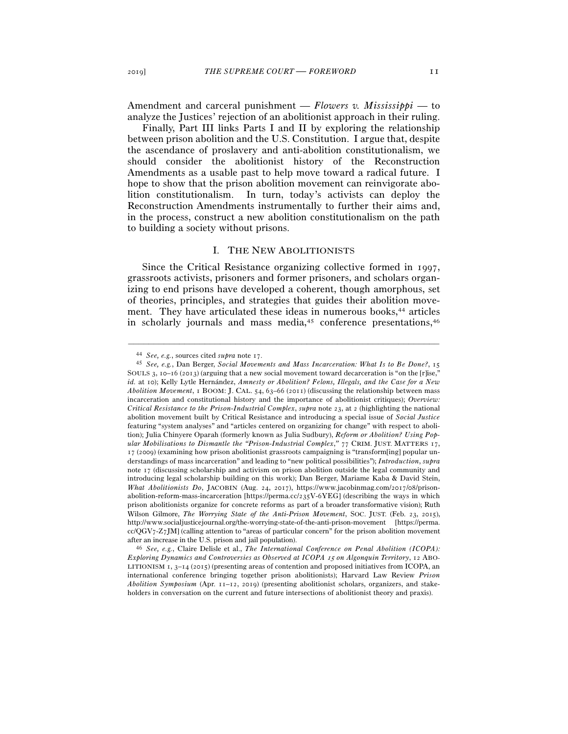Amendment and carceral punishment — *Flowers v. Mississippi* — to analyze the Justices' rejection of an abolitionist approach in their ruling.

Finally, Part III links Parts I and II by exploring the relationship between prison abolition and the U.S. Constitution. I argue that, despite the ascendance of proslavery and anti-abolition constitutionalism, we should consider the abolitionist history of the Reconstruction Amendments as a usable past to help move toward a radical future. I hope to show that the prison abolition movement can reinvigorate abolition constitutionalism. In turn, today's activists can deploy the Reconstruction Amendments instrumentally to further their aims and, in the process, construct a new abolition constitutionalism on the path to building a society without prisons.

## I. THE NEW ABOLITIONISTS

Since the Critical Resistance organizing collective formed in 1997, grassroots activists, prisoners and former prisoners, and scholars organizing to end prisons have developed a coherent, though amorphous, set of theories, principles, and strategies that guides their abolition movement. They have articulated these ideas in numerous books,[44] articles in scholarly journals and mass media,[45] conference presentations,[46]

---

[44] *See, e.g.*, sources cited *supra* note 17.

[45] *See, e.g.*, Dan Berger, *Social Movements and Mass Incarceration: What Is to Be Done?*, 15 SOULS 3, 10–16 (2013) (arguing that a new social movement toward decarceration is "on the [r]ise," *id.* at 10); Kelly Lytle Hernández, *Amnesty or Abolition? Felons, Illegals, and the Case for a New Abolition Movement*, 1 BOOM: J. CAL. 54, 63–66 (2011) (discussing the relationship between mass incarceration and constitutional history and the importance of abolitionist critiques); *Overview: Critical Resistance to the Prison-Industrial Complex*, *supra* note 23, at 2 (highlighting the national abolition movement built by Critical Resistance and introducing a special issue of *Social Justice* featuring "system analyses" and "articles centered on organizing for change" with respect to abolition); Julia Chinyere Oparah (formerly known as Julia Sudbury), *Reform or Abolition? Using Popular Mobilisations to Dismantle the "Prison-Industrial Complex,"* 77 CRIM. JUST. MATTERS 17, 17 (2009) (examining how prison abolitionist grassroots campaigning is "transform[ing] popular understandings of mass incarceration" and leading to "new political possibilities"); *Introduction*, *supra* note 17 (discussing scholarship and activism on prison abolition outside the legal community and introducing legal scholarship building on this work); Dan Berger, Mariame Kaba & David Stein, *What Abolitionists Do*, JACOBIN (Aug. 24, 2017), https://www.jacobinmag.com/2017/08/prison-abolition-reform-mass-incarceration [https://perma.cc/235V-6YEG] (describing the ways in which prison abolitionists organize for concrete reforms as part of a broader transformative vision); Ruth Wilson Gilmore, *The Worrying State of the Anti-Prison Movement*, SOC. JUST. (Feb. 23, 2015), http://www.socialjusticejournal.org/the-worrying-state-of-the-anti-prison-movement [https://perma.cc/QGV7-Z7JM] (calling attention to "areas of particular concern" for the prison abolition movement after an increase in the U.S. prison and jail population).

[46] *See, e.g.*, Claire Delisle et al., *The International Conference on Penal Abolition (ICOPA): Exploring Dynamics and Controversies as Observed at ICOPA 15 on Algonquin Territory*, 12 ABOLITIONISM 1, 3–14 (2015) (presenting areas of contention and proposed initiatives from ICOPA, an international conference bringing together prison abolitionists); Harvard Law Review *Prison Abolition Symposium* (Apr. 11–12, 2019) (presenting abolitionist scholars, organizers, and stakeholders in conversation on the current and future intersections of abolitionist theory and praxis).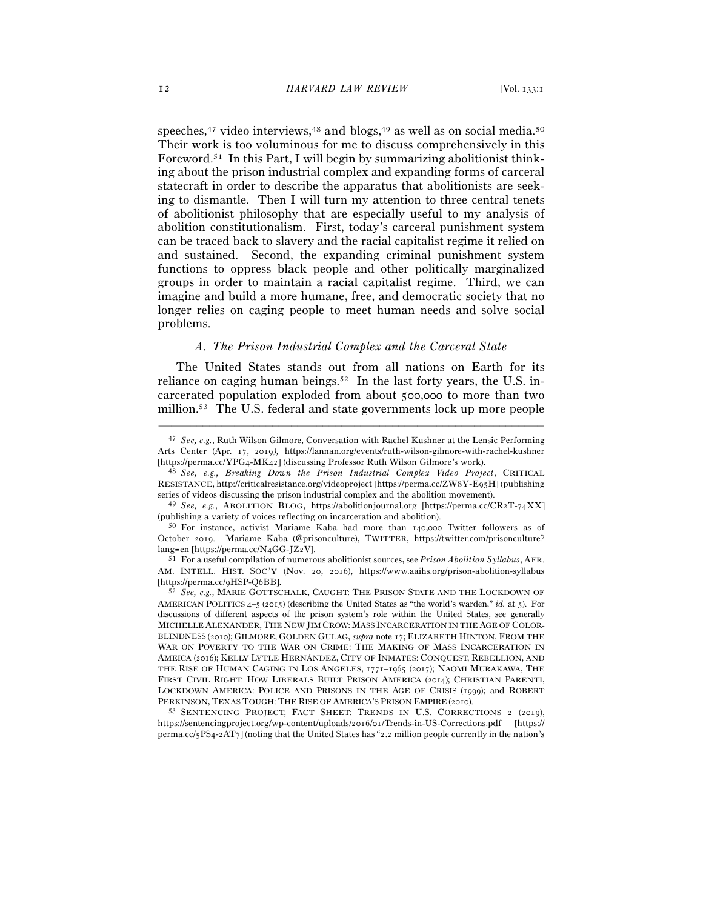speeches,[47] video interviews,[48] and blogs,[49] as well as on social media.[50] Their work is too voluminous for me to discuss comprehensively in this Foreword.[51] In this Part, I will begin by summarizing abolitionist thinking about the prison industrial complex and expanding forms of carceral statecraft in order to describe the apparatus that abolitionists are seeking to dismantle. Then I will turn my attention to three central tenets of abolitionist philosophy that are especially useful to my analysis of abolition constitutionalism. First, today's carceral punishment system can be traced back to slavery and the racial capitalist regime it relied on and sustained. Second, the expanding criminal punishment system functions to oppress black people and other politically marginalized groups in order to maintain a racial capitalist regime. Third, we can imagine and build a more humane, free, and democratic society that no longer relies on caging people to meet human needs and solve social problems.

### *A. The Prison Industrial Complex and the Carceral State*

The United States stands out from all nations on Earth for its reliance on caging human beings.[52] In the last forty years, the U.S. incarcerated population exploded from about 500,000 to more than two million.[53] The U.S. federal and state governments lock up more people

---

[47] *See, e.g.*, Ruth Wilson Gilmore, Conversation with Rachel Kushner at the Lensic Performing Arts Center (Apr. 17, 2019), https://lannan.org/events/ruth-wilson-gilmore-with-rachel-kushner [https://perma.cc/YPG4-MK42] (discussing Professor Ruth Wilson Gilmore's work).

[48] *See, e.g.*, *Breaking Down the Prison Industrial Complex Video Project*, CRITICAL RESISTANCE, http://criticalresistance.org/videoproject [https://perma.cc/ZW8Y-E95H] (publishing series of videos discussing the prison industrial complex and the abolition movement).

[49] *See, e.g.*, ABOLITION BLOG, https://abolitionjournal.org [https://perma.cc/CR2T-74XX] (publishing a variety of voices reflecting on incarceration and abolition).

[50] For instance, activist Mariame Kaba had more than 140,000 Twitter followers as of October 2019. Mariame Kaba (@prisonculture), TWITTER, https://twitter.com/prisonculture?lang=en [https://perma.cc/N4GG-JZ2V].

[51] For a useful compilation of numerous abolitionist sources, see *Prison Abolition Syllabus*, AFR. AM. INTELL. HIST. SOC'Y (Nov. 20, 2016), https://www.aaihs.org/prison-abolition-syllabus [https://perma.cc/9HSP-Q6BB].

[52] *See, e.g.*, MARIE GOTTSCHALK, CAUGHT: THE PRISON STATE AND THE LOCKDOWN OF AMERICAN POLITICS 4–5 (2015) (describing the United States as "the world's warden," *id.* at 5). For discussions of different aspects of the prison system's role within the United States, see generally MICHELLE ALEXANDER, THE NEW JIM CROW: MASS INCARCERATION IN THE AGE OF COLORBLINDNESS (2010); GILMORE, GOLDEN GULAG, *supra* note 17; ELIZABETH HINTON, FROM THE WAR ON POVERTY TO THE WAR ON CRIME: THE MAKING OF MASS INCARCERATION IN AMEICA (2016); KELLY LYTLE HERNÁNDEZ, CITY OF INMATES: CONQUEST, REBELLION, AND THE RISE OF HUMAN CAGING IN LOS ANGELES, 1771–1965 (2017); NAOMI MURAKAWA, THE FIRST CIVIL RIGHT: HOW LIBERALS BUILT PRISON AMERICA (2014); CHRISTIAN PARENTI, LOCKDOWN AMERICA: POLICE AND PRISONS IN THE AGE OF CRISIS (1999); and ROBERT PERKINSON, TEXAS TOUGH: THE RISE OF AMERICA'S PRISON EMPIRE (2010).

[53] SENTENCING PROJECT, FACT SHEET: TRENDS IN U.S. CORRECTIONS 2 (2019), https://sentencingproject.org/wp-content/uploads/2016/01/Trends-in-US-Corrections.pdf [https://perma.cc/5PS4-2AT7] (noting that the United States has "2.2 million people currently in the nation's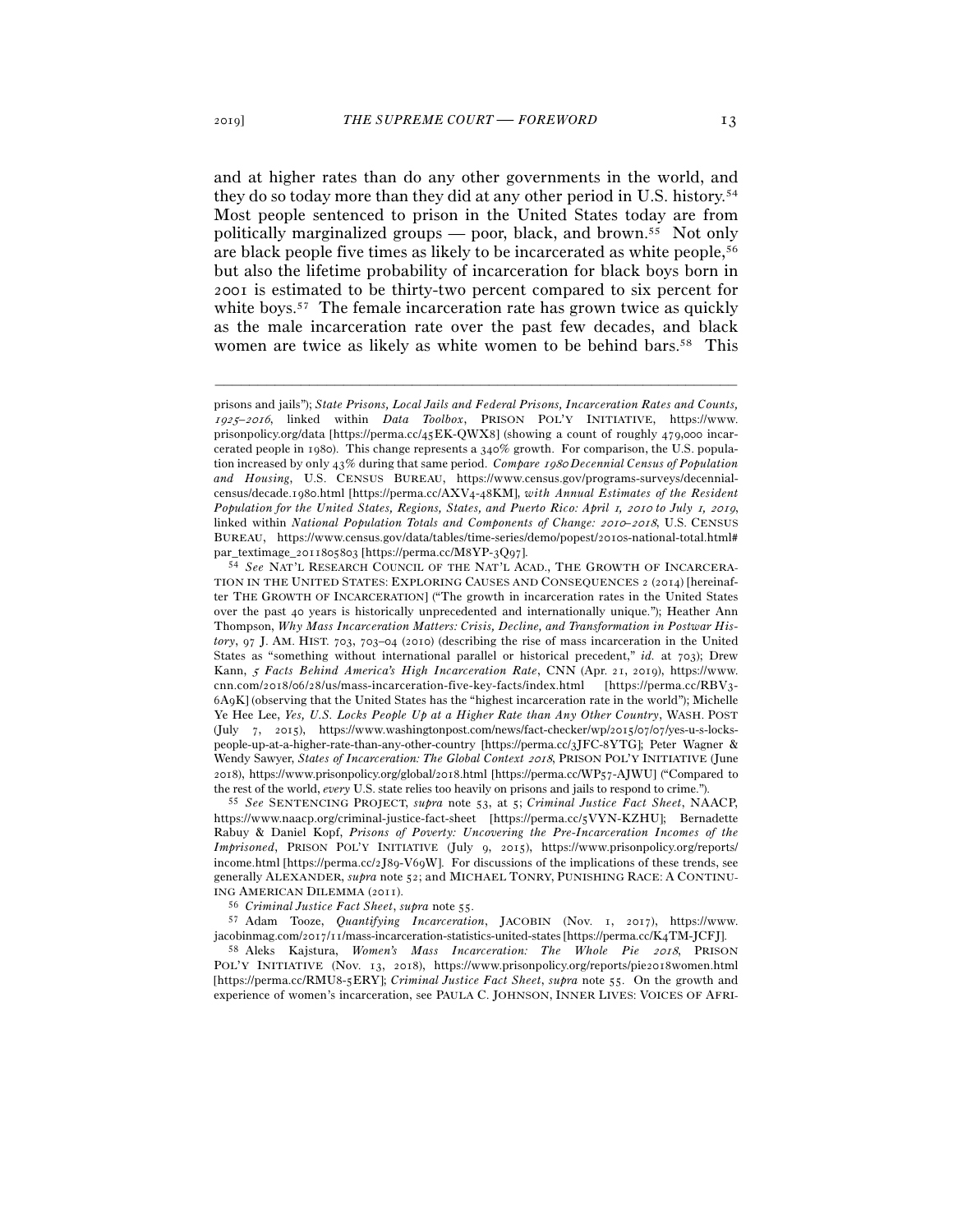and at higher rates than do any other governments in the world, and they do so today more than they did at any other period in U.S. history.[54] Most people sentenced to prison in the United States today are from politically marginalized groups — poor, black, and brown.[55] Not only are black people five times as likely to be incarcerated as white people,[56] but also the lifetime probability of incarceration for black boys born in 2001 is estimated to be thirty-two percent compared to six percent for white boys.[57] The female incarceration rate has grown twice as quickly as the male incarceration rate over the past few decades, and black women are twice as likely as white women to be behind bars.[58] This

---

prisons and jails"); *State Prisons, Local Jails and Federal Prisons, Incarceration Rates and Counts, 1925–2016*, linked within *Data Toolbox*, PRISON POL'Y INITIATIVE, https://www.prisonpolicy.org/data [https://perma.cc/45EK-QWX8] (showing a count of roughly 479,000 incarcerated people in 1980). This change represents a 340% growth. For comparison, the U.S. population increased by only 43% during that same period. *Compare 1980 Decennial Census of Population and Housing*, U.S. CENSUS BUREAU, https://www.census.gov/programs-surveys/decennial-census/decade.1980.html [https://perma.cc/AXV4-48KM], *with Annual Estimates of the Resident Population for the United States, Regions, States, and Puerto Rico: April 1, 2010 to July 1, 2019*, linked within *National Population Totals and Components of Change: 2010–2018*, U.S. CENSUS BUREAU, https://www.census.gov/data/tables/time-series/demo/popest/2010s-national-total.html#par_textimage_2011805803 [https://perma.cc/M8YP-3Q97].

[54] *See* NAT'L RESEARCH COUNCIL OF THE NAT'L ACAD., THE GROWTH OF INCARCERATION IN THE UNITED STATES: EXPLORING CAUSES AND CONSEQUENCES 2 (2014) [hereinafter THE GROWTH OF INCARCERATION] ("The growth in incarceration rates in the United States over the past 40 years is historically unprecedented and internationally unique."); Heather Ann Thompson, *Why Mass Incarceration Matters: Crisis, Decline, and Transformation in Postwar History*, 97 J. AM. HIST. 703, 703–04 (2010) (describing the rise of mass incarceration in the United States as "something without international parallel or historical precedent," *id.* at 703); Drew Kann, *5 Facts Behind America's High Incarceration Rate*, CNN (Apr. 21, 2019), https://www.cnn.com/2018/06/28/us/mass-incarceration-five-key-facts/index.html [https://perma.cc/RBV3-6A9K] (observing that the United States has the "highest incarceration rate in the world"); Michelle Ye Hee Lee, *Yes, U.S. Locks People Up at a Higher Rate than Any Other Country*, WASH. POST (July 7, 2015), https://www.washingtonpost.com/news/fact-checker/wp/2015/07/07/yes-u-s-locks-people-up-at-a-higher-rate-than-any-other-country [https://perma.cc/3JFC-8YTG]; Peter Wagner & Wendy Sawyer, *States of Incarceration: The Global Context 2018*, PRISON POL'Y INITIATIVE (June 2018), https://www.prisonpolicy.org/global/2018.html [https://perma.cc/WP57-AJWU] ("Compared to the rest of the world, *every* U.S. state relies too heavily on prisons and jails to respond to crime.").

[55] *See* SENTENCING PROJECT, *supra* note 53, at 5; *Criminal Justice Fact Sheet*, NAACP, https://www.naacp.org/criminal-justice-fact-sheet [https://perma.cc/5VYN-KZHU]; Bernadette Rabuy & Daniel Kopf, *Prisons of Poverty: Uncovering the Pre-Incarceration Incomes of the Imprisoned*, PRISON POL'Y INITIATIVE (July 9, 2015), https://www.prisonpolicy.org/reports/income.html [https://perma.cc/2J89-V69W]. For discussions of the implications of these trends, see generally ALEXANDER, *supra* note 52; and MICHAEL TONRY, PUNISHING RACE: A CONTINUING AMERICAN DILEMMA (2011).

[56] *Criminal Justice Fact Sheet*, *supra* note 55.

[57] Adam Tooze, *Quantifying Incarceration*, JACOBIN (Nov. 1, 2017), https://www.jacobinmag.com/2017/11/mass-incarceration-statistics-united-states [https://perma.cc/K4TM-JCFJ].

[58] Aleks Kajstura, *Women's Mass Incarceration: The Whole Pie 2018*, PRISON POL'Y INITIATIVE (Nov. 13, 2018), https://www.prisonpolicy.org/reports/pie2018women.html [https://perma.cc/RMU8-5ERY]; *Criminal Justice Fact Sheet*, *supra* note 55. On the growth and experience of women's incarceration, see PAULA C. JOHNSON, INNER LIVES: VOICES OF AFRI-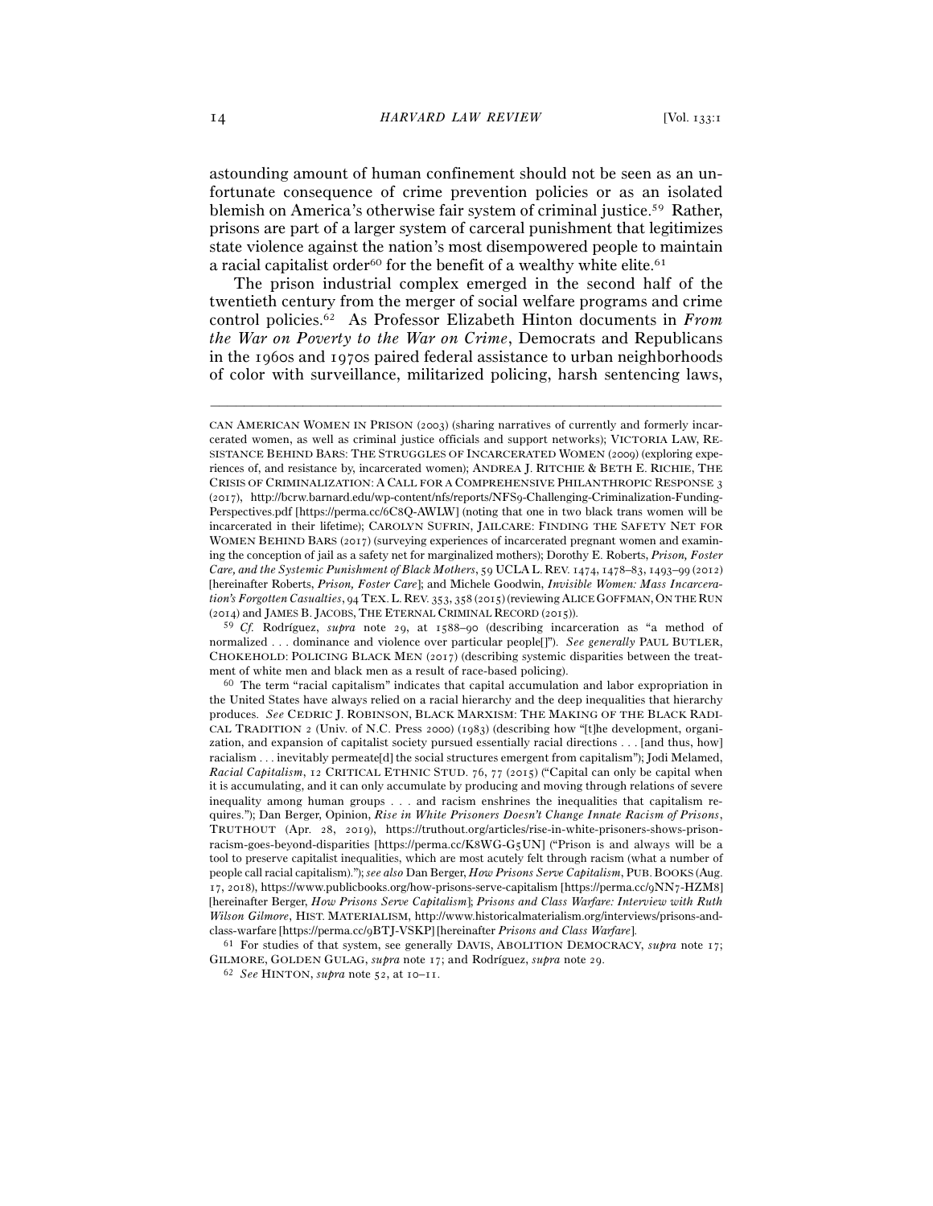astounding amount of human confinement should not be seen as an unfortunate consequence of crime prevention policies or as an isolated blemish on America's otherwise fair system of criminal justice.[59] Rather, prisons are part of a larger system of carceral punishment that legitimizes state violence against the nation's most disempowered people to maintain a racial capitalist order[60] for the benefit of a wealthy white elite.[61]

The prison industrial complex emerged in the second half of the twentieth century from the merger of social welfare programs and crime control policies.[62] As Professor Elizabeth Hinton documents in *From the War on Poverty to the War on Crime*, Democrats and Republicans in the 1960s and 1970s paired federal assistance to urban neighborhoods of color with surveillance, militarized policing, harsh sentencing laws,

---

CAN AMERICAN WOMEN IN PRISON (2003) (sharing narratives of currently and formerly incarcerated women, as well as criminal justice officials and support networks); VICTORIA LAW, RESISTANCE BEHIND BARS: THE STRUGGLES OF INCARCERATED WOMEN (2009) (exploring experiences of, and resistance by, incarcerated women); ANDREA J. RITCHIE & BETH E. RICHIE, THE CRISIS OF CRIMINALIZATION: A CALL FOR A COMPREHENSIVE PHILANTHROPIC RESPONSE 3 (2017), http://bcrw.barnard.edu/wp-content/nfs/reports/NFS9-Challenging-Criminalization-Funding-Perspectives.pdf [https://perma.cc/6C8Q-AWLW] (noting that one in two black trans women will be incarcerated in their lifetime); CAROLYN SUFRIN, JAILCARE: FINDING THE SAFETY NET FOR WOMEN BEHIND BARS (2017) (surveying experiences of incarcerated pregnant women and examining the conception of jail as a safety net for marginalized mothers); Dorothy E. Roberts, *Prison, Foster Care, and the Systemic Punishment of Black Mothers*, 59 UCLA L. REV. 1474, 1478–83, 1493–99 (2012) [hereinafter Roberts, *Prison, Foster Care*]; and Michele Goodwin, *Invisible Women: Mass Incarceration's Forgotten Casualties*, 94 TEX. L. REV. 353, 358 (2015) (reviewing ALICE GOFFMAN, ON THE RUN (2014) and JAMES B. JACOBS, THE ETERNAL CRIMINAL RECORD (2015)).

[59] *Cf.* Rodríguez, *supra* note 29, at 1588–90 (describing incarceration as "a method of normalized . . . dominance and violence over particular people[]"). *See generally* PAUL BUTLER, CHOKEHOLD: POLICING BLACK MEN (2017) (describing systemic disparities between the treatment of white men and black men as a result of race-based policing).

[60] The term "racial capitalism" indicates that capital accumulation and labor expropriation in the United States have always relied on a racial hierarchy and the deep inequalities that hierarchy produces. *See* CEDRIC J. ROBINSON, BLACK MARXISM: THE MAKING OF THE BLACK RADICAL TRADITION 2 (Univ. of N.C. Press 2000) (1983) (describing how "[t]he development, organization, and expansion of capitalist society pursued essentially racial directions . . . [and thus, how] racialism . . . inevitably permeate[d] the social structures emergent from capitalism"); Jodi Melamed, *Racial Capitalism*, 12 CRITICAL ETHNIC STUD. 76, 77 (2015) ("Capital can only be capital when it is accumulating, and it can only accumulate by producing and moving through relations of severe inequality among human groups . . . and racism enshrines the inequalities that capitalism requires."); Dan Berger, Opinion, *Rise in White Prisoners Doesn't Change Innate Racism of Prisons*, TRUTHOUT (Apr. 28, 2019), https://truthout.org/articles/rise-in-white-prisoners-shows-prison-racism-goes-beyond-disparities [https://perma.cc/K8WG-G5UN] ("Prison is and always will be a tool to preserve capitalist inequalities, which are most acutely felt through racism (what a number of people call racial capitalism)."); *see also* Dan Berger, *How Prisons Serve Capitalism*, PUB. BOOKS (Aug. 17, 2018), https://www.publicbooks.org/how-prisons-serve-capitalism [https://perma.cc/9NN7-HZM8] [hereinafter Berger, *How Prisons Serve Capitalism*]; *Prisons and Class Warfare: Interview with Ruth Wilson Gilmore*, HIST. MATERIALISM, http://www.historicalmaterialism.org/interviews/prisons-and-class-warfare [https://perma.cc/9BTJ-VSKP] [hereinafter *Prisons and Class Warfare*].

[61] For studies of that system, see generally DAVIS, ABOLITION DEMOCRACY, *supra* note 17; GILMORE, GOLDEN GULAG, *supra* note 17; and Rodríguez, *supra* note 29.

[62] *See* HINTON, *supra* note 52, at 10–11.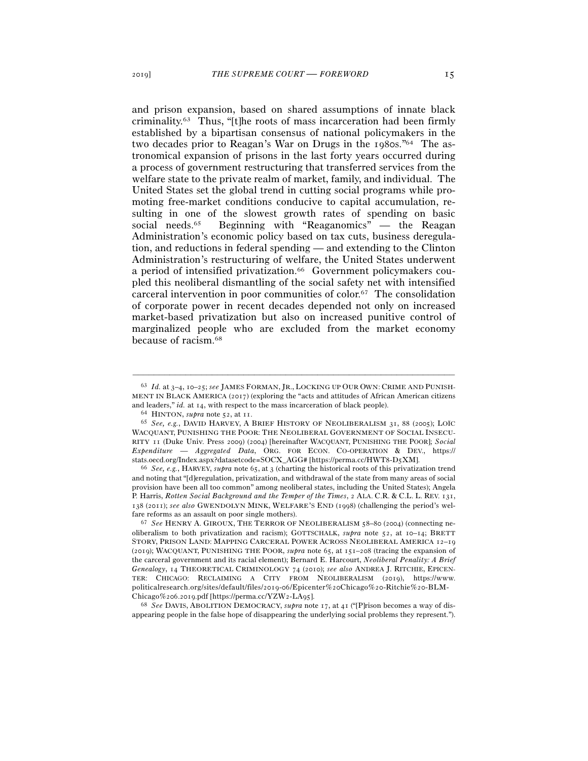and prison expansion, based on shared assumptions of innate black criminality.[63] Thus, "[t]he roots of mass incarceration had been firmly established by a bipartisan consensus of national policymakers in the two decades prior to Reagan's War on Drugs in the 1980s."[64] The astronomical expansion of prisons in the last forty years occurred during a process of government restructuring that transferred services from the welfare state to the private realm of market, family, and individual. The United States set the global trend in cutting social programs while promoting free-market conditions conducive to capital accumulation, resulting in one of the slowest growth rates of spending on basic social needs.[65] Beginning with "Reaganomics" — the Reagan Administration's economic policy based on tax cuts, business deregulation, and reductions in federal spending — and extending to the Clinton Administration's restructuring of welfare, the United States underwent a period of intensified privatization.[66] Government policymakers coupled this neoliberal dismantling of the social safety net with intensified carceral intervention in poor communities of color.[67] The consolidation of corporate power in recent decades depended not only on increased market-based privatization but also on increased punitive control of marginalized people who are excluded from the market economy because of racism.[68]

---

[63] *Id.* at 3–4, 10–25; *see* JAMES FORMAN, JR., LOCKING UP OUR OWN: CRIME AND PUNISHMENT IN BLACK AMERICA (2017) (exploring the "acts and attitudes of African American citizens and leaders," *id.* at 14, with respect to the mass incarceration of black people).

[64] HINTON, *supra* note 52, at 11.

[65] *See, e.g.*, DAVID HARVEY, A BRIEF HISTORY OF NEOLIBERALISM 31, 88 (2005); LOÏC WACQUANT, PUNISHING THE POOR: THE NEOLIBERAL GOVERNMENT OF SOCIAL INSECURITY 11 (Duke Univ. Press 2009) (2004) [hereinafter WACQUANT, PUNISHING THE POOR]; *Social Expenditure — Aggregated Data*, ORG. FOR ECON. CO-OPERATION & DEV., https://stats.oecd.org/Index.aspx?datasetcode=SOCX_AGG# [https://perma.cc/HWT8-D5XM].

[66] *See, e.g.*, HARVEY, *supra* note 65, at 3 (charting the historical roots of this privatization trend and noting that "[d]eregulation, privatization, and withdrawal of the state from many areas of social provision have been all too common" among neoliberal states, including the United States); Angela P. Harris, *Rotten Social Background and the Temper of the Times*, 2 ALA. C.R. & C.L. L. REV. 131, 138 (2011); *see also* GWENDOLYN MINK, WELFARE'S END (1998) (challenging the period's welfare reforms as an assault on poor single mothers).

[67] *See* HENRY A. GIROUX, THE TERROR OF NEOLIBERALISM 58–80 (2004) (connecting neoliberalism to both privatization and racism); GOTTSCHALK, *supra* note 52, at 10–14; BRETT STORY, PRISON LAND: MAPPING CARCERAL POWER ACROSS NEOLIBERAL AMERICA 12–19 (2019); WACQUANT, PUNISHING THE POOR, *supra* note 65, at 151–208 (tracing the expansion of the carceral government and its racial element); Bernard E. Harcourt, *Neoliberal Penality: A Brief Genealogy*, 14 THEORETICAL CRIMINOLOGY 74 (2010); *see also* ANDREA J. RITCHIE, EPICENTER: CHICAGO: RECLAIMING A CITY FROM NEOLIBERALISM (2019), https://www.politicalresearch.org/sites/default/files/2019-06/Epicenter%20Chicago%20-Ritchie%20-BLM-Chicago%206.2019.pdf [https://perma.cc/YZW2-LA95].

[68] *See* DAVIS, ABOLITION DEMOCRACY, *supra* note 17, at 41 ("[P]rison becomes a way of disappearing people in the false hope of disappearing the underlying social problems they represent.").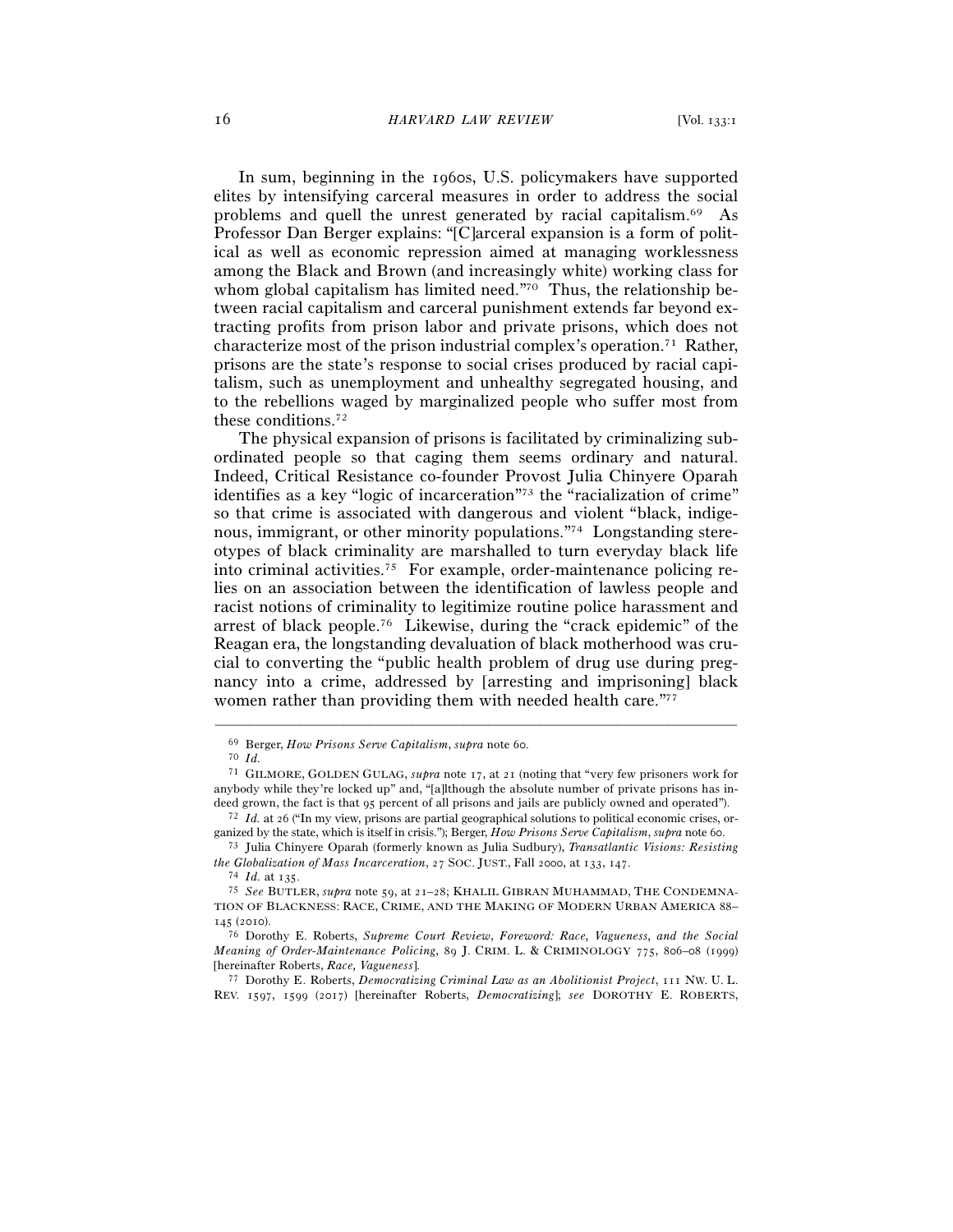In sum, beginning in the 1960s, U.S. policymakers have supported elites by intensifying carceral measures in order to address the social problems and quell the unrest generated by racial capitalism.[69] As Professor Dan Berger explains: "[C]arceral expansion is a form of political as well as economic repression aimed at managing worklessness among the Black and Brown (and increasingly white) working class for whom global capitalism has limited need."[70] Thus, the relationship between racial capitalism and carceral punishment extends far beyond extracting profits from prison labor and private prisons, which does not characterize most of the prison industrial complex's operation.[71] Rather, prisons are the state's response to social crises produced by racial capitalism, such as unemployment and unhealthy segregated housing, and to the rebellions waged by marginalized people who suffer most from these conditions.[72]

The physical expansion of prisons is facilitated by criminalizing subordinated people so that caging them seems ordinary and natural. Indeed, Critical Resistance co-founder Provost Julia Chinyere Oparah identifies as a key "logic of incarceration"[73] the "racialization of crime" so that crime is associated with dangerous and violent "black, indigenous, immigrant, or other minority populations."[74] Longstanding stereotypes of black criminality are marshalled to turn everyday black life into criminal activities.[75] For example, order-maintenance policing relies on an association between the identification of lawless people and racist notions of criminality to legitimize routine police harassment and arrest of black people.[76] Likewise, during the "crack epidemic" of the Reagan era, the longstanding devaluation of black motherhood was crucial to converting the "public health problem of drug use during pregnancy into a crime, addressed by [arresting and imprisoning] black women rather than providing them with needed health care."[77]

---

[69] Berger, *How Prisons Serve Capitalism*, *supra* note 60.

[70] *Id.*

[71] GILMORE, GOLDEN GULAG, *supra* note 17, at 21 (noting that "very few prisoners work for anybody while they're locked up" and, "[a]lthough the absolute number of private prisons has indeed grown, the fact is that 95 percent of all prisons and jails are publicly owned and operated").

[72] *Id.* at 26 ("In my view, prisons are partial geographical solutions to political economic crises, organized by the state, which is itself in crisis."); Berger, *How Prisons Serve Capitalism*, *supra* note 60.

[73] Julia Chinyere Oparah (formerly known as Julia Sudbury), *Transatlantic Visions: Resisting the Globalization of Mass Incarceration*, 27 SOC. JUST., Fall 2000, at 133, 147.

[74] *Id.* at 135.

[75] *See* BUTLER, *supra* note 59, at 21–28; KHALIL GIBRAN MUHAMMAD, THE CONDEMNATION OF BLACKNESS: RACE, CRIME, AND THE MAKING OF MODERN URBAN AMERICA 88–145 (2010).

[76] Dorothy E. Roberts, *Supreme Court Review, Foreword: Race, Vagueness, and the Social Meaning of Order-Maintenance Policing*, 89 J. CRIM. L. & CRIMINOLOGY 775, 806–08 (1999) [hereinafter Roberts, *Race, Vagueness*].

[77] Dorothy E. Roberts, *Democratizing Criminal Law as an Abolitionist Project*, 111 NW. U. L. REV. 1597, 1599 (2017) [hereinafter Roberts, *Democratizing*]; *see* DOROTHY E. ROBERTS,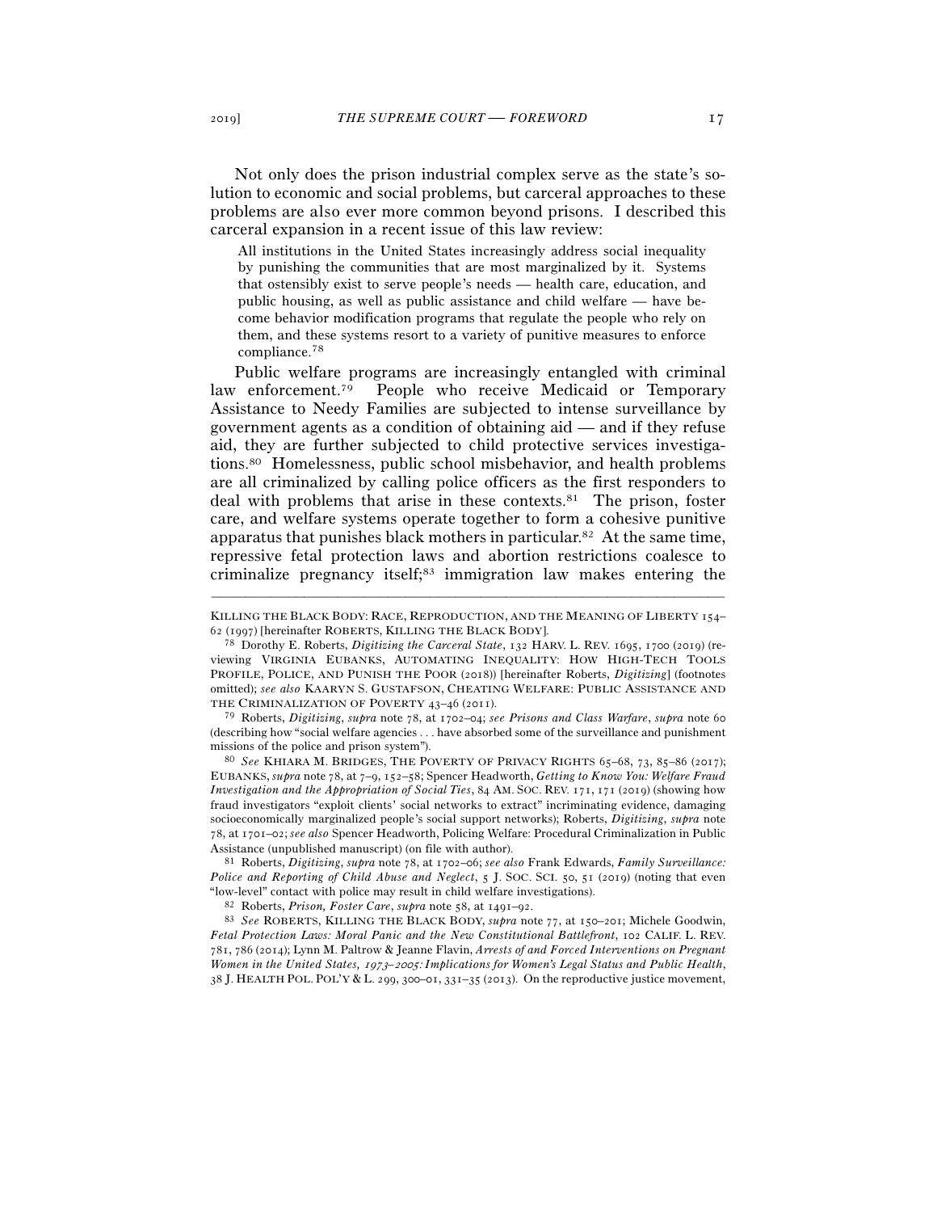Not only does the prison industrial complex serve as the state's solution to economic and social problems, but carceral approaches to these problems are also ever more common beyond prisons. I described this carceral expansion in a recent issue of this law review:

> All institutions in the United States increasingly address social inequality by punishing the communities that are most marginalized by it. Systems that ostensibly exist to serve people's needs — health care, education, and public housing, as well as public assistance and child welfare — have become behavior modification programs that regulate the people who rely on them, and these systems resort to a variety of punitive measures to enforce compliance.[78]

Public welfare programs are increasingly entangled with criminal law enforcement.[79] People who receive Medicaid or Temporary Assistance to Needy Families are subjected to intense surveillance by government agents as a condition of obtaining aid — and if they refuse aid, they are further subjected to child protective services investigations.[80] Homelessness, public school misbehavior, and health problems are all criminalized by calling police officers as the first responders to deal with problems that arise in these contexts.[81] The prison, foster care, and welfare systems operate together to form a cohesive punitive apparatus that punishes black mothers in particular.[82] At the same time, repressive fetal protection laws and abortion restrictions coalesce to criminalize pregnancy itself;[83] immigration law makes entering the

---

KILLING THE BLACK BODY: RACE, REPRODUCTION, AND THE MEANING OF LIBERTY 154–62 (1997) [hereinafter ROBERTS, KILLING THE BLACK BODY].

[78] Dorothy E. Roberts, *Digitizing the Carceral State*, 132 HARV. L. REV. 1695, 1700 (2019) (reviewing VIRGINIA EUBANKS, AUTOMATING INEQUALITY: HOW HIGH-TECH TOOLS PROFILE, POLICE, AND PUNISH THE POOR (2018)) [hereinafter Roberts, *Digitizing*] (footnotes omitted); *see also* KAARYN S. GUSTAFSON, CHEATING WELFARE: PUBLIC ASSISTANCE AND THE CRIMINALIZATION OF POVERTY 43–46 (2011).

[79] Roberts, *Digitizing*, *supra* note 78, at 1702–04; *see Prisons and Class Warfare*, *supra* note 60 (describing how "social welfare agencies . . . have absorbed some of the surveillance and punishment missions of the police and prison system").

[80] *See* KHIARA M. BRIDGES, THE POVERTY OF PRIVACY RIGHTS 65–68, 73, 85–86 (2017); EUBANKS, *supra* note 78, at 7–9, 152–58; Spencer Headworth, *Getting to Know You: Welfare Fraud Investigation and the Appropriation of Social Ties*, 84 AM. SOC. REV. 171, 171 (2019) (showing how fraud investigators "exploit clients' social networks to extract" incriminating evidence, damaging socioeconomically marginalized people's social support networks); Roberts, *Digitizing*, *supra* note 78, at 1701–02; *see also* Spencer Headworth, Policing Welfare: Procedural Criminalization in Public Assistance (unpublished manuscript) (on file with author).

[81] Roberts, *Digitizing*, *supra* note 78, at 1702–06; *see also* Frank Edwards, *Family Surveillance: Police and Reporting of Child Abuse and Neglect*, 5 J. SOC. SCI. 50, 51 (2019) (noting that even "low-level" contact with police may result in child welfare investigations).

[82] Roberts, *Prison, Foster Care*, *supra* note 58, at 1491–92.

[83] *See* ROBERTS, KILLING THE BLACK BODY, *supra* note 77, at 150–201; Michele Goodwin, *Fetal Protection Laws: Moral Panic and the New Constitutional Battlefront*, 102 CALIF. L. REV. 781, 786 (2014); Lynn M. Paltrow & Jeanne Flavin, *Arrests of and Forced Interventions on Pregnant Women in the United States, 1973–2005: Implications for Women's Legal Status and Public Health*, 38 J. HEALTH POL. POL'Y & L. 299, 300–01, 331–35 (2013). On the reproductive justice movement,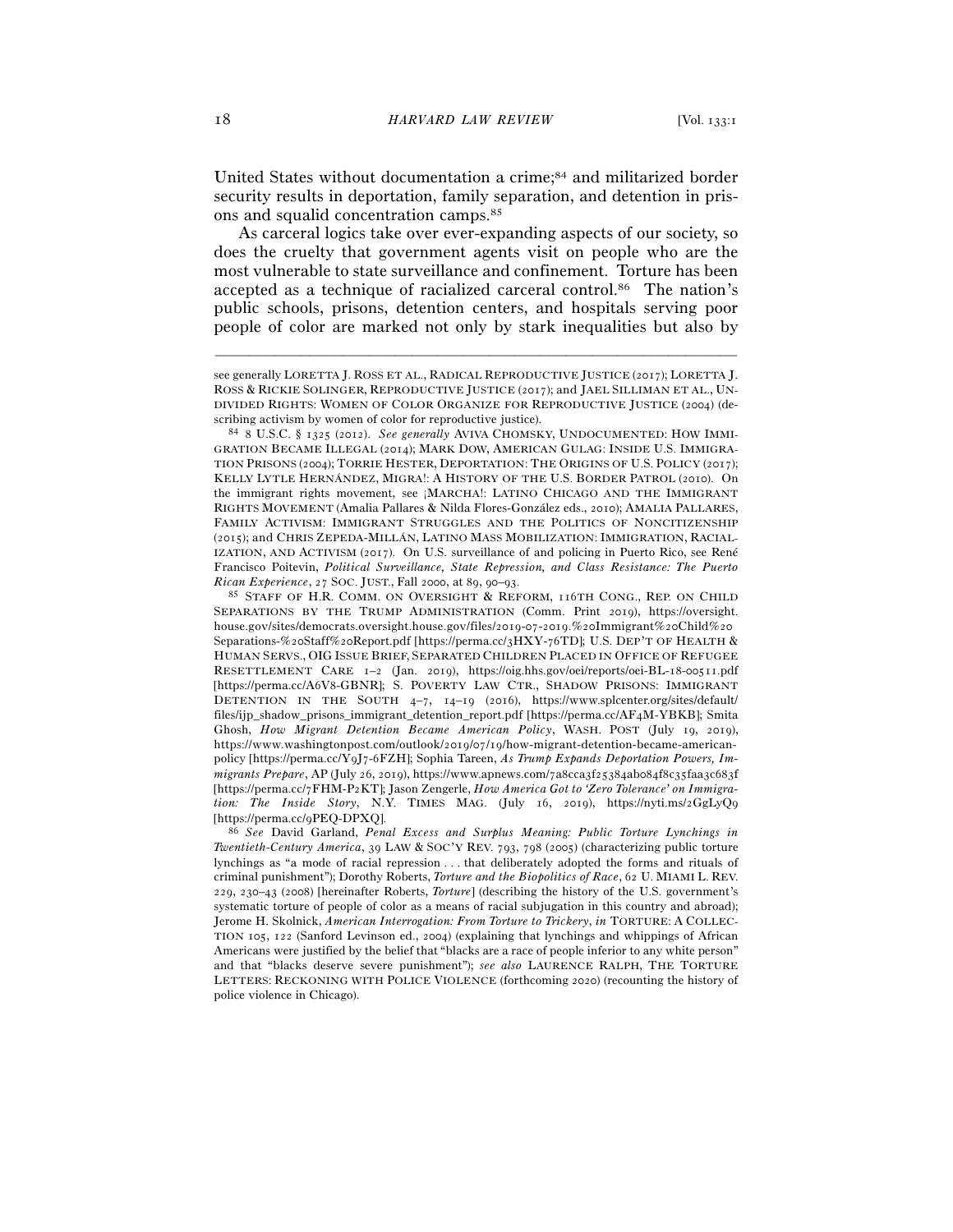United States without documentation a crime;[84] and militarized border security results in deportation, family separation, and detention in prisons and squalid concentration camps.[85]

As carceral logics take over ever-expanding aspects of our society, so does the cruelty that government agents visit on people who are the most vulnerable to state surveillance and confinement. Torture has been accepted as a technique of racialized carceral control.[86] The nation's public schools, prisons, detention centers, and hospitals serving poor people of color are marked not only by stark inequalities but also by

---

see generally LORETTA J. ROSS ET AL., RADICAL REPRODUCTIVE JUSTICE (2017); LORETTA J. ROSS & RICKIE SOLINGER, REPRODUCTIVE JUSTICE (2017); and JAEL SILLIMAN ET AL., UNDIVIDED RIGHTS: WOMEN OF COLOR ORGANIZE FOR REPRODUCTIVE JUSTICE (2004) (describing activism by women of color for reproductive justice).

[84] 8 U.S.C. § 1325 (2012). *See generally* AVIVA CHOMSKY, UNDOCUMENTED: HOW IMMIGRATION BECAME ILLEGAL (2014); MARK DOW, AMERICAN GULAG: INSIDE U.S. IMMIGRATION PRISONS (2004); TORRIE HESTER, DEPORTATION: THE ORIGINS OF U.S. POLICY (2017); KELLY LYTLE HERNÁNDEZ, MIGRA!: A HISTORY OF THE U.S. BORDER PATROL (2010). On the immigrant rights movement, see ¡MARCHA!: LATINO CHICAGO AND THE IMMIGRANT RIGHTS MOVEMENT (Amalia Pallares & Nilda Flores-González eds., 2010); AMALIA PALLARES, FAMILY ACTIVISM: IMMIGRANT STRUGGLES AND THE POLITICS OF NONCITIZENSHIP (2015); and CHRIS ZEPEDA-MILLÁN, LATINO MASS MOBILIZATION: IMMIGRATION, RACIALIZATION, AND ACTIVISM (2017). On U.S. surveillance of and policing in Puerto Rico, see René Francisco Poitevin, *Political Surveillance, State Repression, and Class Resistance: The Puerto Rican Experience*, 27 SOC. JUST., Fall 2000, at 89, 90–93.

[85] STAFF OF H.R. COMM. ON OVERSIGHT & REFORM, 116TH CONG., REP. ON CHILD SEPARATIONS BY THE TRUMP ADMINISTRATION (Comm. Print 2019), https://oversight.house.gov/sites/democrats.oversight.house.gov/files/2019-07-2019.%20Immigrant%20Child%20Separations-%20Staff%20Report.pdf [https://perma.cc/3HXY-76TD]; U.S. DEP'T OF HEALTH & HUMAN SERVS., OIG ISSUE BRIEF, SEPARATED CHILDREN PLACED IN OFFICE OF REFUGEE RESETTLEMENT CARE 1–2 (Jan. 2019), https://oig.hhs.gov/oei/reports/oei-BL-18-00511.pdf [https://perma.cc/A6V8-GBNR]; S. POVERTY LAW CTR., SHADOW PRISONS: IMMIGRANT DETENTION IN THE SOUTH 4–7, 14–19 (2016), https://www.splcenter.org/sites/default/files/ijp_shadow_prisons_immigrant_detention_report.pdf [https://perma.cc/AF4M-YBKB]; Smita Ghosh, *How Migrant Detention Became American Policy*, WASH. POST (July 19, 2019), https://www.washingtonpost.com/outlook/2019/07/19/how-migrant-detention-became-american-policy [https://perma.cc/Y9J7-6FZH]; Sophia Tareen, *As Trump Expands Deportation Powers, Immigrants Prepare*, AP (July 26, 2019), https://www.apnews.com/7a8cca3f25384ab084f8c35faa3c683f [https://perma.cc/7FHM-P2KT]; Jason Zengerle, *How America Got to 'Zero Tolerance' on Immigration: The Inside Story*, N.Y. TIMES MAG. (July 16, 2019), https://nyti.ms/2GgLyQ9 [https://perma.cc/9PEQ-DPXQ].

[86] *See* David Garland, *Penal Excess and Surplus Meaning: Public Torture Lynchings in Twentieth-Century America*, 39 LAW & SOC'Y REV. 793, 798 (2005) (characterizing public torture lynchings as "a mode of racial repression . . . that deliberately adopted the forms and rituals of criminal punishment"); Dorothy Roberts, *Torture and the Biopolitics of Race*, 62 U. MIAMI L. REV. 229, 230–43 (2008) [hereinafter Roberts, *Torture*] (describing the history of the U.S. government's systematic torture of people of color as a means of racial subjugation in this country and abroad); Jerome H. Skolnick, *American Interrogation: From Torture to Trickery*, *in* TORTURE: A COLLECTION 105, 122 (Sanford Levinson ed., 2004) (explaining that lynchings and whippings of African Americans were justified by the belief that "blacks are a race of people inferior to any white person" and that "blacks deserve severe punishment"); *see also* LAURENCE RALPH, THE TORTURE LETTERS: RECKONING WITH POLICE VIOLENCE (forthcoming 2020) (recounting the history of police violence in Chicago).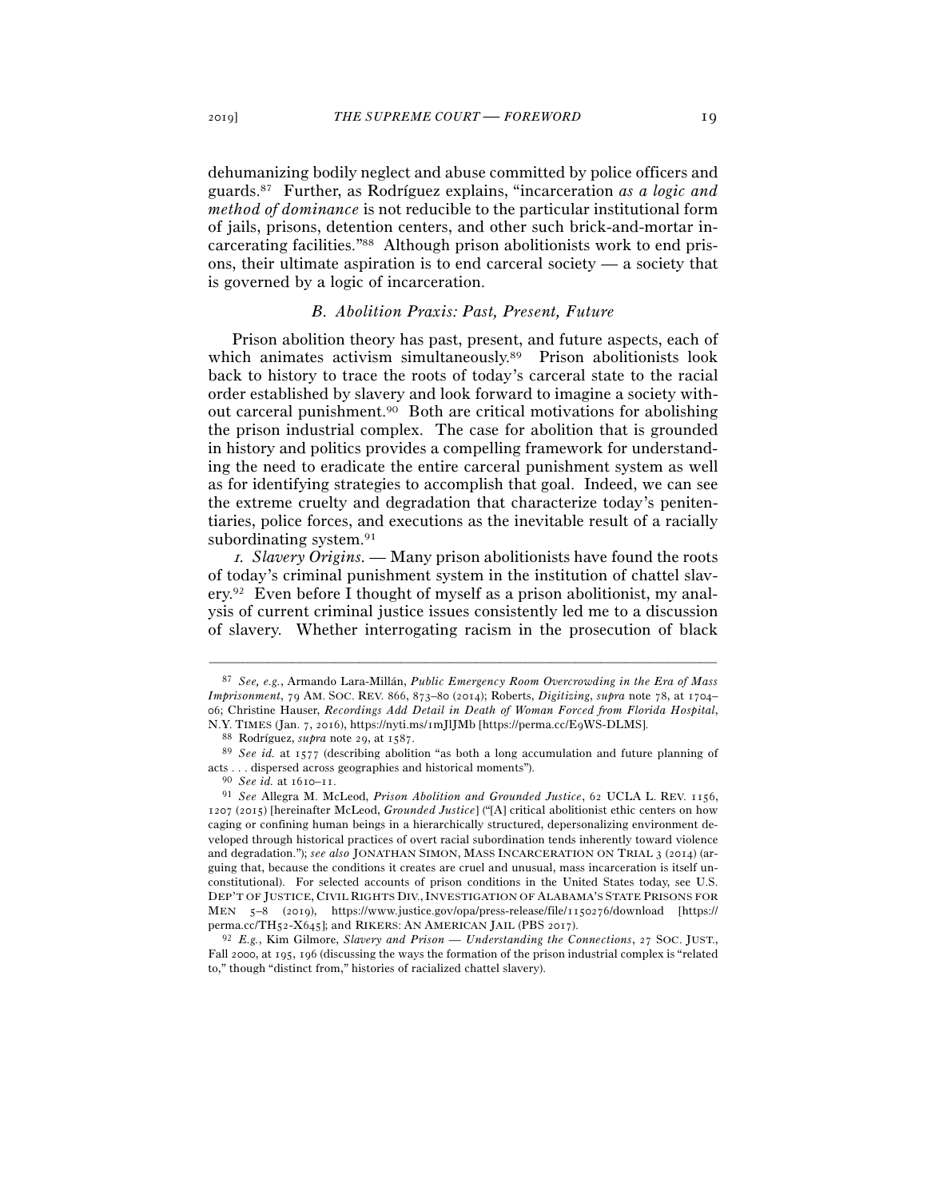dehumanizing bodily neglect and abuse committed by police officers and guards.[87] Further, as Rodríguez explains, "incarceration *as a logic and method of dominance* is not reducible to the particular institutional form of jails, prisons, detention centers, and other such brick-and-mortar incarcerating facilities."[88] Although prison abolitionists work to end prisons, their ultimate aspiration is to end carceral society — a society that is governed by a logic of incarceration.

### *B. Abolition Praxis: Past, Present, Future*

Prison abolition theory has past, present, and future aspects, each of which animates activism simultaneously.[89] Prison abolitionists look back to history to trace the roots of today's carceral state to the racial order established by slavery and look forward to imagine a society without carceral punishment.[90] Both are critical motivations for abolishing the prison industrial complex. The case for abolition that is grounded in history and politics provides a compelling framework for understanding the need to eradicate the entire carceral punishment system as well as for identifying strategies to accomplish that goal. Indeed, we can see the extreme cruelty and degradation that characterize today's penitentiaries, police forces, and executions as the inevitable result of a racially subordinating system.[91]

*1. Slavery Origins.* — Many prison abolitionists have found the roots of today's criminal punishment system in the institution of chattel slavery.[92] Even before I thought of myself as a prison abolitionist, my analysis of current criminal justice issues consistently led me to a discussion of slavery. Whether interrogating racism in the prosecution of black

---

[87] *See, e.g.*, Armando Lara-Millán, *Public Emergency Room Overcrowding in the Era of Mass Imprisonment*, 79 AM. SOC. REV. 866, 873–80 (2014); Roberts, *Digitizing*, *supra* note 78, at 1704–06; Christine Hauser, *Recordings Add Detail in Death of Woman Forced from Florida Hospital*, N.Y. TIMES (Jan. 7, 2016), https://nyti.ms/1mJlJMb [https://perma.cc/E9WS-DLMS].

[88] Rodríguez, *supra* note 29, at 1587.

[89] *See id.* at 1577 (describing abolition "as both a long accumulation and future planning of acts . . . dispersed across geographies and historical moments").

[90] *See id.* at 1610–11.

[91] *See* Allegra M. McLeod, *Prison Abolition and Grounded Justice*, 62 UCLA L. REV. 1156, 1207 (2015) [hereinafter McLeod, *Grounded Justice*] ("[A] critical abolitionist ethic centers on how caging or confining human beings in a hierarchically structured, depersonalizing environment developed through historical practices of overt racial subordination tends inherently toward violence and degradation."); *see also* JONATHAN SIMON, MASS INCARCERATION ON TRIAL 3 (2014) (arguing that, because the conditions it creates are cruel and unusual, mass incarceration is itself unconstitutional). For selected accounts of prison conditions in the United States today, see U.S. DEP'T OF JUSTICE, CIVIL RIGHTS DIV., INVESTIGATION OF ALABAMA'S STATE PRISONS FOR MEN 5–8 (2019), https://www.justice.gov/opa/press-release/file/1150276/download [https://perma.cc/TH52-X645]; and RIKERS: AN AMERICAN JAIL (PBS 2017).

[92] *E.g.*, Kim Gilmore, *Slavery and Prison — Understanding the Connections*, 27 SOC. JUST., Fall 2000, at 195, 196 (discussing the ways the formation of the prison industrial complex is "related to," though "distinct from," histories of racialized chattel slavery).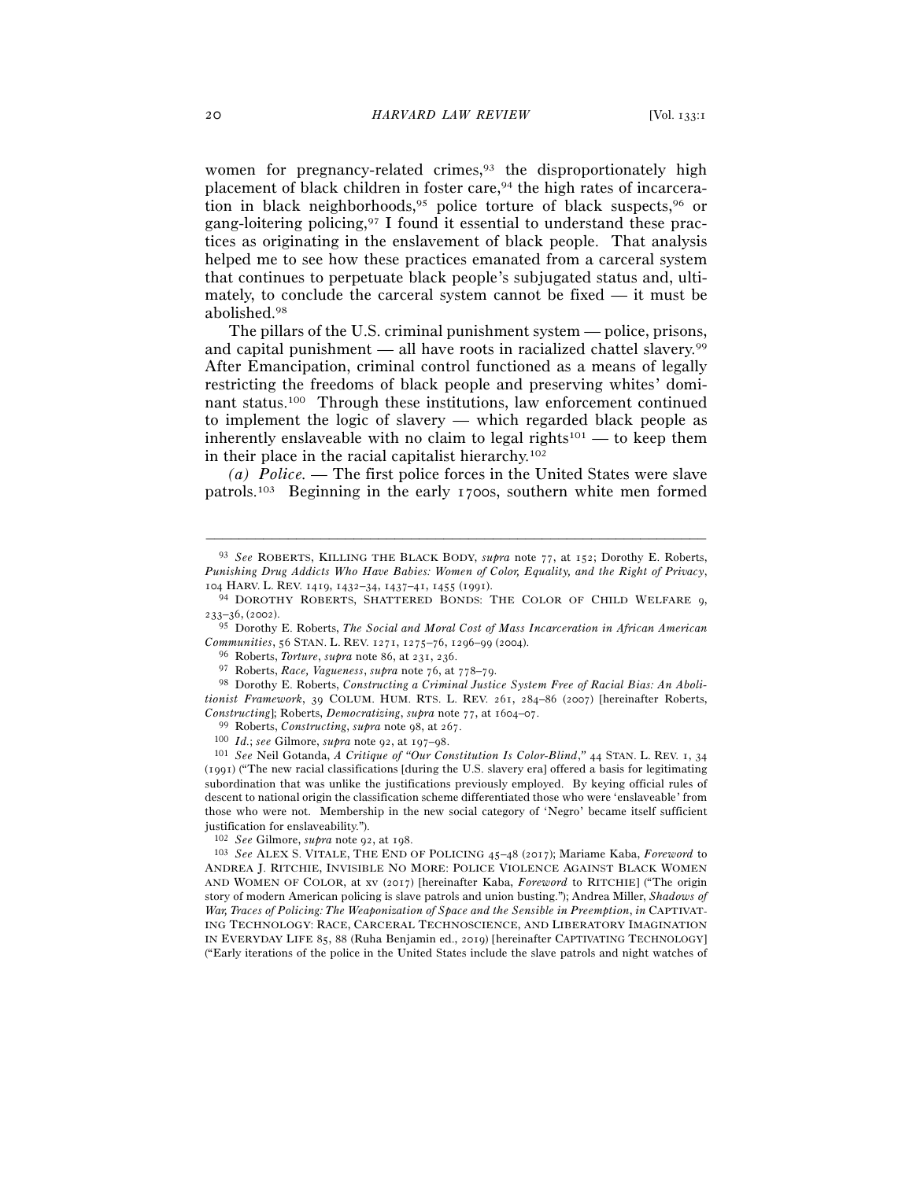women for pregnancy-related crimes,[93] the disproportionately high placement of black children in foster care,[94] the high rates of incarceration in black neighborhoods,[95] police torture of black suspects,[96] or gang-loitering policing,[97] I found it essential to understand these practices as originating in the enslavement of black people. That analysis helped me to see how these practices emanated from a carceral system that continues to perpetuate black people's subjugated status and, ultimately, to conclude the carceral system cannot be fixed — it must be abolished.[98]

The pillars of the U.S. criminal punishment system — police, prisons, and capital punishment — all have roots in racialized chattel slavery.[99] After Emancipation, criminal control functioned as a means of legally restricting the freedoms of black people and preserving whites' dominant status.[100] Through these institutions, law enforcement continued to implement the logic of slavery — which regarded black people as inherently enslaveable with no claim to legal rights[101] — to keep them in their place in the racial capitalist hierarchy.[102]

*(a) Police.* — The first police forces in the United States were slave patrols.[103] Beginning in the early 1700s, southern white men formed

---

[93] *See* ROBERTS, KILLING THE BLACK BODY, *supra* note 77, at 152; Dorothy E. Roberts, *Punishing Drug Addicts Who Have Babies: Women of Color, Equality, and the Right of Privacy*, 104 HARV. L. REV. 1419, 1432–34, 1437–41, 1455 (1991).

[94] DOROTHY ROBERTS, SHATTERED BONDS: THE COLOR OF CHILD WELFARE 9, 233–36, (2002).

[95] Dorothy E. Roberts, *The Social and Moral Cost of Mass Incarceration in African American Communities*, 56 STAN. L. REV. 1271, 1275–76, 1296–99 (2004).

[96] Roberts, *Torture*, *supra* note 86, at 231, 236.

[97] Roberts, *Race, Vagueness*, *supra* note 76, at 778–79.

[98] Dorothy E. Roberts, *Constructing a Criminal Justice System Free of Racial Bias: An Abolitionist Framework*, 39 COLUM. HUM. RTS. L. REV. 261, 284–86 (2007) [hereinafter Roberts, *Constructing*]; Roberts, *Democratizing*, *supra* note 77, at 1604–07.

[99] Roberts, *Constructing*, *supra* note 98, at 267.

[100] *Id.*; *see* Gilmore, *supra* note 92, at 197–98.

[101] *See* Neil Gotanda, *A Critique of "Our Constitution Is Color-Blind*,*"* 44 STAN. L. REV. 1, 34 (1991) ("The new racial classifications [during the U.S. slavery era] offered a basis for legitimating subordination that was unlike the justifications previously employed. By keying official rules of descent to national origin the classification scheme differentiated those who were 'enslaveable' from those who were not. Membership in the new social category of 'Negro' became itself sufficient justification for enslaveability.").

[102] *See* Gilmore, *supra* note 92, at 198.

[103] *See* ALEX S. VITALE, THE END OF POLICING 45–48 (2017); Mariame Kaba, *Foreword* to ANDREA J. RITCHIE, INVISIBLE NO MORE: POLICE VIOLENCE AGAINST BLACK WOMEN AND WOMEN OF COLOR, at xv (2017) [hereinafter Kaba, *Foreword* to RITCHIE] ("The origin story of modern American policing is slave patrols and union busting."); Andrea Miller, *Shadows of War, Traces of Policing: The Weaponization of Space and the Sensible in Preemption*, *in* CAPTIVATING TECHNOLOGY: RACE, CARCERAL TECHNOSCIENCE, AND LIBERATORY IMAGINATION IN EVERYDAY LIFE 85, 88 (Ruha Benjamin ed., 2019) [hereinafter CAPTIVATING TECHNOLOGY] ("Early iterations of the police in the United States include the slave patrols and night watches of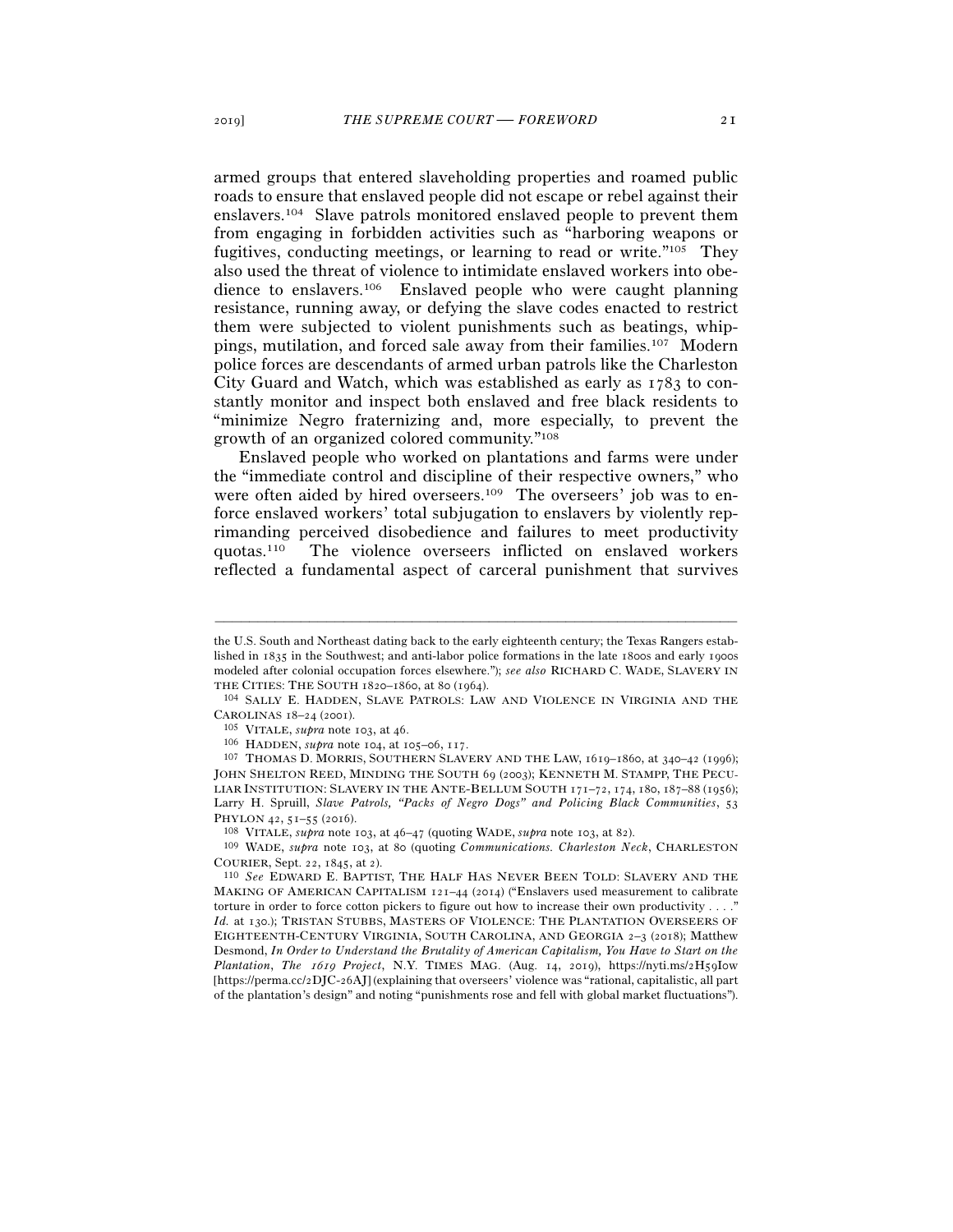armed groups that entered slaveholding properties and roamed public roads to ensure that enslaved people did not escape or rebel against their enslavers.[104] Slave patrols monitored enslaved people to prevent them from engaging in forbidden activities such as "harboring weapons or fugitives, conducting meetings, or learning to read or write."[105] They also used the threat of violence to intimidate enslaved workers into obedience to enslavers.[106] Enslaved people who were caught planning resistance, running away, or defying the slave codes enacted to restrict them were subjected to violent punishments such as beatings, whippings, mutilation, and forced sale away from their families.[107] Modern police forces are descendants of armed urban patrols like the Charleston City Guard and Watch, which was established as early as 1783 to constantly monitor and inspect both enslaved and free black residents to "minimize Negro fraternizing and, more especially, to prevent the growth of an organized colored community."[108]

Enslaved people who worked on plantations and farms were under the "immediate control and discipline of their respective owners," who were often aided by hired overseers.[109] The overseers' job was to enforce enslaved workers' total subjugation to enslavers by violently reprimanding perceived disobedience and failures to meet productivity quotas.[110] The violence overseers inflicted on enslaved workers reflected a fundamental aspect of carceral punishment that survives

---

the U.S. South and Northeast dating back to the early eighteenth century; the Texas Rangers established in 1835 in the Southwest; and anti-labor police formations in the late 1800s and early 1900s modeled after colonial occupation forces elsewhere."); *see also* RICHARD C. WADE, SLAVERY IN THE CITIES: THE SOUTH 1820–1860, at 80 (1964).

104 SALLY E. HADDEN, SLAVE PATROLS: LAW AND VIOLENCE IN VIRGINIA AND THE CAROLINAS 18–24 (2001).

105 VITALE, *supra* note 103, at 46.

106 HADDEN, *supra* note 104, at 105–06, 117.

107 THOMAS D. MORRIS, SOUTHERN SLAVERY AND THE LAW, 1619–1860, at 340–42 (1996); JOHN SHELTON REED, MINDING THE SOUTH 69 (2003); KENNETH M. STAMPP, THE PECULIAR INSTITUTION: SLAVERY IN THE ANTE-BELLUM SOUTH 171–72, 174, 180, 187–88 (1956); Larry H. Spruill, *Slave Patrols, "Packs of Negro Dogs" and Policing Black Communities*, 53 PHYLON 42, 51–55 (2016).

108 VITALE, *supra* note 103, at 46–47 (quoting WADE, *supra* note 103, at 82).

109 WADE, *supra* note 103, at 80 (quoting *Communications. Charleston Neck*, CHARLESTON COURIER, Sept. 22, 1845, at 2).

110 *See* EDWARD E. BAPTIST, THE HALF HAS NEVER BEEN TOLD: SLAVERY AND THE MAKING OF AMERICAN CAPITALISM 121–44 (2014) ("Enslavers used measurement to calibrate torture in order to force cotton pickers to figure out how to increase their own productivity . . . ." *Id.* at 130.); TRISTAN STUBBS, MASTERS OF VIOLENCE: THE PLANTATION OVERSEERS OF EIGHTEENTH-CENTURY VIRGINIA, SOUTH CAROLINA, AND GEORGIA 2–3 (2018); Matthew Desmond, *In Order to Understand the Brutality of American Capitalism, You Have to Start on the Plantation*, *The 1619 Project*, N.Y. TIMES MAG. (Aug. 14, 2019), https://nyti.ms/2H59Iow [https://perma.cc/2DJC-26AJ] (explaining that overseers' violence was "rational, capitalistic, all part of the plantation's design" and noting "punishments rose and fell with global market fluctuations").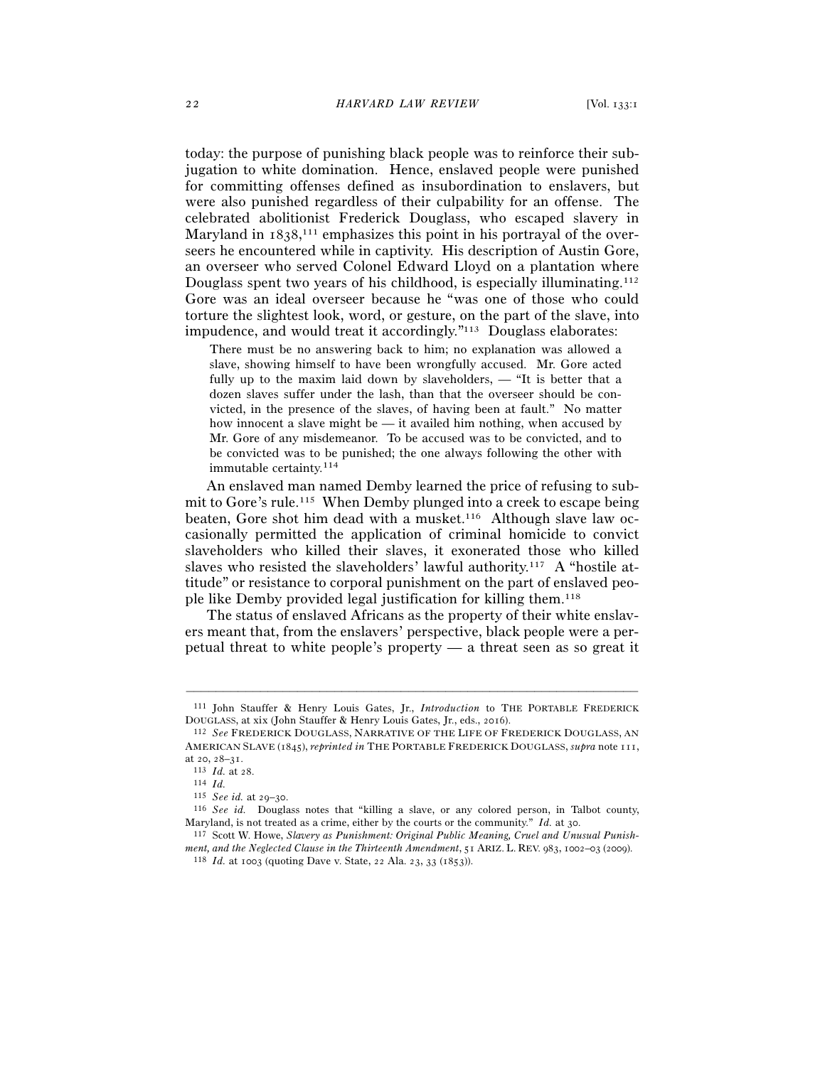today: the purpose of punishing black people was to reinforce their subjugation to white domination. Hence, enslaved people were punished for committing offenses defined as insubordination to enslavers, but were also punished regardless of their culpability for an offense. The celebrated abolitionist Frederick Douglass, who escaped slavery in Maryland in 1838,[111] emphasizes this point in his portrayal of the overseers he encountered while in captivity. His description of Austin Gore, an overseer who served Colonel Edward Lloyd on a plantation where Douglass spent two years of his childhood, is especially illuminating.[112] Gore was an ideal overseer because he "was one of those who could torture the slightest look, word, or gesture, on the part of the slave, into impudence, and would treat it accordingly."[113] Douglass elaborates:

> There must be no answering back to him; no explanation was allowed a slave, showing himself to have been wrongfully accused. Mr. Gore acted fully up to the maxim laid down by slaveholders, — "It is better that a dozen slaves suffer under the lash, than that the overseer should be convicted, in the presence of the slaves, of having been at fault." No matter how innocent a slave might be — it availed him nothing, when accused by Mr. Gore of any misdemeanor. To be accused was to be convicted, and to be convicted was to be punished; the one always following the other with immutable certainty.[114]

An enslaved man named Demby learned the price of refusing to submit to Gore's rule.[115] When Demby plunged into a creek to escape being beaten, Gore shot him dead with a musket.[116] Although slave law occasionally permitted the application of criminal homicide to convict slaveholders who killed their slaves, it exonerated those who killed slaves who resisted the slaveholders' lawful authority.[117] A "hostile attitude" or resistance to corporal punishment on the part of enslaved people like Demby provided legal justification for killing them.[118]

The status of enslaved Africans as the property of their white enslavers meant that, from the enslavers' perspective, black people were a perpetual threat to white people's property — a threat seen as so great it

---

[111] John Stauffer & Henry Louis Gates, Jr., *Introduction* to THE PORTABLE FREDERICK DOUGLASS, at xix (John Stauffer & Henry Louis Gates, Jr., eds., 2016).

[112] *See* FREDERICK DOUGLASS, NARRATIVE OF THE LIFE OF FREDERICK DOUGLASS, AN AMERICAN SLAVE (1845), *reprinted in* THE PORTABLE FREDERICK DOUGLASS, *supra* note 111, at 20, 28–31.

[113] *Id.* at 28.

[114] *Id.*

[115] *See id.* at 29–30.

[116] *See id.* Douglass notes that "killing a slave, or any colored person, in Talbot county, Maryland, is not treated as a crime, either by the courts or the community." *Id.* at 30.

[117] Scott W. Howe, *Slavery as Punishment: Original Public Meaning, Cruel and Unusual Punishment, and the Neglected Clause in the Thirteenth Amendment*, 51 ARIZ. L. REV. 983, 1002–03 (2009).

[118] *Id.* at 1003 (quoting Dave v. State, 22 Ala. 23, 33 (1853)).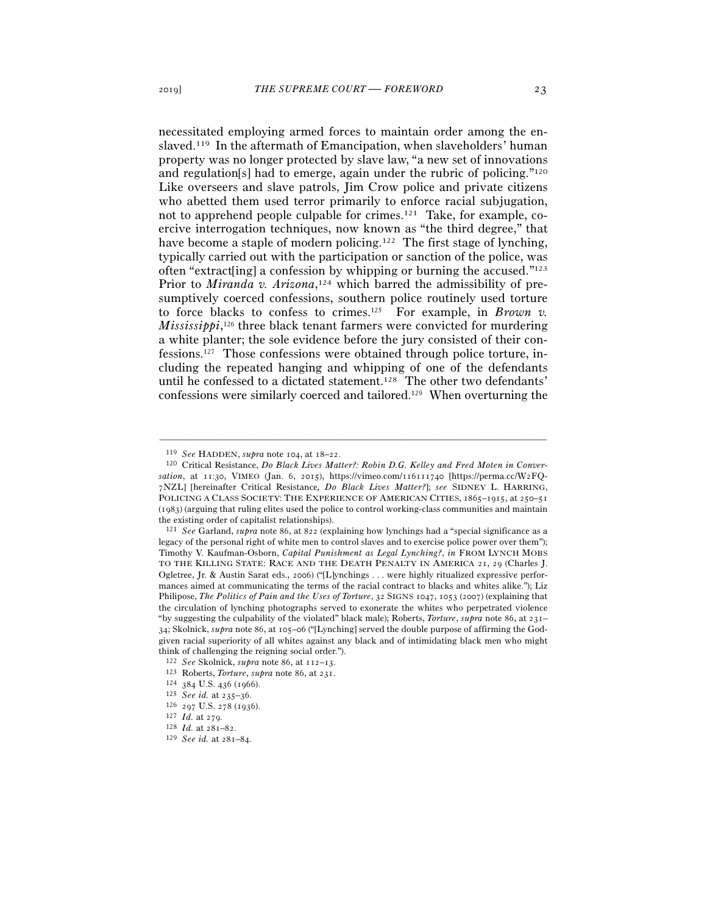necessitated employing armed forces to maintain order among the enslaved.[119] In the aftermath of Emancipation, when slaveholders' human property was no longer protected by slave law, "a new set of innovations and regulation[s] had to emerge, again under the rubric of policing."[120] Like overseers and slave patrols, Jim Crow police and private citizens who abetted them used terror primarily to enforce racial subjugation, not to apprehend people culpable for crimes.[121] Take, for example, coercive interrogation techniques, now known as "the third degree," that have become a staple of modern policing.[122] The first stage of lynching, typically carried out with the participation or sanction of the police, was often "extract[ing] a confession by whipping or burning the accused."[123] Prior to *Miranda v. Arizona*,[124] which barred the admissibility of presumptively coerced confessions, southern police routinely used torture to force blacks to confess to crimes.[125] For example, in *Brown v. Mississippi*,[126] three black tenant farmers were convicted for murdering a white planter; the sole evidence before the jury consisted of their confessions.[127] Those confessions were obtained through police torture, including the repeated hanging and whipping of one of the defendants until he confessed to a dictated statement.[128] The other two defendants' confessions were similarly coerced and tailored.[129] When overturning the

---

[119] *See* HADDEN, *supra* note 104, at 18–22.

[120] Critical Resistance, *Do Black Lives Matter?: Robin D.G. Kelley and Fred Moten in Conversation*, at 11:30, VIMEO (Jan. 6, 2015), https://vimeo.com/116111740 [https://perma.cc/W2FQ-7NZL] [hereinafter Critical Resistance, *Do Black Lives Matter?*]; *see* SIDNEY L. HARRING, POLICING A CLASS SOCIETY: THE EXPERIENCE OF AMERICAN CITIES, 1865–1915, at 250–51 (1983) (arguing that ruling elites used the police to control working-class communities and maintain the existing order of capitalist relationships).

[121] *See* Garland, *supra* note 86, at 822 (explaining how lynchings had a "special significance as a legacy of the personal right of white men to control slaves and to exercise police power over them"); Timothy V. Kaufman-Osborn, *Capital Punishment as Legal Lynching?*, *in* FROM LYNCH MOBS TO THE KILLING STATE: RACE AND THE DEATH PENALTY IN AMERICA 21, 29 (Charles J. Ogletree, Jr. & Austin Sarat eds., 2006) ("[L]ynchings . . . were highly ritualized expressive performances aimed at communicating the terms of the racial contract to blacks and whites alike."); Liz Philipose, *The Politics of Pain and the Uses of Torture*, 32 SIGNS 1047, 1053 (2007) (explaining that the circulation of lynching photographs served to exonerate the whites who perpetrated violence "by suggesting the culpability of the violated" black male); Roberts, *Torture*, *supra* note 86, at 231–34; Skolnick, *supra* note 86, at 105–06 ("[Lynching] served the double purpose of affirming the God-given racial superiority of all whites against any black and of intimidating black men who might think of challenging the reigning social order.").

[122] *See* Skolnick, *supra* note 86, at 112–13.

[123] Roberts, *Torture*, *supra* note 86, at 231.

[124] 384 U.S. 436 (1966).

[125] *See id.* at 235–36.

[126] 297 U.S. 278 (1936).

[127] *Id.* at 279.

[128] *Id.* at 281–82.

[129] *See id.* at 281–84.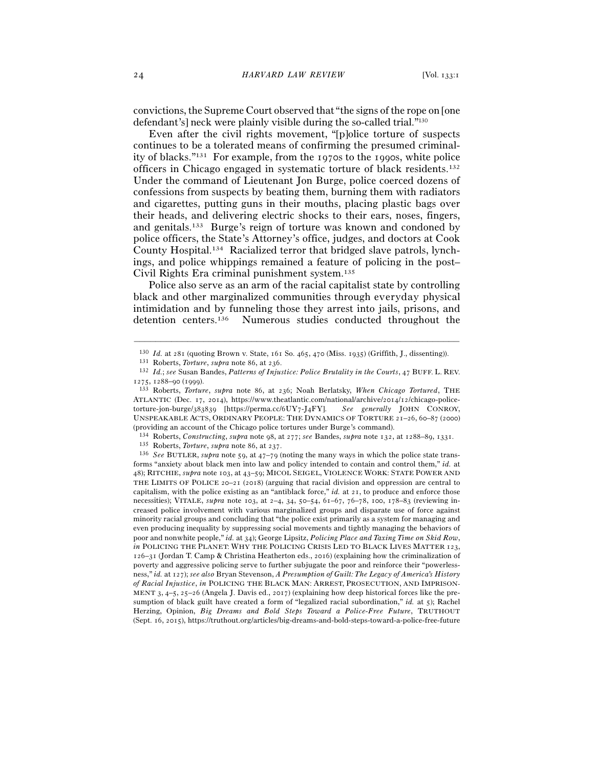convictions, the Supreme Court observed that "the signs of the rope on [one defendant's] neck were plainly visible during the so-called trial."[130]

Even after the civil rights movement, "[p]olice torture of suspects continues to be a tolerated means of confirming the presumed criminality of blacks."[131] For example, from the 1970s to the 1990s, white police officers in Chicago engaged in systematic torture of black residents.[132] Under the command of Lieutenant Jon Burge, police coerced dozens of confessions from suspects by beating them, burning them with radiators and cigarettes, putting guns in their mouths, placing plastic bags over their heads, and delivering electric shocks to their ears, noses, fingers, and genitals.[133] Burge's reign of torture was known and condoned by police officers, the State's Attorney's office, judges, and doctors at Cook County Hospital.[134] Racialized terror that bridged slave patrols, lynchings, and police whippings remained a feature of policing in the post–Civil Rights Era criminal punishment system.[135]

Police also serve as an arm of the racial capitalist state by controlling black and other marginalized communities through everyday physical intimidation and by funneling those they arrest into jails, prisons, and detention centers.[136] Numerous studies conducted throughout the

---

[130] *Id.* at 281 (quoting Brown v. State, 161 So. 465, 470 (Miss. 1935) (Griffith, J., dissenting)).

[131] Roberts, *Torture*, *supra* note 86, at 236.

[132] *Id.*; *see* Susan Bandes, *Patterns of Injustice: Police Brutality in the Courts*, 47 BUFF. L. REV. 1275, 1288–90 (1999).

[133] Roberts, *Torture*, *supra* note 86, at 236; Noah Berlatsky, *When Chicago Tortured*, THE ATLANTIC (Dec. 17, 2014), https://www.theatlantic.com/national/archive/2014/12/chicago-police-torture-jon-burge/383839 [https://perma.cc/6UY7-J4FY]. *See generally* JOHN CONROY, UNSPEAKABLE ACTS, ORDINARY PEOPLE: THE DYNAMICS OF TORTURE 21–26, 60–87 (2000) (providing an account of the Chicago police tortures under Burge's command).

[134] Roberts, *Constructing*, *supra* note 98, at 277; *see* Bandes, *supra* note 132, at 1288–89, 1331.

[135] Roberts, *Torture*, *supra* note 86, at 237.

[136] *See* BUTLER, *supra* note 59, at 47–79 (noting the many ways in which the police state transforms "anxiety about black men into law and policy intended to contain and control them," *id.* at 48); RITCHIE, *supra* note 103, at 43–59; MICOL SEIGEL, VIOLENCE WORK: STATE POWER AND THE LIMITS OF POLICE 20–21 (2018) (arguing that racial division and oppression are central to capitalism, with the police existing as an "antiblack force," *id.* at 21, to produce and enforce those necessities); VITALE, *supra* note 103, at 2–4, 34, 50–54, 61–67, 76–78, 100, 178–83 (reviewing increased police involvement with various marginalized groups and disparate use of force against minority racial groups and concluding that "the police exist primarily as a system for managing and even producing inequality by suppressing social movements and tightly managing the behaviors of poor and nonwhite people," *id.* at 34); George Lipsitz, *Policing Place and Taxing Time on Skid Row*, *in* POLICING THE PLANET: WHY THE POLICING CRISIS LED TO BLACK LIVES MATTER 123, 126–31 (Jordan T. Camp & Christina Heatherton eds., 2016) (explaining how the criminalization of poverty and aggressive policing serve to further subjugate the poor and reinforce their "powerlessness," *id.* at 127); *see also* Bryan Stevenson, *A Presumption of Guilt: The Legacy of America's History of Racial Injustice*, *in* POLICING THE BLACK MAN: ARREST, PROSECUTION, AND IMPRISONMENT 3, 4–5, 25–26 (Angela J. Davis ed., 2017) (explaining how deep historical forces like the presumption of black guilt have created a form of "legalized racial subordination," *id.* at 5); Rachel Herzing, Opinion, *Big Dreams and Bold Steps Toward a Police-Free Future*, TRUTHOUT (Sept. 16, 2015), https://truthout.org/articles/big-dreams-and-bold-steps-toward-a-police-free-future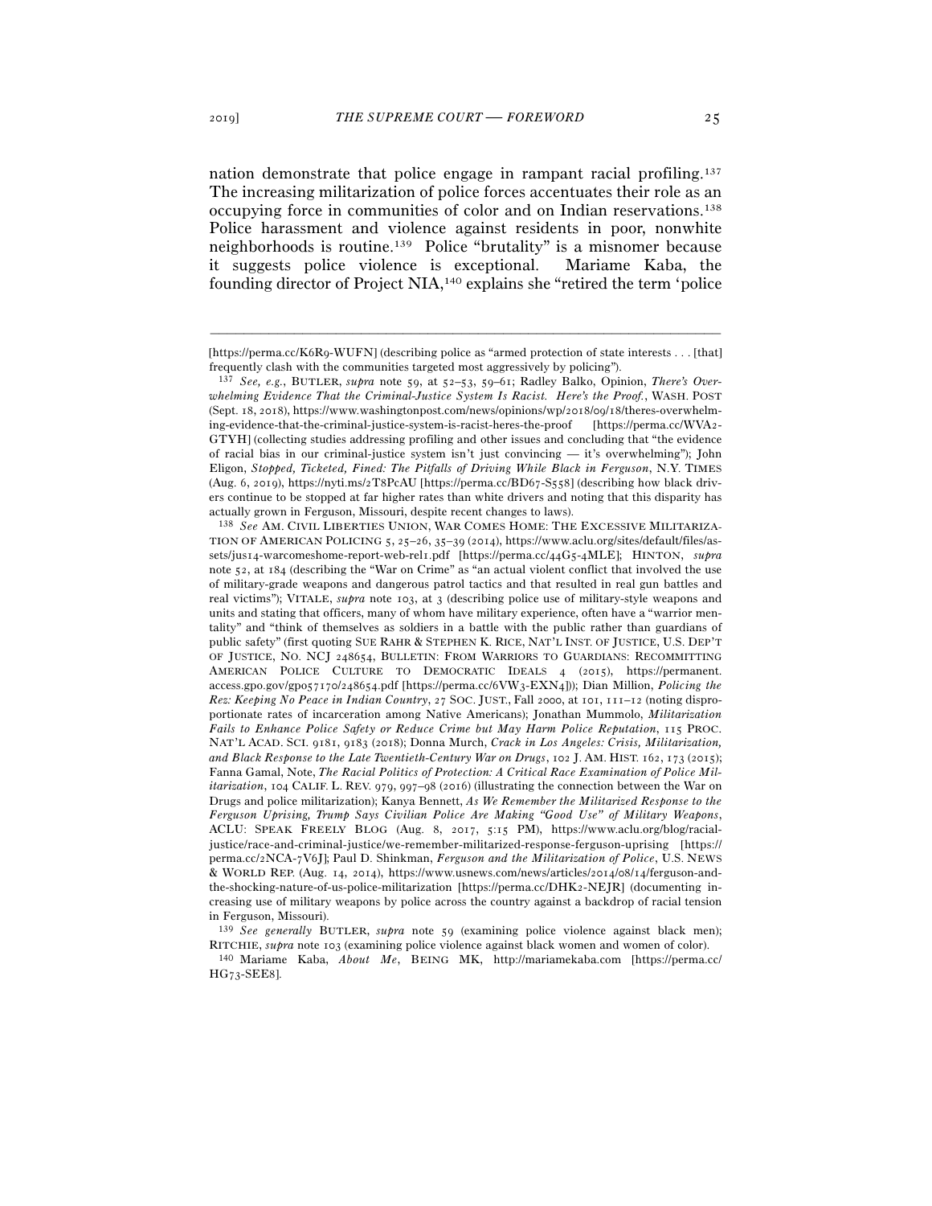nation demonstrate that police engage in rampant racial profiling.[137] The increasing militarization of police forces accentuates their role as an occupying force in communities of color and on Indian reservations.[138] Police harassment and violence against residents in poor, nonwhite neighborhoods is routine.[139] Police "brutality" is a misnomer because it suggests police violence is exceptional. Mariame Kaba, the founding director of Project NIA,[140] explains she "retired the term 'police

---

[https://perma.cc/K6R9-WUFN] (describing police as "armed protection of state interests . . . [that] frequently clash with the communities targeted most aggressively by policing").

[137] *See, e.g.*, BUTLER, *supra* note 59, at 52–53, 59–61; Radley Balko, Opinion, *There's Overwhelming Evidence That the Criminal-Justice System Is Racist. Here's the Proof.*, WASH. POST (Sept. 18, 2018), https://www.washingtonpost.com/news/opinions/wp/2018/09/18/theres-overwhelming-evidence-that-the-criminal-justice-system-is-racist-heres-the-proof [https://perma.cc/WVA2-GTYH] (collecting studies addressing profiling and other issues and concluding that "the evidence of racial bias in our criminal-justice system isn't just convincing — it's overwhelming"); John Eligon, *Stopped, Ticketed, Fined: The Pitfalls of Driving While Black in Ferguson*, N.Y. TIMES (Aug. 6, 2019), https://nyti.ms/2T8PcAU [https://perma.cc/BD67-S558] (describing how black drivers continue to be stopped at far higher rates than white drivers and noting that this disparity has actually grown in Ferguson, Missouri, despite recent changes to laws).

[138] *See* AM. CIVIL LIBERTIES UNION, WAR COMES HOME: THE EXCESSIVE MILITARIZATION OF AMERICAN POLICING 5, 25–26, 35–39 (2014), https://www.aclu.org/sites/default/files/assets/jus14-warcomeshome-report-web-rel1.pdf [https://perma.cc/44G5-4MLE]; HINTON, *supra* note 52, at 184 (describing the "War on Crime" as "an actual violent conflict that involved the use of military-grade weapons and dangerous patrol tactics and that resulted in real gun battles and real victims"); VITALE, *supra* note 103, at 3 (describing police use of military-style weapons and units and stating that officers, many of whom have military experience, often have a "warrior mentality" and "think of themselves as soldiers in a battle with the public rather than guardians of public safety" (first quoting SUE RAHR & STEPHEN K. RICE, NAT'L INST. OF JUSTICE, U.S. DEP'T OF JUSTICE, NO. NCJ 248654, BULLETIN: FROM WARRIORS TO GUARDIANS: RECOMMITTING AMERICAN POLICE CULTURE TO DEMOCRATIC IDEALS 4 (2015), https://permanent.access.gpo.gov/gpo57170/248654.pdf [https://perma.cc/6VW3-EXN4])); Dian Million, *Policing the Rez: Keeping No Peace in Indian Country*, 27 SOC. JUST., Fall 2000, at 101, 111–12 (noting disproportionate rates of incarceration among Native Americans); Jonathan Mummolo, *Militarization Fails to Enhance Police Safety or Reduce Crime but May Harm Police Reputation*, 115 PROC. NAT'L ACAD. SCI. 9181, 9183 (2018); Donna Murch, *Crack in Los Angeles: Crisis, Militarization, and Black Response to the Late Twentieth-Century War on Drugs*, 102 J. AM. HIST. 162, 173 (2015); Fanna Gamal, Note, *The Racial Politics of Protection: A Critical Race Examination of Police Militarization*, 104 CALIF. L. REV. 979, 997–98 (2016) (illustrating the connection between the War on Drugs and police militarization); Kanya Bennett, *As We Remember the Militarized Response to the Ferguson Uprising, Trump Says Civilian Police Are Making "Good Use" of Military Weapons*, ACLU: SPEAK FREELY BLOG (Aug. 8, 2017, 5:15 PM), https://www.aclu.org/blog/racial-justice/race-and-criminal-justice/we-remember-militarized-response-ferguson-uprising [https://perma.cc/2NCA-7V6J]; Paul D. Shinkman, *Ferguson and the Militarization of Police*, U.S. NEWS & WORLD REP. (Aug. 14, 2014), https://www.usnews.com/news/articles/2014/08/14/ferguson-and-the-shocking-nature-of-us-police-militarization [https://perma.cc/DHK2-NEJR] (documenting increasing use of military weapons by police across the country against a backdrop of racial tension in Ferguson, Missouri).

[139] *See generally* BUTLER, *supra* note 59 (examining police violence against black men); RITCHIE, *supra* note 103 (examining police violence against black women and women of color).

[140] Mariame Kaba, *About Me*, BEING MK, http://mariamekaba.com [https://perma.cc/HG73-SEE8].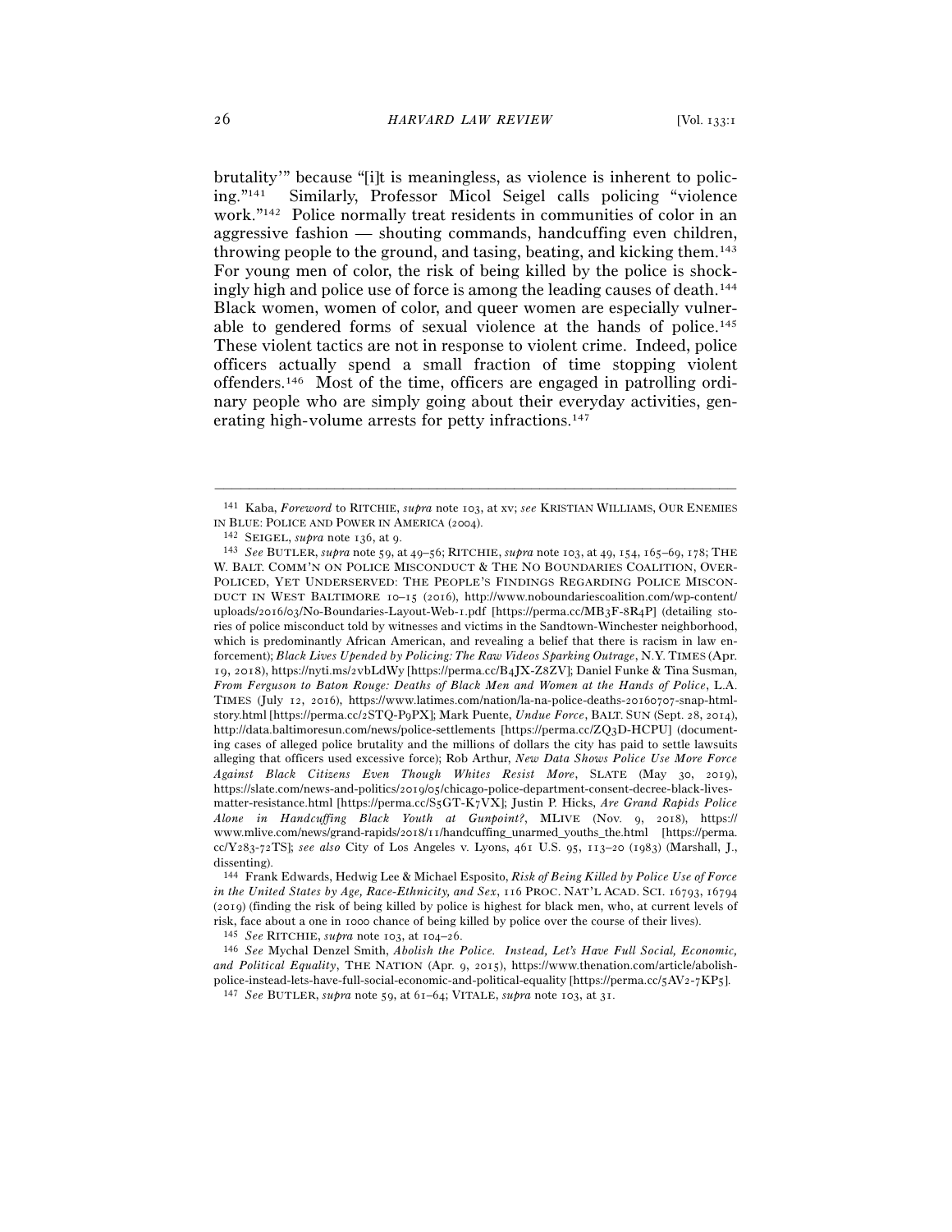brutality'" because "[i]t is meaningless, as violence is inherent to policing."[141] Similarly, Professor Micol Seigel calls policing "violence work."[142] Police normally treat residents in communities of color in an aggressive fashion — shouting commands, handcuffing even children, throwing people to the ground, and tasing, beating, and kicking them.[143] For young men of color, the risk of being killed by the police is shockingly high and police use of force is among the leading causes of death.[144] Black women, women of color, and queer women are especially vulnerable to gendered forms of sexual violence at the hands of police.[145] These violent tactics are not in response to violent crime. Indeed, police officers actually spend a small fraction of time stopping violent offenders.[146] Most of the time, officers are engaged in patrolling ordinary people who are simply going about their everyday activities, generating high-volume arrests for petty infractions.[147]

---

[141] Kaba, *Foreword* to RITCHIE, *supra* note 103, at xv; *see* KRISTIAN WILLIAMS, OUR ENEMIES IN BLUE: POLICE AND POWER IN AMERICA (2004).

[142] SEIGEL, *supra* note 136, at 9.

[143] *See* BUTLER, *supra* note 59, at 49–56; RITCHIE, *supra* note 103, at 49, 154, 165–69, 178; THE W. BALT. COMM'N ON POLICE MISCONDUCT & THE NO BOUNDARIES COALITION, OVER-POLICED, YET UNDERSERVED: THE PEOPLE'S FINDINGS REGARDING POLICE MISCONDUCT IN WEST BALTIMORE 10–15 (2016), http://www.noboundariescoalition.com/wp-content/uploads/2016/03/No-Boundaries-Layout-Web-1.pdf [https://perma.cc/MB3F-8R4P] (detailing stories of police misconduct told by witnesses and victims in the Sandtown-Winchester neighborhood, which is predominantly African American, and revealing a belief that there is racism in law enforcement); *Black Lives Upended by Policing: The Raw Videos Sparking Outrage*, N.Y. TIMES (Apr. 19, 2018), https://nyti.ms/2vbLdWy [https://perma.cc/B4JX-Z8ZV]; Daniel Funke & Tina Susman, *From Ferguson to Baton Rouge: Deaths of Black Men and Women at the Hands of Police*, L.A. TIMES (July 12, 2016), https://www.latimes.com/nation/la-na-police-deaths-20160707-snap-htmlstory.html [https://perma.cc/2STQ-P9PX]; Mark Puente, *Undue Force*, BALT. SUN (Sept. 28, 2014), http://data.baltimoresun.com/news/police-settlements [https://perma.cc/ZQ3D-HCPU] (documenting cases of alleged police brutality and the millions of dollars the city has paid to settle lawsuits alleging that officers used excessive force); Rob Arthur, *New Data Shows Police Use More Force Against Black Citizens Even Though Whites Resist More*, SLATE (May 30, 2019), https://slate.com/news-and-politics/2019/05/chicago-police-department-consent-decree-black-lives-matter-resistance.html [https://perma.cc/S5GT-K7VX]; Justin P. Hicks, *Are Grand Rapids Police Alone in Handcuffing Black Youth at Gunpoint?*, MLIVE (Nov. 9, 2018), https://www.mlive.com/news/grand-rapids/2018/11/handcuffing_unarmed_youths_the.html [https://perma.cc/Y283-72TS]; *see also* City of Los Angeles v. Lyons, 461 U.S. 95, 113–20 (1983) (Marshall, J., dissenting).

[144] Frank Edwards, Hedwig Lee & Michael Esposito, *Risk of Being Killed by Police Use of Force in the United States by Age, Race-Ethnicity, and Sex*, 116 PROC. NAT'L ACAD. SCI. 16793, 16794 (2019) (finding the risk of being killed by police is highest for black men, who, at current levels of risk, face about a one in 1000 chance of being killed by police over the course of their lives).

[145] *See* RITCHIE, *supra* note 103, at 104–26.

[146] *See* Mychal Denzel Smith, *Abolish the Police. Instead, Let's Have Full Social, Economic, and Political Equality*, THE NATION (Apr. 9, 2015), https://www.thenation.com/article/abolish-police-instead-lets-have-full-social-economic-and-political-equality [https://perma.cc/5AV2-7KP5].

[147] *See* BUTLER, *supra* note 59, at 61–64; VITALE, *supra* note 103, at 31.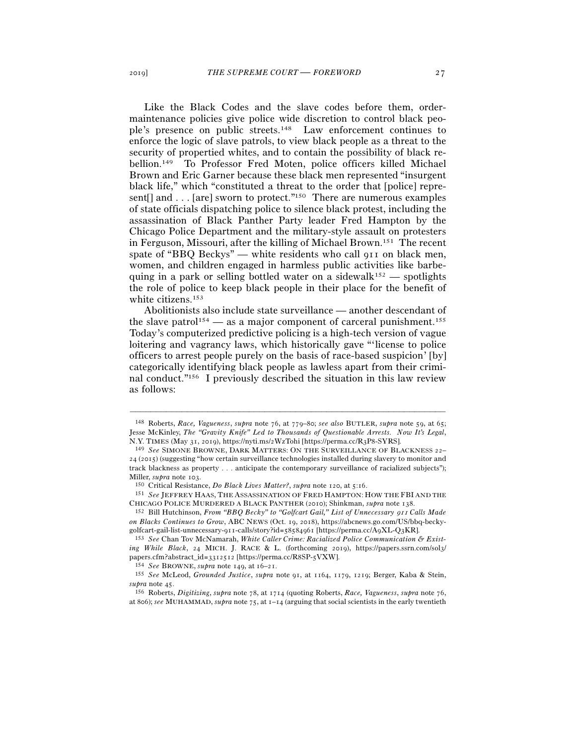Like the Black Codes and the slave codes before them, order-maintenance policies give police wide discretion to control black people's presence on public streets.[148] Law enforcement continues to enforce the logic of slave patrols, to view black people as a threat to the security of propertied whites, and to contain the possibility of black rebellion.[149] To Professor Fred Moten, police officers killed Michael Brown and Eric Garner because these black men represented "insurgent black life," which "constituted a threat to the order that [police] represent[] and . . . [are] sworn to protect."[150] There are numerous examples of state officials dispatching police to silence black protest, including the assassination of Black Panther Party leader Fred Hampton by the Chicago Police Department and the military-style assault on protesters in Ferguson, Missouri, after the killing of Michael Brown.[151] The recent spate of "BBQ Beckys" — white residents who call 911 on black men, women, and children engaged in harmless public activities like barbequing in a park or selling bottled water on a sidewalk[152] — spotlights the role of police to keep black people in their place for the benefit of white citizens.[153]

Abolitionists also include state surveillance — another descendant of the slave patrol[154] — as a major component of carceral punishment.[155] Today's computerized predictive policing is a high-tech version of vague loitering and vagrancy laws, which historically gave "'license to police officers to arrest people purely on the basis of race-based suspicion' [by] categorically identifying black people as lawless apart from their criminal conduct."[156] I previously described the situation in this law review as follows:

---

[148] Roberts, *Race, Vagueness*, *supra* note 76, at 779–80; *see also* BUTLER, *supra* note 59, at 65; Jesse McKinley, *The "Gravity Knife" Led to Thousands of Questionable Arrests. Now It's Legal*, N.Y. TIMES (May 31, 2019), https://nyti.ms/2WzTohi [https://perma.cc/R3P8-SYRS].

[149] *See* SIMONE BROWNE, DARK MATTERS: ON THE SURVEILLANCE OF BLACKNESS 22–24 (2015) (suggesting "how certain surveillance technologies installed during slavery to monitor and track blackness as property . . . anticipate the contemporary surveillance of racialized subjects"); Miller, *supra* note 103.

[150] Critical Resistance, *Do Black Lives Matter?*, *supra* note 120, at 5:16.

[151] *See* JEFFREY HAAS, THE ASSASSINATION OF FRED HAMPTON: HOW THE FBI AND THE CHICAGO POLICE MURDERED A BLACK PANTHER (2010); Shinkman, *supra* note 138.

[152] Bill Hutchinson, *From "BBQ Becky" to "Golfcart Gail," List of Unnecessary 911 Calls Made on Blacks Continues to Grow*, ABC NEWS (Oct. 19, 2018), https://abcnews.go.com/US/bbq-becky-golfcart-gail-list-unnecessary-911-calls/story?id=58584961 [https://perma.cc/A9XL-Q3KR].

[153] *See* Chan Tov McNamarah, *White Caller Crime: Racialized Police Communication & Existing While Black*, 24 MICH. J. RACE & L. (forthcoming 2019), https://papers.ssrn.com/sol3/papers.cfm?abstract_id=3312512 [https://perma.cc/R8SP-5VXW].

[154] *See* BROWNE, *supra* note 149, at 16–21.

[155] *See* McLeod, *Grounded Justice*, *supra* note 91, at 1164, 1179, 1219; Berger, Kaba & Stein, *supra* note 45.

[156] Roberts, *Digitizing*, *supra* note 78, at 1714 (quoting Roberts, *Race, Vagueness*, *supra* note 76, at 806); *see* MUHAMMAD, *supra* note 75, at 1–14 (arguing that social scientists in the early twentieth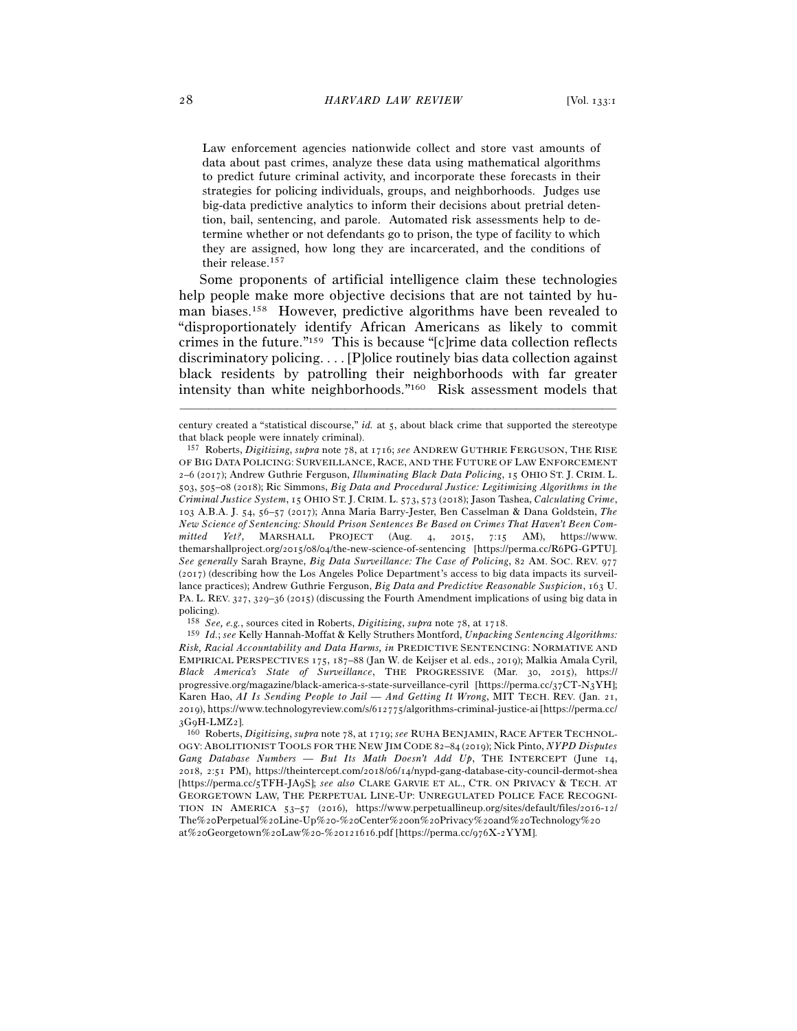> Law enforcement agencies nationwide collect and store vast amounts of data about past crimes, analyze these data using mathematical algorithms to predict future criminal activity, and incorporate these forecasts in their strategies for policing individuals, groups, and neighborhoods. Judges use big-data predictive analytics to inform their decisions about pretrial detention, bail, sentencing, and parole. Automated risk assessments help to determine whether or not defendants go to prison, the type of facility to which they are assigned, how long they are incarcerated, and the conditions of their release.[157]

Some proponents of artificial intelligence claim these technologies help people make more objective decisions that are not tainted by human biases.[158] However, predictive algorithms have been revealed to "disproportionately identify African Americans as likely to commit crimes in the future."[159] This is because "[c]rime data collection reflects discriminatory policing. . . . [P]olice routinely bias data collection against black residents by patrolling their neighborhoods with far greater intensity than white neighborhoods."[160] Risk assessment models that

---

century created a "statistical discourse," *id.* at 5, about black crime that supported the stereotype that black people were innately criminal).

[157] Roberts, *Digitizing*, *supra* note 78, at 1716; *see* ANDREW GUTHRIE FERGUSON, THE RISE OF BIG DATA POLICING: SURVEILLANCE, RACE, AND THE FUTURE OF LAW ENFORCEMENT 2–6 (2017); Andrew Guthrie Ferguson, *Illuminating Black Data Policing*, 15 OHIO ST. J. CRIM. L. 503, 505–08 (2018); Ric Simmons, *Big Data and Procedural Justice: Legitimizing Algorithms in the Criminal Justice System*, 15 OHIO ST. J. CRIM. L. 573, 573 (2018); Jason Tashea, *Calculating Crime*, 103 A.B.A. J. 54, 56–57 (2017); Anna Maria Barry-Jester, Ben Casselman & Dana Goldstein, *The New Science of Sentencing: Should Prison Sentences Be Based on Crimes That Haven't Been Committed Yet?*, MARSHALL PROJECT (Aug. 4, 2015, 7:15 AM), https://www.themarshallproject.org/2015/08/04/the-new-science-of-sentencing [https://perma.cc/R6PG-GPTU]. *See generally* Sarah Brayne, *Big Data Surveillance: The Case of Policing*, 82 AM. SOC. REV. 977 (2017) (describing how the Los Angeles Police Department's access to big data impacts its surveillance practices); Andrew Guthrie Ferguson, *Big Data and Predictive Reasonable Suspicion*, 163 U. PA. L. REV. 327, 329–36 (2015) (discussing the Fourth Amendment implications of using big data in policing).

[158] *See, e.g.*, sources cited in Roberts, *Digitizing*, *supra* note 78, at 1718.

[159] *Id.*; *see* Kelly Hannah-Moffat & Kelly Struthers Montford, *Unpacking Sentencing Algorithms: Risk, Racial Accountability and Data Harms, in* PREDICTIVE SENTENCING: NORMATIVE AND EMPIRICAL PERSPECTIVES 175, 187–88 (Jan W. de Keijser et al. eds., 2019); Malkia Amala Cyril, *Black America's State of Surveillance*, THE PROGRESSIVE (Mar. 30, 2015), https://progressive.org/magazine/black-america-s-state-surveillance-cyril [https://perma.cc/37CT-N3YH]; Karen Hao, *AI Is Sending People to Jail — And Getting It Wrong*, MIT TECH. REV. (Jan. 21, 2019), https://www.technologyreview.com/s/612775/algorithms-criminal-justice-ai [https://perma.cc/3G9H-LMZ2].

[160] Roberts, *Digitizing*, *supra* note 78, at 1719; *see* RUHA BENJAMIN, RACE AFTER TECHNOLOGY: ABOLITIONIST TOOLS FOR THE NEW JIM CODE 82–84 (2019); Nick Pinto, *NYPD Disputes Gang Database Numbers — But Its Math Doesn't Add Up*, THE INTERCEPT (June 14, 2018, 2:51 PM), https://theintercept.com/2018/06/14/nypd-gang-database-city-council-dermot-shea [https://perma.cc/5TFH-JA9S]; *see also* CLARE GARVIE ET AL., CTR. ON PRIVACY & TECH. AT GEORGETOWN LAW, THE PERPETUAL LINE-UP: UNREGULATED POLICE FACE RECOGNITION IN AMERICA 53–57 (2016), https://www.perpetuallineup.org/sites/default/files/2016-12/The%20Perpetual%20Line-Up%20-%20Center%20on%20Privacy%20and%20Technology%20at%20Georgetown%20Law%20-%20121616.pdf [https://perma.cc/976X-2YYM].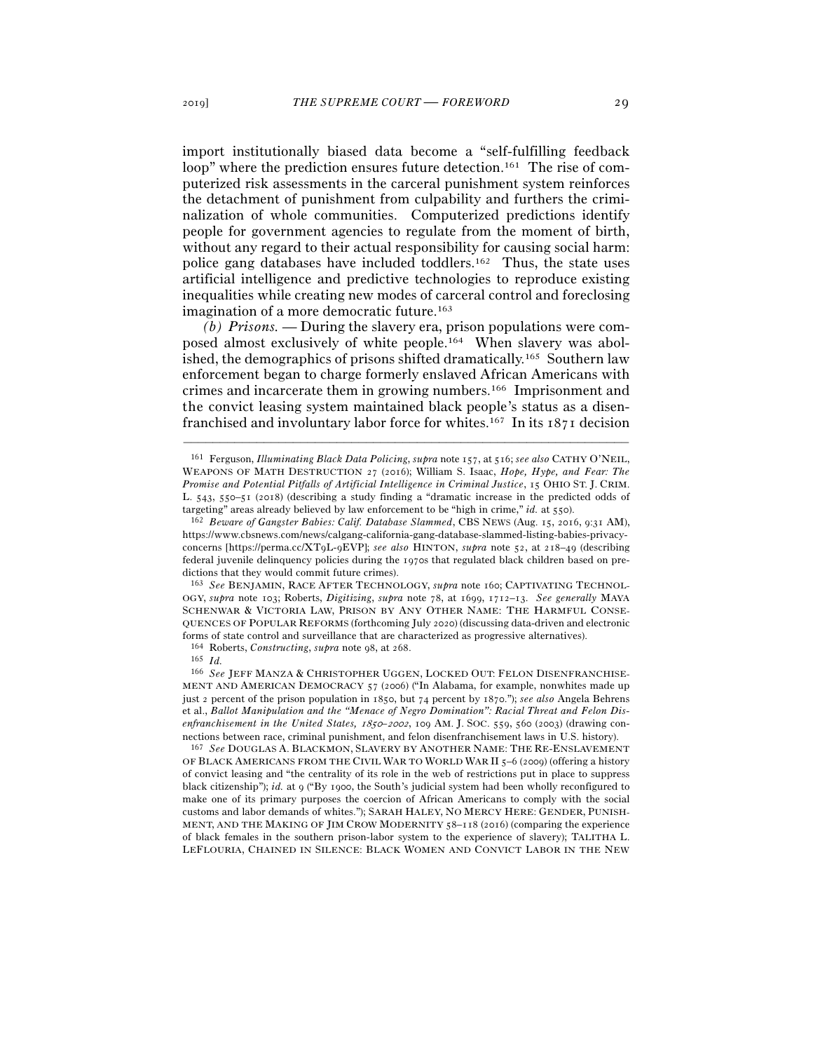import institutionally biased data become a "self-fulfilling feedback loop" where the prediction ensures future detection.[161] The rise of computerized risk assessments in the carceral punishment system reinforces the detachment of punishment from culpability and furthers the criminalization of whole communities. Computerized predictions identify people for government agencies to regulate from the moment of birth, without any regard to their actual responsibility for causing social harm: police gang databases have included toddlers.[162] Thus, the state uses artificial intelligence and predictive technologies to reproduce existing inequalities while creating new modes of carceral control and foreclosing imagination of a more democratic future.[163]

*(b) Prisons.* — During the slavery era, prison populations were composed almost exclusively of white people.[164] When slavery was abolished, the demographics of prisons shifted dramatically.[165] Southern law enforcement began to charge formerly enslaved African Americans with crimes and incarcerate them in growing numbers.[166] Imprisonment and the convict leasing system maintained black people's status as a disenfranchised and involuntary labor force for whites.[167] In its 1871 decision

---

[161] Ferguson, *Illuminating Black Data Policing*, *supra* note 157, at 516; *see also* CATHY O'NEIL, WEAPONS OF MATH DESTRUCTION 27 (2016); William S. Isaac, *Hope, Hype, and Fear: The Promise and Potential Pitfalls of Artificial Intelligence in Criminal Justice*, 15 OHIO ST. J. CRIM. L. 543, 550–51 (2018) (describing a study finding a "dramatic increase in the predicted odds of targeting" areas already believed by law enforcement to be "high in crime," *id.* at 550).

[162] *Beware of Gangster Babies: Calif. Database Slammed*, CBS NEWS (Aug. 15, 2016, 9:31 AM), https://www.cbsnews.com/news/calgang-california-gang-database-slammed-listing-babies-privacy-concerns [https://perma.cc/XT9L-9EVP]; *see also* HINTON, *supra* note 52, at 218–49 (describing federal juvenile delinquency policies during the 1970s that regulated black children based on predictions that they would commit future crimes).

[163] *See* BENJAMIN, RACE AFTER TECHNOLOGY, *supra* note 160; CAPTIVATING TECHNOLOGY, *supra* note 103; Roberts, *Digitizing*, *supra* note 78, at 1699, 1712–13. *See generally* MAYA SCHENWAR & VICTORIA LAW, PRISON BY ANY OTHER NAME: THE HARMFUL CONSEQUENCES OF POPULAR REFORMS (forthcoming July 2020) (discussing data-driven and electronic forms of state control and surveillance that are characterized as progressive alternatives).

[164] Roberts, *Constructing*, *supra* note 98, at 268.

[165] *Id.*

[166] *See* JEFF MANZA & CHRISTOPHER UGGEN, LOCKED OUT: FELON DISENFRANCHISEMENT AND AMERICAN DEMOCRACY 57 (2006) ("In Alabama, for example, nonwhites made up just 2 percent of the prison population in 1850, but 74 percent by 1870."); *see also* Angela Behrens et al., *Ballot Manipulation and the "Menace of Negro Domination": Racial Threat and Felon Disenfranchisement in the United States, 1850–2002*, 109 AM. J. SOC. 559, 560 (2003) (drawing connections between race, criminal punishment, and felon disenfranchisement laws in U.S. history).

[167] *See* DOUGLAS A. BLACKMON, SLAVERY BY ANOTHER NAME: THE RE-ENSLAVEMENT OF BLACK AMERICANS FROM THE CIVIL WAR TO WORLD WAR II 5–6 (2009) (offering a history of convict leasing and "the centrality of its role in the web of restrictions put in place to suppress black citizenship"); *id.* at 9 ("By 1900, the South's judicial system had been wholly reconfigured to make one of its primary purposes the coercion of African Americans to comply with the social customs and labor demands of whites."); SARAH HALEY, NO MERCY HERE: GENDER, PUNISHMENT, AND THE MAKING OF JIM CROW MODERNITY 58–118 (2016) (comparing the experience of black females in the southern prison-labor system to the experience of slavery); TALITHA L. LEFLOURIA, CHAINED IN SILENCE: BLACK WOMEN AND CONVICT LABOR IN THE NEW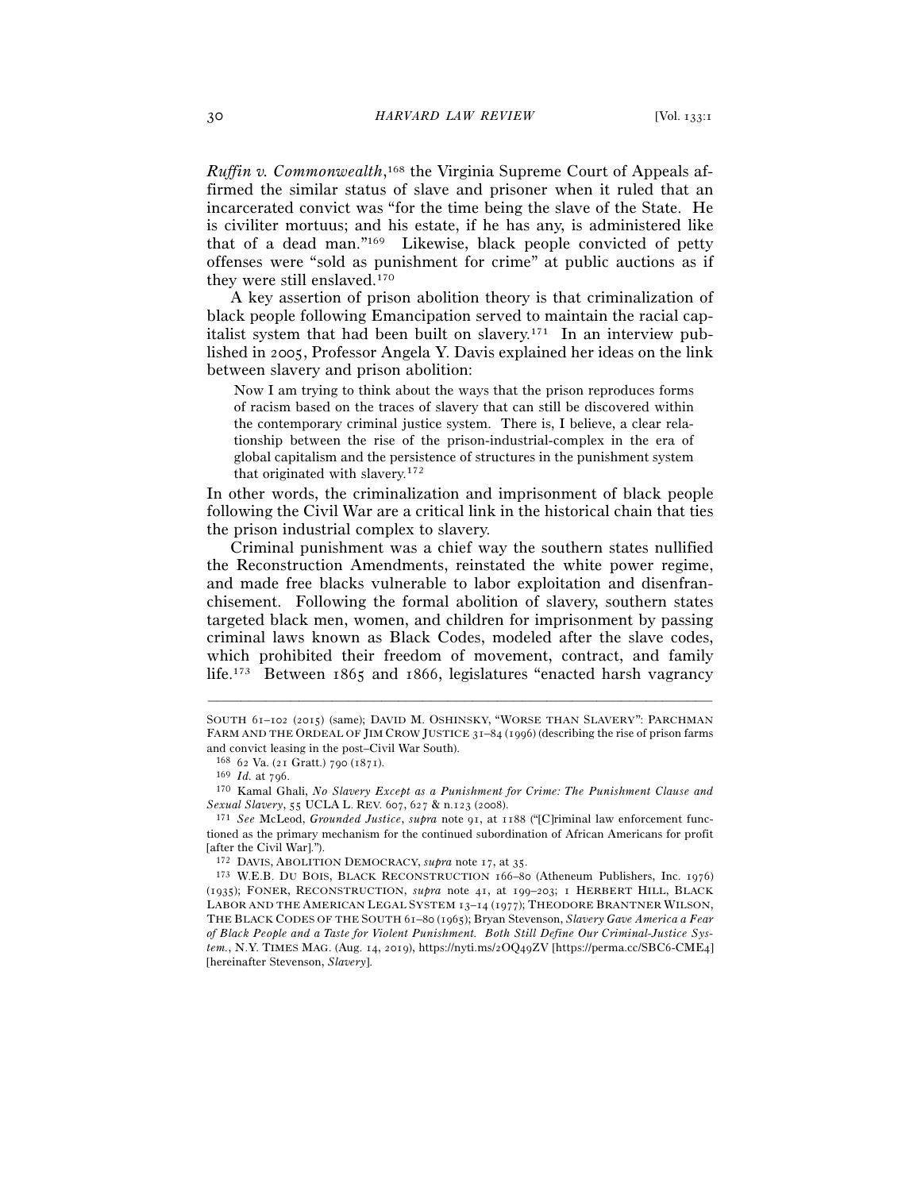*Ruffin v. Commonwealth*,[168] the Virginia Supreme Court of Appeals affirmed the similar status of slave and prisoner when it ruled that an incarcerated convict was "for the time being the slave of the State. He is civiliter mortuus; and his estate, if he has any, is administered like that of a dead man."[169] Likewise, black people convicted of petty offenses were "sold as punishment for crime" at public auctions as if they were still enslaved.[170]

A key assertion of prison abolition theory is that criminalization of black people following Emancipation served to maintain the racial capitalist system that had been built on slavery.[171] In an interview published in 2005, Professor Angela Y. Davis explained her ideas on the link between slavery and prison abolition:

> Now I am trying to think about the ways that the prison reproduces forms of racism based on the traces of slavery that can still be discovered within the contemporary criminal justice system. There is, I believe, a clear relationship between the rise of the prison-industrial-complex in the era of global capitalism and the persistence of structures in the punishment system that originated with slavery.[172]

In other words, the criminalization and imprisonment of black people following the Civil War are a critical link in the historical chain that ties the prison industrial complex to slavery.

Criminal punishment was a chief way the southern states nullified the Reconstruction Amendments, reinstated the white power regime, and made free blacks vulnerable to labor exploitation and disenfranchisement. Following the formal abolition of slavery, southern states targeted black men, women, and children for imprisonment by passing criminal laws known as Black Codes, modeled after the slave codes, which prohibited their freedom of movement, contract, and family life.[173] Between 1865 and 1866, legislatures "enacted harsh vagrancy

---

SOUTH 61–102 (2015) (same); DAVID M. OSHINSKY, "WORSE THAN SLAVERY": PARCHMAN FARM AND THE ORDEAL OF JIM CROW JUSTICE 31–84 (1996) (describing the rise of prison farms and convict leasing in the post–Civil War South).

[168] 62 Va. (21 Gratt.) 790 (1871).

[169] *Id.* at 796.

[170] Kamal Ghali, *No Slavery Except as a Punishment for Crime: The Punishment Clause and Sexual Slavery*, 55 UCLA L. REV. 607, 627 & n.123 (2008).

[171] *See* McLeod, *Grounded Justice*, *supra* note 91, at 1188 ("[C]riminal law enforcement functioned as the primary mechanism for the continued subordination of African Americans for profit [after the Civil War].").

[172] DAVIS, ABOLITION DEMOCRACY, *supra* note 17, at 35.

[173] W.E.B. DU BOIS, BLACK RECONSTRUCTION 166–80 (Atheneum Publishers, Inc. 1976) (1935); FONER, RECONSTRUCTION, *supra* note 41, at 199–203; 1 HERBERT HILL, BLACK LABOR AND THE AMERICAN LEGAL SYSTEM 13–14 (1977); THEODORE BRANTNER WILSON, THE BLACK CODES OF THE SOUTH 61–80 (1965); Bryan Stevenson, *Slavery Gave America a Fear of Black People and a Taste for Violent Punishment. Both Still Define Our Criminal-Justice System.*, N.Y. TIMES MAG. (Aug. 14, 2019), https://nyti.ms/2OQ49ZV [https://perma.cc/SBC6-CME4] [hereinafter Stevenson, *Slavery*].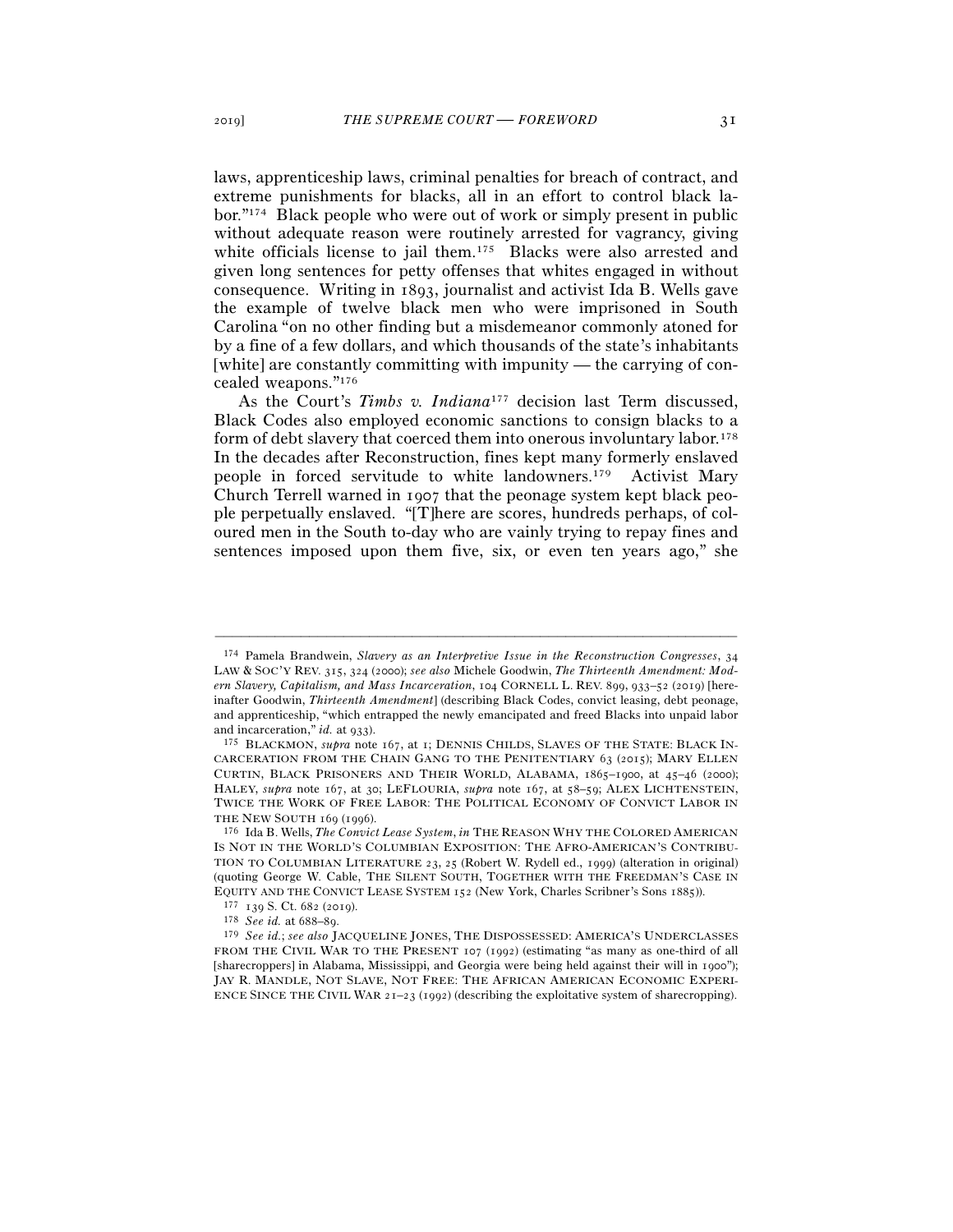laws, apprenticeship laws, criminal penalties for breach of contract, and extreme punishments for blacks, all in an effort to control black labor."[174] Black people who were out of work or simply present in public without adequate reason were routinely arrested for vagrancy, giving white officials license to jail them.[175] Blacks were also arrested and given long sentences for petty offenses that whites engaged in without consequence. Writing in 1893, journalist and activist Ida B. Wells gave the example of twelve black men who were imprisoned in South Carolina "on no other finding but a misdemeanor commonly atoned for by a fine of a few dollars, and which thousands of the state's inhabitants [white] are constantly committing with impunity — the carrying of concealed weapons."[176]

As the Court's *Timbs v. Indiana*[177] decision last Term discussed, Black Codes also employed economic sanctions to consign blacks to a form of debt slavery that coerced them into onerous involuntary labor.[178] In the decades after Reconstruction, fines kept many formerly enslaved people in forced servitude to white landowners.[179] Activist Mary Church Terrell warned in 1907 that the peonage system kept black people perpetually enslaved. "[T]here are scores, hundreds perhaps, of coloured men in the South to-day who are vainly trying to repay fines and sentences imposed upon them five, six, or even ten years ago," she

---

[174] Pamela Brandwein, *Slavery as an Interpretive Issue in the Reconstruction Congresses*, 34 LAW & SOC'Y REV. 315, 324 (2000); *see also* Michele Goodwin, *The Thirteenth Amendment: Modern Slavery, Capitalism, and Mass Incarceration*, 104 CORNELL L. REV. 899, 933–52 (2019) [hereinafter Goodwin, *Thirteenth Amendment*] (describing Black Codes, convict leasing, debt peonage, and apprenticeship, "which entrapped the newly emancipated and freed Blacks into unpaid labor and incarceration," *id.* at 933).

[175] BLACKMON, *supra* note 167, at 1; DENNIS CHILDS, SLAVES OF THE STATE: BLACK INCARCERATION FROM THE CHAIN GANG TO THE PENITENTIARY 63 (2015); MARY ELLEN CURTIN, BLACK PRISONERS AND THEIR WORLD, ALABAMA, 1865–1900, at 45–46 (2000); HALEY, *supra* note 167, at 30; LEFLOURIA, *supra* note 167, at 58–59; ALEX LICHTENSTEIN, TWICE THE WORK OF FREE LABOR: THE POLITICAL ECONOMY OF CONVICT LABOR IN THE NEW SOUTH 169 (1996).

[176] Ida B. Wells, *The Convict Lease System*, *in* THE REASON WHY THE COLORED AMERICAN IS NOT IN THE WORLD'S COLUMBIAN EXPOSITION: THE AFRO-AMERICAN'S CONTRIBUTION TO COLUMBIAN LITERATURE 23, 25 (Robert W. Rydell ed., 1999) (alteration in original) (quoting George W. Cable, THE SILENT SOUTH, TOGETHER WITH THE FREEDMAN'S CASE IN EQUITY AND THE CONVICT LEASE SYSTEM 152 (New York, Charles Scribner's Sons 1885)).

[177] 139 S. Ct. 682 (2019).

[178] *See id.* at 688–89.

[179] *See id.*; *see also* JACQUELINE JONES, THE DISPOSSESSED: AMERICA'S UNDERCLASSES FROM THE CIVIL WAR TO THE PRESENT 107 (1992) (estimating "as many as one-third of all [sharecroppers] in Alabama, Mississippi, and Georgia were being held against their will in 1900"); JAY R. MANDLE, NOT SLAVE, NOT FREE: THE AFRICAN AMERICAN ECONOMIC EXPERIENCE SINCE THE CIVIL WAR 21–23 (1992) (describing the exploitative system of sharecropping).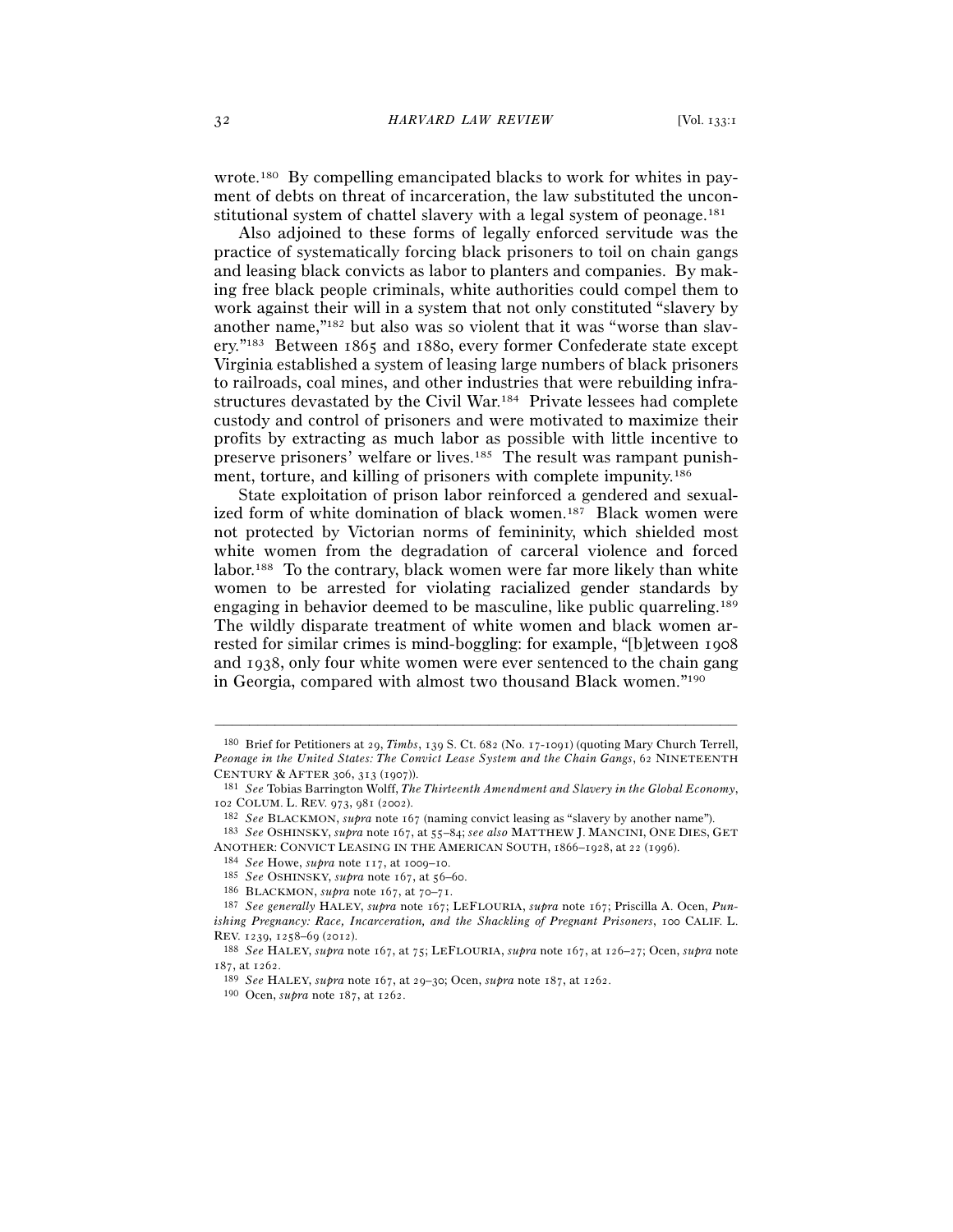wrote.[180] By compelling emancipated blacks to work for whites in payment of debts on threat of incarceration, the law substituted the unconstitutional system of chattel slavery with a legal system of peonage.[181]

Also adjoined to these forms of legally enforced servitude was the practice of systematically forcing black prisoners to toil on chain gangs and leasing black convicts as labor to planters and companies. By making free black people criminals, white authorities could compel them to work against their will in a system that not only constituted "slavery by another name,"[182] but also was so violent that it was "worse than slavery."[183] Between 1865 and 1880, every former Confederate state except Virginia established a system of leasing large numbers of black prisoners to railroads, coal mines, and other industries that were rebuilding infrastructures devastated by the Civil War.[184] Private lessees had complete custody and control of prisoners and were motivated to maximize their profits by extracting as much labor as possible with little incentive to preserve prisoners' welfare or lives.[185] The result was rampant punishment, torture, and killing of prisoners with complete impunity.[186]

State exploitation of prison labor reinforced a gendered and sexualized form of white domination of black women.[187] Black women were not protected by Victorian norms of femininity, which shielded most white women from the degradation of carceral violence and forced labor.[188] To the contrary, black women were far more likely than white women to be arrested for violating racialized gender standards by engaging in behavior deemed to be masculine, like public quarreling.[189] The wildly disparate treatment of white women and black women arrested for similar crimes is mind-boggling: for example, "[b]etween 1908 and 1938, only four white women were ever sentenced to the chain gang in Georgia, compared with almost two thousand Black women."[190]

---

[180] Brief for Petitioners at 29, *Timbs*, 139 S. Ct. 682 (No. 17-1091) (quoting Mary Church Terrell, *Peonage in the United States: The Convict Lease System and the Chain Gangs*, 62 NINETEENTH CENTURY & AFTER 306, 313 (1907)).

[181] *See* Tobias Barrington Wolff, *The Thirteenth Amendment and Slavery in the Global Economy*, 102 COLUM. L. REV. 973, 981 (2002).

[182] *See* BLACKMON, *supra* note 167 (naming convict leasing as "slavery by another name").

[183] *See* OSHINSKY, *supra* note 167, at 55–84; *see also* MATTHEW J. MANCINI, ONE DIES, GET ANOTHER: CONVICT LEASING IN THE AMERICAN SOUTH, 1866–1928, at 22 (1996).

[184] *See* Howe, *supra* note 117, at 1009–10.

[185] *See* OSHINSKY, *supra* note 167, at 56–60.

[186] BLACKMON, *supra* note 167, at 70–71.

[187] *See generally* HALEY, *supra* note 167; LEFLOURIA, *supra* note 167; Priscilla A. Ocen, *Punishing Pregnancy: Race, Incarceration, and the Shackling of Pregnant Prisoners*, 100 CALIF. L. REV. 1239, 1258–69 (2012).

[188] *See* HALEY, *supra* note 167, at 75; LEFLOURIA, *supra* note 167, at 126–27; Ocen, *supra* note 187, at 1262.

[189] *See* HALEY, *supra* note 167, at 29–30; Ocen, *supra* note 187, at 1262.

[190] Ocen, *supra* note 187, at 1262.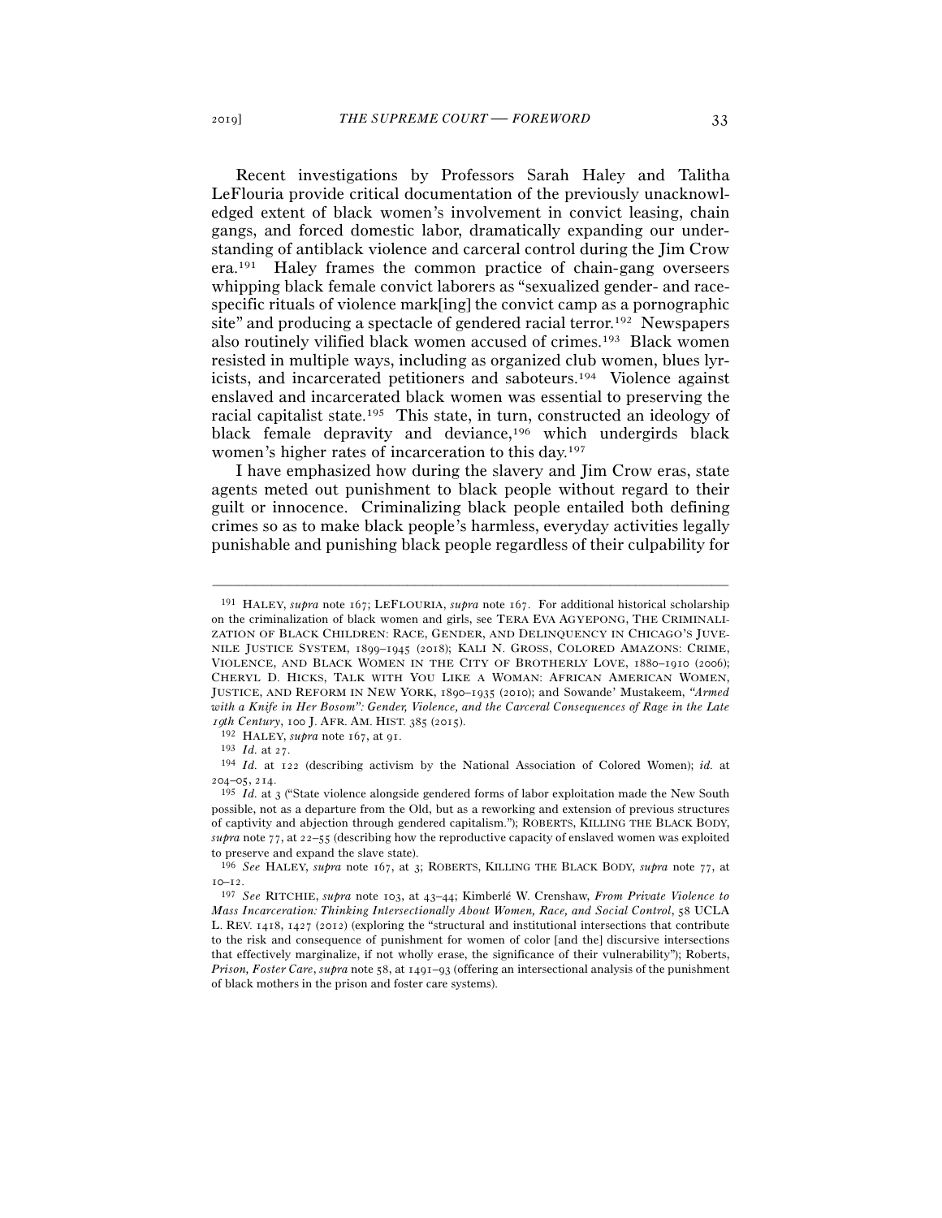Recent investigations by Professors Sarah Haley and Talitha LeFlouria provide critical documentation of the previously unacknowledged extent of black women's involvement in convict leasing, chain gangs, and forced domestic labor, dramatically expanding our understanding of antiblack violence and carceral control during the Jim Crow era.[191] Haley frames the common practice of chain-gang overseers whipping black female convict laborers as "sexualized gender- and race-specific rituals of violence mark[ing] the convict camp as a pornographic site" and producing a spectacle of gendered racial terror.[192] Newspapers also routinely vilified black women accused of crimes.[193] Black women resisted in multiple ways, including as organized club women, blues lyricists, and incarcerated petitioners and saboteurs.[194] Violence against enslaved and incarcerated black women was essential to preserving the racial capitalist state.[195] This state, in turn, constructed an ideology of black female depravity and deviance,[196] which undergirds black women's higher rates of incarceration to this day.[197]

I have emphasized how during the slavery and Jim Crow eras, state agents meted out punishment to black people without regard to their guilt or innocence. Criminalizing black people entailed both defining crimes so as to make black people's harmless, everyday activities legally punishable and punishing black people regardless of their culpability for

---

[191] HALEY, *supra* note 167; LEFLOURIA, *supra* note 167. For additional historical scholarship on the criminalization of black women and girls, see TERA EVA AGYEPONG, THE CRIMINALIZATION OF BLACK CHILDREN: RACE, GENDER, AND DELINQUENCY IN CHICAGO'S JUVENILE JUSTICE SYSTEM, 1899–1945 (2018); KALI N. GROSS, COLORED AMAZONS: CRIME, VIOLENCE, AND BLACK WOMEN IN THE CITY OF BROTHERLY LOVE, 1880–1910 (2006); CHERYL D. HICKS, TALK WITH YOU LIKE A WOMAN: AFRICAN AMERICAN WOMEN, JUSTICE, AND REFORM IN NEW YORK, 1890–1935 (2010); and Sowande' Mustakeem, *"Armed with a Knife in Her Bosom": Gender, Violence, and the Carceral Consequences of Rage in the Late 19th Century*, 100 J. AFR. AM. HIST. 385 (2015).

[192] HALEY, *supra* note 167, at 91.

[193] *Id.* at 27.

[194] *Id.* at 122 (describing activism by the National Association of Colored Women); *id.* at 204–05, 214.

[195] *Id.* at 3 ("State violence alongside gendered forms of labor exploitation made the New South possible, not as a departure from the Old, but as a reworking and extension of previous structures of captivity and abjection through gendered capitalism."); ROBERTS, KILLING THE BLACK BODY, *supra* note 77, at 22–55 (describing how the reproductive capacity of enslaved women was exploited to preserve and expand the slave state).

[196] *See* HALEY, *supra* note 167, at 3; ROBERTS, KILLING THE BLACK BODY, *supra* note 77, at 10–12.

[197] *See* RITCHIE, *supra* note 103, at 43–44; Kimberlé W. Crenshaw, *From Private Violence to Mass Incarceration: Thinking Intersectionally About Women, Race, and Social Control*, 58 UCLA L. REV. 1418, 1427 (2012) (exploring the "structural and institutional intersections that contribute to the risk and consequence of punishment for women of color [and the] discursive intersections that effectively marginalize, if not wholly erase, the significance of their vulnerability"); Roberts, *Prison, Foster Care*, *supra* note 58, at 1491–93 (offering an intersectional analysis of the punishment of black mothers in the prison and foster care systems).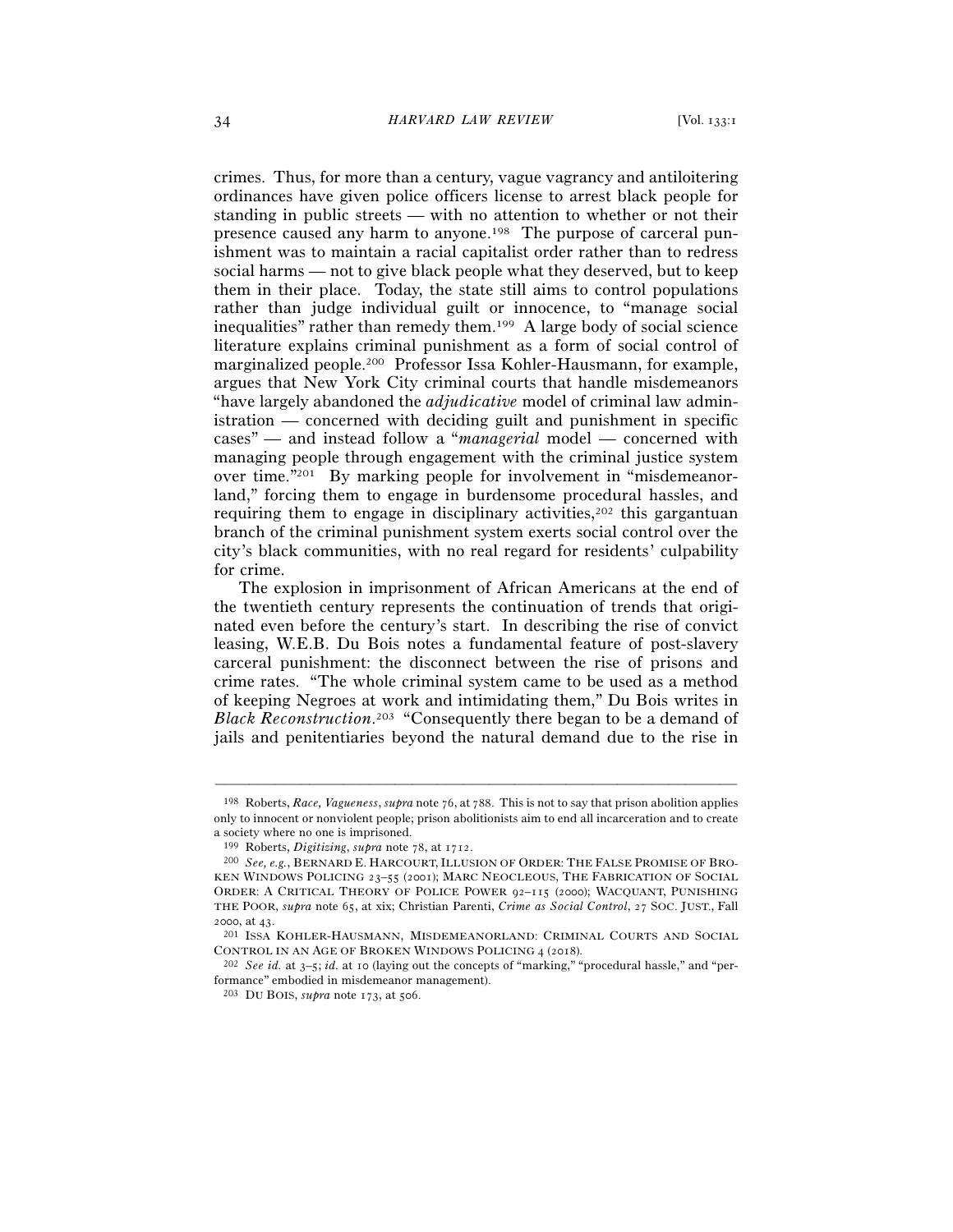crimes. Thus, for more than a century, vague vagrancy and antiloitering ordinances have given police officers license to arrest black people for standing in public streets — with no attention to whether or not their presence caused any harm to anyone.[198] The purpose of carceral punishment was to maintain a racial capitalist order rather than to redress social harms — not to give black people what they deserved, but to keep them in their place. Today, the state still aims to control populations rather than judge individual guilt or innocence, to "manage social inequalities" rather than remedy them.[199] A large body of social science literature explains criminal punishment as a form of social control of marginalized people.[200] Professor Issa Kohler-Hausmann, for example, argues that New York City criminal courts that handle misdemeanors "have largely abandoned the *adjudicative* model of criminal law administration — concerned with deciding guilt and punishment in specific cases" — and instead follow a "*managerial* model — concerned with managing people through engagement with the criminal justice system over time."[201] By marking people for involvement in "misdemeanorland," forcing them to engage in burdensome procedural hassles, and requiring them to engage in disciplinary activities,[202] this gargantuan branch of the criminal punishment system exerts social control over the city's black communities, with no real regard for residents' culpability for crime.

The explosion in imprisonment of African Americans at the end of the twentieth century represents the continuation of trends that originated even before the century's start. In describing the rise of convict leasing, W.E.B. Du Bois notes a fundamental feature of post-slavery carceral punishment: the disconnect between the rise of prisons and crime rates. "The whole criminal system came to be used as a method of keeping Negroes at work and intimidating them," Du Bois writes in *Black Reconstruction*.[203] "Consequently there began to be a demand of jails and penitentiaries beyond the natural demand due to the rise in

---

[198] Roberts, *Race, Vagueness*, *supra* note 76, at 788. This is not to say that prison abolition applies only to innocent or nonviolent people; prison abolitionists aim to end all incarceration and to create a society where no one is imprisoned.

[199] Roberts, *Digitizing*, *supra* note 78, at 1712.

[200] *See, e.g.*, BERNARD E. HARCOURT, ILLUSION OF ORDER: THE FALSE PROMISE OF BROKEN WINDOWS POLICING 23–55 (2001); MARC NEOCLEOUS, THE FABRICATION OF SOCIAL ORDER: A CRITICAL THEORY OF POLICE POWER 92–115 (2000); WACQUANT, PUNISHING THE POOR, *supra* note 65, at xix; Christian Parenti, *Crime as Social Control*, 27 SOC. JUST., Fall 2000, at 43.

[201] ISSA KOHLER-HAUSMANN, MISDEMEANORLAND: CRIMINAL COURTS AND SOCIAL CONTROL IN AN AGE OF BROKEN WINDOWS POLICING 4 (2018).

[202] *See id.* at 3–5; *id.* at 10 (laying out the concepts of "marking," "procedural hassle," and "performance" embodied in misdemeanor management).

[203] DU BOIS, *supra* note 173, at 506.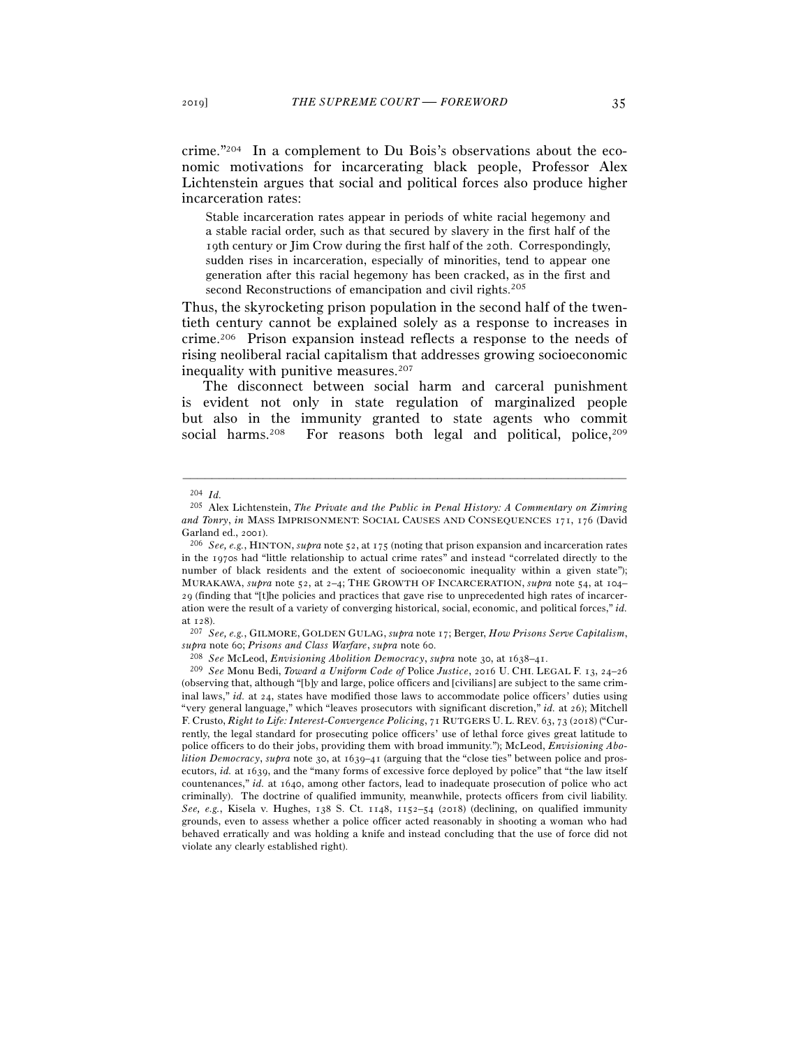crime."[204] In a complement to Du Bois's observations about the economic motivations for incarcerating black people, Professor Alex Lichtenstein argues that social and political forces also produce higher incarceration rates:

> Stable incarceration rates appear in periods of white racial hegemony and a stable racial order, such as that secured by slavery in the first half of the 19th century or Jim Crow during the first half of the 20th. Correspondingly, sudden rises in incarceration, especially of minorities, tend to appear one generation after this racial hegemony has been cracked, as in the first and second Reconstructions of emancipation and civil rights.[205]

Thus, the skyrocketing prison population in the second half of the twentieth century cannot be explained solely as a response to increases in crime.[206] Prison expansion instead reflects a response to the needs of rising neoliberal racial capitalism that addresses growing socioeconomic inequality with punitive measures.[207]

The disconnect between social harm and carceral punishment is evident not only in state regulation of marginalized people but also in the immunity granted to state agents who commit social harms.[208] For reasons both legal and political, police,[209]

---

[204] *Id.*

[205] Alex Lichtenstein, *The Private and the Public in Penal History: A Commentary on Zimring and Tonry*, *in* MASS IMPRISONMENT: SOCIAL CAUSES AND CONSEQUENCES 171, 176 (David Garland ed., 2001).

[206] *See, e.g.*, HINTON, *supra* note 52, at 175 (noting that prison expansion and incarceration rates in the 1970s had "little relationship to actual crime rates" and instead "correlated directly to the number of black residents and the extent of socioeconomic inequality within a given state"); MURAKAWA, *supra* note 52, at 2–4; THE GROWTH OF INCARCERATION, *supra* note 54, at 104–29 (finding that "[t]he policies and practices that gave rise to unprecedented high rates of incarceration were the result of a variety of converging historical, social, economic, and political forces," *id.* at 128).

[207] *See, e.g.*, GILMORE, GOLDEN GULAG, *supra* note 17; Berger, *How Prisons Serve Capitalism*, *supra* note 60; *Prisons and Class Warfare*, *supra* note 60.

[208] *See* McLeod, *Envisioning Abolition Democracy*, *supra* note 30, at 1638–41.

[209] *See* Monu Bedi, *Toward a Uniform Code of* Police *Justice*, 2016 U. CHI. LEGAL F. 13, 24–26 (observing that, although "[b]y and large, police officers and [civilians] are subject to the same criminal laws," *id.* at 24, states have modified those laws to accommodate police officers' duties using "very general language," which "leaves prosecutors with significant discretion," *id.* at 26); Mitchell F. Crusto, *Right to Life: Interest-Convergence Policing*, 71 RUTGERS U. L. REV. 63, 73 (2018) ("Currently, the legal standard for prosecuting police officers' use of lethal force gives great latitude to police officers to do their jobs, providing them with broad immunity."); McLeod, *Envisioning Abolition Democracy*, *supra* note 30, at 1639–41 (arguing that the "close ties" between police and prosecutors, *id.* at 1639, and the "many forms of excessive force deployed by police" that "the law itself countenances," *id.* at 1640, among other factors, lead to inadequate prosecution of police who act criminally). The doctrine of qualified immunity, meanwhile, protects officers from civil liability. *See, e.g.*, Kisela v. Hughes, 138 S. Ct. 1148, 1152–54 (2018) (declining, on qualified immunity grounds, even to assess whether a police officer acted reasonably in shooting a woman who had behaved erratically and was holding a knife and instead concluding that the use of force did not violate any clearly established right).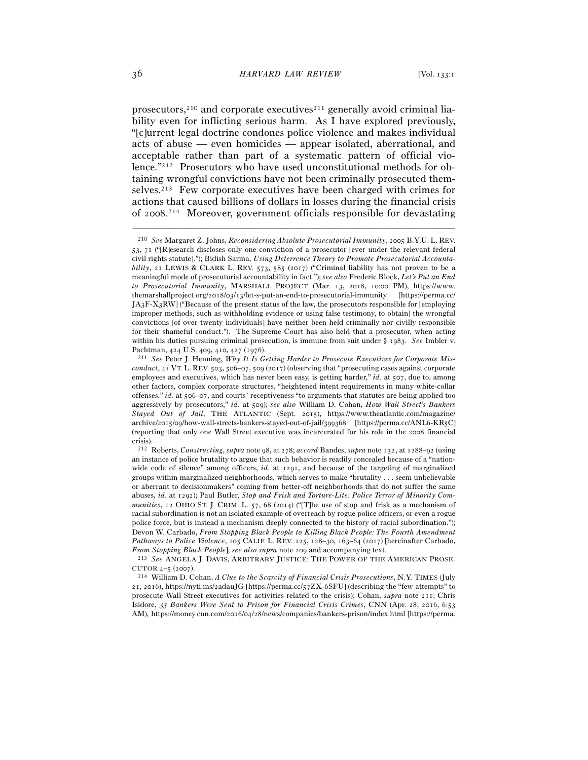prosecutors,[210] and corporate executives[211] generally avoid criminal liability even for inflicting serious harm. As I have explored previously, "[c]urrent legal doctrine condones police violence and makes individual acts of abuse — even homicides — appear isolated, aberrational, and acceptable rather than part of a systematic pattern of official violence."[212] Prosecutors who have used unconstitutional methods for obtaining wrongful convictions have not been criminally prosecuted themselves.[213] Few corporate executives have been charged with crimes for actions that caused billions of dollars in losses during the financial crisis of 2008.[214] Moreover, government officials responsible for devastating

---

[210] *See* Margaret Z. Johns, *Reconsidering Absolute Prosecutorial Immunity*, 2005 B.Y.U. L. REV. 53, 71 ("[R]esearch discloses only one conviction of a prosecutor [ever under the relevant federal civil rights statute]."); Bidish Sarma, *Using Deterrence Theory to Promote Prosecutorial Accountability*, 21 LEWIS & CLARK L. REV. 573, 585 (2017) ("Criminal liability has not proven to be a meaningful mode of prosecutorial accountability in fact."); *see also* Frederic Block, *Let's Put an End to Prosecutorial Immunity*, MARSHALL PROJECT (Mar. 13, 2018, 10:00 PM), https://www.themarshallproject.org/2018/03/13/let-s-put-an-end-to-prosecutorial-immunity [https://perma.cc/JA3F-X3RW] ("Because of the present status of the law, the prosecutors responsible for [employing improper methods, such as withholding evidence or using false testimony, to obtain] the wrongful convictions [of over twenty individuals] have neither been held criminally nor civilly responsible for their shameful conduct."). The Supreme Court has also held that a prosecutor, when acting within his duties pursuing criminal prosecution, is immune from suit under § 1983. *See* Imbler v. Pachtman, 424 U.S. 409, 410, 427 (1976).

[211] *See* Peter J. Henning, *Why It Is Getting Harder to Prosecute Executives for Corporate Misconduct*, 41 VT. L. REV. 503, 506–07, 509 (2017) (observing that "prosecuting cases against corporate employees and executives, which has never been easy, is getting harder," *id.* at 507, due to, among other factors, complex corporate structures, "heightened intent requirements in many white-collar offenses," *id.* at 506–07, and courts' receptiveness "to arguments that statutes are being applied too aggressively by prosecutors," *id.* at 509); *see also* William D. Cohan, *How Wall Street's Bankers Stayed Out of Jail*, THE ATLANTIC (Sept. 2015), https://www.theatlantic.com/magazine/archive/2015/09/how-wall-streets-bankers-stayed-out-of-jail/399368 [https://perma.cc/ANL6-KR5C] (reporting that only one Wall Street executive was incarcerated for his role in the 2008 financial crisis).

[212] Roberts, *Constructing*, *supra* note 98, at 278; *accord* Bandes, *supra* note 132, at 1288–92 (using an instance of police brutality to argue that such behavior is readily concealed because of a "nationwide code of silence" among officers, *id.* at 1291, and because of the targeting of marginalized groups within marginalized neighborhoods, which serves to make "brutality . . . seem unbelievable or aberrant to decisionmakers" coming from better-off neighborhoods that do not suffer the same abuses, *id.* at 1292); Paul Butler, *Stop and Frisk and Torture-Lite: Police Terror of Minority Communities*, 12 OHIO ST. J. CRIM. L. 57, 68 (2014) ("[T]he use of stop and frisk as a mechanism of racial subordination is not an isolated example of overreach by rogue police officers, or even a rogue police force, but is instead a mechanism deeply connected to the history of racial subordination."); Devon W. Carbado, *From Stopping Black People to Killing Black People: The Fourth Amendment Pathways to Police Violence*, 105 CALIF. L. REV. 125, 128–30, 163–64 (2017) [hereinafter Carbado, *From Stopping Black People*]; *see also supra* note 209 and accompanying text.

[213] *See* ANGELA J. DAVIS, ARBITRARY JUSTICE: THE POWER OF THE AMERICAN PROSECUTOR 4–5 (2007).

[214] William D. Cohan, *A Clue to the Scarcity of Financial Crisis Prosecutions*, N.Y. TIMES (July 21, 2016), https://nyti.ms/2adauJG [https://perma.cc/57ZX-6SFU] (describing the "few attempts" to prosecute Wall Street executives for activities related to the crisis); Cohan, *supra* note 211; Chris Isidore, *35 Bankers Were Sent to Prison for Financial Crisis Crimes*, CNN (Apr. 28, 2016, 6:53 AM), https://money.cnn.com/2016/04/28/news/companies/bankers-prison/index.html [https://perma.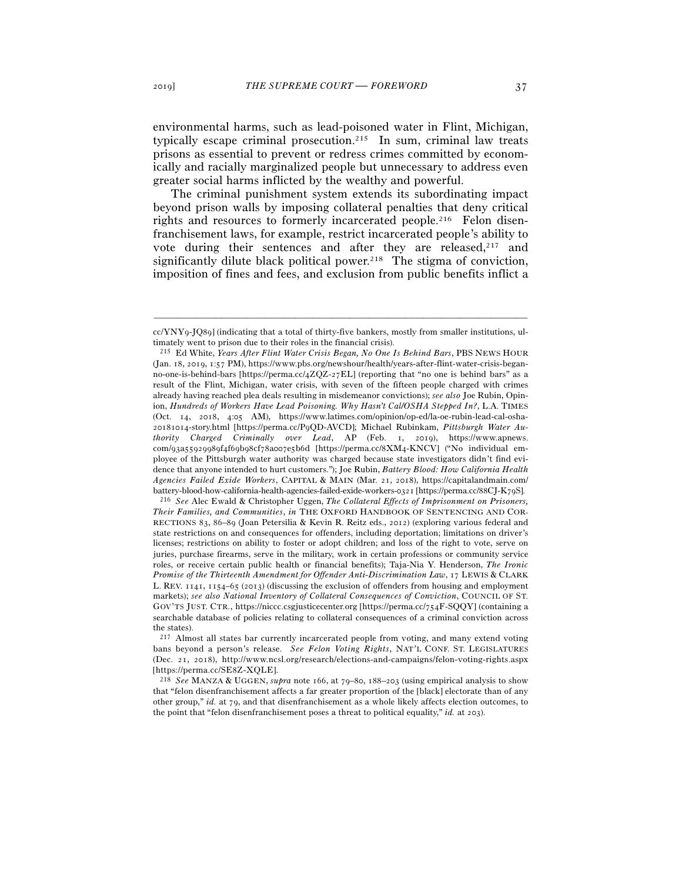environmental harms, such as lead-poisoned water in Flint, Michigan, typically escape criminal prosecution.[215] In sum, criminal law treats prisons as essential to prevent or redress crimes committed by economically and racially marginalized people but unnecessary to address even greater social harms inflicted by the wealthy and powerful.

The criminal punishment system extends its subordinating impact beyond prison walls by imposing collateral penalties that deny critical rights and resources to formerly incarcerated people.[216] Felon disenfranchisement laws, for example, restrict incarcerated people's ability to vote during their sentences and after they are released,[217] and significantly dilute black political power.[218] The stigma of conviction, imposition of fines and fees, and exclusion from public benefits inflict a

---

cc/YNY9-JQ89] (indicating that a total of thirty-five bankers, mostly from smaller institutions, ultimately went to prison due to their roles in the financial crisis).

[215] Ed White, *Years After Flint Water Crisis Began, No One Is Behind Bars*, PBS NEWS HOUR (Jan. 18, 2019, 1:57 PM), https://www.pbs.org/newshour/health/years-after-flint-water-crisis-began-no-one-is-behind-bars [https://perma.cc/4ZQZ-27EL] (reporting that "no one is behind bars" as a result of the Flint, Michigan, water crisis, with seven of the fifteen people charged with crimes already having reached plea deals resulting in misdemeanor convictions); *see also* Joe Rubin, Opinion, *Hundreds of Workers Have Lead Poisoning. Why Hasn't Cal/OSHA Stepped In?*, L.A. TIMES (Oct. 14, 2018, 4:05 AM), https://www.latimes.com/opinion/op-ed/la-oe-rubin-lead-cal-osha-20181014-story.html [https://perma.cc/P9QD-AVCD]; Michael Rubinkam, *Pittsburgh Water Authority Charged Criminally over Lead*, AP (Feb. 1, 2019), https://www.apnews.com/93a55929989f4f69b98cf78a007e5b6d [https://perma.cc/8XM4-KNCV] ("No individual employee of the Pittsburgh water authority was charged because state investigators didn't find evidence that anyone intended to hurt customers."); Joe Rubin, *Battery Blood: How California Health Agencies Failed Exide Workers*, CAPITAL & MAIN (Mar. 21, 2018), https://capitalandmain.com/battery-blood-how-california-health-agencies-failed-exide-workers-0321 [https://perma.cc/88CJ-K79S].

[216] *See* Alec Ewald & Christopher Uggen, *The Collateral Effects of Imprisonment on Prisoners, Their Families, and Communities*, *in* THE OXFORD HANDBOOK OF SENTENCING AND CORRECTIONS 83, 86–89 (Joan Petersilia & Kevin R. Reitz eds., 2012) (exploring various federal and state restrictions on and consequences for offenders, including deportation; limitations on driver's licenses; restrictions on ability to foster or adopt children; and loss of the right to vote, serve on juries, purchase firearms, serve in the military, work in certain professions or community service roles, or receive certain public health or financial benefits); Taja-Nia Y. Henderson, *The Ironic Promise of the Thirteenth Amendment for Offender Anti-Discrimination Law*, 17 LEWIS & CLARK L. REV. 1141, 1154–65 (2013) (discussing the exclusion of offenders from housing and employment markets); *see also National Inventory of Collateral Consequences of Conviction*, COUNCIL OF ST. GOV'TS JUST. CTR., https://niccc.csgjusticecenter.org [https://perma.cc/754F-SQQY] (containing a searchable database of policies relating to collateral consequences of a criminal conviction across the states).

[217] Almost all states bar currently incarcerated people from voting, and many extend voting bans beyond a person's release. *See Felon Voting Rights*, NAT'L CONF. ST. LEGISLATURES (Dec. 21, 2018), http://www.ncsl.org/research/elections-and-campaigns/felon-voting-rights.aspx [https://perma.cc/SE8Z-XQLE].

[218] *See* MANZA & UGGEN, *supra* note 166, at 79–80, 188–203 (using empirical analysis to show that "felon disenfranchisement affects a far greater proportion of the [black] electorate than of any other group," *id.* at 79, and that disenfranchisement as a whole likely affects election outcomes, to the point that "felon disenfranchisement poses a threat to political equality," *id.* at 203).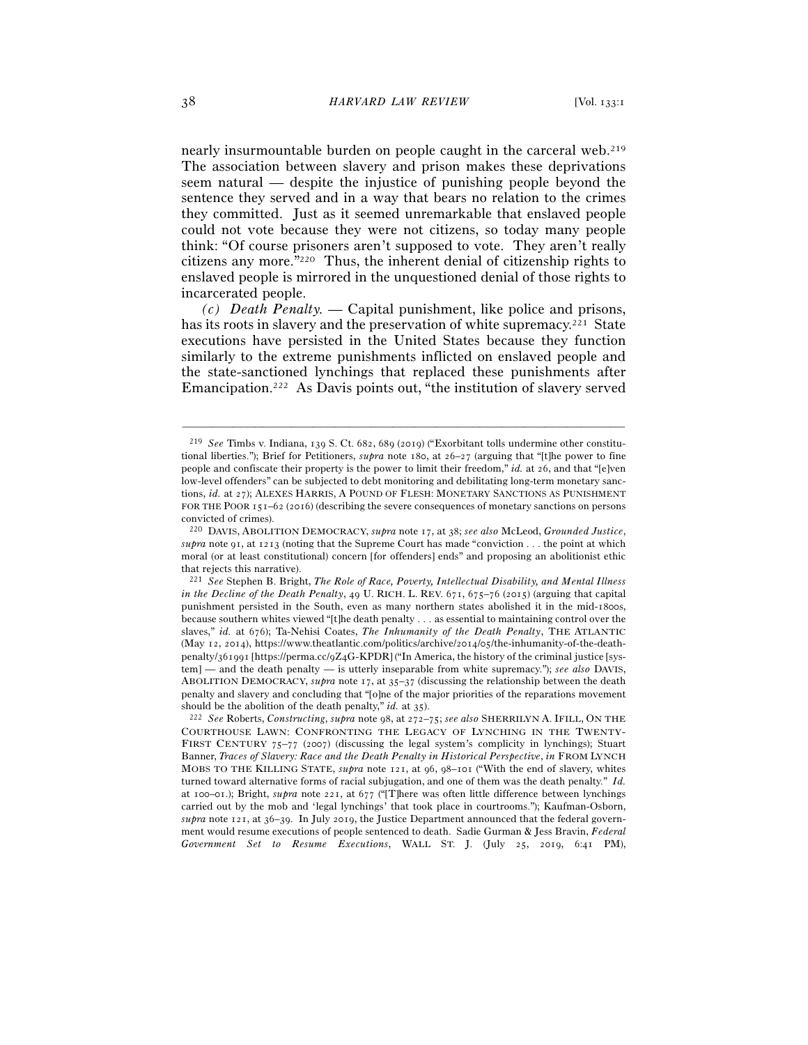nearly insurmountable burden on people caught in the carceral web.[219] The association between slavery and prison makes these deprivations seem natural — despite the injustice of punishing people beyond the sentence they served and in a way that bears no relation to the crimes they committed. Just as it seemed unremarkable that enslaved people could not vote because they were not citizens, so today many people think: "Of course prisoners aren't supposed to vote. They aren't really citizens any more."[220] Thus, the inherent denial of citizenship rights to enslaved people is mirrored in the unquestioned denial of those rights to incarcerated people.

*(c) Death Penalty.* — Capital punishment, like police and prisons, has its roots in slavery and the preservation of white supremacy.[221] State executions have persisted in the United States because they function similarly to the extreme punishments inflicted on enslaved people and the state-sanctioned lynchings that replaced these punishments after Emancipation.[222] As Davis points out, "the institution of slavery served

---

[219] *See* Timbs v. Indiana, 139 S. Ct. 682, 689 (2019) ("Exorbitant tolls undermine other constitutional liberties."); Brief for Petitioners, *supra* note 180, at 26–27 (arguing that "[t]he power to fine people and confiscate their property is the power to limit their freedom," *id.* at 26, and that "[e]ven low-level offenders" can be subjected to debt monitoring and debilitating long-term monetary sanctions, *id.* at 27); ALEXES HARRIS, A POUND OF FLESH: MONETARY SANCTIONS AS PUNISHMENT FOR THE POOR 151–62 (2016) (describing the severe consequences of monetary sanctions on persons convicted of crimes).

[220] DAVIS, ABOLITION DEMOCRACY, *supra* note 17, at 38; *see also* McLeod, *Grounded Justice*, *supra* note 91, at 1213 (noting that the Supreme Court has made "conviction . . . the point at which moral (or at least constitutional) concern [for offenders] ends" and proposing an abolitionist ethic that rejects this narrative).

[221] *See* Stephen B. Bright, *The Role of Race, Poverty, Intellectual Disability, and Mental Illness in the Decline of the Death Penalty*, 49 U. RICH. L. REV. 671, 675–76 (2015) (arguing that capital punishment persisted in the South, even as many northern states abolished it in the mid-1800s, because southern whites viewed "[t]he death penalty . . . as essential to maintaining control over the slaves," *id.* at 676); Ta-Nehisi Coates, *The Inhumanity of the Death Penalty*, THE ATLANTIC (May 12, 2014), https://www.theatlantic.com/politics/archive/2014/05/the-inhumanity-of-the-death-penalty/361991 [https://perma.cc/9Z4G-KPDR] ("In America, the history of the criminal justice [system] — and the death penalty — is utterly inseparable from white supremacy."); *see also* DAVIS, ABOLITION DEMOCRACY, *supra* note 17, at 35–37 (discussing the relationship between the death penalty and slavery and concluding that "[o]ne of the major priorities of the reparations movement should be the abolition of the death penalty," *id.* at 35).

[222] *See* Roberts, *Constructing*, *supra* note 98, at 272–75; *see also* SHERRILYN A. IFILL, ON THE COURTHOUSE LAWN: CONFRONTING THE LEGACY OF LYNCHING IN THE TWENTY-FIRST CENTURY 75–77 (2007) (discussing the legal system's complicity in lynchings); Stuart Banner, *Traces of Slavery: Race and the Death Penalty in Historical Perspective*, *in* FROM LYNCH MOBS TO THE KILLING STATE, *supra* note 121, at 96, 98–101 ("With the end of slavery, whites turned toward alternative forms of racial subjugation, and one of them was the death penalty." *Id.* at 100–01.); Bright, *supra* note 221, at 677 ("[T]here was often little difference between lynchings carried out by the mob and 'legal lynchings' that took place in courtrooms."); Kaufman-Osborn, *supra* note 121, at 36–39. In July 2019, the Justice Department announced that the federal government would resume executions of people sentenced to death. Sadie Gurman & Jess Bravin, *Federal Government Set to Resume Executions*, WALL ST. J. (July 25, 2019, 6:41 PM),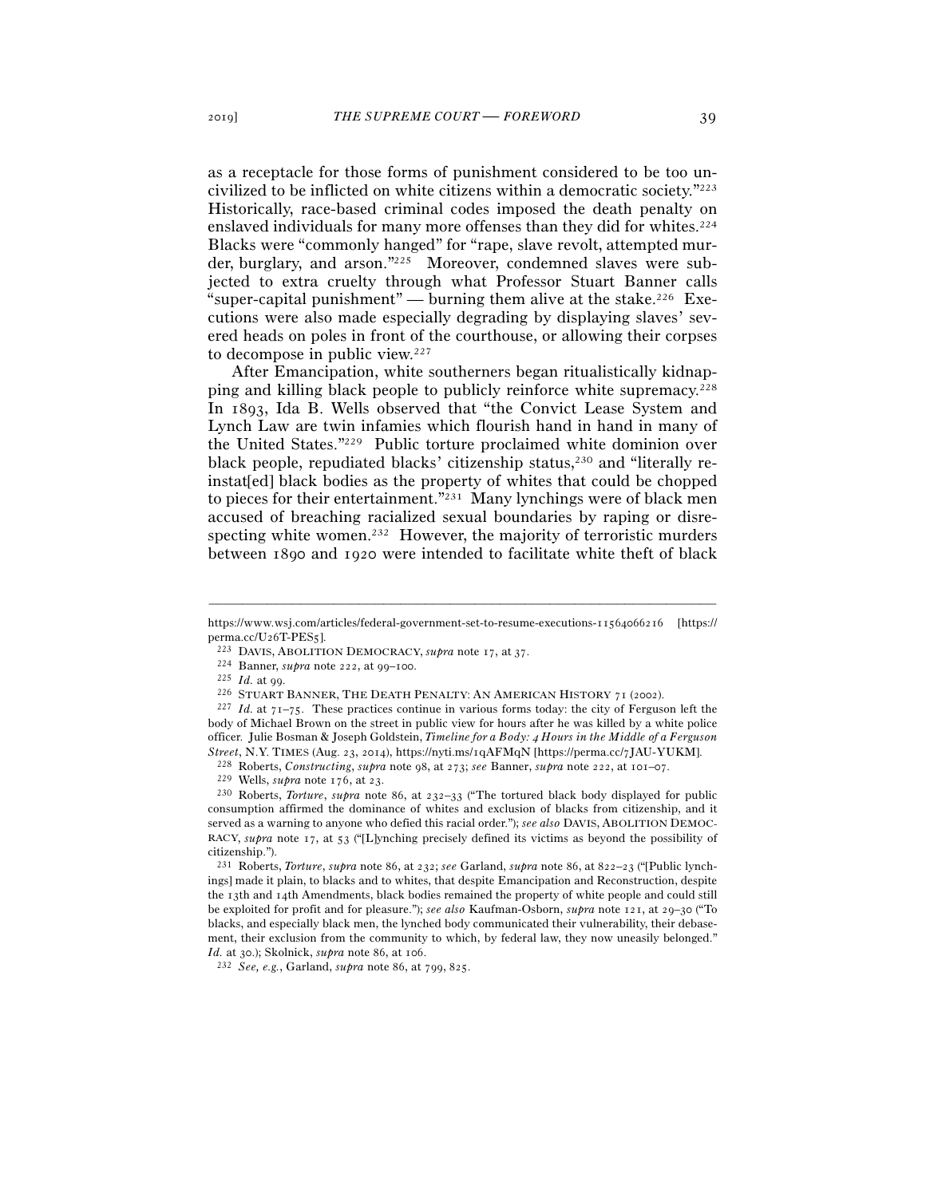as a receptacle for those forms of punishment considered to be too uncivilized to be inflicted on white citizens within a democratic society."[223] Historically, race-based criminal codes imposed the death penalty on enslaved individuals for many more offenses than they did for whites.[224] Blacks were "commonly hanged" for "rape, slave revolt, attempted murder, burglary, and arson."[225] Moreover, condemned slaves were subjected to extra cruelty through what Professor Stuart Banner calls "super-capital punishment" — burning them alive at the stake.[226] Executions were also made especially degrading by displaying slaves' severed heads on poles in front of the courthouse, or allowing their corpses to decompose in public view.[227]

After Emancipation, white southerners began ritualistically kidnapping and killing black people to publicly reinforce white supremacy.[228] In 1893, Ida B. Wells observed that "the Convict Lease System and Lynch Law are twin infamies which flourish hand in hand in many of the United States."[229] Public torture proclaimed white dominion over black people, repudiated blacks' citizenship status,[230] and "literally reinstat[ed] black bodies as the property of whites that could be chopped to pieces for their entertainment."[231] Many lynchings were of black men accused of breaching racialized sexual boundaries by raping or disrespecting white women.[232] However, the majority of terroristic murders between 1890 and 1920 were intended to facilitate white theft of black

---

https://www.wsj.com/articles/federal-government-set-to-resume-executions-11564066216 [https://perma.cc/U26T-PES5].

[223] DAVIS, ABOLITION DEMOCRACY, *supra* note 17, at 37.

[224] Banner, *supra* note 222, at 99–100.

[225] *Id.* at 99.

[226] STUART BANNER, THE DEATH PENALTY: AN AMERICAN HISTORY 71 (2002).

[227] *Id.* at 71–75. These practices continue in various forms today: the city of Ferguson left the body of Michael Brown on the street in public view for hours after he was killed by a white police officer. Julie Bosman & Joseph Goldstein, *Timeline for a Body: 4 Hours in the Middle of a Ferguson Street*, N.Y. TIMES (Aug. 23, 2014), https://nyti.ms/1qAFMqN [https://perma.cc/7JAU-YUKM].

[228] Roberts, *Constructing*, *supra* note 98, at 273; *see* Banner, *supra* note 222, at 101–07.

[229] Wells, *supra* note 176, at 23.

[230] Roberts, *Torture*, *supra* note 86, at 232–33 ("The tortured black body displayed for public consumption affirmed the dominance of whites and exclusion of blacks from citizenship, and it served as a warning to anyone who defied this racial order."); *see also* DAVIS, ABOLITION DEMOCRACY, *supra* note 17, at 53 ("[L]ynching precisely defined its victims as beyond the possibility of citizenship.").

[231] Roberts, *Torture*, *supra* note 86, at 232; *see* Garland, *supra* note 86, at 822–23 ("[Public lynchings] made it plain, to blacks and to whites, that despite Emancipation and Reconstruction, despite the 13th and 14th Amendments, black bodies remained the property of white people and could still be exploited for profit and for pleasure."); *see also* Kaufman-Osborn, *supra* note 121, at 29–30 ("To blacks, and especially black men, the lynched body communicated their vulnerability, their debasement, their exclusion from the community to which, by federal law, they now uneasily belonged." *Id.* at 30.); Skolnick, *supra* note 86, at 106.

[232] *See, e.g.*, Garland, *supra* note 86, at 799, 825.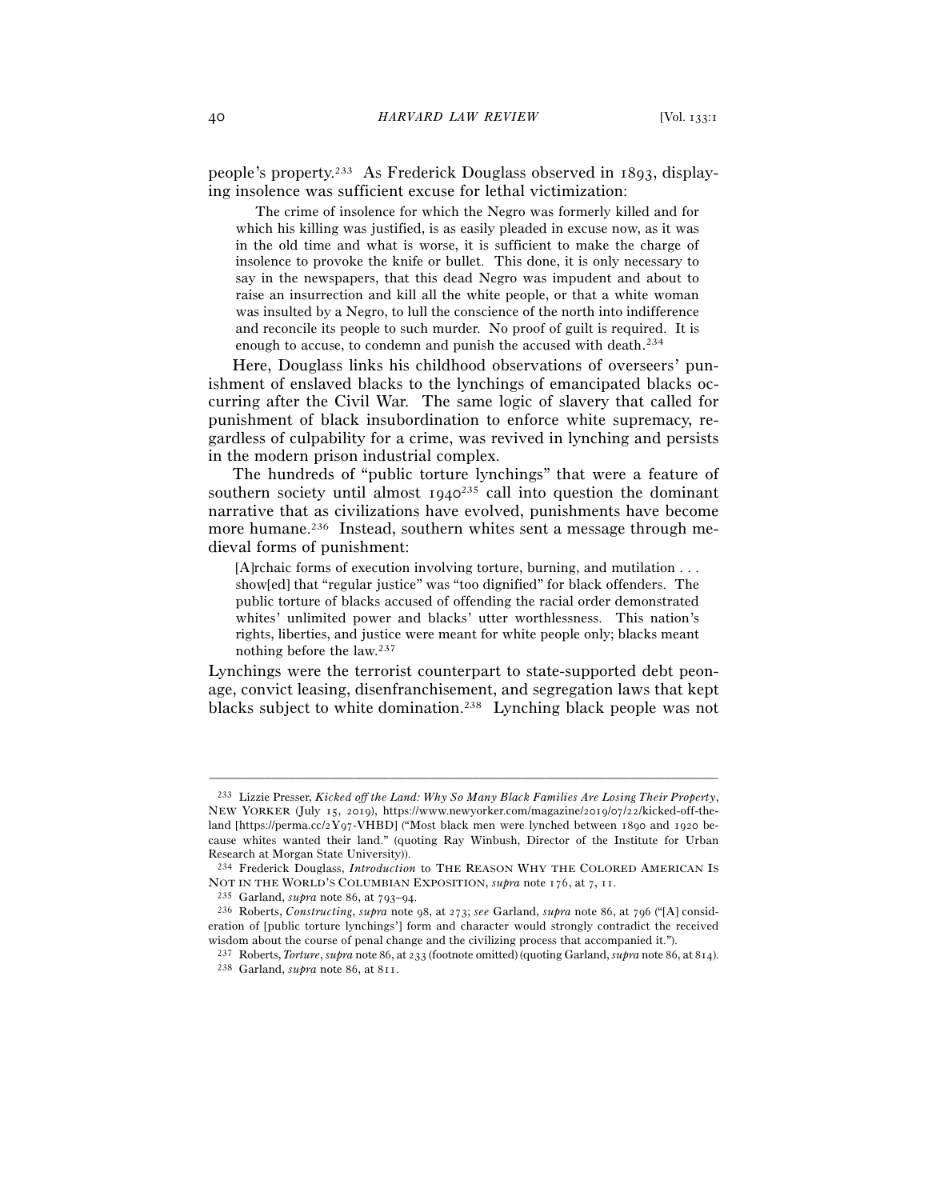people's property.[233] As Frederick Douglass observed in 1893, displaying insolence was sufficient excuse for lethal victimization:

> The crime of insolence for which the Negro was formerly killed and for which his killing was justified, is as easily pleaded in excuse now, as it was in the old time and what is worse, it is sufficient to make the charge of insolence to provoke the knife or bullet. This done, it is only necessary to say in the newspapers, that this dead Negro was impudent and about to raise an insurrection and kill all the white people, or that a white woman was insulted by a Negro, to lull the conscience of the north into indifference and reconcile its people to such murder. No proof of guilt is required. It is enough to accuse, to condemn and punish the accused with death.[234]

Here, Douglass links his childhood observations of overseers' punishment of enslaved blacks to the lynchings of emancipated blacks occurring after the Civil War. The same logic of slavery that called for punishment of black insubordination to enforce white supremacy, regardless of culpability for a crime, was revived in lynching and persists in the modern prison industrial complex.

The hundreds of "public torture lynchings" that were a feature of southern society until almost 1940[235] call into question the dominant narrative that as civilizations have evolved, punishments have become more humane.[236] Instead, southern whites sent a message through medieval forms of punishment:

> [A]rchaic forms of execution involving torture, burning, and mutilation . . . show[ed] that "regular justice" was "too dignified" for black offenders. The public torture of blacks accused of offending the racial order demonstrated whites' unlimited power and blacks' utter worthlessness. This nation's rights, liberties, and justice were meant for white people only; blacks meant nothing before the law.[237]

Lynchings were the terrorist counterpart to state-supported debt peonage, convict leasing, disenfranchisement, and segregation laws that kept blacks subject to white domination.[238] Lynching black people was not

---

[233] Lizzie Presser, *Kicked off the Land: Why So Many Black Families Are Losing Their Property*, NEW YORKER (July 15, 2019), https://www.newyorker.com/magazine/2019/07/22/kicked-off-the-land [https://perma.cc/2Y97-VHBD] ("Most black men were lynched between 1890 and 1920 because whites wanted their land." (quoting Ray Winbush, Director of the Institute for Urban Research at Morgan State University)).

[234] Frederick Douglass, *Introduction* to THE REASON WHY THE COLORED AMERICAN IS NOT IN THE WORLD'S COLUMBIAN EXPOSITION, *supra* note 176, at 7, 11.

[235] Garland, *supra* note 86, at 793–94.

[236] Roberts, *Constructing*, *supra* note 98, at 273; *see* Garland, *supra* note 86, at 796 ("[A] consideration of [public torture lynchings'] form and character would strongly contradict the received wisdom about the course of penal change and the civilizing process that accompanied it.").

[237] Roberts, *Torture*, *supra* note 86, at 233 (footnote omitted) (quoting Garland, *supra* note 86, at 814).

[238] Garland, *supra* note 86, at 811.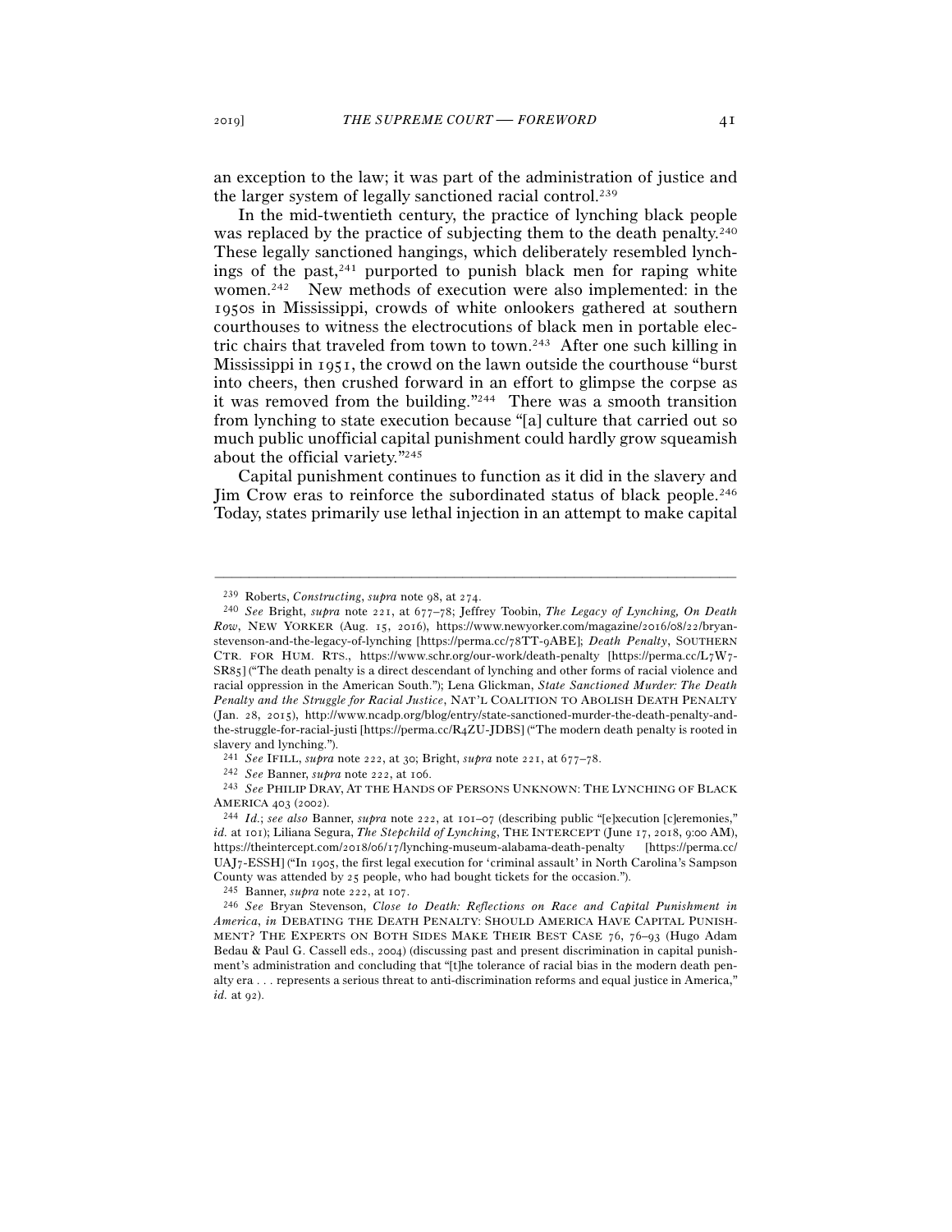an exception to the law; it was part of the administration of justice and the larger system of legally sanctioned racial control.[239]

In the mid-twentieth century, the practice of lynching black people was replaced by the practice of subjecting them to the death penalty.[240] These legally sanctioned hangings, which deliberately resembled lynchings of the past,[241] purported to punish black men for raping white women.[242] New methods of execution were also implemented: in the 1950s in Mississippi, crowds of white onlookers gathered at southern courthouses to witness the electrocutions of black men in portable electric chairs that traveled from town to town.[243] After one such killing in Mississippi in 1951, the crowd on the lawn outside the courthouse "burst into cheers, then crushed forward in an effort to glimpse the corpse as it was removed from the building."[244] There was a smooth transition from lynching to state execution because "[a] culture that carried out so much public unofficial capital punishment could hardly grow squeamish about the official variety."[245]

Capital punishment continues to function as it did in the slavery and Jim Crow eras to reinforce the subordinated status of black people.[246] Today, states primarily use lethal injection in an attempt to make capital

---

[239] Roberts, *Constructing*, *supra* note 98, at 274.

[240] *See* Bright, *supra* note 221, at 677–78; Jeffrey Toobin, *The Legacy of Lynching, On Death Row*, NEW YORKER (Aug. 15, 2016), https://www.newyorker.com/magazine/2016/08/22/bryan-stevenson-and-the-legacy-of-lynching [https://perma.cc/78TT-9ABE]; *Death Penalty*, SOUTHERN CTR. FOR HUM. RTS., https://www.schr.org/our-work/death-penalty [https://perma.cc/L7W7-SR85] ("The death penalty is a direct descendant of lynching and other forms of racial violence and racial oppression in the American South."); Lena Glickman, *State Sanctioned Murder: The Death Penalty and the Struggle for Racial Justice*, NAT'L COALITION TO ABOLISH DEATH PENALTY (Jan. 28, 2015), http://www.ncadp.org/blog/entry/state-sanctioned-murder-the-death-penalty-and-the-struggle-for-racial-justi [https://perma.cc/R4ZU-JDBS] ("The modern death penalty is rooted in slavery and lynching.").

[241] *See* IFILL, *supra* note 222, at 30; Bright, *supra* note 221, at 677–78.

[242] *See* Banner, *supra* note 222, at 106.

[243] *See* PHILIP DRAY, AT THE HANDS OF PERSONS UNKNOWN: THE LYNCHING OF BLACK AMERICA 403 (2002).

[244] *Id.*; *see also* Banner, *supra* note 222, at 101–07 (describing public "[e]xecution [c]eremonies," *id.* at 101); Liliana Segura, *The Stepchild of Lynching*, THE INTERCEPT (June 17, 2018, 9:00 AM), https://theintercept.com/2018/06/17/lynching-museum-alabama-death-penalty [https://perma.cc/UAJ7-ESSH] ("In 1905, the first legal execution for 'criminal assault' in North Carolina's Sampson County was attended by 25 people, who had bought tickets for the occasion.").

[245] Banner, *supra* note 222, at 107.

[246] *See* Bryan Stevenson, *Close to Death: Reflections on Race and Capital Punishment in America*, *in* DEBATING THE DEATH PENALTY: SHOULD AMERICA HAVE CAPITAL PUNISHMENT? THE EXPERTS ON BOTH SIDES MAKE THEIR BEST CASE 76, 76–93 (Hugo Adam Bedau & Paul G. Cassell eds., 2004) (discussing past and present discrimination in capital punishment's administration and concluding that "[t]he tolerance of racial bias in the modern death penalty era . . . represents a serious threat to anti-discrimination reforms and equal justice in America," *id.* at 92).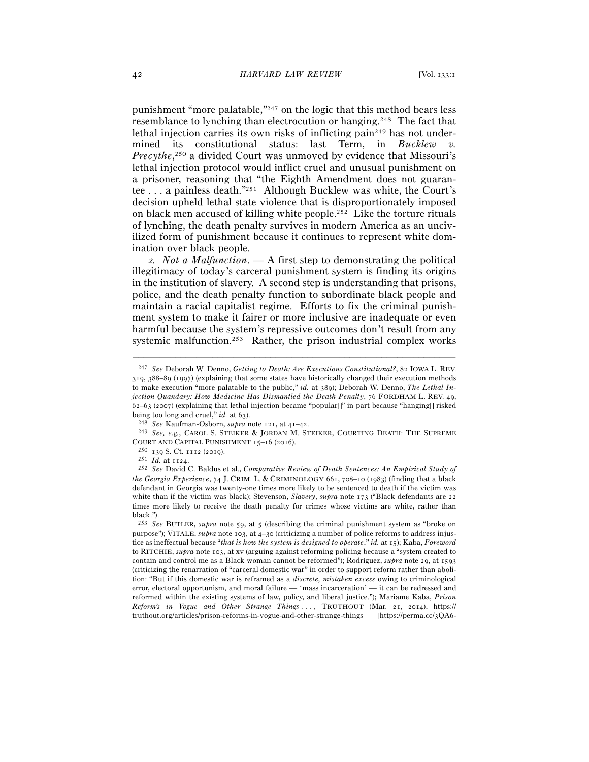punishment "more palatable,"[247] on the logic that this method bears less resemblance to lynching than electrocution or hanging.[248] The fact that lethal injection carries its own risks of inflicting pain[249] has not undermined its constitutional status: last Term, in *Bucklew v. Precythe*,[250] a divided Court was unmoved by evidence that Missouri's lethal injection protocol would inflict cruel and unusual punishment on a prisoner, reasoning that "the Eighth Amendment does not guarantee . . . a painless death."[251] Although Bucklew was white, the Court's decision upheld lethal state violence that is disproportionately imposed on black men accused of killing white people.[252] Like the torture rituals of lynching, the death penalty survives in modern America as an uncivilized form of punishment because it continues to represent white domination over black people.

*2. Not a Malfunction.* — A first step to demonstrating the political illegitimacy of today's carceral punishment system is finding its origins in the institution of slavery. A second step is understanding that prisons, police, and the death penalty function to subordinate black people and maintain a racial capitalist regime. Efforts to fix the criminal punishment system to make it fairer or more inclusive are inadequate or even harmful because the system's repressive outcomes don't result from any systemic malfunction.[253] Rather, the prison industrial complex works

---

[247] *See* Deborah W. Denno, *Getting to Death: Are Executions Constitutional?*, 82 IOWA L. REV. 319, 388–89 (1997) (explaining that some states have historically changed their execution methods to make execution "more palatable to the public," *id.* at 389); Deborah W. Denno, *The Lethal Injection Quandary: How Medicine Has Dismantled the Death Penalty*, 76 FORDHAM L. REV. 49, 62–63 (2007) (explaining that lethal injection became "popular[]" in part because "hanging[] risked being too long and cruel," *id.* at 63).

[248] *See* Kaufman-Osborn, *supra* note 121, at 41–42.

[249] *See, e.g.*, CAROL S. STEIKER & JORDAN M. STEIKER, COURTING DEATH: THE SUPREME COURT AND CAPITAL PUNISHMENT 15–16 (2016).

[250] 139 S. Ct. 1112 (2019).

[251] *Id.* at 1124.

[252] *See* David C. Baldus et al., *Comparative Review of Death Sentences: An Empirical Study of the Georgia Experience*, 74 J. CRIM. L. & CRIMINOLOGY 661, 708–10 (1983) (finding that a black defendant in Georgia was twenty-one times more likely to be sentenced to death if the victim was white than if the victim was black); Stevenson, *Slavery*, *supra* note 173 ("Black defendants are 22 times more likely to receive the death penalty for crimes whose victims are white, rather than black.").

[253] *See* BUTLER, *supra* note 59, at 5 (describing the criminal punishment system as "broke on purpose"); VITALE, *supra* note 103, at 4–30 (criticizing a number of police reforms to address injustice as ineffectual because "*that is how the system is designed to operate*," *id.* at 15); Kaba, *Foreword* to RITCHIE, *supra* note 103, at xv (arguing against reforming policing because a "system created to contain and control me as a Black woman cannot be reformed"); Rodríguez, *supra* note 29, at 1593 (criticizing the renarration of "carceral domestic war" in order to support reform rather than abolition: "But if this domestic war is reframed as a *discrete, mistaken excess* owing to criminological error, electoral opportunism, and moral failure — 'mass incarceration' — it can be redressed and reformed within the existing systems of law, policy, and liberal justice."); Mariame Kaba, *Prison Reform's in Vogue and Other Strange Things . . .*, TRUTHOUT (Mar. 21, 2014), https://truthout.org/articles/prison-reforms-in-vogue-and-other-strange-things [https://perma.cc/3QA6-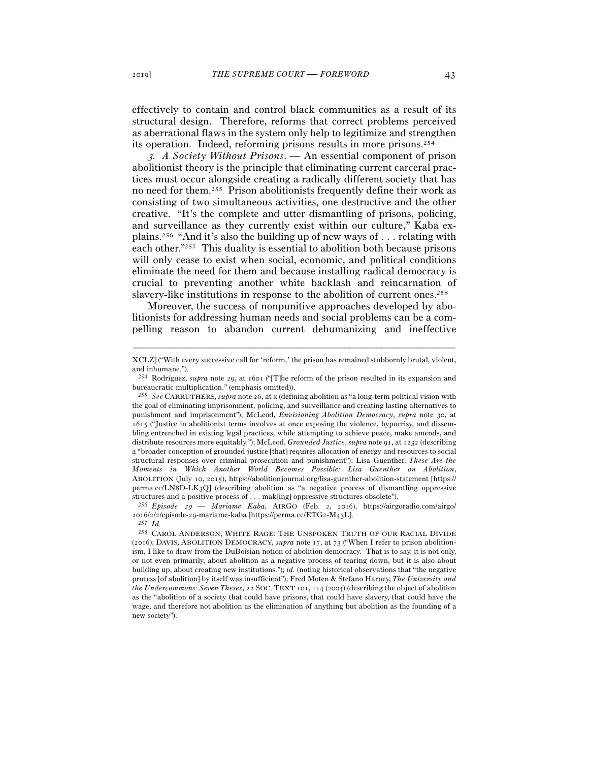effectively to contain and control black communities as a result of its structural design. Therefore, reforms that correct problems perceived as aberrational flaws in the system only help to legitimize and strengthen its operation. Indeed, reforming prisons results in more prisons.[254]

*3. A Society Without Prisons*. — An essential component of prison abolitionist theory is the principle that eliminating current carceral practices must occur alongside creating a radically different society that has no need for them.[255] Prison abolitionists frequently define their work as consisting of two simultaneous activities, one destructive and the other creative. "It's the complete and utter dismantling of prisons, policing, and surveillance as they currently exist within our culture," Kaba explains.[256] "And it's also the building up of new ways of . . . relating with each other."[257] This duality is essential to abolition both because prisons will only cease to exist when social, economic, and political conditions eliminate the need for them and because installing radical democracy is crucial to preventing another white backlash and reincarnation of slavery-like institutions in response to the abolition of current ones.[258]

Moreover, the success of nonpunitive approaches developed by abolitionists for addressing human needs and social problems can be a compelling reason to abandon current dehumanizing and ineffective

---

XCLZ] ("With every successive call for 'reform,' the prison has remained stubbornly brutal, violent, and inhumane.").

[254] Rodríguez, *supra* note 29, at 1601 ("[T]he reform of the prison resulted in its expansion and bureaucratic multiplication." (emphasis omitted)).

[255] *See* CARRUTHERS, *supra* note 26, at x (defining abolition as "a long-term political vision with the goal of eliminating imprisonment, policing, and surveillance and creating lasting alternatives to punishment and imprisonment"); McLeod, *Envisioning Abolition Democracy*, *supra* note 30, at 1615 ("Justice in abolitionist terms involves at once exposing the violence, hypocrisy, and dissembling entrenched in existing legal practices, while attempting to achieve peace, make amends, and distribute resources more equitably."); McLeod, *Grounded Justice*, *supra* note 91, at 1232 (describing a "broader conception of grounded justice [that] requires allocation of energy and resources to social structural responses over criminal prosecution and punishment"); Lisa Guenther, *These Are the Moments in Which Another World Becomes Possible: Lisa Guenther on Abolition*, ABOLITION (July 10, 2015), https://abolitionjournal.org/lisa-guenther-abolition-statement [https://perma.cc/LN8D-LK3Q] (describing abolition as "a negative process of dismantling oppressive structures and a positive process of . . . mak[ing] oppressive structures obsolete").

[256] *Episode 29 — Mariame Kaba*, AIRGO (Feb. 2, 2016), https://airgoradio.com/airgo/2016/2/2/episode-29-mariame-kaba [https://perma.cc/ETG2-M43L].

[257] *Id.*

[258] CAROL ANDERSON, WHITE RAGE: THE UNSPOKEN TRUTH OF OUR RACIAL DIVIDE (2016); DAVIS, ABOLITION DEMOCRACY, *supra* note 17, at 73 ("When I refer to prison abolitionism, I like to draw from the DuBoisian notion of abolition democracy. That is to say, it is not only, or not even primarily, about abolition as a negative process of tearing down, but it is also about building up, about creating new institutions."); *id.* (noting historical observations that "the negative process [of abolition] by itself was insufficient"); Fred Moten & Stefano Harney, *The University and the Undercommons: Seven Theses*, 22 SOC. TEXT 101, 114 (2004) (describing the object of abolition as the "abolition of a society that could have prisons, that could have slavery, that could have the wage, and therefore not abolition as the elimination of anything but abolition as the founding of a new society").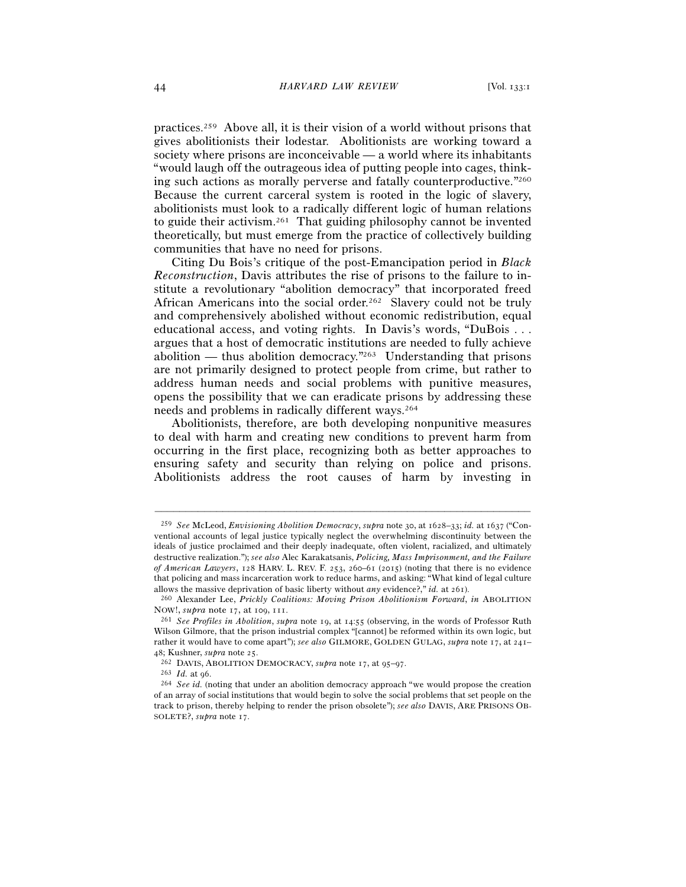practices.[259] Above all, it is their vision of a world without prisons that gives abolitionists their lodestar. Abolitionists are working toward a society where prisons are inconceivable — a world where its inhabitants "would laugh off the outrageous idea of putting people into cages, thinking such actions as morally perverse and fatally counterproductive."[260] Because the current carceral system is rooted in the logic of slavery, abolitionists must look to a radically different logic of human relations to guide their activism.[261] That guiding philosophy cannot be invented theoretically, but must emerge from the practice of collectively building communities that have no need for prisons.

Citing Du Bois's critique of the post-Emancipation period in *Black Reconstruction*, Davis attributes the rise of prisons to the failure to institute a revolutionary "abolition democracy" that incorporated freed African Americans into the social order.[262] Slavery could not be truly and comprehensively abolished without economic redistribution, equal educational access, and voting rights. In Davis's words, "DuBois . . . argues that a host of democratic institutions are needed to fully achieve abolition — thus abolition democracy."[263] Understanding that prisons are not primarily designed to protect people from crime, but rather to address human needs and social problems with punitive measures, opens the possibility that we can eradicate prisons by addressing these needs and problems in radically different ways.[264]

Abolitionists, therefore, are both developing nonpunitive measures to deal with harm and creating new conditions to prevent harm from occurring in the first place, recognizing both as better approaches to ensuring safety and security than relying on police and prisons. Abolitionists address the root causes of harm by investing in

---

[259] *See* McLeod, *Envisioning Abolition Democracy*, *supra* note 30, at 1628–33; *id.* at 1637 ("Conventional accounts of legal justice typically neglect the overwhelming discontinuity between the ideals of justice proclaimed and their deeply inadequate, often violent, racialized, and ultimately destructive realization."); *see also* Alec Karakatsanis, *Policing, Mass Imprisonment, and the Failure of American Lawyers*, 128 HARV. L. REV. F. 253, 260–61 (2015) (noting that there is no evidence that policing and mass incarceration work to reduce harms, and asking: "What kind of legal culture allows the massive deprivation of basic liberty without *any* evidence?," *id.* at 261).

[260] Alexander Lee, *Prickly Coalitions: Moving Prison Abolitionism Forward*, *in* ABOLITION NOW!, *supra* note 17, at 109, 111.

[261] *See Profiles in Abolition*, *supra* note 19, at 14:55 (observing, in the words of Professor Ruth Wilson Gilmore, that the prison industrial complex "[cannot] be reformed within its own logic, but rather it would have to come apart"); *see also* GILMORE, GOLDEN GULAG, *supra* note 17, at 241–48; Kushner, *supra* note 25.

[262] DAVIS, ABOLITION DEMOCRACY, *supra* note 17, at 95–97.

[263] *Id.* at 96.

[264] *See id.* (noting that under an abolition democracy approach "we would propose the creation of an array of social institutions that would begin to solve the social problems that set people on the track to prison, thereby helping to render the prison obsolete"); *see also* DAVIS, ARE PRISONS OBSOLETE?, *supra* note 17.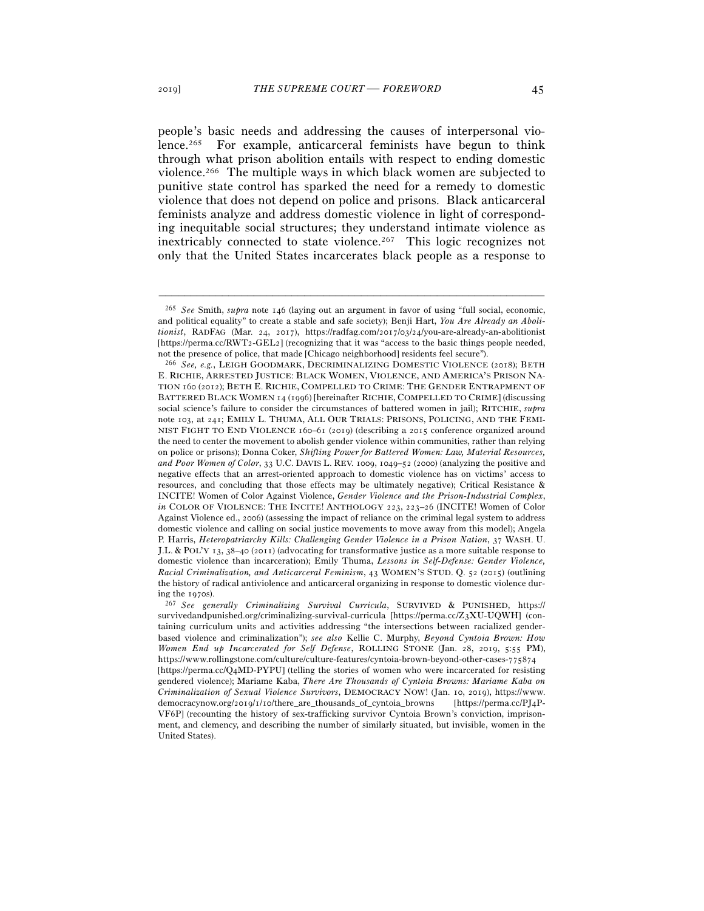people's basic needs and addressing the causes of interpersonal violence.[265] For example, anticarceral feminists have begun to think through what prison abolition entails with respect to ending domestic violence.[266] The multiple ways in which black women are subjected to punitive state control has sparked the need for a remedy to domestic violence that does not depend on police and prisons. Black anticarceral feminists analyze and address domestic violence in light of corresponding inequitable social structures; they understand intimate violence as inextricably connected to state violence.[267] This logic recognizes not only that the United States incarcerates black people as a response to

---

[265] *See* Smith, *supra* note 146 (laying out an argument in favor of using "full social, economic, and political equality" to create a stable and safe society); Benji Hart, *You Are Already an Abolitionist*, RADFAG (Mar. 24, 2017), https://radfag.com/2017/03/24/you-are-already-an-abolitionist [https://perma.cc/RWT2-GEL2] (recognizing that it was "access to the basic things people needed, not the presence of police, that made [Chicago neighborhood] residents feel secure").

[266] *See, e.g.*, LEIGH GOODMARK, DECRIMINALIZING DOMESTIC VIOLENCE (2018); BETH E. RICHIE, ARRESTED JUSTICE: BLACK WOMEN, VIOLENCE, AND AMERICA'S PRISON NATION 160 (2012); BETH E. RICHIE, COMPELLED TO CRIME: THE GENDER ENTRAPMENT OF BATTERED BLACK WOMEN 14 (1996) [hereinafter RICHIE, COMPELLED TO CRIME] (discussing social science's failure to consider the circumstances of battered women in jail); RITCHIE, *supra* note 103, at 241; EMILY L. THUMA, ALL OUR TRIALS: PRISONS, POLICING, AND THE FEMINIST FIGHT TO END VIOLENCE 160–61 (2019) (describing a 2015 conference organized around the need to center the movement to abolish gender violence within communities, rather than relying on police or prisons); Donna Coker, *Shifting Power for Battered Women: Law, Material Resources, and Poor Women of Color*, 33 U.C. DAVIS L. REV. 1009, 1049–52 (2000) (analyzing the positive and negative effects that an arrest-oriented approach to domestic violence has on victims' access to resources, and concluding that those effects may be ultimately negative); Critical Resistance & INCITE! Women of Color Against Violence, *Gender Violence and the Prison-Industrial Complex*, *in* COLOR OF VIOLENCE: THE INCITE! ANTHOLOGY 223, 223–26 (INCITE! Women of Color Against Violence ed., 2006) (assessing the impact of reliance on the criminal legal system to address domestic violence and calling on social justice movements to move away from this model); Angela P. Harris, *Heteropatriarchy Kills: Challenging Gender Violence in a Prison Nation*, 37 WASH. U. J.L. & POL'Y 13, 38–40 (2011) (advocating for transformative justice as a more suitable response to domestic violence than incarceration); Emily Thuma, *Lessons in Self-Defense: Gender Violence, Racial Criminalization, and Anticarceral Feminism*, 43 WOMEN'S STUD. Q. 52 (2015) (outlining the history of radical antiviolence and anticarceral organizing in response to domestic violence during the 1970s).

[267] *See generally Criminalizing Survival Curricula*, SURVIVED & PUNISHED, https://survivedandpunished.org/criminalizing-survival-curricula [https://perma.cc/Z3XU-UQWH] (containing curriculum units and activities addressing "the intersections between racialized gender-based violence and criminalization"); *see also* Kellie C. Murphy, *Beyond Cyntoia Brown: How Women End up Incarcerated for Self Defense*, ROLLING STONE (Jan. 28, 2019, 5:55 PM), https://www.rollingstone.com/culture/culture-features/cyntoia-brown-beyond-other-cases-775874 [https://perma.cc/Q4MD-PYPU] (telling the stories of women who were incarcerated for resisting gendered violence); Mariame Kaba, *There Are Thousands of Cyntoia Browns: Mariame Kaba on Criminalization of Sexual Violence Survivors*, DEMOCRACY NOW! (Jan. 10, 2019), https://www.democracynow.org/2019/1/10/there_are_thousands_of_cyntoia_browns [https://perma.cc/PJ4P-VF6P] (recounting the history of sex-trafficking survivor Cyntoia Brown's conviction, imprisonment, and clemency, and describing the number of similarly situated, but invisible, women in the United States).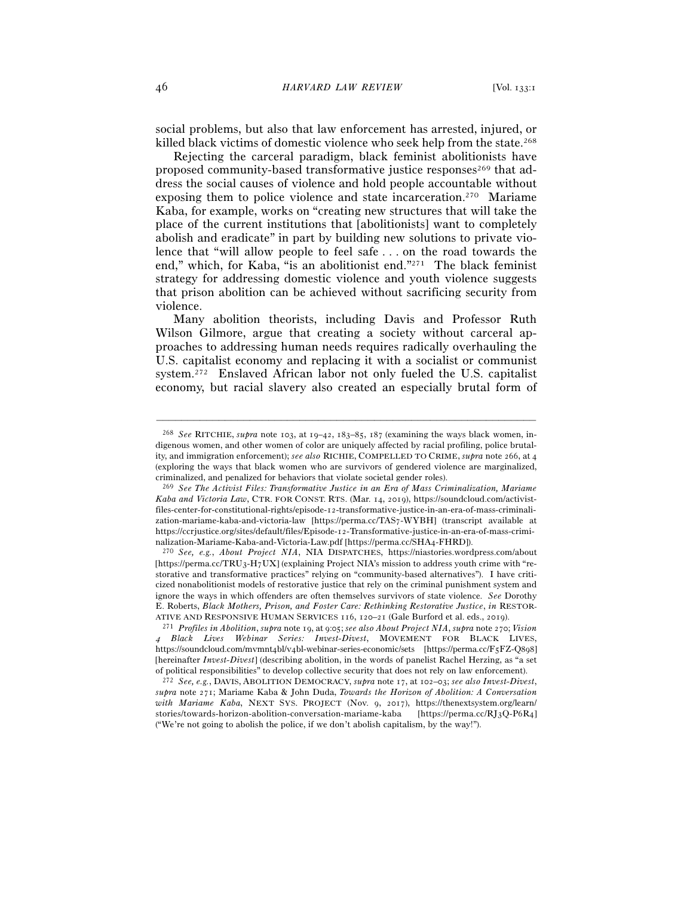social problems, but also that law enforcement has arrested, injured, or killed black victims of domestic violence who seek help from the state.[268]

Rejecting the carceral paradigm, black feminist abolitionists have proposed community-based transformative justice responses[269] that address the social causes of violence and hold people accountable without exposing them to police violence and state incarceration.[270] Mariame Kaba, for example, works on "creating new structures that will take the place of the current institutions that [abolitionists] want to completely abolish and eradicate" in part by building new solutions to private violence that "will allow people to feel safe . . . on the road towards the end," which, for Kaba, "is an abolitionist end."[271] The black feminist strategy for addressing domestic violence and youth violence suggests that prison abolition can be achieved without sacrificing security from violence.

Many abolition theorists, including Davis and Professor Ruth Wilson Gilmore, argue that creating a society without carceral approaches to addressing human needs requires radically overhauling the U.S. capitalist economy and replacing it with a socialist or communist system.[272] Enslaved African labor not only fueled the U.S. capitalist economy, but racial slavery also created an especially brutal form of

---

[268] *See* RITCHIE, *supra* note 103, at 19–42, 183–85, 187 (examining the ways black women, indigenous women, and other women of color are uniquely affected by racial profiling, police brutality, and immigration enforcement); *see also* RICHIE, COMPELLED TO CRIME, *supra* note 266, at 4 (exploring the ways that black women who are survivors of gendered violence are marginalized, criminalized, and penalized for behaviors that violate societal gender roles).

[269] *See The Activist Files: Transformative Justice in an Era of Mass Criminalization, Mariame Kaba and Victoria Law*, CTR. FOR CONST. RTS. (Mar. 14, 2019), https://soundcloud.com/activist-files-center-for-constitutional-rights/episode-12-transformative-justice-in-an-era-of-mass-criminalization-mariame-kaba-and-victoria-law [https://perma.cc/TAS7-WYBH] (transcript available at https://ccrjustice.org/sites/default/files/Episode-12-Transformative-justice-in-an-era-of-mass-criminalization-Mariame-Kaba-and-Victoria-Law.pdf [https://perma.cc/SHA4-FHRD]).

[270] *See, e.g.*, *About Project NIA*, NIA DISPATCHES, https://niastories.wordpress.com/about [https://perma.cc/TRU3-H7UX] (explaining Project NIA's mission to address youth crime with "restorative and transformative practices" relying on "community-based alternatives"). I have criticized nonabolitionist models of restorative justice that rely on the criminal punishment system and ignore the ways in which offenders are often themselves survivors of state violence. *See* Dorothy E. Roberts, *Black Mothers, Prison, and Foster Care: Rethinking Restorative Justice*, *in* RESTORATIVE AND RESPONSIVE HUMAN SERVICES 116, 120–21 (Gale Burford et al. eds., 2019).

[271] *Profiles in Abolition*, *supra* note 19, at 9:05; *see also About Project NIA*, *supra* note 270; *Vision 4 Black Lives Webinar Series: Invest-Divest*, MOVEMENT FOR BLACK LIVES, https://soundcloud.com/mvmnt4bl/v4bl-webinar-series-economic/sets [https://perma.cc/F5FZ-Q898] [hereinafter *Invest-Divest*] (describing abolition, in the words of panelist Rachel Herzing, as "a set of political responsibilities" to develop collective security that does not rely on law enforcement).

[272] *See, e.g.*, DAVIS, ABOLITION DEMOCRACY, *supra* note 17, at 102–03; *see also Invest-Divest*, *supra* note 271; Mariame Kaba & John Duda, *Towards the Horizon of Abolition: A Conversation with Mariame Kaba*, NEXT SYS. PROJECT (Nov. 9, 2017), https://thenextsystem.org/learn/stories/towards-horizon-abolition-conversation-mariame-kaba [https://perma.cc/RJ3Q-P6R4] ("We're not going to abolish the police, if we don't abolish capitalism, by the way!").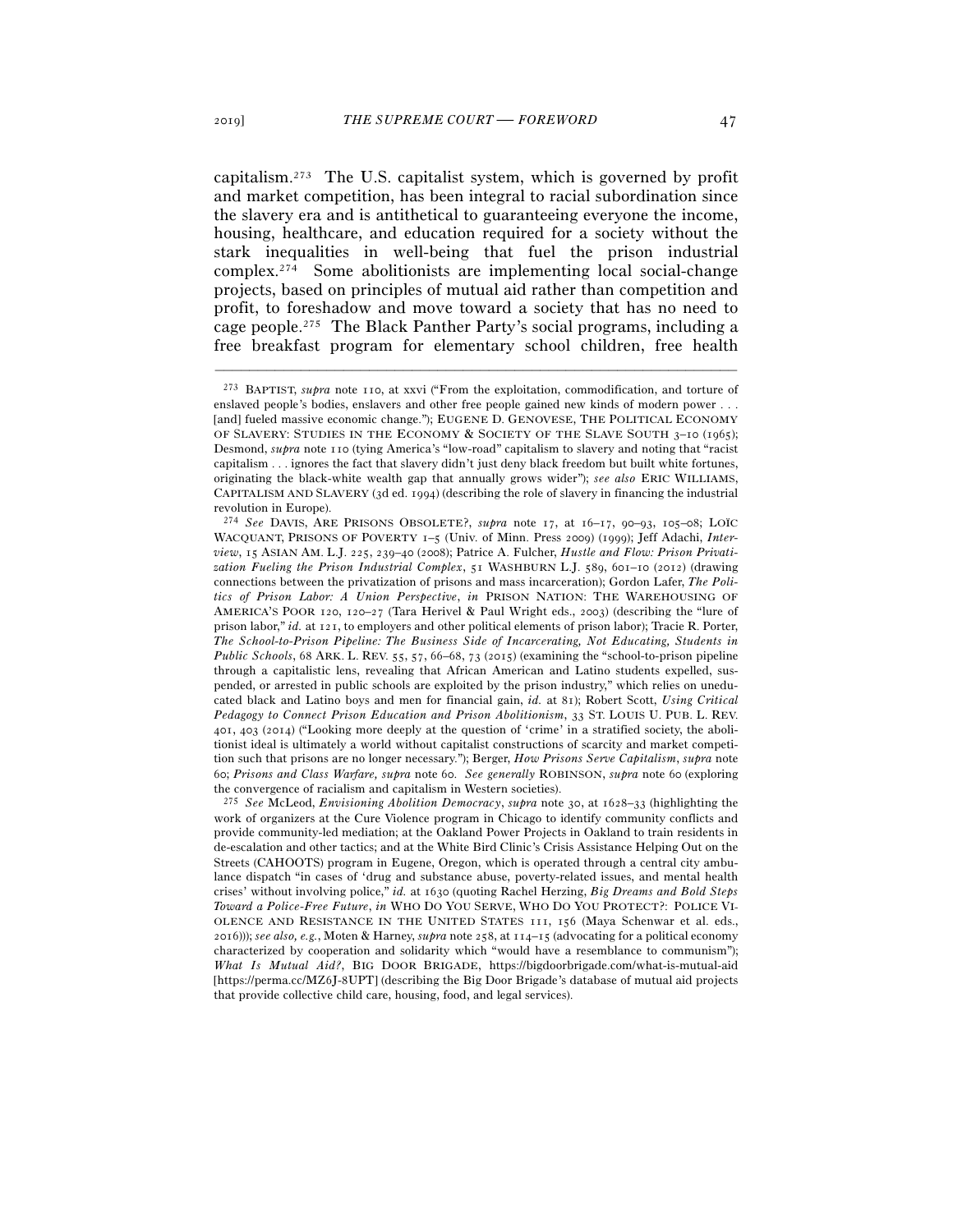capitalism.[273] The U.S. capitalist system, which is governed by profit and market competition, has been integral to racial subordination since the slavery era and is antithetical to guaranteeing everyone the income, housing, healthcare, and education required for a society without the stark inequalities in well-being that fuel the prison industrial complex.[274] Some abolitionists are implementing local social-change projects, based on principles of mutual aid rather than competition and profit, to foreshadow and move toward a society that has no need to cage people.[275] The Black Panther Party's social programs, including a free breakfast program for elementary school children, free health

---

[273] BAPTIST, *supra* note 110, at xxvi ("From the exploitation, commodification, and torture of enslaved people's bodies, enslavers and other free people gained new kinds of modern power . . . [and] fueled massive economic change."); EUGENE D. GENOVESE, THE POLITICAL ECONOMY OF SLAVERY: STUDIES IN THE ECONOMY & SOCIETY OF THE SLAVE SOUTH 3–10 (1965); Desmond, *supra* note 110 (tying America's "low-road" capitalism to slavery and noting that "racist capitalism . . . ignores the fact that slavery didn't just deny black freedom but built white fortunes, originating the black-white wealth gap that annually grows wider"); *see also* ERIC WILLIAMS, CAPITALISM AND SLAVERY (3d ed. 1994) (describing the role of slavery in financing the industrial revolution in Europe).

[274] *See* DAVIS, ARE PRISONS OBSOLETE?, *supra* note 17, at 16–17, 90–93, 105–08; LOÏC WACQUANT, PRISONS OF POVERTY 1–5 (Univ. of Minn. Press 2009) (1999); Jeff Adachi, *Interview*, 15 ASIAN AM. L.J. 225, 239–40 (2008); Patrice A. Fulcher, *Hustle and Flow: Prison Privatization Fueling the Prison Industrial Complex*, 51 WASHBURN L.J. 589, 601–10 (2012) (drawing connections between the privatization of prisons and mass incarceration); Gordon Lafer, *The Politics of Prison Labor: A Union Perspective*, *in* PRISON NATION: THE WAREHOUSING OF AMERICA'S POOR 120, 120–27 (Tara Herivel & Paul Wright eds., 2003) (describing the "lure of prison labor," *id.* at 121, to employers and other political elements of prison labor); Tracie R. Porter, *The School-to-Prison Pipeline: The Business Side of Incarcerating, Not Educating, Students in Public Schools*, 68 ARK. L. REV. 55, 57, 66–68, 73 (2015) (examining the "school-to-prison pipeline through a capitalistic lens, revealing that African American and Latino students expelled, suspended, or arrested in public schools are exploited by the prison industry," which relies on uneducated black and Latino boys and men for financial gain, *id.* at 81); Robert Scott, *Using Critical Pedagogy to Connect Prison Education and Prison Abolitionism*, 33 ST. LOUIS U. PUB. L. REV. 401, 403 (2014) ("Looking more deeply at the question of 'crime' in a stratified society, the abolitionist ideal is ultimately a world without capitalist constructions of scarcity and market competition such that prisons are no longer necessary."); Berger, *How Prisons Serve Capitalism*, *supra* note 60; *Prisons and Class Warfare, supra* note 60. *See generally* ROBINSON, *supra* note 60 (exploring the convergence of racialism and capitalism in Western societies).

[275] *See* McLeod, *Envisioning Abolition Democracy*, *supra* note 30, at 1628–33 (highlighting the work of organizers at the Cure Violence program in Chicago to identify community conflicts and provide community-led mediation; at the Oakland Power Projects in Oakland to train residents in de-escalation and other tactics; and at the White Bird Clinic's Crisis Assistance Helping Out on the Streets (CAHOOTS) program in Eugene, Oregon, which is operated through a central city ambulance dispatch "in cases of 'drug and substance abuse, poverty-related issues, and mental health crises' without involving police," *id.* at 1630 (quoting Rachel Herzing, *Big Dreams and Bold Steps Toward a Police-Free Future*, *in* WHO DO YOU SERVE, WHO DO YOU PROTECT?: POLICE VIOLENCE AND RESISTANCE IN THE UNITED STATES 111, 156 (Maya Schenwar et al. eds., 2016))); *see also, e.g.*, Moten & Harney, *supra* note 258, at 114–15 (advocating for a political economy characterized by cooperation and solidarity which "would have a resemblance to communism"); *What Is Mutual Aid?*, BIG DOOR BRIGADE, https://bigdoorbrigade.com/what-is-mutual-aid [https://perma.cc/MZ6J-8UPT] (describing the Big Door Brigade's database of mutual aid projects that provide collective child care, housing, food, and legal services).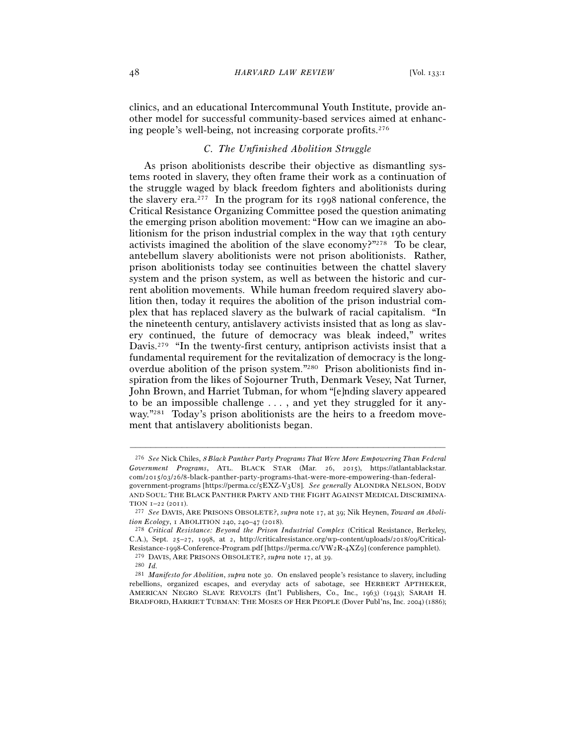clinics, and an educational Intercommunal Youth Institute, provide another model for successful community-based services aimed at enhancing people's well-being, not increasing corporate profits.[276]

### *C. The Unfinished Abolition Struggle*

As prison abolitionists describe their objective as dismantling systems rooted in slavery, they often frame their work as a continuation of the struggle waged by black freedom fighters and abolitionists during the slavery era.[277] In the program for its 1998 national conference, the Critical Resistance Organizing Committee posed the question animating the emerging prison abolition movement: "How can we imagine an abolitionism for the prison industrial complex in the way that 19th century activists imagined the abolition of the slave economy?"[278] To be clear, antebellum slavery abolitionists were not prison abolitionists. Rather, prison abolitionists today see continuities between the chattel slavery system and the prison system, as well as between the historic and current abolition movements. While human freedom required slavery abolition then, today it requires the abolition of the prison industrial complex that has replaced slavery as the bulwark of racial capitalism. "In the nineteenth century, antislavery activists insisted that as long as slavery continued, the future of democracy was bleak indeed," writes Davis.[279] "In the twenty-first century, antiprison activists insist that a fundamental requirement for the revitalization of democracy is the long-overdue abolition of the prison system."[280] Prison abolitionists find inspiration from the likes of Sojourner Truth, Denmark Vesey, Nat Turner, John Brown, and Harriet Tubman, for whom "[e]nding slavery appeared to be an impossible challenge . . . , and yet they struggled for it anyway."[281] Today's prison abolitionists are the heirs to a freedom movement that antislavery abolitionists began.

---

[276] *See* Nick Chiles, *8 Black Panther Party Programs That Were More Empowering Than Federal Government Programs*, ATL. BLACK STAR (Mar. 26, 2015), https://atlantablackstar.com/2015/03/26/8-black-panther-party-programs-that-were-more-empowering-than-federal-government-programs [https://perma.cc/5EXZ-V3U8]. *See generally* ALONDRA NELSON, BODY AND SOUL: THE BLACK PANTHER PARTY AND THE FIGHT AGAINST MEDICAL DISCRIMINATION 1–22 (2011).

[277] *See* DAVIS, ARE PRISONS OBSOLETE?, *supra* note 17, at 39; Nik Heynen, *Toward an Abolition Ecology*, 1 ABOLITION 240, 240–47 (2018).

[278] *Critical Resistance: Beyond the Prison Industrial Complex* (Critical Resistance, Berkeley, C.A.), Sept. 25–27, 1998, at 2, http://criticalresistance.org/wp-content/uploads/2018/09/Critical-Resistance-1998-Conference-Program.pdf [https://perma.cc/VW2R-4XZ9] (conference pamphlet).

[279] DAVIS, ARE PRISONS OBSOLETE?, *supra* note 17, at 39.

[280] *Id.*

[281] *Manifesto for Abolition*, *supra* note 30. On enslaved people's resistance to slavery, including rebellions, organized escapes, and everyday acts of sabotage, see HERBERT APTHEKER, AMERICAN NEGRO SLAVE REVOLTS (Int'l Publishers, Co., Inc., 1963) (1943); SARAH H. BRADFORD, HARRIET TUBMAN: THE MOSES OF HER PEOPLE (Dover Publ'ns, Inc. 2004) (1886);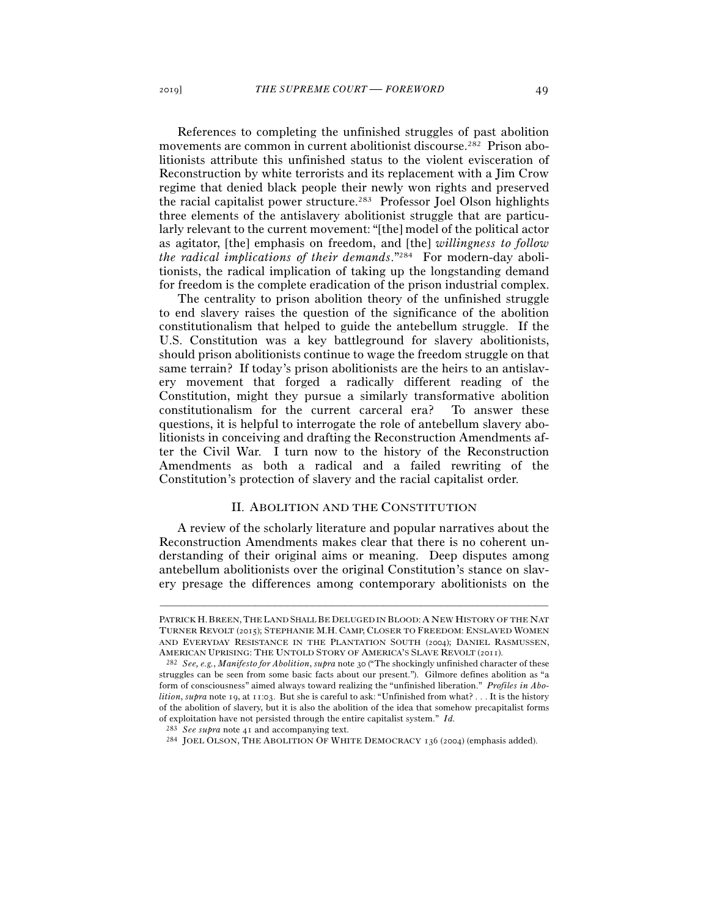References to completing the unfinished struggles of past abolition movements are common in current abolitionist discourse.[282] Prison abolitionists attribute this unfinished status to the violent evisceration of Reconstruction by white terrorists and its replacement with a Jim Crow regime that denied black people their newly won rights and preserved the racial capitalist power structure.[283] Professor Joel Olson highlights three elements of the antislavery abolitionist struggle that are particularly relevant to the current movement: "[the] model of the political actor as agitator, [the] emphasis on freedom, and [the] *willingness to follow the radical implications of their demands*."[284] For modern-day abolitionists, the radical implication of taking up the longstanding demand for freedom is the complete eradication of the prison industrial complex.

The centrality to prison abolition theory of the unfinished struggle to end slavery raises the question of the significance of the abolition constitutionalism that helped to guide the antebellum struggle. If the U.S. Constitution was a key battleground for slavery abolitionists, should prison abolitionists continue to wage the freedom struggle on that same terrain? If today's prison abolitionists are the heirs to an antislavery movement that forged a radically different reading of the Constitution, might they pursue a similarly transformative abolition constitutionalism for the current carceral era? To answer these questions, it is helpful to interrogate the role of antebellum slavery abolitionists in conceiving and drafting the Reconstruction Amendments after the Civil War. I turn now to the history of the Reconstruction Amendments as both a radical and a failed rewriting of the Constitution's protection of slavery and the racial capitalist order.

## II. ABOLITION AND THE CONSTITUTION

A review of the scholarly literature and popular narratives about the Reconstruction Amendments makes clear that there is no coherent understanding of their original aims or meaning. Deep disputes among antebellum abolitionists over the original Constitution's stance on slavery presage the differences among contemporary abolitionists on the

---

PATRICK H. BREEN, THE LAND SHALL BE DELUGED IN BLOOD: A NEW HISTORY OF THE NAT TURNER REVOLT (2015); STEPHANIE M.H. CAMP, CLOSER TO FREEDOM: ENSLAVED WOMEN AND EVERYDAY RESISTANCE IN THE PLANTATION SOUTH (2004); DANIEL RASMUSSEN, AMERICAN UPRISING: THE UNTOLD STORY OF AMERICA'S SLAVE REVOLT (2011).

[282] *See, e.g.*, *Manifesto for Abolition*, *supra* note 30 ("The shockingly unfinished character of these struggles can be seen from some basic facts about our present."). Gilmore defines abolition as "a form of consciousness" aimed always toward realizing the "unfinished liberation." *Profiles in Abolition*, *supra* note 19, at 11:03. But she is careful to ask: "Unfinished from what? . . . It is the history of the abolition of slavery, but it is also the abolition of the idea that somehow precapitalist forms of exploitation have not persisted through the entire capitalist system." *Id.*

[283] *See supra* note 41 and accompanying text.

[284] JOEL OLSON, THE ABOLITION OF WHITE DEMOCRACY 136 (2004) (emphasis added).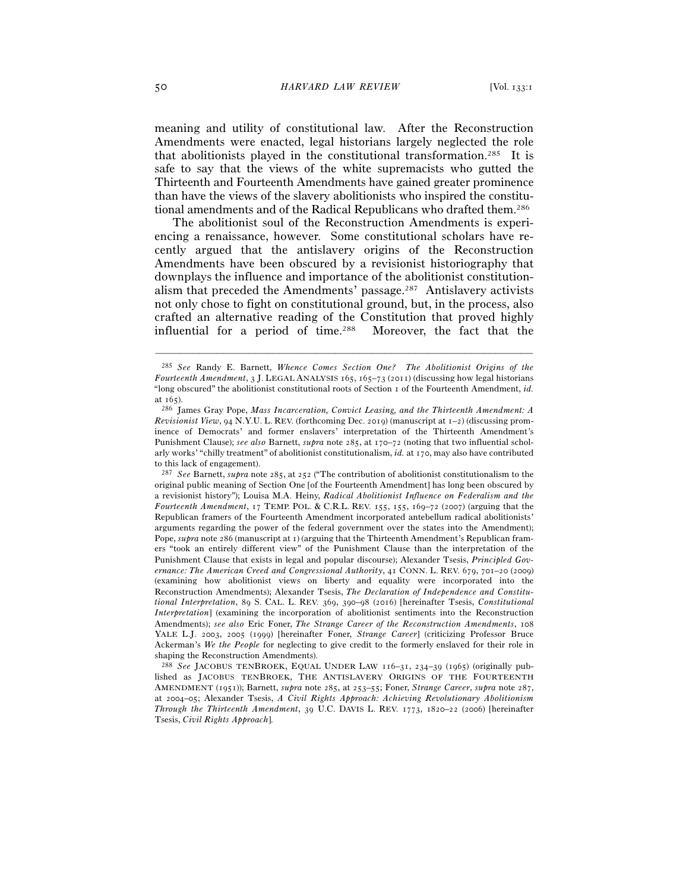meaning and utility of constitutional law. After the Reconstruction Amendments were enacted, legal historians largely neglected the role that abolitionists played in the constitutional transformation.[285] It is safe to say that the views of the white supremacists who gutted the Thirteenth and Fourteenth Amendments have gained greater prominence than have the views of the slavery abolitionists who inspired the constitutional amendments and of the Radical Republicans who drafted them.[286]

The abolitionist soul of the Reconstruction Amendments is experiencing a renaissance, however. Some constitutional scholars have recently argued that the antislavery origins of the Reconstruction Amendments have been obscured by a revisionist historiography that downplays the influence and importance of the abolitionist constitutionalism that preceded the Amendments' passage.[287] Antislavery activists not only chose to fight on constitutional ground, but, in the process, also crafted an alternative reading of the Constitution that proved highly influential for a period of time.[288] Moreover, the fact that the

---

[285] *See* Randy E. Barnett, *Whence Comes Section One? The Abolitionist Origins of the Fourteenth Amendment*, 3 J. LEGAL ANALYSIS 165, 165–73 (2011) (discussing how legal historians "long obscured" the abolitionist constitutional roots of Section 1 of the Fourteenth Amendment, *id.* at 165).

[286] James Gray Pope, *Mass Incarceration, Convict Leasing, and the Thirteenth Amendment: A Revisionist View*, 94 N.Y.U. L. REV. (forthcoming Dec. 2019) (manuscript at 1–2) (discussing prominence of Democrats' and former enslavers' interpretation of the Thirteenth Amendment's Punishment Clause); *see also* Barnett, *supra* note 285, at 170–72 (noting that two influential scholarly works' "chilly treatment" of abolitionist constitutionalism, *id.* at 170, may also have contributed to this lack of engagement).

[287] *See* Barnett, *supra* note 285, at 252 ("The contribution of abolitionist constitutionalism to the original public meaning of Section One [of the Fourteenth Amendment] has long been obscured by a revisionist history"); Louisa M.A. Heiny, *Radical Abolitionist Influence on Federalism and the Fourteenth Amendment*, 17 TEMP. POL. & C.R.L. REV. 155, 155, 169–72 (2007) (arguing that the Republican framers of the Fourteenth Amendment incorporated antebellum radical abolitionists' arguments regarding the power of the federal government over the states into the Amendment); Pope, *supra* note 286 (manuscript at 1) (arguing that the Thirteenth Amendment's Republican framers "took an entirely different view" of the Punishment Clause than the interpretation of the Punishment Clause that exists in legal and popular discourse); Alexander Tsesis, *Principled Governance: The American Creed and Congressional Authority*, 41 CONN. L. REV. 679, 701–20 (2009) (examining how abolitionist views on liberty and equality were incorporated into the Reconstruction Amendments); Alexander Tsesis, *The Declaration of Independence and Constitutional Interpretation*, 89 S. CAL. L. REV. 369, 390–98 (2016) [hereinafter Tsesis, *Constitutional Interpretation*] (examining the incorporation of abolitionist sentiments into the Reconstruction Amendments); *see also* Eric Foner, *The Strange Career of the Reconstruction Amendments*, 108 YALE L.J. 2003, 2005 (1999) [hereinafter Foner, *Strange Career*] (criticizing Professor Bruce Ackerman's *We the People* for neglecting to give credit to the formerly enslaved for their role in shaping the Reconstruction Amendments).

[288] *See* JACOBUS TENBROEK, EQUAL UNDER LAW 116–31, 234–39 (1965) (originally published as JACOBUS TENBROEK, THE ANTISLAVERY ORIGINS OF THE FOURTEENTH AMENDMENT (1951)); Barnett, *supra* note 285, at 253–55; Foner, *Strange Career*, *supra* note 287, at 2004–05; Alexander Tsesis, *A Civil Rights Approach: Achieving Revolutionary Abolitionism Through the Thirteenth Amendment*, 39 U.C. DAVIS L. REV. 1773, 1820–22 (2006) [hereinafter Tsesis, *Civil Rights Approach*].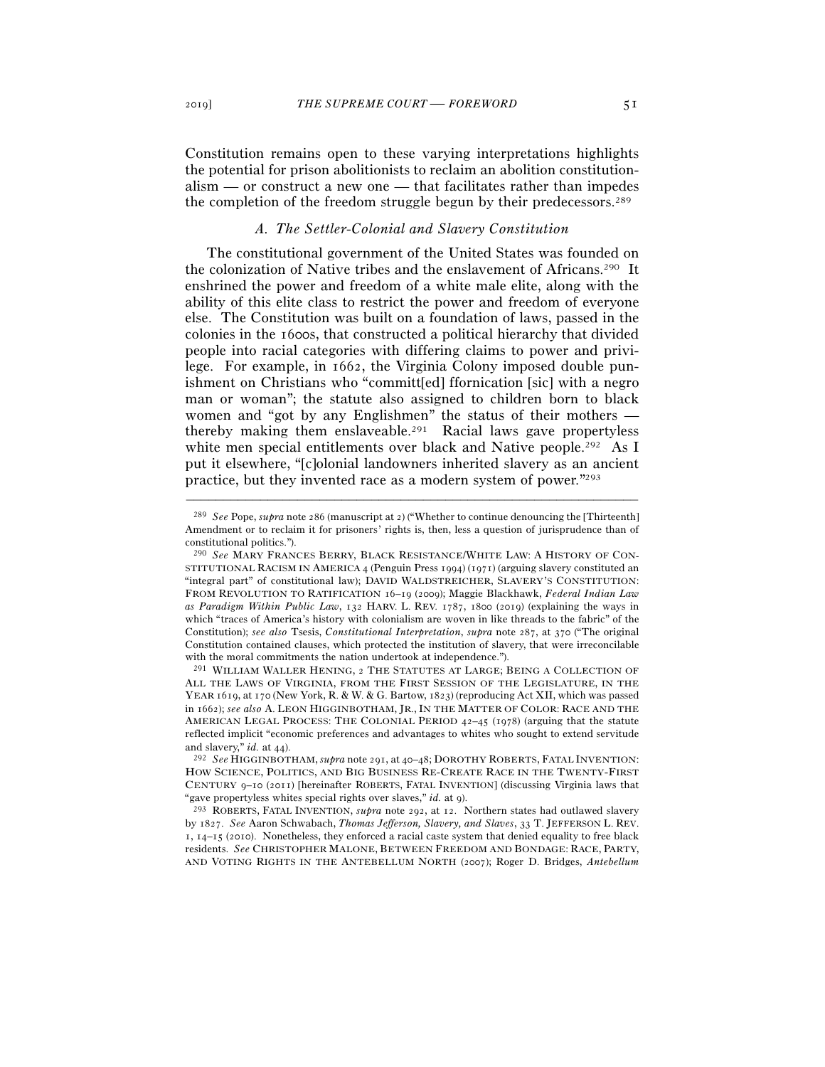Constitution remains open to these varying interpretations highlights the potential for prison abolitionists to reclaim an abolition constitutionalism — or construct a new one — that facilitates rather than impedes the completion of the freedom struggle begun by their predecessors.[289]

### *A. The Settler-Colonial and Slavery Constitution*

The constitutional government of the United States was founded on the colonization of Native tribes and the enslavement of Africans.[290] It enshrined the power and freedom of a white male elite, along with the ability of this elite class to restrict the power and freedom of everyone else. The Constitution was built on a foundation of laws, passed in the colonies in the 1600s, that constructed a political hierarchy that divided people into racial categories with differing claims to power and privilege. For example, in 1662, the Virginia Colony imposed double punishment on Christians who "committ[ed] ffornication [sic] with a negro man or woman"; the statute also assigned to children born to black women and "got by any Englishmen" the status of their mothers — thereby making them enslaveable.[291] Racial laws gave propertyless white men special entitlements over black and Native people.[292] As I put it elsewhere, "[c]olonial landowners inherited slavery as an ancient practice, but they invented race as a modern system of power."[293]

---

[289] *See* Pope, *supra* note 286 (manuscript at 2) ("Whether to continue denouncing the [Thirteenth] Amendment or to reclaim it for prisoners' rights is, then, less a question of jurisprudence than of constitutional politics.").

[290] *See* MARY FRANCES BERRY, BLACK RESISTANCE/WHITE LAW: A HISTORY OF CONSTITUTIONAL RACISM IN AMERICA 4 (Penguin Press 1994) (1971) (arguing slavery constituted an "integral part" of constitutional law); DAVID WALDSTREICHER, SLAVERY'S CONSTITUTION: FROM REVOLUTION TO RATIFICATION 16–19 (2009); Maggie Blackhawk, *Federal Indian Law as Paradigm Within Public Law*, 132 HARV. L. REV. 1787, 1800 (2019) (explaining the ways in which "traces of America's history with colonialism are woven in like threads to the fabric" of the Constitution); *see also* Tsesis, *Constitutional Interpretation*, *supra* note 287, at 370 ("The original Constitution contained clauses, which protected the institution of slavery, that were irreconcilable with the moral commitments the nation undertook at independence.").

[291] WILLIAM WALLER HENING, 2 THE STATUTES AT LARGE; BEING A COLLECTION OF ALL THE LAWS OF VIRGINIA, FROM THE FIRST SESSION OF THE LEGISLATURE, IN THE YEAR 1619, at 170 (New York, R. & W. & G. Bartow, 1823) (reproducing Act XII, which was passed in 1662); *see also* A. LEON HIGGINBOTHAM, JR., IN THE MATTER OF COLOR: RACE AND THE AMERICAN LEGAL PROCESS: THE COLONIAL PERIOD 42–45 (1978) (arguing that the statute reflected implicit "economic preferences and advantages to whites who sought to extend servitude and slavery," *id.* at 44).

[292] *See* HIGGINBOTHAM, *supra* note 291, at 40–48; DOROTHY ROBERTS, FATAL INVENTION: HOW SCIENCE, POLITICS, AND BIG BUSINESS RE-CREATE RACE IN THE TWENTY-FIRST CENTURY 9–10 (2011) [hereinafter ROBERTS, FATAL INVENTION] (discussing Virginia laws that "gave propertyless whites special rights over slaves," *id.* at 9).

[293] ROBERTS, FATAL INVENTION, *supra* note 292, at 12. Northern states had outlawed slavery by 1827. *See* Aaron Schwabach, *Thomas Jefferson, Slavery, and Slaves*, 33 T. JEFFERSON L. REV. 1, 14–15 (2010). Nonetheless, they enforced a racial caste system that denied equality to free black residents. *See* CHRISTOPHER MALONE, BETWEEN FREEDOM AND BONDAGE: RACE, PARTY, AND VOTING RIGHTS IN THE ANTEBELLUM NORTH (2007); Roger D. Bridges, *Antebellum*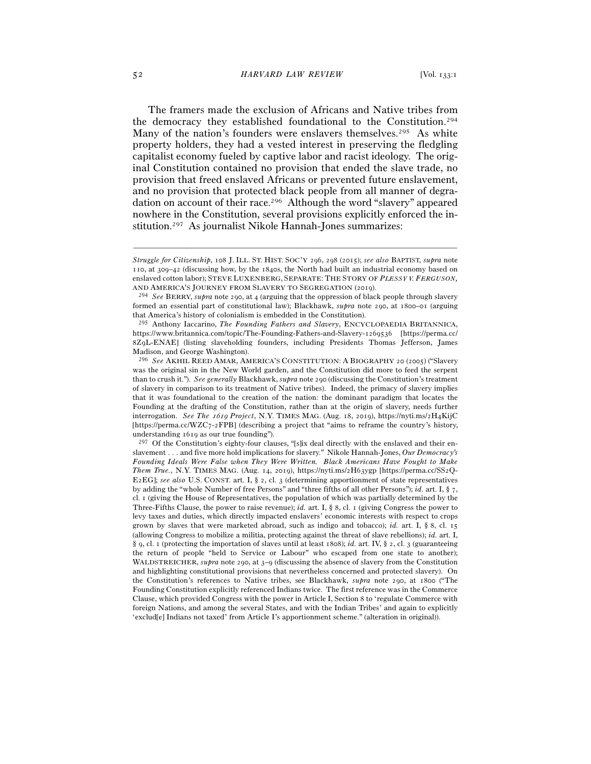The framers made the exclusion of Africans and Native tribes from the democracy they established foundational to the Constitution.[294] Many of the nation's founders were enslavers themselves.[295] As white property holders, they had a vested interest in preserving the fledgling capitalist economy fueled by captive labor and racist ideology. The original Constitution contained no provision that ended the slave trade, no provision that freed enslaved Africans or prevented future enslavement, and no provision that protected black people from all manner of degradation on account of their race.[296] Although the word "slavery" appeared nowhere in the Constitution, several provisions explicitly enforced the institution.[297] As journalist Nikole Hannah-Jones summarizes:

---

*Struggle for Citizenship*, 108 J. ILL. ST. HIST. SOC'Y 296, 298 (2015); *see also* BAPTIST, *supra* note 110, at 309–42 (discussing how, by the 1840s, the North had built an industrial economy based on enslaved cotton labor); STEVE LUXENBERG, SEPARATE: THE STORY OF *PLESSY V. FERGUSON*, AND AMERICA'S JOURNEY FROM SLAVERY TO SEGREGATION (2019).

[294] *See* BERRY, *supra* note 290, at 4 (arguing that the oppression of black people through slavery formed an essential part of constitutional law); Blackhawk, *supra* note 290, at 1800–01 (arguing that America's history of colonialism is embedded in the Constitution).

[295] Anthony Iaccarino, *The Founding Fathers and Slavery*, ENCYCLOPAEDIA BRITANNICA, https://www.britannica.com/topic/The-Founding-Fathers-and-Slavery-1269536 [https://perma.cc/8Z9L-ENAE] (listing slaveholding founders, including Presidents Thomas Jefferson, James Madison, and George Washington).

[296] *See* AKHIL REED AMAR, AMERICA'S CONSTITUTION: A BIOGRAPHY 20 (2005) ("Slavery was the original sin in the New World garden, and the Constitution did more to feed the serpent than to crush it."). *See generally* Blackhawk, *supra* note 290 (discussing the Constitution's treatment of slavery in comparison to its treatment of Native tribes). Indeed, the primacy of slavery implies that it was foundational to the creation of the nation: the dominant paradigm that locates the Founding at the drafting of the Constitution, rather than at the origin of slavery, needs further interrogation. *See The 1619 Project*, N.Y. TIMES MAG. (Aug. 18, 2019), https://nyti.ms/2H4KijC [https://perma.cc/WZC7-2FPB] (describing a project that "aims to reframe the country's history, understanding 1619 as our true founding").

[297] Of the Constitution's eighty-four clauses, "[s]ix deal directly with the enslaved and their enslavement . . . and five more hold implications for slavery." Nikole Hannah-Jones, *Our Democracy's Founding Ideals Were False when They Were Written. Black Americans Have Fought to Make Them True.*, N.Y. TIMES MAG. (Aug. 14, 2019), https://nyti.ms/2H63ygp [https://perma.cc/SS2Q-E2EG]; *see also* U.S. CONST. art. I, § 2, cl. 3 (determining apportionment of state representatives by adding the "whole Number of free Persons" and "three fifths of all other Persons"); *id.* art. I, § 7, cl. 1 (giving the House of Representatives, the population of which was partially determined by the Three-Fifths Clause, the power to raise revenue); *id.* art. I, § 8, cl. 1 (giving Congress the power to levy taxes and duties, which directly impacted enslavers' economic interests with respect to crops grown by slaves that were marketed abroad, such as indigo and tobacco); *id.* art. I, § 8, cl. 15 (allowing Congress to mobilize a militia, protecting against the threat of slave rebellions); *id.* art. I, § 9, cl. 1 (protecting the importation of slaves until at least 1808); *id.* art. IV, § 2, cl. 3 (guaranteeing the return of people "held to Service or Labour" who escaped from one state to another); WALDSTREICHER, *supra* note 290, at 3–9 (discussing the absence of slavery from the Constitution and highlighting constitutional provisions that nevertheless concerned and protected slavery). On the Constitution's references to Native tribes, see Blackhawk, *supra* note 290, at 1800 ("The Founding Constitution explicitly referenced Indians twice. The first reference was in the Commerce Clause, which provided Congress with the power in Article I, Section 8 to 'regulate Commerce with foreign Nations, and among the several States, and with the Indian Tribes' and again to explicitly 'exclud[e] Indians not taxed' from Article I's apportionment scheme." (alteration in original)).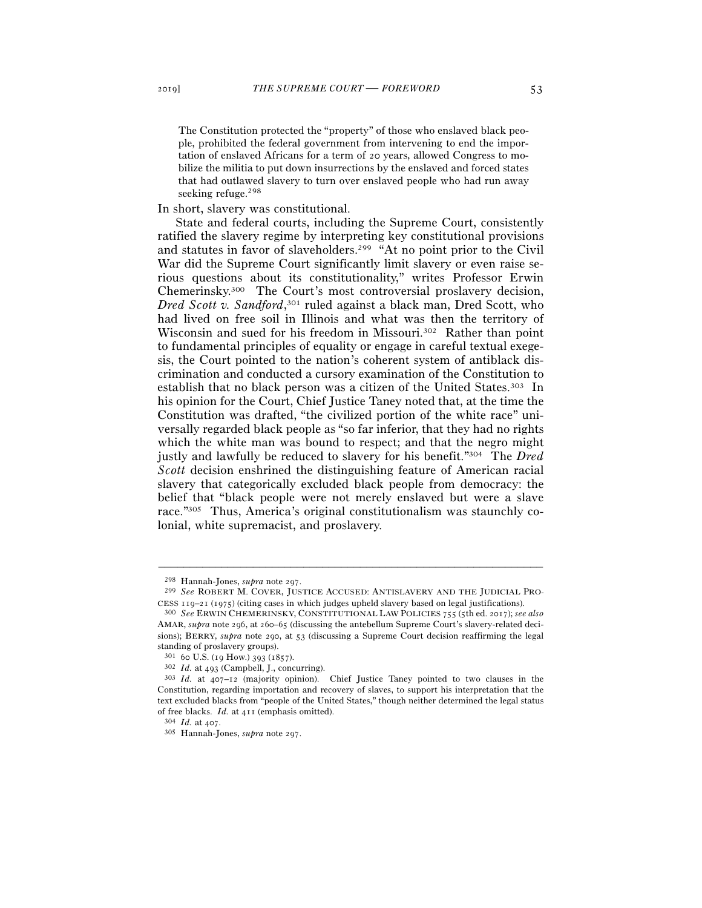> The Constitution protected the "property" of those who enslaved black people, prohibited the federal government from intervening to end the importation of enslaved Africans for a term of 20 years, allowed Congress to mobilize the militia to put down insurrections by the enslaved and forced states that had outlawed slavery to turn over enslaved people who had run away seeking refuge.[298]

In short, slavery was constitutional.

State and federal courts, including the Supreme Court, consistently ratified the slavery regime by interpreting key constitutional provisions and statutes in favor of slaveholders.[299] "At no point prior to the Civil War did the Supreme Court significantly limit slavery or even raise serious questions about its constitutionality," writes Professor Erwin Chemerinsky.[300] The Court's most controversial proslavery decision, *Dred Scott v. Sandford*,[301] ruled against a black man, Dred Scott, who had lived on free soil in Illinois and what was then the territory of Wisconsin and sued for his freedom in Missouri.[302] Rather than point to fundamental principles of equality or engage in careful textual exegesis, the Court pointed to the nation's coherent system of antiblack discrimination and conducted a cursory examination of the Constitution to establish that no black person was a citizen of the United States.[303] In his opinion for the Court, Chief Justice Taney noted that, at the time the Constitution was drafted, "the civilized portion of the white race" universally regarded black people as "so far inferior, that they had no rights which the white man was bound to respect; and that the negro might justly and lawfully be reduced to slavery for his benefit."[304] The *Dred Scott* decision enshrined the distinguishing feature of American racial slavery that categorically excluded black people from democracy: the belief that "black people were not merely enslaved but were a slave race."[305] Thus, America's original constitutionalism was staunchly colonial, white supremacist, and proslavery.

---

[298] Hannah-Jones, *supra* note 297.

[299] *See* ROBERT M. COVER, JUSTICE ACCUSED: ANTISLAVERY AND THE JUDICIAL PROCESS 119–21 (1975) (citing cases in which judges upheld slavery based on legal justifications).

[300] *See* ERWIN CHEMERINSKY, CONSTITUTIONAL LAW POLICIES 755 (5th ed. 2017); *see also* AMAR, *supra* note 296, at 260–65 (discussing the antebellum Supreme Court's slavery-related decisions); BERRY, *supra* note 290, at 53 (discussing a Supreme Court decision reaffirming the legal standing of proslavery groups).

[301] 60 U.S. (19 How.) 393 (1857).

[302] *Id.* at 493 (Campbell, J., concurring).

[303] *Id.* at 407–12 (majority opinion). Chief Justice Taney pointed to two clauses in the Constitution, regarding importation and recovery of slaves, to support his interpretation that the text excluded blacks from "people of the United States," though neither determined the legal status of free blacks. *Id.* at 411 (emphasis omitted).

[304] *Id.* at 407.

[305] Hannah-Jones, *supra* note 297.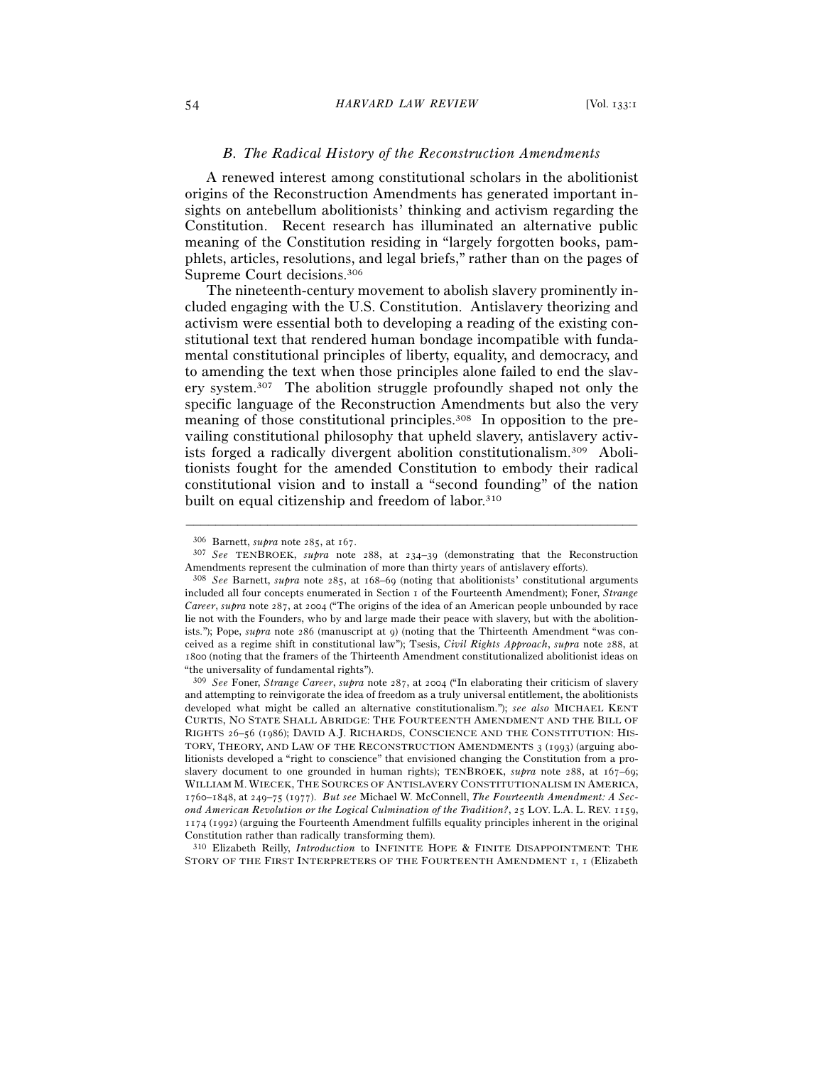### *B. The Radical History of the Reconstruction Amendments*

A renewed interest among constitutional scholars in the abolitionist origins of the Reconstruction Amendments has generated important insights on antebellum abolitionists' thinking and activism regarding the Constitution. Recent research has illuminated an alternative public meaning of the Constitution residing in "largely forgotten books, pamphlets, articles, resolutions, and legal briefs," rather than on the pages of Supreme Court decisions.[306]

The nineteenth-century movement to abolish slavery prominently included engaging with the U.S. Constitution. Antislavery theorizing and activism were essential both to developing a reading of the existing constitutional text that rendered human bondage incompatible with fundamental constitutional principles of liberty, equality, and democracy, and to amending the text when those principles alone failed to end the slavery system.[307] The abolition struggle profoundly shaped not only the specific language of the Reconstruction Amendments but also the very meaning of those constitutional principles.[308] In opposition to the prevailing constitutional philosophy that upheld slavery, antislavery activists forged a radically divergent abolition constitutionalism.[309] Abolitionists fought for the amended Constitution to embody their radical constitutional vision and to install a "second founding" of the nation built on equal citizenship and freedom of labor.[310]

---

[306] Barnett, *supra* note 285, at 167.

[307] *See* TENBROEK, *supra* note 288, at 234–39 (demonstrating that the Reconstruction Amendments represent the culmination of more than thirty years of antislavery efforts).

[308] *See* Barnett, *supra* note 285, at 168–69 (noting that abolitionists' constitutional arguments included all four concepts enumerated in Section 1 of the Fourteenth Amendment); Foner, *Strange Career*, *supra* note 287, at 2004 ("The origins of the idea of an American people unbounded by race lie not with the Founders, who by and large made their peace with slavery, but with the abolitionists."); Pope, *supra* note 286 (manuscript at 9) (noting that the Thirteenth Amendment "was conceived as a regime shift in constitutional law"); Tsesis, *Civil Rights Approach*, *supra* note 288, at 1800 (noting that the framers of the Thirteenth Amendment constitutionalized abolitionist ideas on "the universality of fundamental rights").

[309] *See* Foner, *Strange Career*, *supra* note 287, at 2004 ("In elaborating their criticism of slavery and attempting to reinvigorate the idea of freedom as a truly universal entitlement, the abolitionists developed what might be called an alternative constitutionalism."); *see also* MICHAEL KENT CURTIS, NO STATE SHALL ABRIDGE: THE FOURTEENTH AMENDMENT AND THE BILL OF RIGHTS 26–56 (1986); DAVID A.J. RICHARDS, CONSCIENCE AND THE CONSTITUTION: HISTORY, THEORY, AND LAW OF THE RECONSTRUCTION AMENDMENTS 3 (1993) (arguing abolitionists developed a "right to conscience" that envisioned changing the Constitution from a proslavery document to one grounded in human rights); TENBROEK, *supra* note 288, at 167–69; WILLIAM M. WIECEK, THE SOURCES OF ANTISLAVERY CONSTITUTIONALISM IN AMERICA, 1760–1848, at 249–75 (1977). *But see* Michael W. McConnell, *The Fourteenth Amendment: A Second American Revolution or the Logical Culmination of the Tradition?*, 25 LOY. L.A. L. REV. 1159, 1174 (1992) (arguing the Fourteenth Amendment fulfills equality principles inherent in the original Constitution rather than radically transforming them).

[310] Elizabeth Reilly, *Introduction* to INFINITE HOPE & FINITE DISAPPOINTMENT: THE STORY OF THE FIRST INTERPRETERS OF THE FOURTEENTH AMENDMENT 1, 1 (Elizabeth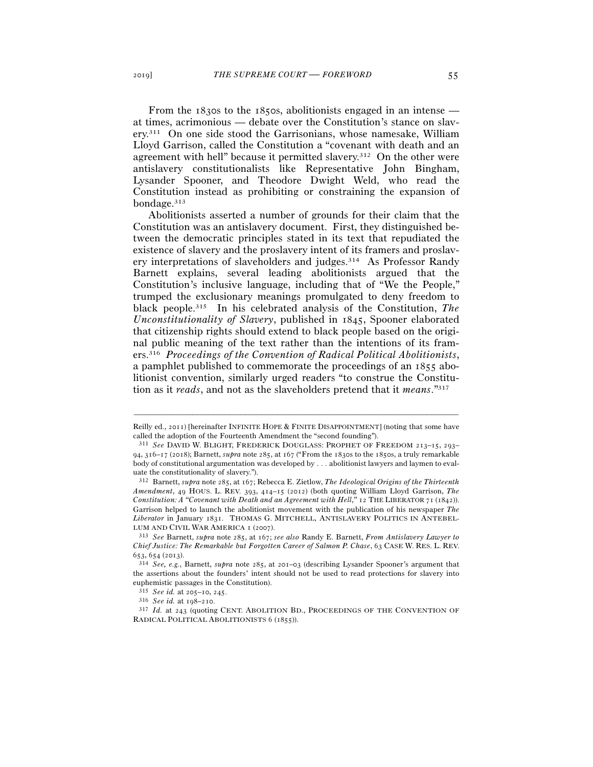From the 1830s to the 1850s, abolitionists engaged in an intense — at times, acrimonious — debate over the Constitution's stance on slavery.[311] On one side stood the Garrisonians, whose namesake, William Lloyd Garrison, called the Constitution a "covenant with death and an agreement with hell" because it permitted slavery.[312] On the other were antislavery constitutionalists like Representative John Bingham, Lysander Spooner, and Theodore Dwight Weld, who read the Constitution instead as prohibiting or constraining the expansion of bondage.[313]

Abolitionists asserted a number of grounds for their claim that the Constitution was an antislavery document. First, they distinguished between the democratic principles stated in its text that repudiated the existence of slavery and the proslavery intent of its framers and proslavery interpretations of slaveholders and judges.[314] As Professor Randy Barnett explains, several leading abolitionists argued that the Constitution's inclusive language, including that of "We the People," trumped the exclusionary meanings promulgated to deny freedom to black people.[315] In his celebrated analysis of the Constitution, *The Unconstitutionality of Slavery*, published in 1845, Spooner elaborated that citizenship rights should extend to black people based on the original public meaning of the text rather than the intentions of its framers.[316] *Proceedings of the Convention of Radical Political Abolitionists*, a pamphlet published to commemorate the proceedings of an 1855 abolitionist convention, similarly urged readers "to construe the Constitution as it *reads*, and not as the slaveholders pretend that it *means*."[317]

---

Reilly ed., 2011) [hereinafter INFINITE HOPE & FINITE DISAPPOINTMENT] (noting that some have called the adoption of the Fourteenth Amendment the "second founding").

[311] *See* DAVID W. BLIGHT, FREDERICK DOUGLASS: PROPHET OF FREEDOM 213–15, 293–94, 316–17 (2018); Barnett, *supra* note 285, at 167 ("From the 1830s to the 1850s, a truly remarkable body of constitutional argumentation was developed by . . . abolitionist lawyers and laymen to evaluate the constitutionality of slavery.").

[312] Barnett, *supra* note 285, at 167; Rebecca E. Zietlow, *The Ideological Origins of the Thirteenth Amendment*, 49 HOUS. L. REV. 393, 414–15 (2012) (both quoting William Lloyd Garrison, *The Constitution: A "Covenant with Death and an Agreement with Hell*," 12 THE LIBERATOR 71 (1842)). Garrison helped to launch the abolitionist movement with the publication of his newspaper *The Liberator* in January 1831. THOMAS G. MITCHELL, ANTISLAVERY POLITICS IN ANTEBELLUM AND CIVIL WAR AMERICA 1 (2007).

[313] *See* Barnett, *supra* note 285, at 167; *see also* Randy E. Barnett, *From Antislavery Lawyer to Chief Justice: The Remarkable but Forgotten Career of Salmon P. Chase*, 63 CASE W. RES. L. REV. 653, 654 (2013).

[314] *See, e.g.*, Barnett, *supra* note 285, at 201–03 (describing Lysander Spooner's argument that the assertions about the founders' intent should not be used to read protections for slavery into euphemistic passages in the Constitution).

[315] *See id.* at 205–10, 245.

[316] *See id.* at 198–210.

[317] *Id.* at 243 (quoting CENT. ABOLITION BD., PROCEEDINGS OF THE CONVENTION OF RADICAL POLITICAL ABOLITIONISTS 6 (1855)).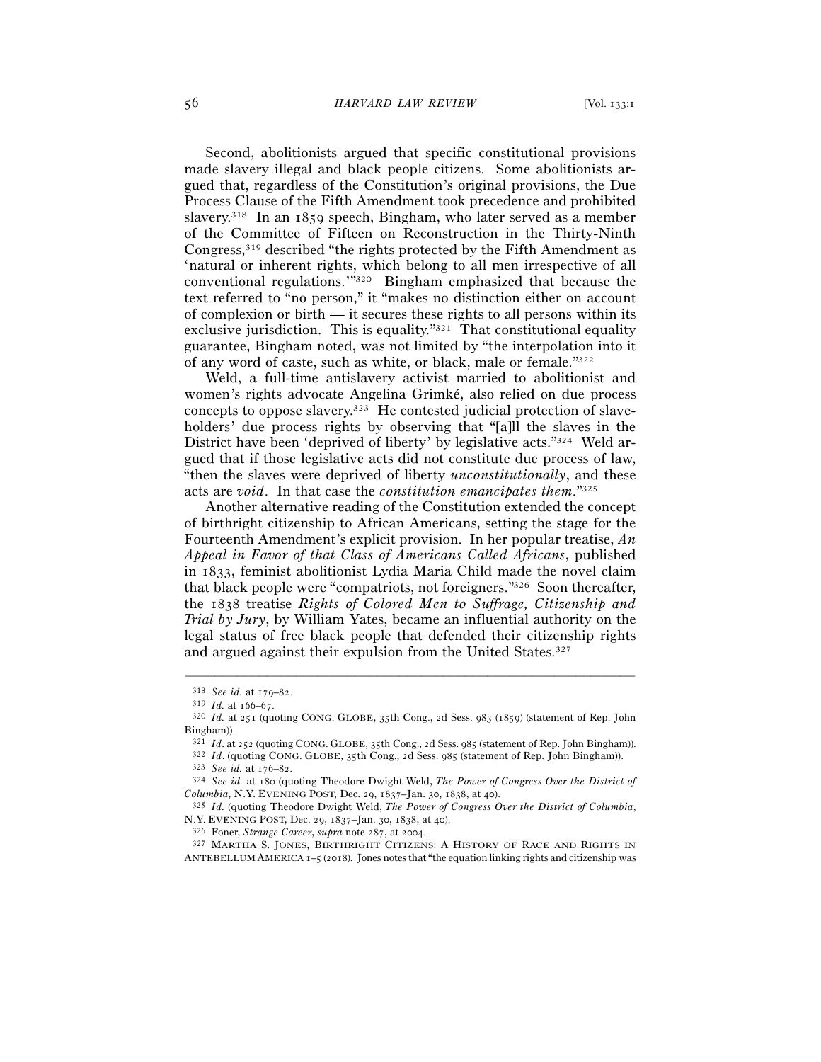Second, abolitionists argued that specific constitutional provisions made slavery illegal and black people citizens. Some abolitionists argued that, regardless of the Constitution's original provisions, the Due Process Clause of the Fifth Amendment took precedence and prohibited slavery.[318] In an 1859 speech, Bingham, who later served as a member of the Committee of Fifteen on Reconstruction in the Thirty-Ninth Congress,[319] described "the rights protected by the Fifth Amendment as 'natural or inherent rights, which belong to all men irrespective of all conventional regulations.'"[320] Bingham emphasized that because the text referred to "no person," it "makes no distinction either on account of complexion or birth — it secures these rights to all persons within its exclusive jurisdiction. This is equality."[321] That constitutional equality guarantee, Bingham noted, was not limited by "the interpolation into it of any word of caste, such as white, or black, male or female."[322]

Weld, a full-time antislavery activist married to abolitionist and women's rights advocate Angelina Grimké, also relied on due process concepts to oppose slavery.[323] He contested judicial protection of slaveholders' due process rights by observing that "[a]ll the slaves in the District have been 'deprived of liberty' by legislative acts."[324] Weld argued that if those legislative acts did not constitute due process of law, "then the slaves were deprived of liberty *unconstitutionally*, and these acts are *void*. In that case the *constitution emancipates them*."[325]

Another alternative reading of the Constitution extended the concept of birthright citizenship to African Americans, setting the stage for the Fourteenth Amendment's explicit provision. In her popular treatise, *An Appeal in Favor of that Class of Americans Called Africans*, published in 1833, feminist abolitionist Lydia Maria Child made the novel claim that black people were "compatriots, not foreigners."[326] Soon thereafter, the 1838 treatise *Rights of Colored Men to Suffrage, Citizenship and Trial by Jury*, by William Yates, became an influential authority on the legal status of free black people that defended their citizenship rights and argued against their expulsion from the United States.[327]

---

[318] *See id.* at 179–82.

[319] *Id.* at 166–67.

[320] *Id.* at 251 (quoting CONG. GLOBE, 35th Cong., 2d Sess. 983 (1859) (statement of Rep. John Bingham)).

[321] *Id.* at 252 (quoting CONG. GLOBE, 35th Cong., 2d Sess. 985 (statement of Rep. John Bingham)).

[322] *Id.* (quoting CONG. GLOBE, 35th Cong., 2d Sess. 985 (statement of Rep. John Bingham)).

[323] *See id.* at 176–82.

[324] *See id.* at 180 (quoting Theodore Dwight Weld, *The Power of Congress Over the District of Columbia*, N.Y. EVENING POST, Dec. 29, 1837–Jan. 30, 1838, at 40).

[325] *Id.* (quoting Theodore Dwight Weld, *The Power of Congress Over the District of Columbia*, N.Y. EVENING POST, Dec. 29, 1837–Jan. 30, 1838, at 40).

[326] Foner, *Strange Career*, *supra* note 287, at 2004.

[327] MARTHA S. JONES, BIRTHRIGHT CITIZENS: A HISTORY OF RACE AND RIGHTS IN ANTEBELLUM AMERICA 1–5 (2018). Jones notes that "the equation linking rights and citizenship was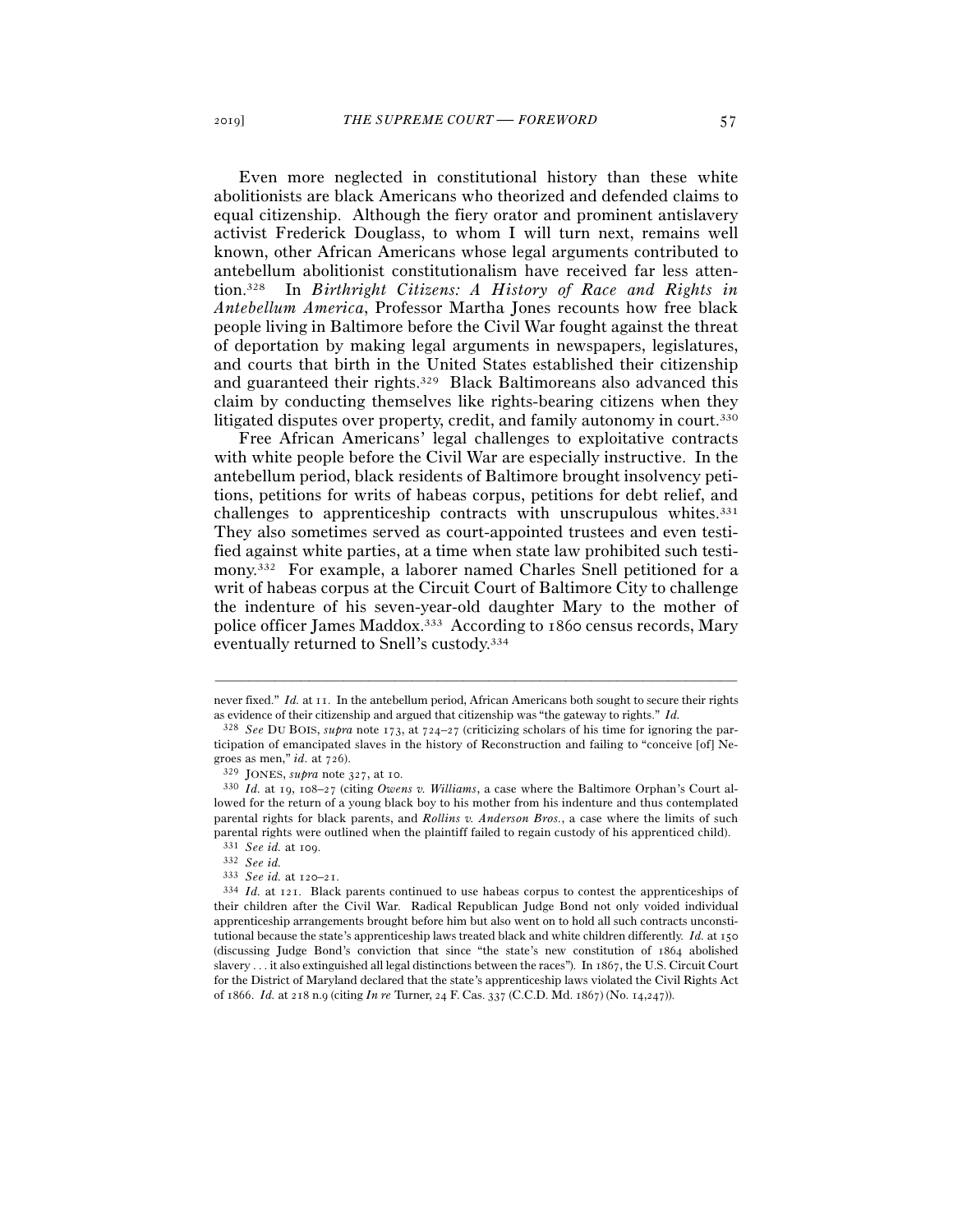Even more neglected in constitutional history than these white abolitionists are black Americans who theorized and defended claims to equal citizenship. Although the fiery orator and prominent antislavery activist Frederick Douglass, to whom I will turn next, remains well known, other African Americans whose legal arguments contributed to antebellum abolitionist constitutionalism have received far less attention.[328] In *Birthright Citizens: A History of Race and Rights in Antebellum America*, Professor Martha Jones recounts how free black people living in Baltimore before the Civil War fought against the threat of deportation by making legal arguments in newspapers, legislatures, and courts that birth in the United States established their citizenship and guaranteed their rights.[329] Black Baltimoreans also advanced this claim by conducting themselves like rights-bearing citizens when they litigated disputes over property, credit, and family autonomy in court.[330]

Free African Americans' legal challenges to exploitative contracts with white people before the Civil War are especially instructive. In the antebellum period, black residents of Baltimore brought insolvency petitions, petitions for writs of habeas corpus, petitions for debt relief, and challenges to apprenticeship contracts with unscrupulous whites.[331] They also sometimes served as court-appointed trustees and even testified against white parties, at a time when state law prohibited such testimony.[332] For example, a laborer named Charles Snell petitioned for a writ of habeas corpus at the Circuit Court of Baltimore City to challenge the indenture of his seven-year-old daughter Mary to the mother of police officer James Maddox.[333] According to 1860 census records, Mary eventually returned to Snell's custody.[334]

---

never fixed." *Id.* at 11. In the antebellum period, African Americans both sought to secure their rights as evidence of their citizenship and argued that citizenship was "the gateway to rights." *Id.*

[328] *See* DU BOIS, *supra* note 173, at 724–27 (criticizing scholars of his time for ignoring the participation of emancipated slaves in the history of Reconstruction and failing to "conceive [of] Negroes as men," *id.* at 726).

[329] JONES, *supra* note 327, at 10.

[330] *Id.* at 19, 108–27 (citing *Owens v. Williams*, a case where the Baltimore Orphan's Court allowed for the return of a young black boy to his mother from his indenture and thus contemplated parental rights for black parents, and *Rollins v. Anderson Bros.*, a case where the limits of such parental rights were outlined when the plaintiff failed to regain custody of his apprenticed child).

[331] *See id.* at 109.

[332] *See id.*

[333] *See id.* at 120–21.

[334] *Id.* at 121. Black parents continued to use habeas corpus to contest the apprenticeships of their children after the Civil War. Radical Republican Judge Bond not only voided individual apprenticeship arrangements brought before him but also went on to hold all such contracts unconstitutional because the state's apprenticeship laws treated black and white children differently. *Id.* at 150 (discussing Judge Bond's conviction that since "the state's new constitution of 1864 abolished slavery . . . it also extinguished all legal distinctions between the races"). In 1867, the U.S. Circuit Court for the District of Maryland declared that the state's apprenticeship laws violated the Civil Rights Act of 1866. *Id.* at 218 n.9 (citing *In re* Turner, 24 F. Cas. 337 (C.C.D. Md. 1867) (No. 14,247)).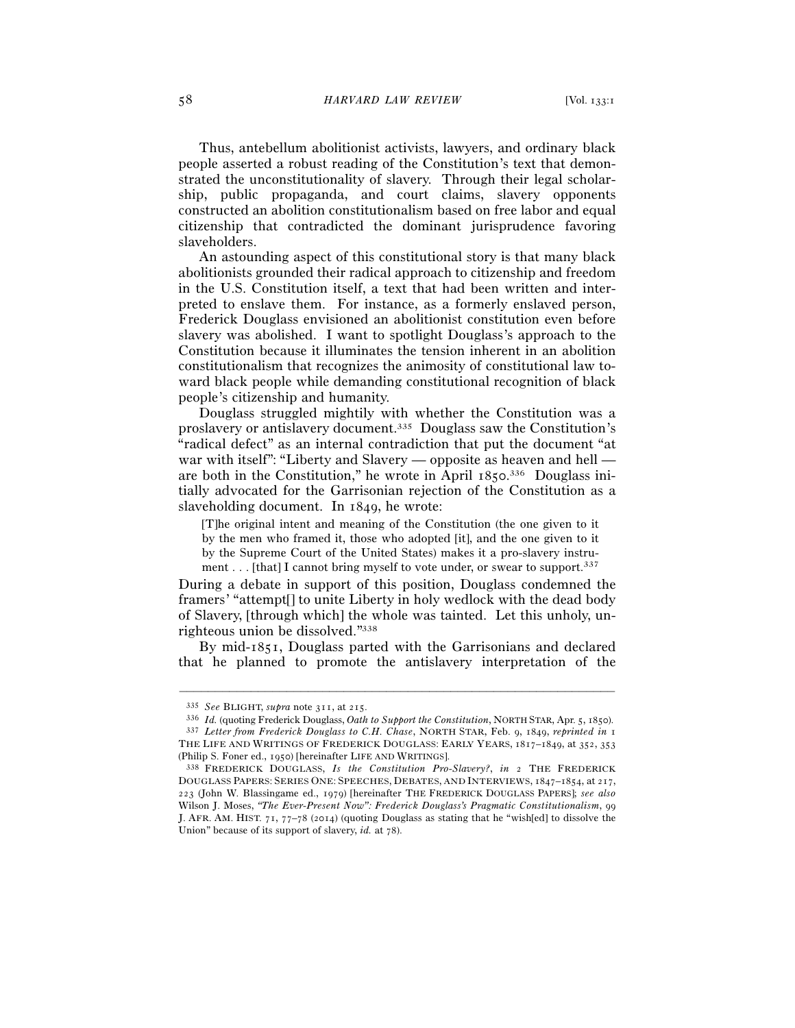Thus, antebellum abolitionist activists, lawyers, and ordinary black people asserted a robust reading of the Constitution's text that demonstrated the unconstitutionality of slavery. Through their legal scholarship, public propaganda, and court claims, slavery opponents constructed an abolition constitutionalism based on free labor and equal citizenship that contradicted the dominant jurisprudence favoring slaveholders.

An astounding aspect of this constitutional story is that many black abolitionists grounded their radical approach to citizenship and freedom in the U.S. Constitution itself, a text that had been written and interpreted to enslave them. For instance, as a formerly enslaved person, Frederick Douglass envisioned an abolitionist constitution even before slavery was abolished. I want to spotlight Douglass's approach to the Constitution because it illuminates the tension inherent in an abolition constitutionalism that recognizes the animosity of constitutional law toward black people while demanding constitutional recognition of black people's citizenship and humanity.

Douglass struggled mightily with whether the Constitution was a proslavery or antislavery document.[335] Douglass saw the Constitution's "radical defect" as an internal contradiction that put the document "at war with itself": "Liberty and Slavery — opposite as heaven and hell — are both in the Constitution," he wrote in April 1850.[336] Douglass initially advocated for the Garrisonian rejection of the Constitution as a slaveholding document. In 1849, he wrote:

> [T]he original intent and meaning of the Constitution (the one given to it by the men who framed it, those who adopted [it], and the one given to it by the Supreme Court of the United States) makes it a pro-slavery instrument . . . [that] I cannot bring myself to vote under, or swear to support.[337]

During a debate in support of this position, Douglass condemned the framers' "attempt[] to unite Liberty in holy wedlock with the dead body of Slavery, [through which] the whole was tainted. Let this unholy, unrighteous union be dissolved."[338]

By mid-1851, Douglass parted with the Garrisonians and declared that he planned to promote the antislavery interpretation of the

---

[335] *See* BLIGHT, *supra* note 311, at 215.

[336] *Id.* (quoting Frederick Douglass, *Oath to Support the Constitution*, NORTH STAR, Apr. 5, 1850).

[337] *Letter from Frederick Douglass to C.H. Chase*, NORTH STAR, Feb. 9, 1849, *reprinted in* 1 THE LIFE AND WRITINGS OF FREDERICK DOUGLASS: EARLY YEARS, 1817–1849, at 352, 353 (Philip S. Foner ed., 1950) [hereinafter LIFE AND WRITINGS].

[338] FREDERICK DOUGLASS, *Is the Constitution Pro-Slavery?*, *in* 2 THE FREDERICK DOUGLASS PAPERS: SERIES ONE: SPEECHES, DEBATES, AND INTERVIEWS, 1847–1854, at 217, 223 (John W. Blassingame ed., 1979) [hereinafter THE FREDERICK DOUGLASS PAPERS]; *see also* Wilson J. Moses, *"The Ever-Present Now": Frederick Douglass's Pragmatic Constitutionalism*, 99 J. AFR. AM. HIST. 71, 77–78 (2014) (quoting Douglass as stating that he "wish[ed] to dissolve the Union" because of its support of slavery, *id.* at 78).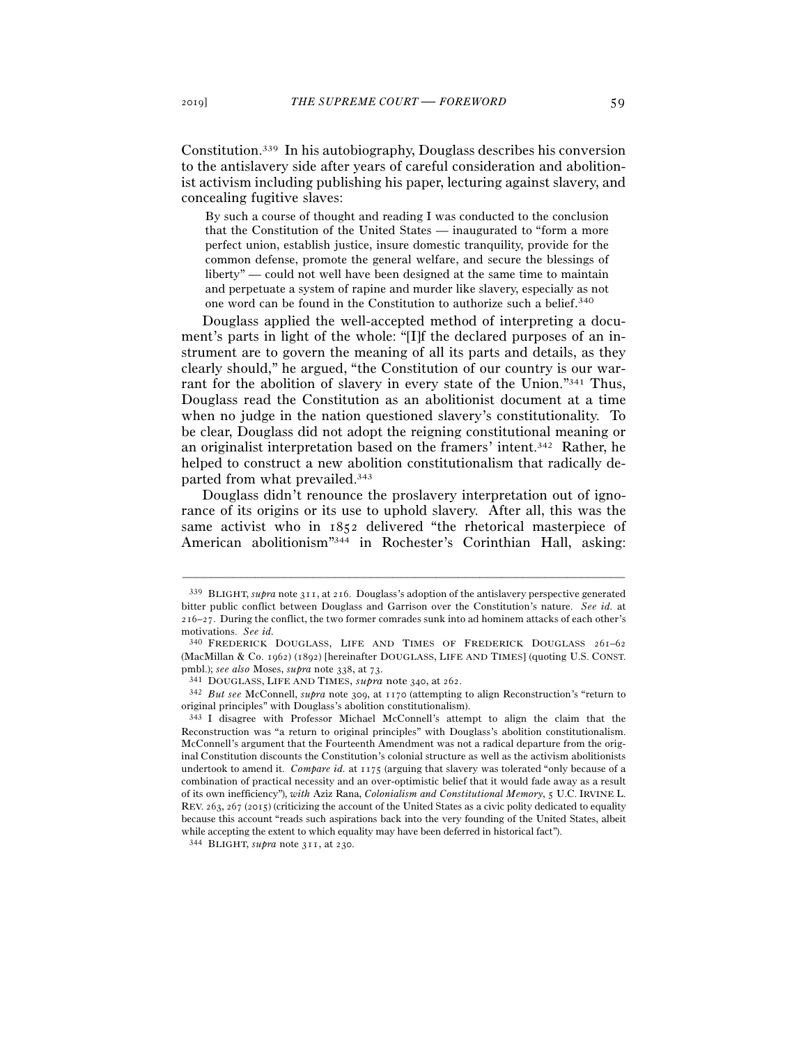Constitution.[339] In his autobiography, Douglass describes his conversion to the antislavery side after years of careful consideration and abolitionist activism including publishing his paper, lecturing against slavery, and concealing fugitive slaves:

> By such a course of thought and reading I was conducted to the conclusion that the Constitution of the United States — inaugurated to "form a more perfect union, establish justice, insure domestic tranquility, provide for the common defense, promote the general welfare, and secure the blessings of liberty" — could not well have been designed at the same time to maintain and perpetuate a system of rapine and murder like slavery, especially as not one word can be found in the Constitution to authorize such a belief.[340]

Douglass applied the well-accepted method of interpreting a document's parts in light of the whole: "[I]f the declared purposes of an instrument are to govern the meaning of all its parts and details, as they clearly should," he argued, "the Constitution of our country is our warrant for the abolition of slavery in every state of the Union."[341] Thus, Douglass read the Constitution as an abolitionist document at a time when no judge in the nation questioned slavery's constitutionality. To be clear, Douglass did not adopt the reigning constitutional meaning or an originalist interpretation based on the framers' intent.[342] Rather, he helped to construct a new abolition constitutionalism that radically departed from what prevailed.[343]

Douglass didn't renounce the proslavery interpretation out of ignorance of its origins or its use to uphold slavery. After all, this was the same activist who in 1852 delivered "the rhetorical masterpiece of American abolitionism"[344] in Rochester's Corinthian Hall, asking:

---

[339] BLIGHT, *supra* note 311, at 216. Douglass's adoption of the antislavery perspective generated bitter public conflict between Douglass and Garrison over the Constitution's nature. *See id.* at 216–27. During the conflict, the two former comrades sunk into ad hominem attacks of each other's motivations. *See id.*

[340] FREDERICK DOUGLASS, LIFE AND TIMES OF FREDERICK DOUGLASS 261–62 (MacMillan & Co. 1962) (1892) [hereinafter DOUGLASS, LIFE AND TIMES] (quoting U.S. CONST. pmbl.); *see also* Moses, *supra* note 338, at 73.

[341] DOUGLASS, LIFE AND TIMES, *supra* note 340, at 262.

[342] *But see* McConnell, *supra* note 309, at 1170 (attempting to align Reconstruction's "return to original principles" with Douglass's abolition constitutionalism).

[343] I disagree with Professor Michael McConnell's attempt to align the claim that the Reconstruction was "a return to original principles" with Douglass's abolition constitutionalism. McConnell's argument that the Fourteenth Amendment was not a radical departure from the original Constitution discounts the Constitution's colonial structure as well as the activism abolitionists undertook to amend it. *Compare id.* at 1175 (arguing that slavery was tolerated "only because of a combination of practical necessity and an over-optimistic belief that it would fade away as a result of its own inefficiency"), *with* Aziz Rana, *Colonialism and Constitutional Memory*, 5 U.C. IRVINE L. REV. 263, 267 (2015) (criticizing the account of the United States as a civic polity dedicated to equality because this account "reads such aspirations back into the very founding of the United States, albeit while accepting the extent to which equality may have been deferred in historical fact").

[344] BLIGHT, *supra* note 311, at 230.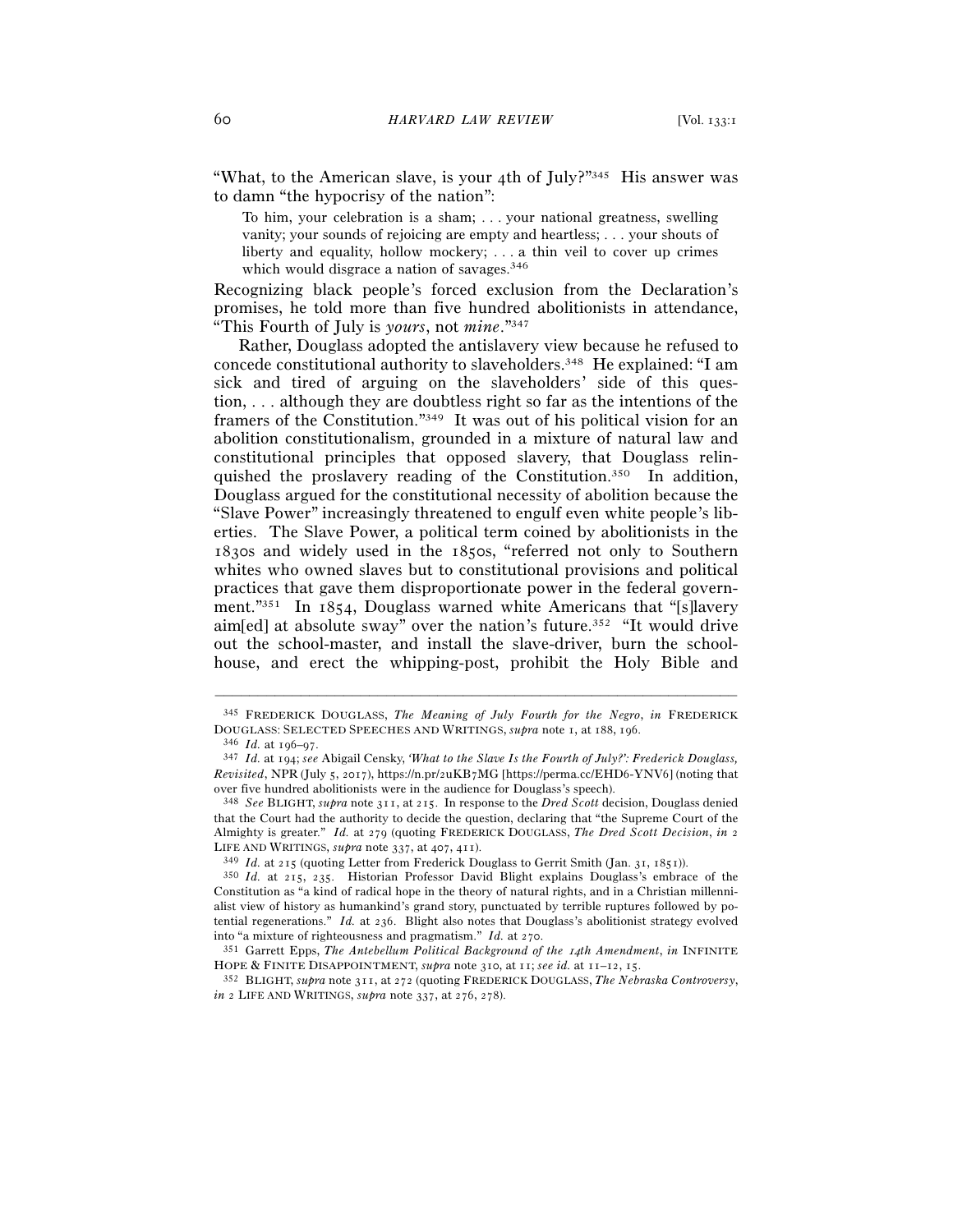"What, to the American slave, is your 4th of July?"[345] His answer was to damn "the hypocrisy of the nation":

> To him, your celebration is a sham; . . . your national greatness, swelling vanity; your sounds of rejoicing are empty and heartless; . . . your shouts of liberty and equality, hollow mockery; . . . a thin veil to cover up crimes which would disgrace a nation of savages.[346]

Recognizing black people's forced exclusion from the Declaration's promises, he told more than five hundred abolitionists in attendance, "This Fourth of July is *yours*, not *mine*."[347]

Rather, Douglass adopted the antislavery view because he refused to concede constitutional authority to slaveholders.[348] He explained: "I am sick and tired of arguing on the slaveholders' side of this question, . . . although they are doubtless right so far as the intentions of the framers of the Constitution."[349] It was out of his political vision for an abolition constitutionalism, grounded in a mixture of natural law and constitutional principles that opposed slavery, that Douglass relinquished the proslavery reading of the Constitution.[350] In addition, Douglass argued for the constitutional necessity of abolition because the "Slave Power" increasingly threatened to engulf even white people's liberties. The Slave Power, a political term coined by abolitionists in the 1830s and widely used in the 1850s, "referred not only to Southern whites who owned slaves but to constitutional provisions and political practices that gave them disproportionate power in the federal government."[351] In 1854, Douglass warned white Americans that "[s]lavery aim[ed] at absolute sway" over the nation's future.[352] "It would drive out the school-master, and install the slave-driver, burn the school-house, and erect the whipping-post, prohibit the Holy Bible and

---

[345] FREDERICK DOUGLASS, *The Meaning of July Fourth for the Negro*, *in* FREDERICK DOUGLASS: SELECTED SPEECHES AND WRITINGS, *supra* note 1, at 188, 196.

[346] *Id.* at 196–97.

[347] *Id.* at 194; *see* Abigail Censky, *'What to the Slave Is the Fourth of July?': Frederick Douglass, Revisited*, NPR (July 5, 2017), https://n.pr/2uKB7MG [https://perma.cc/EHD6-YNV6] (noting that over five hundred abolitionists were in the audience for Douglass's speech).

[348] *See* BLIGHT, *supra* note 311, at 215. In response to the *Dred Scott* decision, Douglass denied that the Court had the authority to decide the question, declaring that "the Supreme Court of the Almighty is greater." *Id.* at 279 (quoting FREDERICK DOUGLASS, *The Dred Scott Decision*, *in* 2 LIFE AND WRITINGS, *supra* note 337, at 407, 411).

[349] *Id.* at 215 (quoting Letter from Frederick Douglass to Gerrit Smith (Jan. 31, 1851)).

[350] *Id.* at 215, 235. Historian Professor David Blight explains Douglass's embrace of the Constitution as "a kind of radical hope in the theory of natural rights, and in a Christian millennialist view of history as humankind's grand story, punctuated by terrible ruptures followed by potential regenerations." *Id.* at 236. Blight also notes that Douglass's abolitionist strategy evolved into "a mixture of righteousness and pragmatism." *Id.* at 270.

[351] Garrett Epps, *The Antebellum Political Background of the 14th Amendment*, *in* INFINITE HOPE & FINITE DISAPPOINTMENT, *supra* note 310, at 11; *see id.* at 11–12, 15.

[352] BLIGHT, *supra* note 311, at 272 (quoting FREDERICK DOUGLASS, *The Nebraska Controversy*, *in* 2 LIFE AND WRITINGS, *supra* note 337, at 276, 278).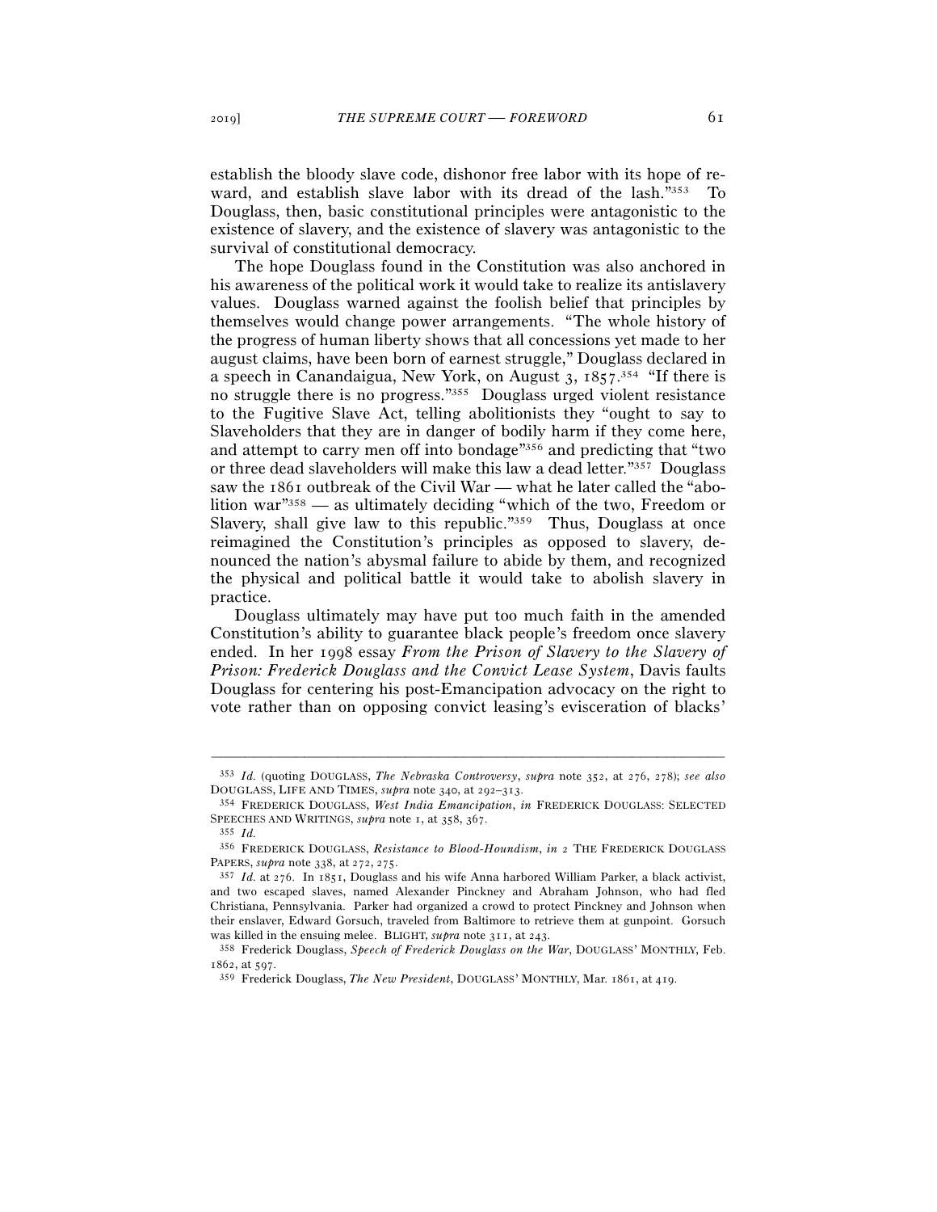establish the bloody slave code, dishonor free labor with its hope of reward, and establish slave labor with its dread of the lash."[353] To Douglass, then, basic constitutional principles were antagonistic to the existence of slavery, and the existence of slavery was antagonistic to the survival of constitutional democracy.

The hope Douglass found in the Constitution was also anchored in his awareness of the political work it would take to realize its antislavery values. Douglass warned against the foolish belief that principles by themselves would change power arrangements. "The whole history of the progress of human liberty shows that all concessions yet made to her august claims, have been born of earnest struggle," Douglass declared in a speech in Canandaigua, New York, on August 3, 1857.[354] "If there is no struggle there is no progress."[355] Douglass urged violent resistance to the Fugitive Slave Act, telling abolitionists they "ought to say to Slaveholders that they are in danger of bodily harm if they come here, and attempt to carry men off into bondage"[356] and predicting that "two or three dead slaveholders will make this law a dead letter."[357] Douglass saw the 1861 outbreak of the Civil War — what he later called the "abolition war"[358] — as ultimately deciding "which of the two, Freedom or Slavery, shall give law to this republic."[359] Thus, Douglass at once reimagined the Constitution's principles as opposed to slavery, denounced the nation's abysmal failure to abide by them, and recognized the physical and political battle it would take to abolish slavery in practice.

Douglass ultimately may have put too much faith in the amended Constitution's ability to guarantee black people's freedom once slavery ended. In her 1998 essay *From the Prison of Slavery to the Slavery of Prison: Frederick Douglass and the Convict Lease System*, Davis faults Douglass for centering his post-Emancipation advocacy on the right to vote rather than on opposing convict leasing's evisceration of blacks'

---

[353] *Id.* (quoting DOUGLASS, *The Nebraska Controversy*, *supra* note 352, at 276, 278); *see also* DOUGLASS, LIFE AND TIMES, *supra* note 340, at 292–313.

[354] FREDERICK DOUGLASS, *West India Emancipation*, *in* FREDERICK DOUGLASS: SELECTED SPEECHES AND WRITINGS, *supra* note 1, at 358, 367.

[355] *Id.*

[356] FREDERICK DOUGLASS, *Resistance to Blood-Houndism*, *in* 2 THE FREDERICK DOUGLASS PAPERS, *supra* note 338, at 272, 275.

[357] *Id.* at 276. In 1851, Douglass and his wife Anna harbored William Parker, a black activist, and two escaped slaves, named Alexander Pinckney and Abraham Johnson, who had fled Christiana, Pennsylvania. Parker had organized a crowd to protect Pinckney and Johnson when their enslaver, Edward Gorsuch, traveled from Baltimore to retrieve them at gunpoint. Gorsuch was killed in the ensuing melee. BLIGHT, *supra* note 311, at 243.

[358] Frederick Douglass, *Speech of Frederick Douglass on the War*, DOUGLASS' MONTHLY, Feb. 1862, at 597.

[359] Frederick Douglass, *The New President*, DOUGLASS' MONTHLY, Mar. 1861, at 419.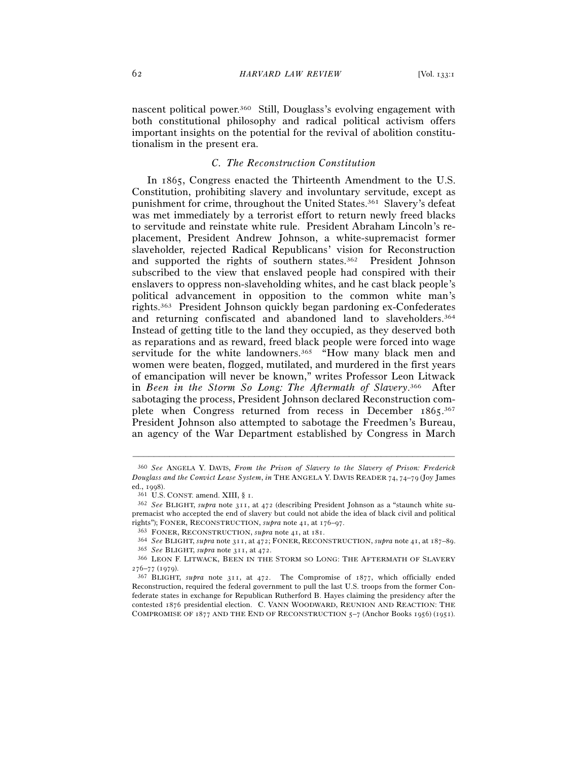nascent political power.[360] Still, Douglass's evolving engagement with both constitutional philosophy and radical political activism offers important insights on the potential for the revival of abolition constitutionalism in the present era.

### *C. The Reconstruction Constitution*

In 1865, Congress enacted the Thirteenth Amendment to the U.S. Constitution, prohibiting slavery and involuntary servitude, except as punishment for crime, throughout the United States.[361] Slavery's defeat was met immediately by a terrorist effort to return newly freed blacks to servitude and reinstate white rule. President Abraham Lincoln's replacement, President Andrew Johnson, a white-supremacist former slaveholder, rejected Radical Republicans' vision for Reconstruction and supported the rights of southern states.[362] President Johnson subscribed to the view that enslaved people had conspired with their enslavers to oppress non-slaveholding whites, and he cast black people's political advancement in opposition to the common white man's rights.[363] President Johnson quickly began pardoning ex-Confederates and returning confiscated and abandoned land to slaveholders.[364] Instead of getting title to the land they occupied, as they deserved both as reparations and as reward, freed black people were forced into wage servitude for the white landowners.[365] "How many black men and women were beaten, flogged, mutilated, and murdered in the first years of emancipation will never be known," writes Professor Leon Litwack in *Been in the Storm So Long: The Aftermath of Slavery*.[366] After sabotaging the process, President Johnson declared Reconstruction complete when Congress returned from recess in December 1865.[367] President Johnson also attempted to sabotage the Freedmen's Bureau, an agency of the War Department established by Congress in March

---

[360] *See* ANGELA Y. DAVIS, *From the Prison of Slavery to the Slavery of Prison: Frederick Douglass and the Convict Lease System*, *in* THE ANGELA Y. DAVIS READER 74, 74–79 (Joy James ed., 1998).

[361] U.S. CONST. amend. XIII, § 1.

[362] *See* BLIGHT, *supra* note 311, at 472 (describing President Johnson as a "staunch white supremacist who accepted the end of slavery but could not abide the idea of black civil and political rights"); FONER, RECONSTRUCTION, *supra* note 41, at 176–97.

[363] FONER, RECONSTRUCTION, *supra* note 41, at 181.

[364] *See* BLIGHT, *supra* note 311, at 472; FONER, RECONSTRUCTION, *supra* note 41, at 187–89.

[365] *See* BLIGHT, *supra* note 311, at 472.

[366] LEON F. LITWACK, BEEN IN THE STORM SO LONG: THE AFTERMATH OF SLAVERY 276–77 (1979).

[367] BLIGHT, *supra* note 311, at 472. The Compromise of 1877, which officially ended Reconstruction, required the federal government to pull the last U.S. troops from the former Confederate states in exchange for Republican Rutherford B. Hayes claiming the presidency after the contested 1876 presidential election. C. VANN WOODWARD, REUNION AND REACTION: THE COMPROMISE OF 1877 AND THE END OF RECONSTRUCTION 5–7 (Anchor Books 1956) (1951).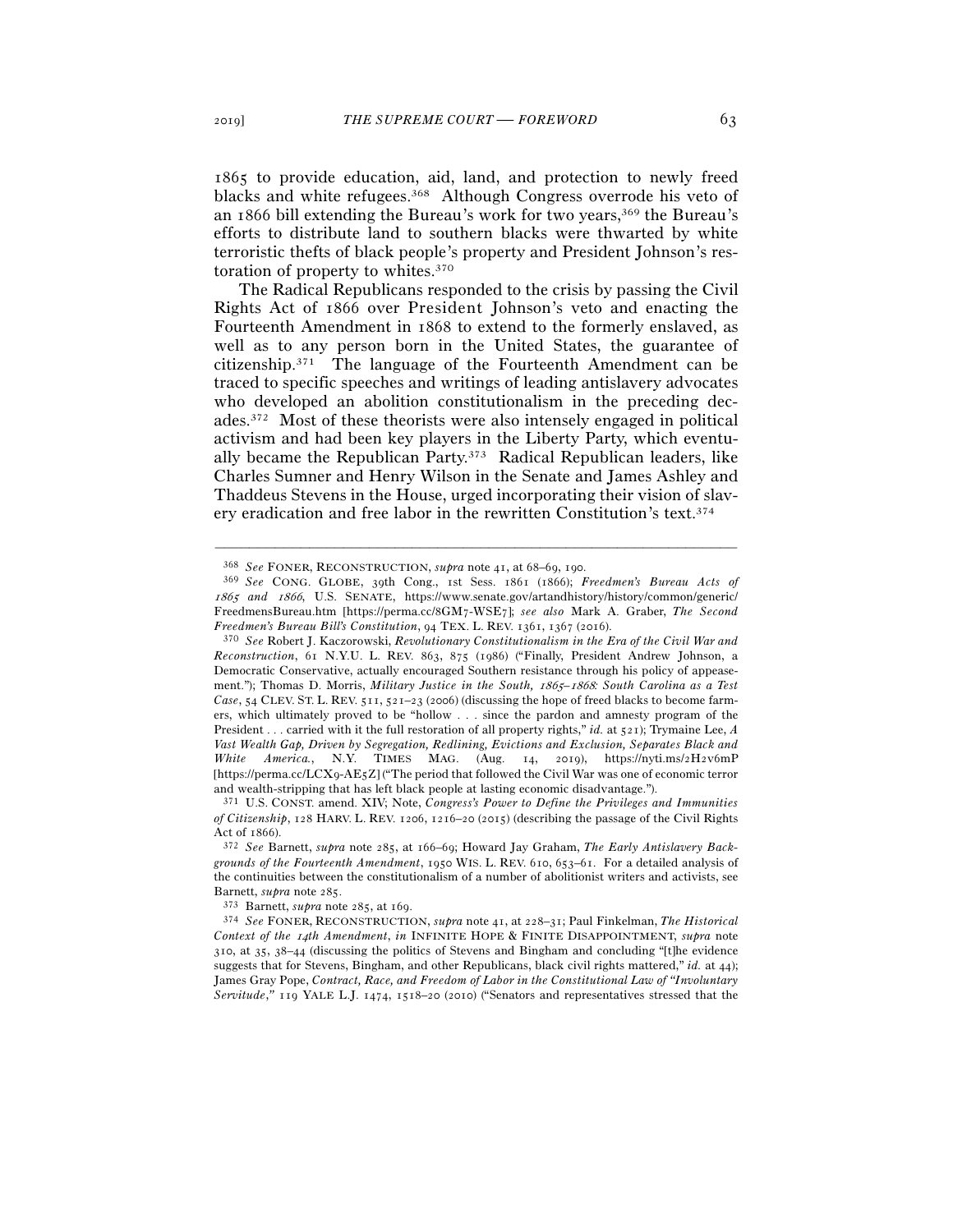1865 to provide education, aid, land, and protection to newly freed blacks and white refugees.[368] Although Congress overrode his veto of an 1866 bill extending the Bureau's work for two years,[369] the Bureau's efforts to distribute land to southern blacks were thwarted by white terroristic thefts of black people's property and President Johnson's restoration of property to whites.[370]

The Radical Republicans responded to the crisis by passing the Civil Rights Act of 1866 over President Johnson's veto and enacting the Fourteenth Amendment in 1868 to extend to the formerly enslaved, as well as to any person born in the United States, the guarantee of citizenship.[371] The language of the Fourteenth Amendment can be traced to specific speeches and writings of leading antislavery advocates who developed an abolition constitutionalism in the preceding decades.[372] Most of these theorists were also intensely engaged in political activism and had been key players in the Liberty Party, which eventually became the Republican Party.[373] Radical Republican leaders, like Charles Sumner and Henry Wilson in the Senate and James Ashley and Thaddeus Stevens in the House, urged incorporating their vision of slavery eradication and free labor in the rewritten Constitution's text.[374]

---

[368] *See* FONER, RECONSTRUCTION, *supra* note 41, at 68–69, 190.

[369] *See* CONG. GLOBE, 39th Cong., 1st Sess. 1861 (1866); *Freedmen's Bureau Acts of 1865 and 1866*, U.S. SENATE, https://www.senate.gov/artandhistory/history/common/generic/FreedmensBureau.htm [https://perma.cc/8GM7-WSE7]; *see also* Mark A. Graber, *The Second Freedmen's Bureau Bill's Constitution*, 94 TEX. L. REV. 1361, 1367 (2016).

[370] *See* Robert J. Kaczorowski, *Revolutionary Constitutionalism in the Era of the Civil War and Reconstruction*, 61 N.Y.U. L. REV. 863, 875 (1986) ("Finally, President Andrew Johnson, a Democratic Conservative, actually encouraged Southern resistance through his policy of appeasement."); Thomas D. Morris, *Military Justice in the South, 1865–1868: South Carolina as a Test Case*, 54 CLEV. ST. L. REV. 511, 521–23 (2006) (discussing the hope of freed blacks to become farmers, which ultimately proved to be "hollow . . . since the pardon and amnesty program of the President . . . carried with it the full restoration of all property rights," *id.* at 521); Trymaine Lee, *A Vast Wealth Gap, Driven by Segregation, Redlining, Evictions and Exclusion, Separates Black and White America.*, N.Y. TIMES MAG. (Aug. 14, 2019), https://nyti.ms/2H2v6mP [https://perma.cc/LCX9-AE5Z] ("The period that followed the Civil War was one of economic terror and wealth-stripping that has left black people at lasting economic disadvantage.").

[371] U.S. CONST. amend. XIV; Note, *Congress's Power to Define the Privileges and Immunities of Citizenship*, 128 HARV. L. REV. 1206, 1216–20 (2015) (describing the passage of the Civil Rights Act of 1866).

[372] *See* Barnett, *supra* note 285, at 166–69; Howard Jay Graham, *The Early Antislavery Backgrounds of the Fourteenth Amendment*, 1950 WIS. L. REV. 610, 653–61. For a detailed analysis of the continuities between the constitutionalism of a number of abolitionist writers and activists, see Barnett, *supra* note 285.

[373] Barnett, *supra* note 285, at 169.

[374] *See* FONER, RECONSTRUCTION, *supra* note 41, at 228–31; Paul Finkelman, *The Historical Context of the 14th Amendment*, *in* INFINITE HOPE & FINITE DISAPPOINTMENT, *supra* note 310, at 35, 38–44 (discussing the politics of Stevens and Bingham and concluding "[t]he evidence suggests that for Stevens, Bingham, and other Republicans, black civil rights mattered," *id.* at 44); James Gray Pope, *Contract, Race, and Freedom of Labor in the Constitutional Law of "Involuntary Servitude*,*"* 119 YALE L.J. 1474, 1518–20 (2010) ("Senators and representatives stressed that the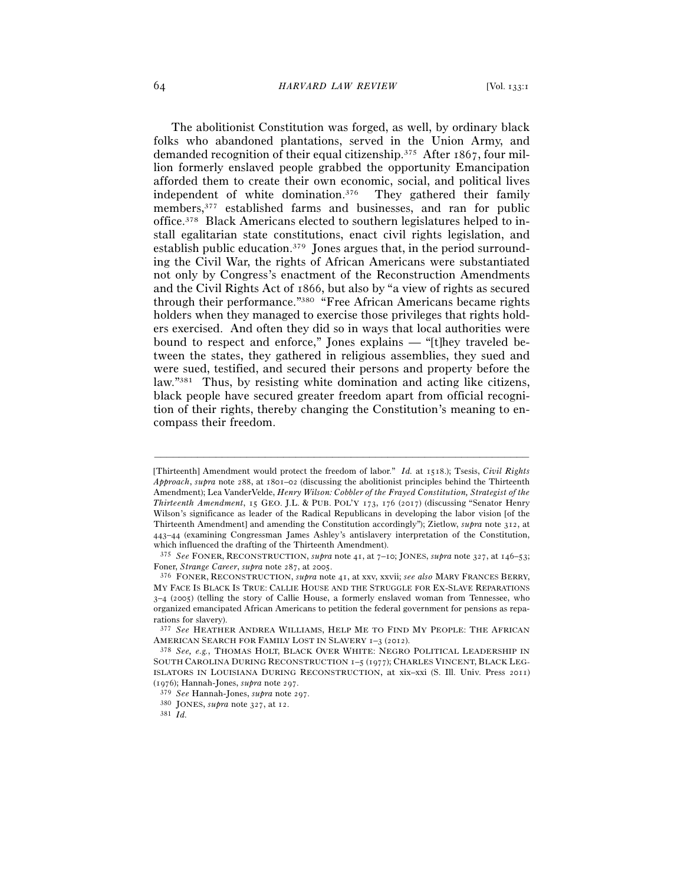The abolitionist Constitution was forged, as well, by ordinary black folks who abandoned plantations, served in the Union Army, and demanded recognition of their equal citizenship.[375] After 1867, four million formerly enslaved people grabbed the opportunity Emancipation afforded them to create their own economic, social, and political lives independent of white domination.[376] They gathered their family members,[377] established farms and businesses, and ran for public office.[378] Black Americans elected to southern legislatures helped to install egalitarian state constitutions, enact civil rights legislation, and establish public education.[379] Jones argues that, in the period surrounding the Civil War, the rights of African Americans were substantiated not only by Congress's enactment of the Reconstruction Amendments and the Civil Rights Act of 1866, but also by "a view of rights as secured through their performance."[380] "Free African Americans became rights holders when they managed to exercise those privileges that rights holders exercised. And often they did so in ways that local authorities were bound to respect and enforce," Jones explains — "[t]hey traveled between the states, they gathered in religious assemblies, they sued and were sued, testified, and secured their persons and property before the law."[381] Thus, by resisting white domination and acting like citizens, black people have secured greater freedom apart from official recognition of their rights, thereby changing the Constitution's meaning to encompass their freedom.

---

[Thirteenth] Amendment would protect the freedom of labor." *Id.* at 1518.); Tsesis, *Civil Rights Approach*, *supra* note 288, at 1801–02 (discussing the abolitionist principles behind the Thirteenth Amendment); Lea VanderVelde, *Henry Wilson: Cobbler of the Frayed Constitution, Strategist of the Thirteenth Amendment*, 15 GEO. J.L. & PUB. POL'Y 173, 176 (2017) (discussing "Senator Henry Wilson's significance as leader of the Radical Republicans in developing the labor vision [of the Thirteenth Amendment] and amending the Constitution accordingly"); Zietlow, *supra* note 312, at 443–44 (examining Congressman James Ashley's antislavery interpretation of the Constitution, which influenced the drafting of the Thirteenth Amendment).

[375] *See* FONER, RECONSTRUCTION, *supra* note 41, at 7–10; JONES, *supra* note 327, at 146–53; Foner, *Strange Career*, *supra* note 287, at 2005.

[376] FONER, RECONSTRUCTION, *supra* note 41, at xxv, xxvii; *see also* MARY FRANCES BERRY, MY FACE IS BLACK IS TRUE: CALLIE HOUSE AND THE STRUGGLE FOR EX-SLAVE REPARATIONS 3–4 (2005) (telling the story of Callie House, a formerly enslaved woman from Tennessee, who organized emancipated African Americans to petition the federal government for pensions as reparations for slavery).

[377] *See* HEATHER ANDREA WILLIAMS, HELP ME TO FIND MY PEOPLE: THE AFRICAN AMERICAN SEARCH FOR FAMILY LOST IN SLAVERY 1–3 (2012).

[378] *See, e.g.*, THOMAS HOLT, BLACK OVER WHITE: NEGRO POLITICAL LEADERSHIP IN SOUTH CAROLINA DURING RECONSTRUCTION 1–5 (1977); CHARLES VINCENT, BLACK LEGISLATORS IN LOUISIANA DURING RECONSTRUCTION, at xix–xxi (S. Ill. Univ. Press 2011) (1976); Hannah-Jones, *supra* note 297.

[379] *See* Hannah-Jones, *supra* note 297.

[380] JONES, *supra* note 327, at 12.

[381] *Id.*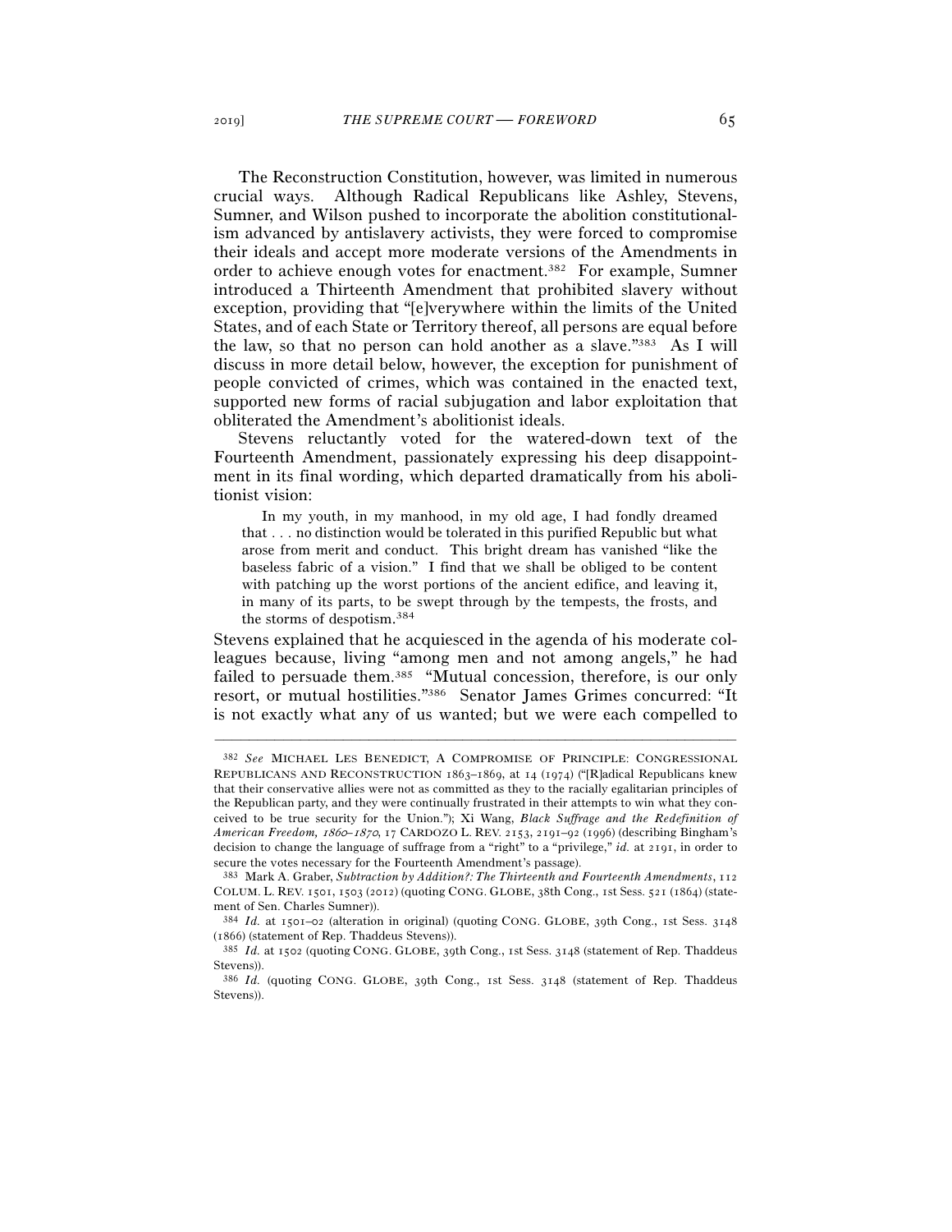The Reconstruction Constitution, however, was limited in numerous crucial ways. Although Radical Republicans like Ashley, Stevens, Sumner, and Wilson pushed to incorporate the abolition constitutionalism advanced by antislavery activists, they were forced to compromise their ideals and accept more moderate versions of the Amendments in order to achieve enough votes for enactment.[382] For example, Sumner introduced a Thirteenth Amendment that prohibited slavery without exception, providing that "[e]verywhere within the limits of the United States, and of each State or Territory thereof, all persons are equal before the law, so that no person can hold another as a slave."[383] As I will discuss in more detail below, however, the exception for punishment of people convicted of crimes, which was contained in the enacted text, supported new forms of racial subjugation and labor exploitation that obliterated the Amendment's abolitionist ideals.

Stevens reluctantly voted for the watered-down text of the Fourteenth Amendment, passionately expressing his deep disappointment in its final wording, which departed dramatically from his abolitionist vision:

> In my youth, in my manhood, in my old age, I had fondly dreamed that . . . no distinction would be tolerated in this purified Republic but what arose from merit and conduct. This bright dream has vanished "like the baseless fabric of a vision." I find that we shall be obliged to be content with patching up the worst portions of the ancient edifice, and leaving it, in many of its parts, to be swept through by the tempests, the frosts, and the storms of despotism.[384]

Stevens explained that he acquiesced in the agenda of his moderate colleagues because, living "among men and not among angels," he had failed to persuade them.[385] "Mutual concession, therefore, is our only resort, or mutual hostilities."[386] Senator James Grimes concurred: "It is not exactly what any of us wanted; but we were each compelled to

---

[382] *See* MICHAEL LES BENEDICT, A COMPROMISE OF PRINCIPLE: CONGRESSIONAL REPUBLICANS AND RECONSTRUCTION 1863–1869, at 14 (1974) ("[R]adical Republicans knew that their conservative allies were not as committed as they to the racially egalitarian principles of the Republican party, and they were continually frustrated in their attempts to win what they conceived to be true security for the Union."); Xi Wang, *Black Suffrage and the Redefinition of American Freedom, 1860–1870*, 17 CARDOZO L. REV. 2153, 2191–92 (1996) (describing Bingham's decision to change the language of suffrage from a "right" to a "privilege," *id.* at 2191, in order to secure the votes necessary for the Fourteenth Amendment's passage).

[383] Mark A. Graber, *Subtraction by Addition?: The Thirteenth and Fourteenth Amendments*, 112 COLUM. L. REV. 1501, 1503 (2012) (quoting CONG. GLOBE, 38th Cong., 1st Sess. 521 (1864) (statement of Sen. Charles Sumner)).

[384] *Id.* at 1501–02 (alteration in original) (quoting CONG. GLOBE, 39th Cong., 1st Sess. 3148 (1866) (statement of Rep. Thaddeus Stevens)).

[385] *Id.* at 1502 (quoting CONG. GLOBE, 39th Cong., 1st Sess. 3148 (statement of Rep. Thaddeus Stevens)).

[386] *Id.* (quoting CONG. GLOBE, 39th Cong., 1st Sess. 3148 (statement of Rep. Thaddeus Stevens)).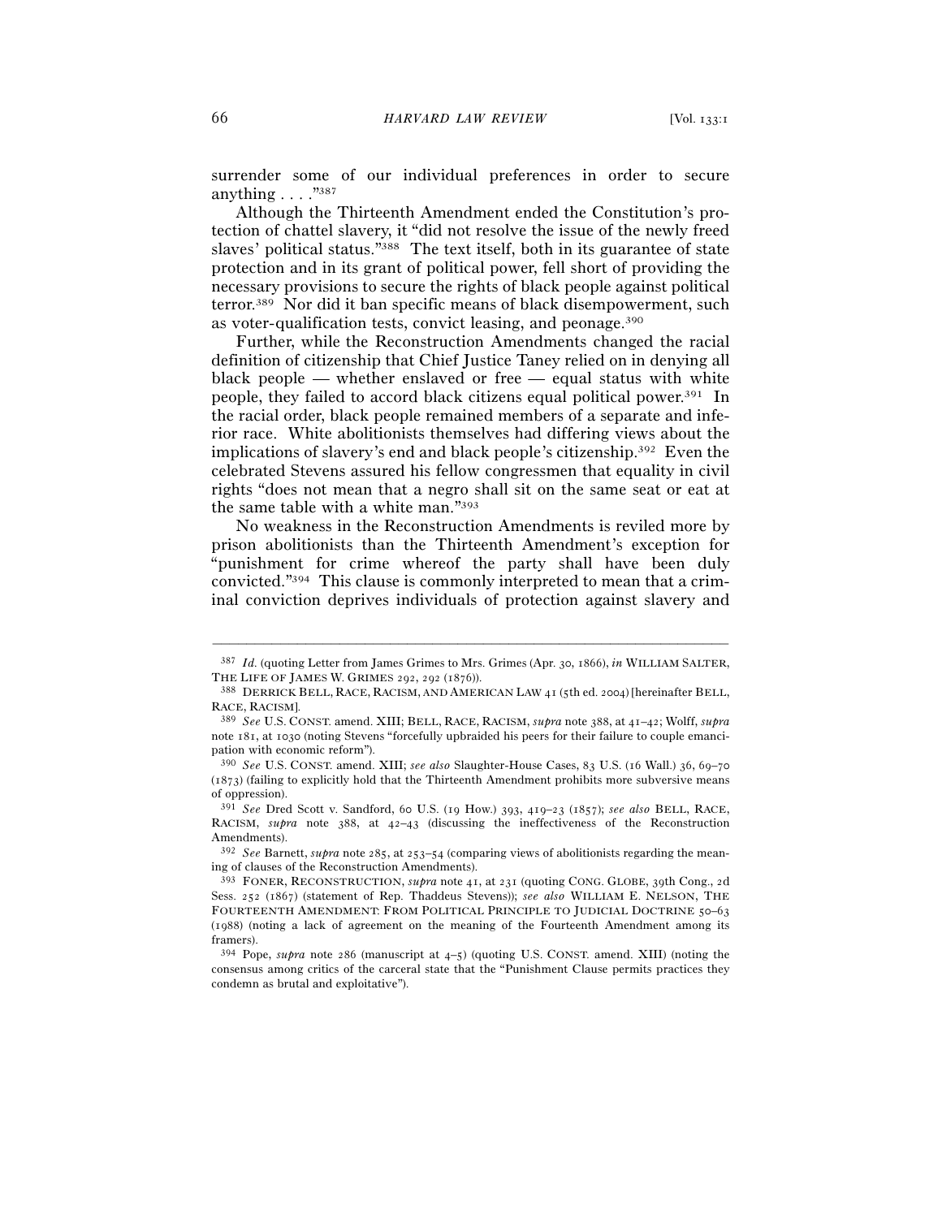surrender some of our individual preferences in order to secure anything . . . ."[387]

Although the Thirteenth Amendment ended the Constitution's protection of chattel slavery, it "did not resolve the issue of the newly freed slaves' political status."[388] The text itself, both in its guarantee of state protection and in its grant of political power, fell short of providing the necessary provisions to secure the rights of black people against political terror.[389] Nor did it ban specific means of black disempowerment, such as voter-qualification tests, convict leasing, and peonage.[390]

Further, while the Reconstruction Amendments changed the racial definition of citizenship that Chief Justice Taney relied on in denying all black people — whether enslaved or free — equal status with white people, they failed to accord black citizens equal political power.[391] In the racial order, black people remained members of a separate and inferior race. White abolitionists themselves had differing views about the implications of slavery's end and black people's citizenship.[392] Even the celebrated Stevens assured his fellow congressmen that equality in civil rights "does not mean that a negro shall sit on the same seat or eat at the same table with a white man."[393]

No weakness in the Reconstruction Amendments is reviled more by prison abolitionists than the Thirteenth Amendment's exception for "punishment for crime whereof the party shall have been duly convicted."[394] This clause is commonly interpreted to mean that a criminal conviction deprives individuals of protection against slavery and

---

[387] *Id.* (quoting Letter from James Grimes to Mrs. Grimes (Apr. 30, 1866), *in* WILLIAM SALTER, THE LIFE OF JAMES W. GRIMES 292, 292 (1876)).

[388] DERRICK BELL, RACE, RACISM, AND AMERICAN LAW 41 (5th ed. 2004) [hereinafter BELL, RACE, RACISM].

[389] *See* U.S. CONST. amend. XIII; BELL, RACE, RACISM, *supra* note 388, at 41–42; Wolff, *supra* note 181, at 1030 (noting Stevens "forcefully upbraided his peers for their failure to couple emancipation with economic reform").

[390] *See* U.S. CONST. amend. XIII; *see also* Slaughter-House Cases, 83 U.S. (16 Wall.) 36, 69–70 (1873) (failing to explicitly hold that the Thirteenth Amendment prohibits more subversive means of oppression).

[391] *See* Dred Scott v. Sandford, 60 U.S. (19 How.) 393, 419–23 (1857); *see also* BELL, RACE, RACISM, *supra* note 388, at 42–43 (discussing the ineffectiveness of the Reconstruction Amendments).

[392] *See* Barnett, *supra* note 285, at 253–54 (comparing views of abolitionists regarding the meaning of clauses of the Reconstruction Amendments).

[393] FONER, RECONSTRUCTION, *supra* note 41, at 231 (quoting CONG. GLOBE, 39th Cong., 2d Sess. 252 (1867) (statement of Rep. Thaddeus Stevens)); *see also* WILLIAM E. NELSON, THE FOURTEENTH AMENDMENT: FROM POLITICAL PRINCIPLE TO JUDICIAL DOCTRINE 50–63 (1988) (noting a lack of agreement on the meaning of the Fourteenth Amendment among its framers).

[394] Pope, *supra* note 286 (manuscript at 4–5) (quoting U.S. CONST. amend. XIII) (noting the consensus among critics of the carceral state that the "Punishment Clause permits practices they condemn as brutal and exploitative").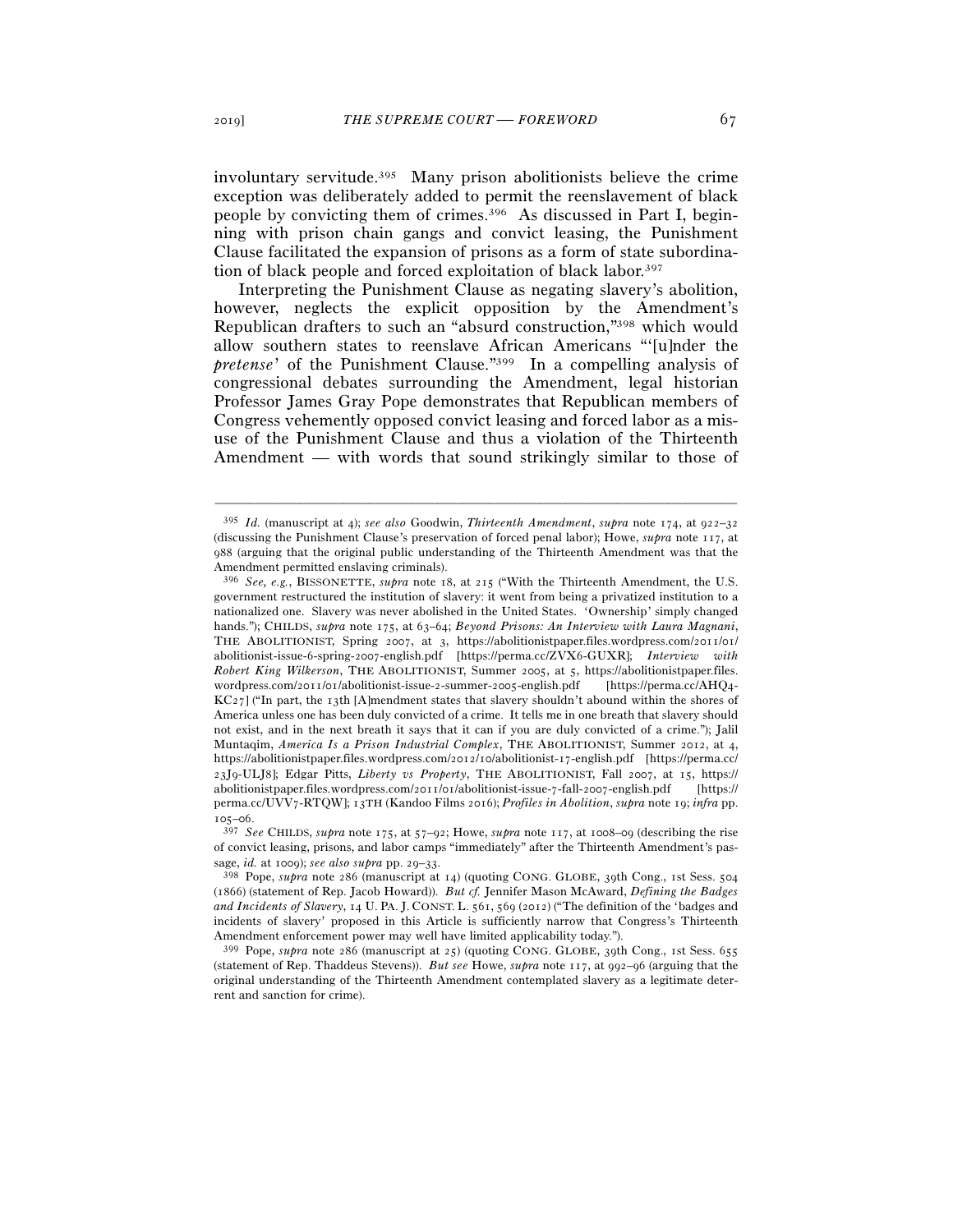involuntary servitude.[395] Many prison abolitionists believe the crime exception was deliberately added to permit the reenslavement of black people by convicting them of crimes.[396] As discussed in Part I, beginning with prison chain gangs and convict leasing, the Punishment Clause facilitated the expansion of prisons as a form of state subordination of black people and forced exploitation of black labor.[397]

Interpreting the Punishment Clause as negating slavery's abolition, however, neglects the explicit opposition by the Amendment's Republican drafters to such an "absurd construction,"[398] which would allow southern states to reenslave African Americans "'[u]nder the *pretense*' of the Punishment Clause."[399] In a compelling analysis of congressional debates surrounding the Amendment, legal historian Professor James Gray Pope demonstrates that Republican members of Congress vehemently opposed convict leasing and forced labor as a misuse of the Punishment Clause and thus a violation of the Thirteenth Amendment — with words that sound strikingly similar to those of

---

[395] *Id.* (manuscript at 4); *see also* Goodwin, *Thirteenth Amendment*, *supra* note 174, at 922–32 (discussing the Punishment Clause's preservation of forced penal labor); Howe, *supra* note 117, at 988 (arguing that the original public understanding of the Thirteenth Amendment was that the Amendment permitted enslaving criminals).

[396] *See, e.g.*, BISSONETTE, *supra* note 18, at 215 ("With the Thirteenth Amendment, the U.S. government restructured the institution of slavery: it went from being a privatized institution to a nationalized one. Slavery was never abolished in the United States. 'Ownership' simply changed hands."); CHILDS, *supra* note 175, at 63–64; *Beyond Prisons: An Interview with Laura Magnani*, THE ABOLITIONIST, Spring 2007, at 3, https://abolitionistpaper.files.wordpress.com/2011/01/abolitionist-issue-6-spring-2007-english.pdf [https://perma.cc/ZVX6-GUXR]; *Interview with Robert King Wilkerson*, THE ABOLITIONIST, Summer 2005, at 5, https://abolitionistpaper.files.wordpress.com/2011/01/abolitionist-issue-2-summer-2005-english.pdf [https://perma.cc/AHQ4-KC27] ("In part, the 13th [A]mendment states that slavery shouldn't abound within the shores of America unless one has been duly convicted of a crime. It tells me in one breath that slavery should not exist, and in the next breath it says that it can if you are duly convicted of a crime."); Jalil Muntaqim, *America Is a Prison Industrial Complex*, THE ABOLITIONIST, Summer 2012, at 4, https://abolitionistpaper.files.wordpress.com/2012/10/abolitionist-17-english.pdf [https://perma.cc/23J9-ULJ8]; Edgar Pitts, *Liberty vs Property*, THE ABOLITIONIST, Fall 2007, at 15, https://abolitionistpaper.files.wordpress.com/2011/01/abolitionist-issue-7-fall-2007-english.pdf [https://perma.cc/UVV7-RTQW]; 13TH (Kandoo Films 2016); *Profiles in Abolition*, *supra* note 19; *infra* pp. 105–06.

[397] *See* CHILDS, *supra* note 175, at 57–92; Howe, *supra* note 117, at 1008–09 (describing the rise of convict leasing, prisons, and labor camps "immediately" after the Thirteenth Amendment's passage, *id.* at 1009); *see also supra* pp. 29–33.

[398] Pope, *supra* note 286 (manuscript at 14) (quoting CONG. GLOBE, 39th Cong., 1st Sess. 504 (1866) (statement of Rep. Jacob Howard)). *But cf.* Jennifer Mason McAward, *Defining the Badges and Incidents of Slavery*, 14 U. PA. J. CONST. L. 561, 569 (2012) ("The definition of the 'badges and incidents of slavery' proposed in this Article is sufficiently narrow that Congress's Thirteenth Amendment enforcement power may well have limited applicability today.").

[399] Pope, *supra* note 286 (manuscript at 25) (quoting CONG. GLOBE, 39th Cong., 1st Sess. 655 (statement of Rep. Thaddeus Stevens)). *But see* Howe, *supra* note 117, at 992–96 (arguing that the original understanding of the Thirteenth Amendment contemplated slavery as a legitimate deterrent and sanction for crime).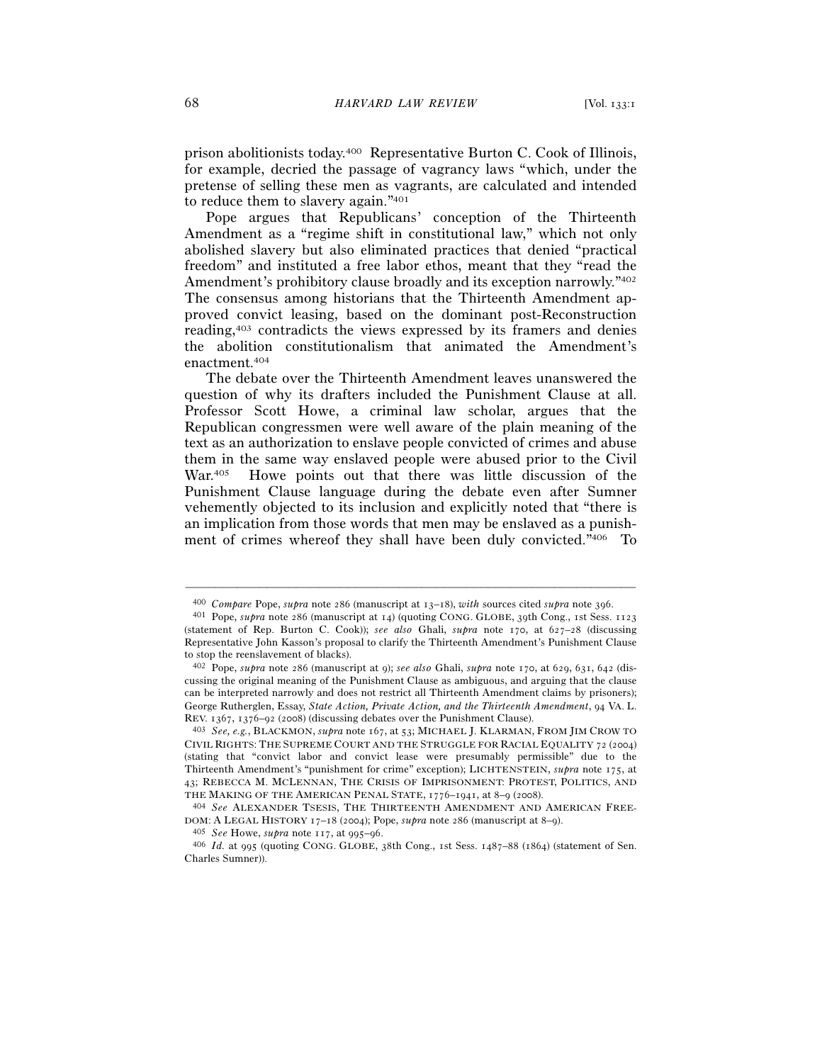prison abolitionists today.[400] Representative Burton C. Cook of Illinois, for example, decried the passage of vagrancy laws "which, under the pretense of selling these men as vagrants, are calculated and intended to reduce them to slavery again."[401]

Pope argues that Republicans' conception of the Thirteenth Amendment as a "regime shift in constitutional law," which not only abolished slavery but also eliminated practices that denied "practical freedom" and instituted a free labor ethos, meant that they "read the Amendment's prohibitory clause broadly and its exception narrowly."[402] The consensus among historians that the Thirteenth Amendment approved convict leasing, based on the dominant post-Reconstruction reading,[403] contradicts the views expressed by its framers and denies the abolition constitutionalism that animated the Amendment's enactment.[404]

The debate over the Thirteenth Amendment leaves unanswered the question of why its drafters included the Punishment Clause at all. Professor Scott Howe, a criminal law scholar, argues that the Republican congressmen were well aware of the plain meaning of the text as an authorization to enslave people convicted of crimes and abuse them in the same way enslaved people were abused prior to the Civil War.[405] Howe points out that there was little discussion of the Punishment Clause language during the debate even after Sumner vehemently objected to its inclusion and explicitly noted that "there is an implication from those words that men may be enslaved as a punishment of crimes whereof they shall have been duly convicted."[406] To

---

[400] *Compare* Pope, *supra* note 286 (manuscript at 13–18), *with* sources cited *supra* note 396.

[401] Pope, *supra* note 286 (manuscript at 14) (quoting CONG. GLOBE, 39th Cong., 1st Sess. 1123 (statement of Rep. Burton C. Cook)); *see also* Ghali, *supra* note 170, at 627–28 (discussing Representative John Kasson's proposal to clarify the Thirteenth Amendment's Punishment Clause to stop the reenslavement of blacks).

[402] Pope, *supra* note 286 (manuscript at 9); *see also* Ghali, *supra* note 170, at 629, 631, 642 (discussing the original meaning of the Punishment Clause as ambiguous, and arguing that the clause can be interpreted narrowly and does not restrict all Thirteenth Amendment claims by prisoners); George Rutherglen, Essay, *State Action, Private Action, and the Thirteenth Amendment*, 94 VA. L. REV. 1367, 1376–92 (2008) (discussing debates over the Punishment Clause).

[403] *See, e.g.*, BLACKMON, *supra* note 167, at 53; MICHAEL J. KLARMAN, FROM JIM CROW TO CIVIL RIGHTS: THE SUPREME COURT AND THE STRUGGLE FOR RACIAL EQUALITY 72 (2004) (stating that "convict labor and convict lease were presumably permissible" due to the Thirteenth Amendment's "punishment for crime" exception); LICHTENSTEIN, *supra* note 175, at 43; REBECCA M. MCLENNAN, THE CRISIS OF IMPRISONMENT: PROTEST, POLITICS, AND THE MAKING OF THE AMERICAN PENAL STATE, 1776–1941, at 8–9 (2008).

[404] *See* ALEXANDER TSESIS, THE THIRTEENTH AMENDMENT AND AMERICAN FREEDOM: A LEGAL HISTORY 17–18 (2004); Pope, *supra* note 286 (manuscript at 8–9).

[405] *See* Howe, *supra* note 117, at 995–96.

[406] *Id.* at 995 (quoting CONG. GLOBE, 38th Cong., 1st Sess. 1487–88 (1864) (statement of Sen. Charles Sumner)).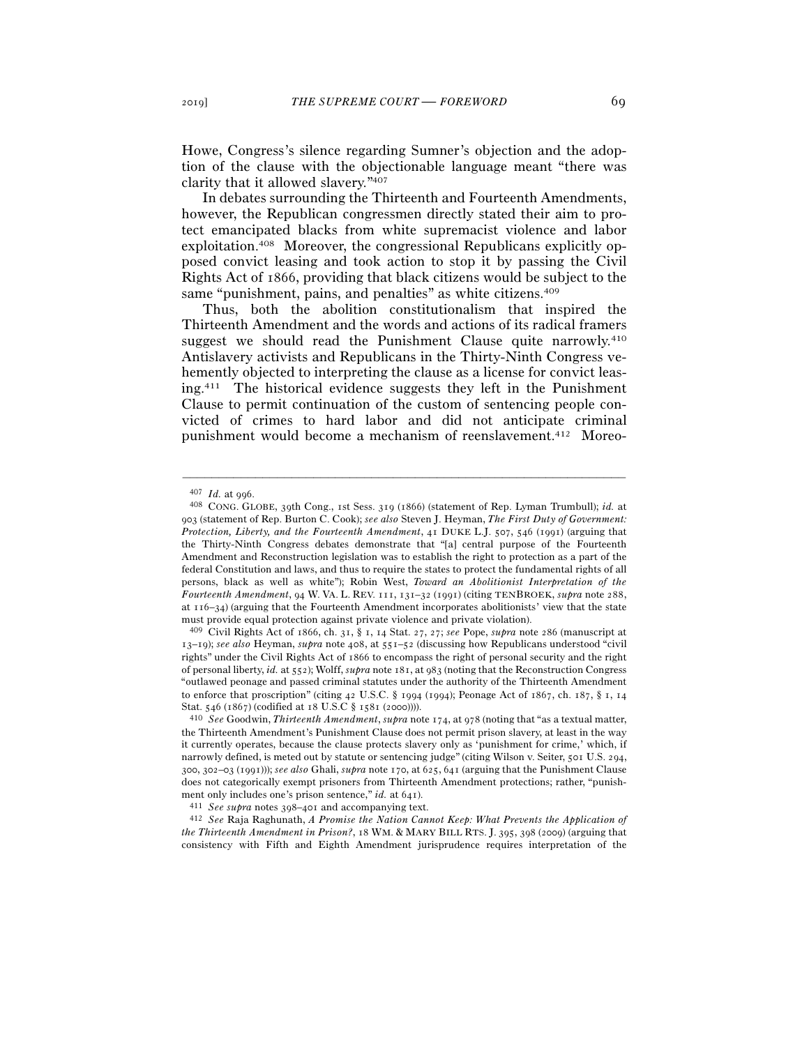Howe, Congress's silence regarding Sumner's objection and the adoption of the clause with the objectionable language meant "there was clarity that it allowed slavery."[407]

In debates surrounding the Thirteenth and Fourteenth Amendments, however, the Republican congressmen directly stated their aim to protect emancipated blacks from white supremacist violence and labor exploitation.[408] Moreover, the congressional Republicans explicitly opposed convict leasing and took action to stop it by passing the Civil Rights Act of 1866, providing that black citizens would be subject to the same "punishment, pains, and penalties" as white citizens.[409]

Thus, both the abolition constitutionalism that inspired the Thirteenth Amendment and the words and actions of its radical framers suggest we should read the Punishment Clause quite narrowly.[410] Antislavery activists and Republicans in the Thirty-Ninth Congress vehemently objected to interpreting the clause as a license for convict leasing.[411] The historical evidence suggests they left in the Punishment Clause to permit continuation of the custom of sentencing people convicted of crimes to hard labor and did not anticipate criminal punishment would become a mechanism of reenslavement.[412] Moreo-

---

[407] *Id.* at 996.

[408] CONG. GLOBE, 39th Cong., 1st Sess. 319 (1866) (statement of Rep. Lyman Trumbull); *id.* at 903 (statement of Rep. Burton C. Cook); *see also* Steven J. Heyman, *The First Duty of Government: Protection, Liberty, and the Fourteenth Amendment*, 41 DUKE L.J. 507, 546 (1991) (arguing that the Thirty-Ninth Congress debates demonstrate that "[a] central purpose of the Fourteenth Amendment and Reconstruction legislation was to establish the right to protection as a part of the federal Constitution and laws, and thus to require the states to protect the fundamental rights of all persons, black as well as white"); Robin West, *Toward an Abolitionist Interpretation of the Fourteenth Amendment*, 94 W. VA. L. REV. 111, 131–32 (1991) (citing TENBROEK, *supra* note 288, at 116–34) (arguing that the Fourteenth Amendment incorporates abolitionists' view that the state must provide equal protection against private violence and private violation).

[409] Civil Rights Act of 1866, ch. 31, § 1, 14 Stat. 27, 27; *see* Pope, *supra* note 286 (manuscript at 13–19); *see also* Heyman, *supra* note 408, at 551–52 (discussing how Republicans understood "civil rights" under the Civil Rights Act of 1866 to encompass the right of personal security and the right of personal liberty, *id.* at 552); Wolff, *supra* note 181, at 983 (noting that the Reconstruction Congress "outlawed peonage and passed criminal statutes under the authority of the Thirteenth Amendment to enforce that proscription" (citing 42 U.S.C. § 1994 (1994); Peonage Act of 1867, ch. 187, § 1, 14 Stat. 546 (1867) (codified at 18 U.S.C § 1581 (2000)))).

[410] *See* Goodwin, *Thirteenth Amendment*, *supra* note 174, at 978 (noting that "as a textual matter, the Thirteenth Amendment's Punishment Clause does not permit prison slavery, at least in the way it currently operates, because the clause protects slavery only as 'punishment for crime,' which, if narrowly defined, is meted out by statute or sentencing judge" (citing Wilson v. Seiter, 501 U.S. 294, 300, 302–03 (1991))); *see also* Ghali, *supra* note 170, at 625, 641 (arguing that the Punishment Clause does not categorically exempt prisoners from Thirteenth Amendment protections; rather, "punishment only includes one's prison sentence," *id.* at 641).

[411] *See supra* notes 398–401 and accompanying text.

[412] *See* Raja Raghunath, *A Promise the Nation Cannot Keep: What Prevents the Application of the Thirteenth Amendment in Prison?*, 18 WM. & MARY BILL RTS. J. 395, 398 (2009) (arguing that consistency with Fifth and Eighth Amendment jurisprudence requires interpretation of the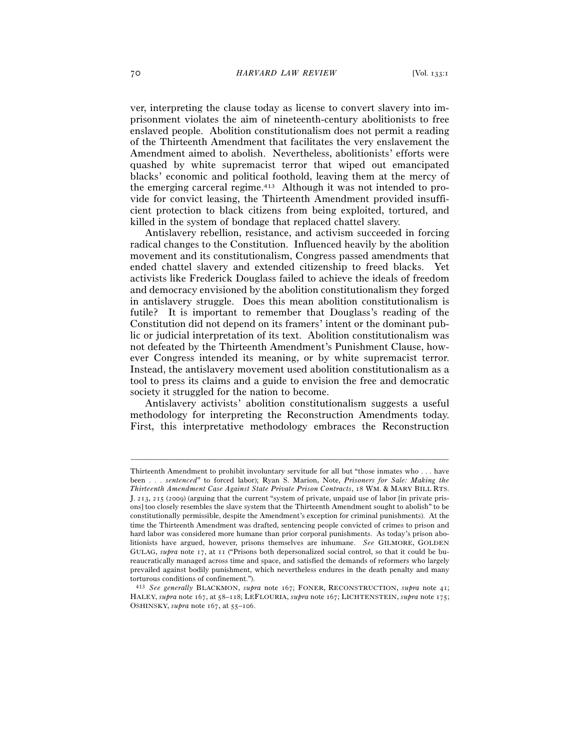ver, interpreting the clause today as license to convert slavery into imprisonment violates the aim of nineteenth-century abolitionists to free enslaved people. Abolition constitutionalism does not permit a reading of the Thirteenth Amendment that facilitates the very enslavement the Amendment aimed to abolish. Nevertheless, abolitionists' efforts were quashed by white supremacist terror that wiped out emancipated blacks' economic and political foothold, leaving them at the mercy of the emerging carceral regime.[413] Although it was not intended to provide for convict leasing, the Thirteenth Amendment provided insufficient protection to black citizens from being exploited, tortured, and killed in the system of bondage that replaced chattel slavery.

Antislavery rebellion, resistance, and activism succeeded in forcing radical changes to the Constitution. Influenced heavily by the abolition movement and its constitutionalism, Congress passed amendments that ended chattel slavery and extended citizenship to freed blacks. Yet activists like Frederick Douglass failed to achieve the ideals of freedom and democracy envisioned by the abolition constitutionalism they forged in antislavery struggle. Does this mean abolition constitutionalism is futile? It is important to remember that Douglass's reading of the Constitution did not depend on its framers' intent or the dominant public or judicial interpretation of its text. Abolition constitutionalism was not defeated by the Thirteenth Amendment's Punishment Clause, however Congress intended its meaning, or by white supremacist terror. Instead, the antislavery movement used abolition constitutionalism as a tool to press its claims and a guide to envision the free and democratic society it struggled for the nation to become.

Antislavery activists' abolition constitutionalism suggests a useful methodology for interpreting the Reconstruction Amendments today. First, this interpretative methodology embraces the Reconstruction

---

Thirteenth Amendment to prohibit involuntary servitude for all but "those inmates who . . . have been . . . *sentenced*" to forced labor); Ryan S. Marion, Note, *Prisoners for Sale: Making the Thirteenth Amendment Case Against State Private Prison Contracts*, 18 WM. & MARY BILL RTS. J. 213, 215 (2009) (arguing that the current "system of private, unpaid use of labor [in private prisons] too closely resembles the slave system that the Thirteenth Amendment sought to abolish" to be constitutionally permissible, despite the Amendment's exception for criminal punishments). At the time the Thirteenth Amendment was drafted, sentencing people convicted of crimes to prison and hard labor was considered more humane than prior corporal punishments. As today's prison abolitionists have argued, however, prisons themselves are inhumane. *See* GILMORE, GOLDEN GULAG, *supra* note 17, at 11 ("Prisons both depersonalized social control, so that it could be bureaucratically managed across time and space, and satisfied the demands of reformers who largely prevailed against bodily punishment, which nevertheless endures in the death penalty and many torturous conditions of confinement.").

[413] *See generally* BLACKMON, *supra* note 167; FONER, RECONSTRUCTION, *supra* note 41; HALEY, *supra* note 167, at 58–118; LEFLOURIA, *supra* note 167; LICHTENSTEIN, *supra* note 175; OSHINSKY, *supra* note 167, at 55–106.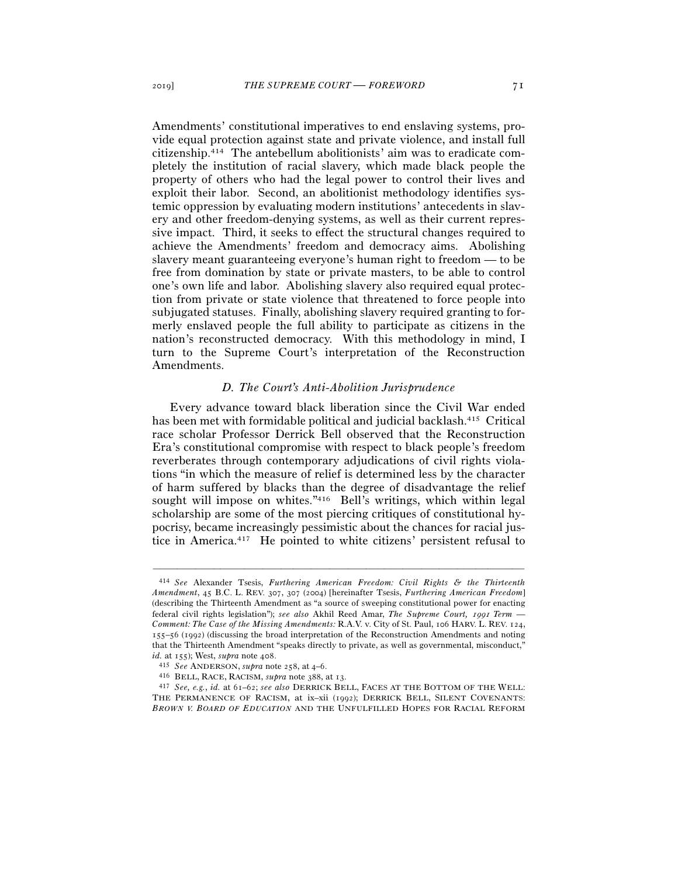Amendments' constitutional imperatives to end enslaving systems, provide equal protection against state and private violence, and install full citizenship.[414] The antebellum abolitionists' aim was to eradicate completely the institution of racial slavery, which made black people the property of others who had the legal power to control their lives and exploit their labor. Second, an abolitionist methodology identifies systemic oppression by evaluating modern institutions' antecedents in slavery and other freedom-denying systems, as well as their current repressive impact. Third, it seeks to effect the structural changes required to achieve the Amendments' freedom and democracy aims. Abolishing slavery meant guaranteeing everyone's human right to freedom — to be free from domination by state or private masters, to be able to control one's own life and labor. Abolishing slavery also required equal protection from private or state violence that threatened to force people into subjugated statuses. Finally, abolishing slavery required granting to formerly enslaved people the full ability to participate as citizens in the nation's reconstructed democracy. With this methodology in mind, I turn to the Supreme Court's interpretation of the Reconstruction Amendments.

### *D. The Court's Anti-Abolition Jurisprudence*

Every advance toward black liberation since the Civil War ended has been met with formidable political and judicial backlash.[415] Critical race scholar Professor Derrick Bell observed that the Reconstruction Era's constitutional compromise with respect to black people's freedom reverberates through contemporary adjudications of civil rights violations "in which the measure of relief is determined less by the character of harm suffered by blacks than the degree of disadvantage the relief sought will impose on whites."[416] Bell's writings, which within legal scholarship are some of the most piercing critiques of constitutional hypocrisy, became increasingly pessimistic about the chances for racial justice in America.[417] He pointed to white citizens' persistent refusal to

---

[414] *See* Alexander Tsesis, *Furthering American Freedom: Civil Rights & the Thirteenth Amendment*, 45 B.C. L. REV. 307, 307 (2004) [hereinafter Tsesis, *Furthering American Freedom*] (describing the Thirteenth Amendment as "a source of sweeping constitutional power for enacting federal civil rights legislation"); *see also* Akhil Reed Amar, *The Supreme Court, 1991 Term — Comment: The Case of the Missing Amendments:* R.A.V. v. City of St. Paul, 106 HARV. L. REV. 124, 155–56 (1992) (discussing the broad interpretation of the Reconstruction Amendments and noting that the Thirteenth Amendment "speaks directly to private, as well as governmental, misconduct," *id.* at 155); West, *supra* note 408.

[415] *See* ANDERSON, *supra* note 258, at 4–6.

[416] BELL, RACE, RACISM, *supra* note 388, at 13.

[417] *See, e.g.*, *id.* at 61–62; *see also* DERRICK BELL, FACES AT THE BOTTOM OF THE WELL: THE PERMANENCE OF RACISM, at ix–xii (1992); DERRICK BELL, SILENT COVENANTS: *BROWN V. BOARD OF EDUCATION* AND THE UNFULFILLED HOPES FOR RACIAL REFORM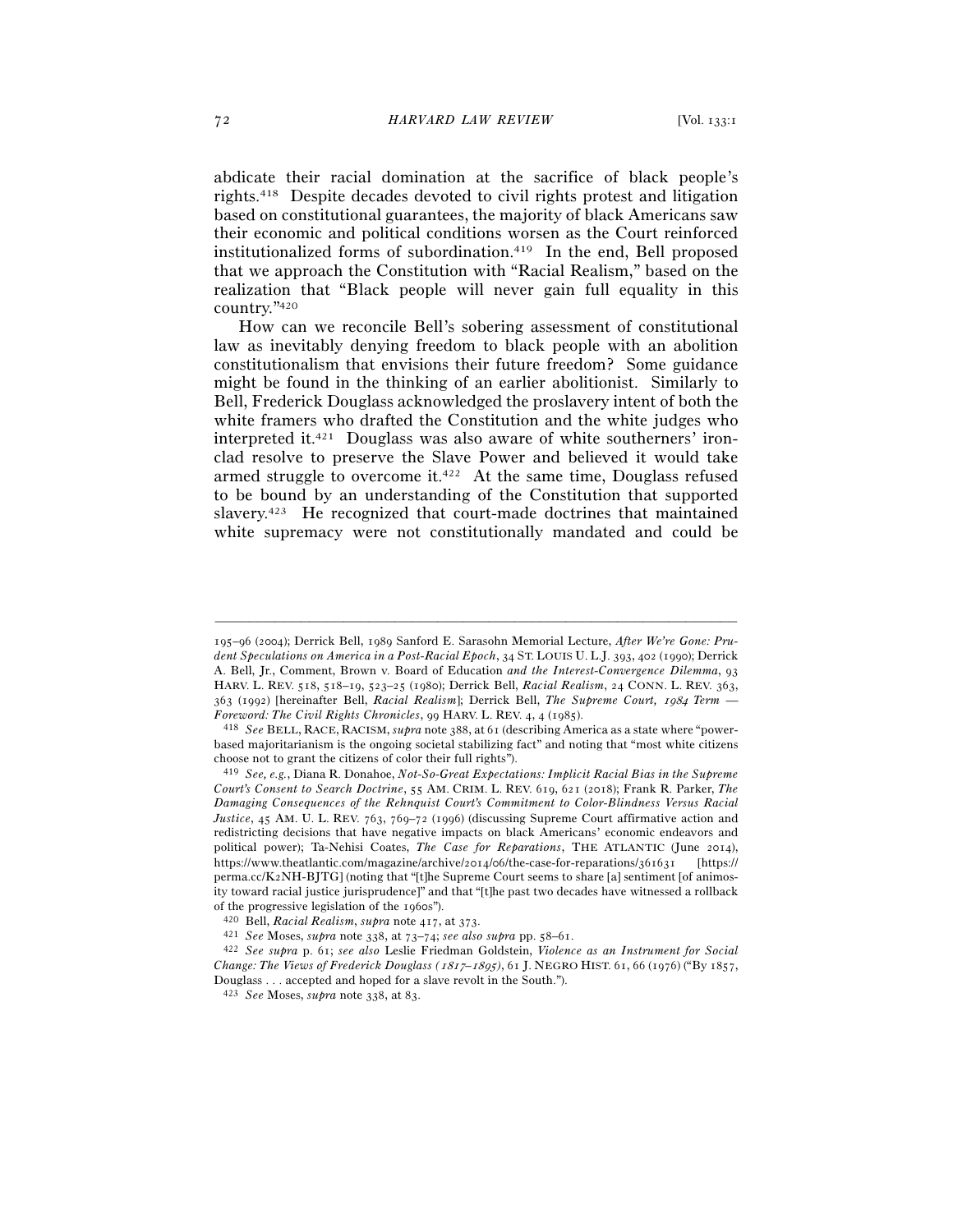abdicate their racial domination at the sacrifice of black people's rights.[418] Despite decades devoted to civil rights protest and litigation based on constitutional guarantees, the majority of black Americans saw their economic and political conditions worsen as the Court reinforced institutionalized forms of subordination.[419] In the end, Bell proposed that we approach the Constitution with "Racial Realism," based on the realization that "Black people will never gain full equality in this country."[420]

How can we reconcile Bell's sobering assessment of constitutional law as inevitably denying freedom to black people with an abolition constitutionalism that envisions their future freedom? Some guidance might be found in the thinking of an earlier abolitionist. Similarly to Bell, Frederick Douglass acknowledged the proslavery intent of both the white framers who drafted the Constitution and the white judges who interpreted it.[421] Douglass was also aware of white southerners' iron-clad resolve to preserve the Slave Power and believed it would take armed struggle to overcome it.[422] At the same time, Douglass refused to be bound by an understanding of the Constitution that supported slavery.[423] He recognized that court-made doctrines that maintained white supremacy were not constitutionally mandated and could be

---

195–96 (2004); Derrick Bell, 1989 Sanford E. Sarasohn Memorial Lecture, *After We're Gone: Prudent Speculations on America in a Post-Racial Epoch*, 34 ST. LOUIS U. L.J. 393, 402 (1990); Derrick A. Bell, Jr., Comment, Brown v. Board of Education *and the Interest-Convergence Dilemma*, 93 HARV. L. REV. 518, 518–19, 523–25 (1980); Derrick Bell, *Racial Realism*, 24 CONN. L. REV. 363, 363 (1992) [hereinafter Bell, *Racial Realism*]; Derrick Bell, *The Supreme Court, 1984 Term — Foreword: The Civil Rights Chronicles*, 99 HARV. L. REV. 4, 4 (1985).

[418] *See* BELL, RACE, RACISM, *supra* note 388, at 61 (describing America as a state where "power-based majoritarianism is the ongoing societal stabilizing fact" and noting that "most white citizens choose not to grant the citizens of color their full rights").

[419] *See, e.g.*, Diana R. Donahoe, *Not-So-Great Expectations: Implicit Racial Bias in the Supreme Court's Consent to Search Doctrine*, 55 AM. CRIM. L. REV. 619, 621 (2018); Frank R. Parker, *The Damaging Consequences of the Rehnquist Court's Commitment to Color-Blindness Versus Racial Justice*, 45 AM. U. L. REV. 763, 769–72 (1996) (discussing Supreme Court affirmative action and redistricting decisions that have negative impacts on black Americans' economic endeavors and political power); Ta-Nehisi Coates, *The Case for Reparations*, THE ATLANTIC (June 2014), https://www.theatlantic.com/magazine/archive/2014/06/the-case-for-reparations/361631 [https://perma.cc/K2NH-BJTG] (noting that "[t]he Supreme Court seems to share [a] sentiment [of animosity toward racial justice jurisprudence]" and that "[t]he past two decades have witnessed a rollback of the progressive legislation of the 1960s").

[420] Bell, *Racial Realism*, *supra* note 417, at 373.

[421] *See* Moses, *supra* note 338, at 73–74; *see also supra* pp. 58–61.

[422] *See supra* p. 61; *see also* Leslie Friedman Goldstein, *Violence as an Instrument for Social Change: The Views of Frederick Douglass (1817–1895)*, 61 J. NEGRO HIST. 61, 66 (1976) ("By 1857, Douglass . . . accepted and hoped for a slave revolt in the South.").

[423] *See* Moses, *supra* note 338, at 83.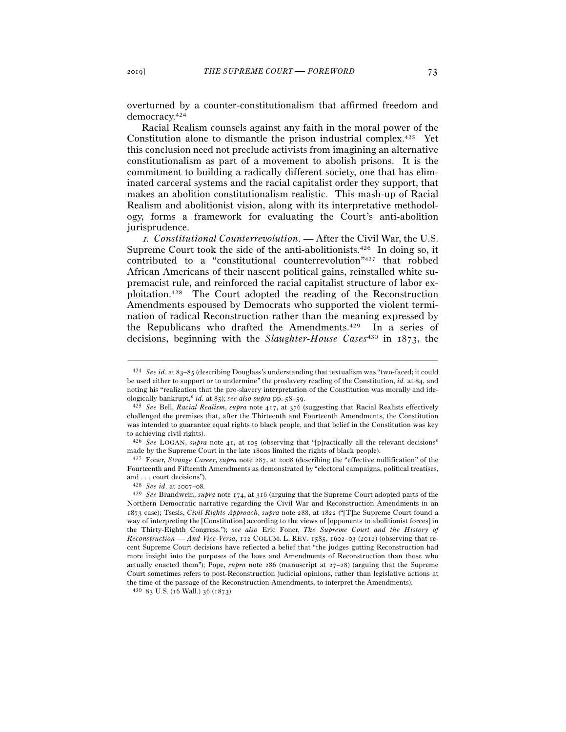overturned by a counter-constitutionalism that affirmed freedom and democracy.[424]

Racial Realism counsels against any faith in the moral power of the Constitution alone to dismantle the prison industrial complex.[425] Yet this conclusion need not preclude activists from imagining an alternative constitutionalism as part of a movement to abolish prisons. It is the commitment to building a radically different society, one that has eliminated carceral systems and the racial capitalist order they support, that makes an abolition constitutionalism realistic. This mash-up of Racial Realism and abolitionist vision, along with its interpretative methodology, forms a framework for evaluating the Court's anti-abolition jurisprudence.

*1. Constitutional Counterrevolution.* — After the Civil War, the U.S. Supreme Court took the side of the anti-abolitionists.[426] In doing so, it contributed to a "constitutional counterrevolution"[427] that robbed African Americans of their nascent political gains, reinstalled white supremacist rule, and reinforced the racial capitalist structure of labor exploitation.[428] The Court adopted the reading of the Reconstruction Amendments espoused by Democrats who supported the violent termination of radical Reconstruction rather than the meaning expressed by the Republicans who drafted the Amendments.[429] In a series of decisions, beginning with the *Slaughter-House Cases*[430] in 1873, the

---

[424] *See id.* at 83–85 (describing Douglass's understanding that textualism was "two-faced; it could be used either to support or to undermine" the proslavery reading of the Constitution, *id.* at 84, and noting his "realization that the pro-slavery interpretation of the Constitution was morally and ideologically bankrupt," *id.* at 85); *see also supra* pp. 58–59.

[425] *See* Bell, *Racial Realism*, *supra* note 417, at 376 (suggesting that Racial Realists effectively challenged the premises that, after the Thirteenth and Fourteenth Amendments, the Constitution was intended to guarantee equal rights to black people, and that belief in the Constitution was key to achieving civil rights).

[426] *See* LOGAN, *supra* note 41, at 105 (observing that "[p]ractically all the relevant decisions" made by the Supreme Court in the late 1800s limited the rights of black people).

[427] Foner, *Strange Career*, *supra* note 287, at 2008 (describing the "effective nullification" of the Fourteenth and Fifteenth Amendments as demonstrated by "electoral campaigns, political treatises, and . . . court decisions").

[428] *See id.* at 2007–08.

[429] *See* Brandwein, *supra* note 174, at 316 (arguing that the Supreme Court adopted parts of the Northern Democratic narrative regarding the Civil War and Reconstruction Amendments in an 1873 case); Tsesis, *Civil Rights Approach*, *supra* note 288, at 1822 ("[T]he Supreme Court found a way of interpreting the [Constitution] according to the views of [opponents to abolitionist forces] in the Thirty-Eighth Congress."); *see also* Eric Foner, *The Supreme Court and the History of Reconstruction — And Vice-Versa*, 112 COLUM. L. REV. 1585, 1602–03 (2012) (observing that recent Supreme Court decisions have reflected a belief that "the judges gutting Reconstruction had more insight into the purposes of the laws and Amendments of Reconstruction than those who actually enacted them"); Pope, *supra* note 286 (manuscript at 27–28) (arguing that the Supreme Court sometimes refers to post-Reconstruction judicial opinions, rather than legislative actions at the time of the passage of the Reconstruction Amendments, to interpret the Amendments).

[430] 83 U.S. (16 Wall.) 36 (1873).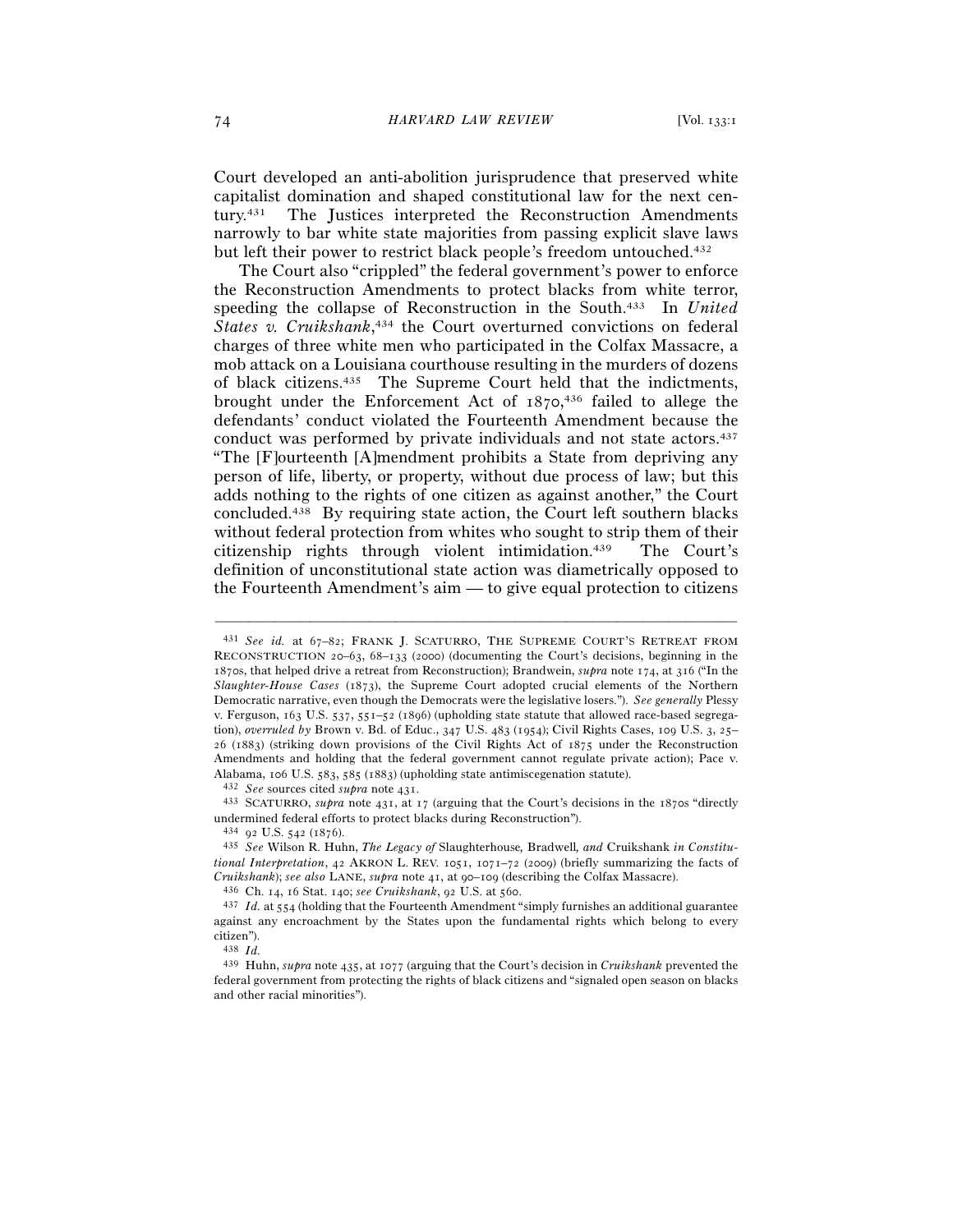Court developed an anti-abolition jurisprudence that preserved white capitalist domination and shaped constitutional law for the next century.[431] The Justices interpreted the Reconstruction Amendments narrowly to bar white state majorities from passing explicit slave laws but left their power to restrict black people's freedom untouched.[432]

The Court also "crippled" the federal government's power to enforce the Reconstruction Amendments to protect blacks from white terror, speeding the collapse of Reconstruction in the South.[433] In *United States v. Cruikshank*,[434] the Court overturned convictions on federal charges of three white men who participated in the Colfax Massacre, a mob attack on a Louisiana courthouse resulting in the murders of dozens of black citizens.[435] The Supreme Court held that the indictments, brought under the Enforcement Act of 1870,[436] failed to allege the defendants' conduct violated the Fourteenth Amendment because the conduct was performed by private individuals and not state actors.[437] "The [F]ourteenth [A]mendment prohibits a State from depriving any person of life, liberty, or property, without due process of law; but this adds nothing to the rights of one citizen as against another," the Court concluded.[438] By requiring state action, the Court left southern blacks without federal protection from whites who sought to strip them of their citizenship rights through violent intimidation.[439] The Court's definition of unconstitutional state action was diametrically opposed to the Fourteenth Amendment's aim — to give equal protection to citizens

---

[431] *See id.* at 67–82; FRANK J. SCATURRO, THE SUPREME COURT'S RETREAT FROM RECONSTRUCTION 20–63, 68–133 (2000) (documenting the Court's decisions, beginning in the 1870s, that helped drive a retreat from Reconstruction); Brandwein, *supra* note 174, at 316 ("In the *Slaughter-House Cases* (1873), the Supreme Court adopted crucial elements of the Northern Democratic narrative, even though the Democrats were the legislative losers."). *See generally* Plessy v. Ferguson, 163 U.S. 537, 551–52 (1896) (upholding state statute that allowed race-based segregation), *overruled by* Brown v. Bd. of Educ., 347 U.S. 483 (1954); Civil Rights Cases, 109 U.S. 3, 25–26 (1883) (striking down provisions of the Civil Rights Act of 1875 under the Reconstruction Amendments and holding that the federal government cannot regulate private action); Pace v. Alabama, 106 U.S. 583, 585 (1883) (upholding state antimiscegenation statute).

[432] *See* sources cited *supra* note 431.

[433] SCATURRO, *supra* note 431, at 17 (arguing that the Court's decisions in the 1870s "directly undermined federal efforts to protect blacks during Reconstruction").

[434] 92 U.S. 542 (1876).

[435] *See* Wilson R. Huhn, *The Legacy of* Slaughterhouse, Bradwell, *and* Cruikshank *in Constitutional Interpretation*, 42 AKRON L. REV. 1051, 1071–72 (2009) (briefly summarizing the facts of *Cruikshank*); *see also* LANE, *supra* note 41, at 90–109 (describing the Colfax Massacre).

[436] Ch. 14, 16 Stat. 140; *see Cruikshank*, 92 U.S. at 560.

[437] *Id.* at 554 (holding that the Fourteenth Amendment "simply furnishes an additional guarantee against any encroachment by the States upon the fundamental rights which belong to every citizen").

[438] *Id.*

[439] Huhn, *supra* note 435, at 1077 (arguing that the Court's decision in *Cruikshank* prevented the federal government from protecting the rights of black citizens and "signaled open season on blacks and other racial minorities").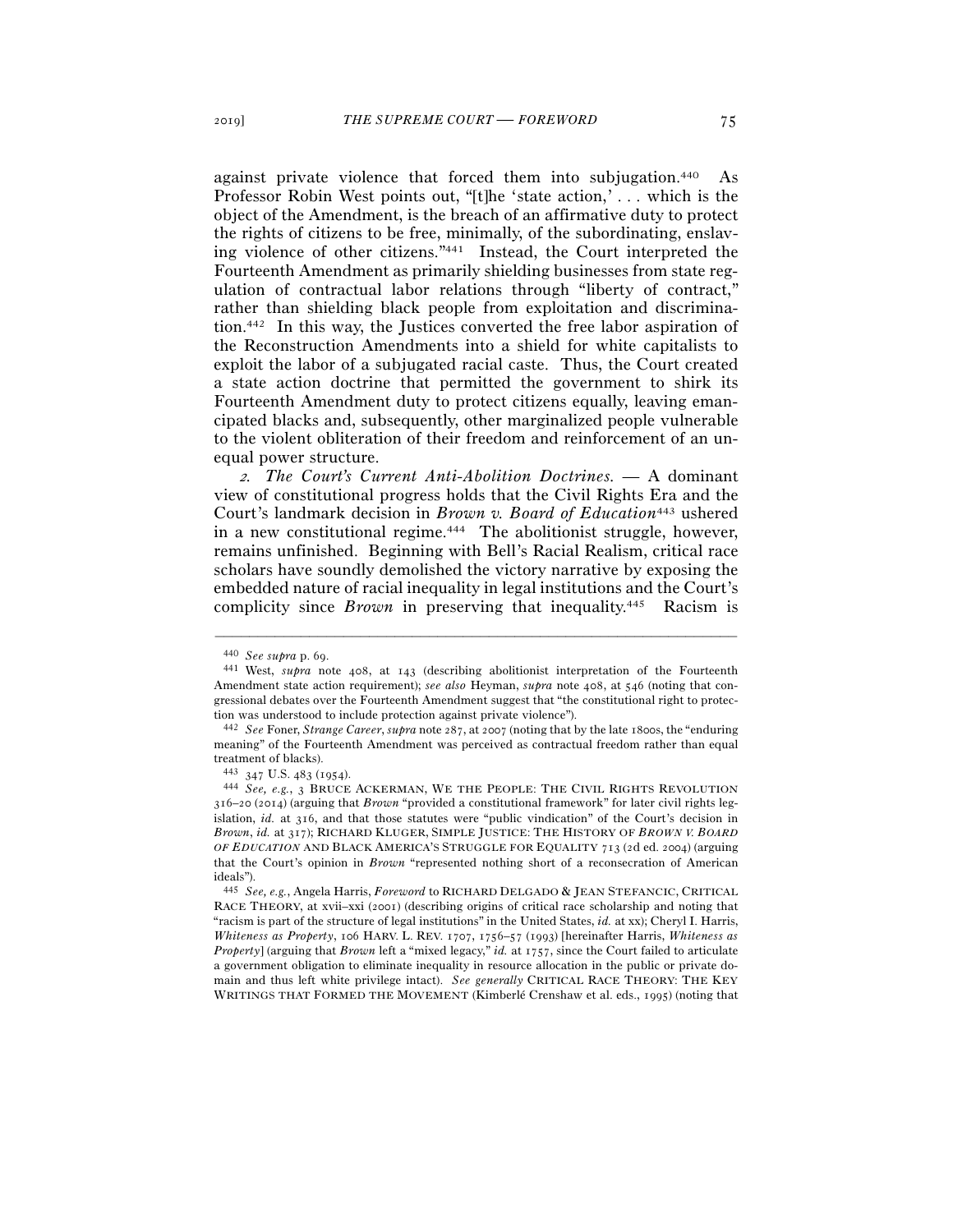against private violence that forced them into subjugation.[440] As Professor Robin West points out, "[t]he 'state action,' . . . which is the object of the Amendment, is the breach of an affirmative duty to protect the rights of citizens to be free, minimally, of the subordinating, enslaving violence of other citizens."[441] Instead, the Court interpreted the Fourteenth Amendment as primarily shielding businesses from state regulation of contractual labor relations through "liberty of contract," rather than shielding black people from exploitation and discrimination.[442] In this way, the Justices converted the free labor aspiration of the Reconstruction Amendments into a shield for white capitalists to exploit the labor of a subjugated racial caste. Thus, the Court created a state action doctrine that permitted the government to shirk its Fourteenth Amendment duty to protect citizens equally, leaving emancipated blacks and, subsequently, other marginalized people vulnerable to the violent obliteration of their freedom and reinforcement of an unequal power structure.

*2. The Court's Current Anti-Abolition Doctrines.* — A dominant view of constitutional progress holds that the Civil Rights Era and the Court's landmark decision in *Brown v. Board of Education*[443] ushered in a new constitutional regime.[444] The abolitionist struggle, however, remains unfinished. Beginning with Bell's Racial Realism, critical race scholars have soundly demolished the victory narrative by exposing the embedded nature of racial inequality in legal institutions and the Court's complicity since *Brown* in preserving that inequality.[445] Racism is

---

[440] *See supra* p. 69.

[441] West, *supra* note 408, at 143 (describing abolitionist interpretation of the Fourteenth Amendment state action requirement); *see also* Heyman, *supra* note 408, at 546 (noting that congressional debates over the Fourteenth Amendment suggest that "the constitutional right to protection was understood to include protection against private violence").

[442] *See* Foner, *Strange Career*, *supra* note 287, at 2007 (noting that by the late 1800s, the "enduring meaning" of the Fourteenth Amendment was perceived as contractual freedom rather than equal treatment of blacks).

[443] 347 U.S. 483 (1954).

[444] *See, e.g.*, 3 BRUCE ACKERMAN, WE THE PEOPLE: THE CIVIL RIGHTS REVOLUTION 316–20 (2014) (arguing that *Brown* "provided a constitutional framework" for later civil rights legislation, *id.* at 316, and that those statutes were "public vindication" of the Court's decision in *Brown*, *id.* at 317); RICHARD KLUGER, SIMPLE JUSTICE: THE HISTORY OF *BROWN V. BOARD OF EDUCATION* AND BLACK AMERICA'S STRUGGLE FOR EQUALITY 713 (2d ed. 2004) (arguing that the Court's opinion in *Brown* "represented nothing short of a reconsecration of American ideals").

[445] *See, e.g.*, Angela Harris, *Foreword* to RICHARD DELGADO & JEAN STEFANCIC, CRITICAL RACE THEORY, at xvii–xxi (2001) (describing origins of critical race scholarship and noting that "racism is part of the structure of legal institutions" in the United States, *id.* at xx); Cheryl I. Harris, *Whiteness as Property*, 106 HARV. L. REV. 1707, 1756–57 (1993) [hereinafter Harris, *Whiteness as Property*] (arguing that *Brown* left a "mixed legacy," *id.* at 1757, since the Court failed to articulate a government obligation to eliminate inequality in resource allocation in the public or private domain and thus left white privilege intact). *See generally* CRITICAL RACE THEORY: THE KEY WRITINGS THAT FORMED THE MOVEMENT (Kimberlé Crenshaw et al. eds., 1995) (noting that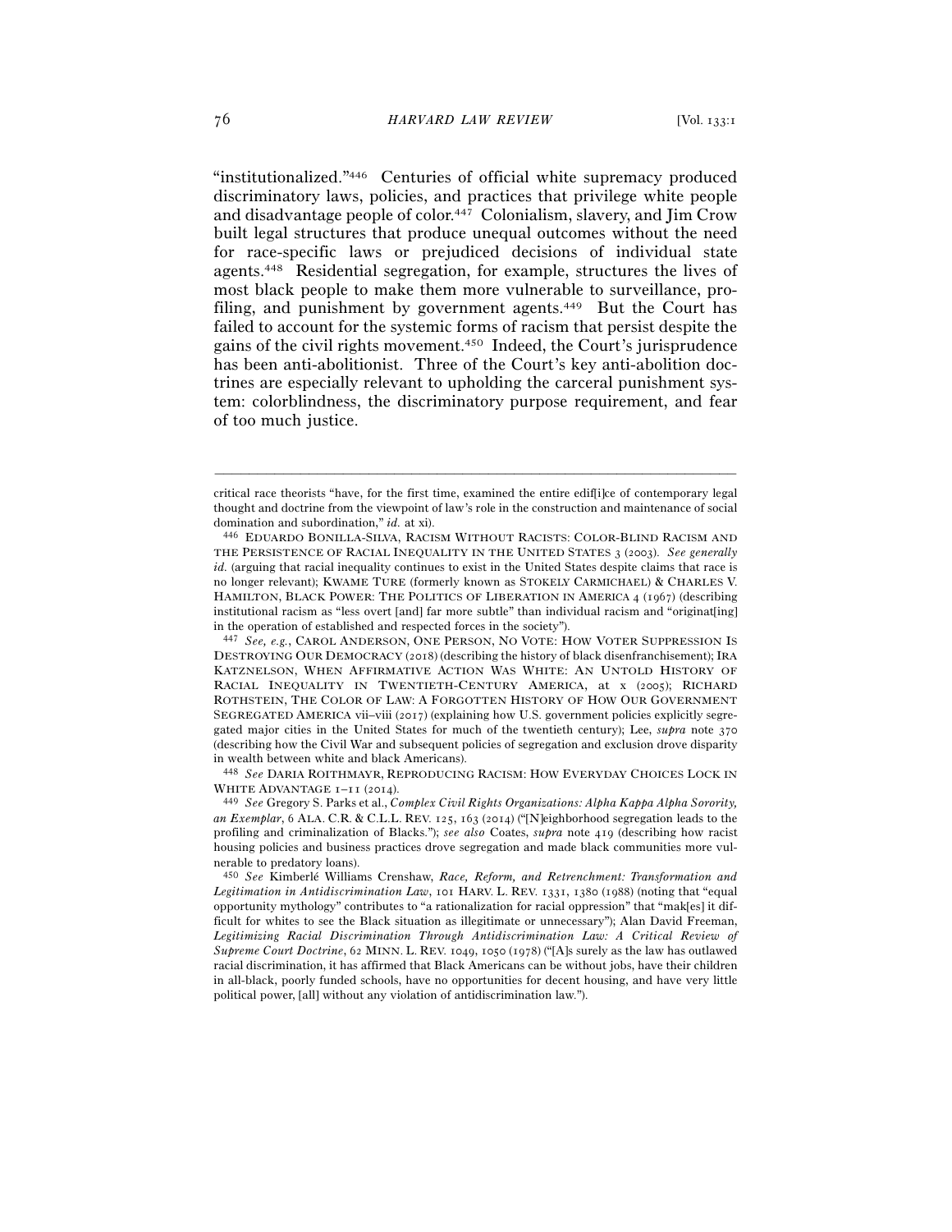"institutionalized."[446] Centuries of official white supremacy produced discriminatory laws, policies, and practices that privilege white people and disadvantage people of color.[447] Colonialism, slavery, and Jim Crow built legal structures that produce unequal outcomes without the need for race-specific laws or prejudiced decisions of individual state agents.[448] Residential segregation, for example, structures the lives of most black people to make them more vulnerable to surveillance, profiling, and punishment by government agents.[449] But the Court has failed to account for the systemic forms of racism that persist despite the gains of the civil rights movement.[450] Indeed, the Court's jurisprudence has been anti-abolitionist. Three of the Court's key anti-abolition doctrines are especially relevant to upholding the carceral punishment system: colorblindness, the discriminatory purpose requirement, and fear of too much justice.

---

critical race theorists "have, for the first time, examined the entire edif[i]ce of contemporary legal thought and doctrine from the viewpoint of law's role in the construction and maintenance of social domination and subordination," *id.* at xi).

[446] EDUARDO BONILLA-SILVA, RACISM WITHOUT RACISTS: COLOR-BLIND RACISM AND THE PERSISTENCE OF RACIAL INEQUALITY IN THE UNITED STATES 3 (2003). *See generally id.* (arguing that racial inequality continues to exist in the United States despite claims that race is no longer relevant); KWAME TURE (formerly known as STOKELY CARMICHAEL) & CHARLES V. HAMILTON, BLACK POWER: THE POLITICS OF LIBERATION IN AMERICA 4 (1967) (describing institutional racism as "less overt [and] far more subtle" than individual racism and "originat[ing] in the operation of established and respected forces in the society").

[447] *See, e.g.*, CAROL ANDERSON, ONE PERSON, NO VOTE: HOW VOTER SUPPRESSION IS DESTROYING OUR DEMOCRACY (2018) (describing the history of black disenfranchisement); IRA KATZNELSON, WHEN AFFIRMATIVE ACTION WAS WHITE: AN UNTOLD HISTORY OF RACIAL INEQUALITY IN TWENTIETH-CENTURY AMERICA, at x (2005); RICHARD ROTHSTEIN, THE COLOR OF LAW: A FORGOTTEN HISTORY OF HOW OUR GOVERNMENT SEGREGATED AMERICA vii–viii (2017) (explaining how U.S. government policies explicitly segregated major cities in the United States for much of the twentieth century); Lee, *supra* note 370 (describing how the Civil War and subsequent policies of segregation and exclusion drove disparity in wealth between white and black Americans).

[448] *See* DARIA ROITHMAYR, REPRODUCING RACISM: HOW EVERYDAY CHOICES LOCK IN WHITE ADVANTAGE 1–11 (2014).

[449] *See* Gregory S. Parks et al., *Complex Civil Rights Organizations: Alpha Kappa Alpha Sorority, an Exemplar*, 6 ALA. C.R. & C.L.L. REV. 125, 163 (2014) ("[N]eighborhood segregation leads to the profiling and criminalization of Blacks."); *see also* Coates, *supra* note 419 (describing how racist housing policies and business practices drove segregation and made black communities more vulnerable to predatory loans).

[450] *See* Kimberlé Williams Crenshaw, *Race, Reform, and Retrenchment: Transformation and Legitimation in Antidiscrimination Law*, 101 HARV. L. REV. 1331, 1380 (1988) (noting that "equal opportunity mythology" contributes to "a rationalization for racial oppression" that "mak[es] it difficult for whites to see the Black situation as illegitimate or unnecessary"); Alan David Freeman, *Legitimizing Racial Discrimination Through Antidiscrimination Law: A Critical Review of Supreme Court Doctrine*, 62 MINN. L. REV. 1049, 1050 (1978) ("[A]s surely as the law has outlawed racial discrimination, it has affirmed that Black Americans can be without jobs, have their children in all-black, poorly funded schools, have no opportunities for decent housing, and have very little political power, [all] without any violation of antidiscrimination law.").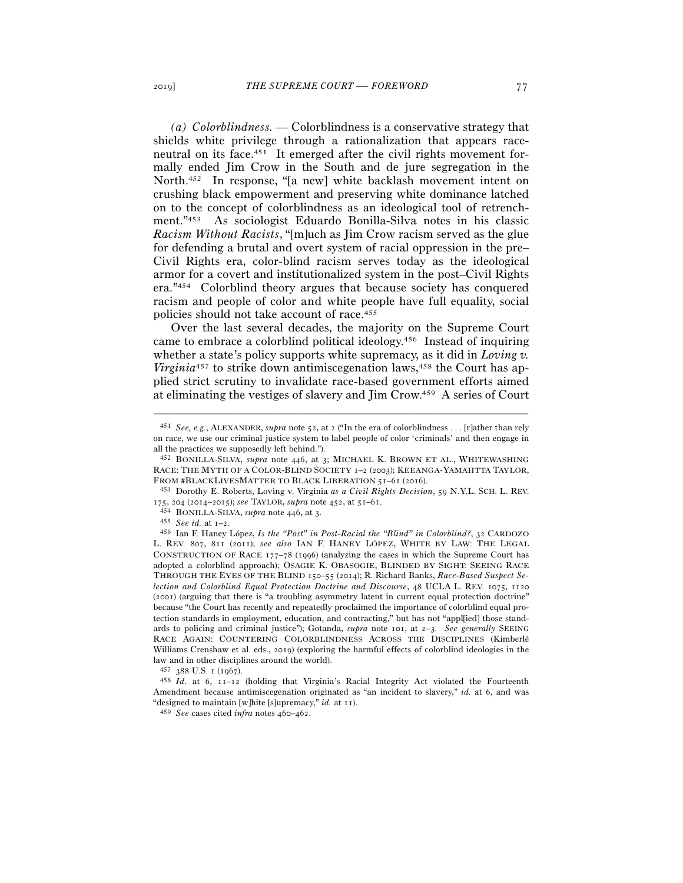*(a) Colorblindness.* — Colorblindness is a conservative strategy that shields white privilege through a rationalization that appears race-neutral on its face.[451] It emerged after the civil rights movement formally ended Jim Crow in the South and de jure segregation in the North.[452] In response, "[a new] white backlash movement intent on crushing black empowerment and preserving white dominance latched on to the concept of colorblindness as an ideological tool of retrenchment."[453] As sociologist Eduardo Bonilla-Silva notes in his classic *Racism Without Racists*, "[m]uch as Jim Crow racism served as the glue for defending a brutal and overt system of racial oppression in the pre–Civil Rights era, color-blind racism serves today as the ideological armor for a covert and institutionalized system in the post–Civil Rights era."[454] Colorblind theory argues that because society has conquered racism and people of color and white people have full equality, social policies should not take account of race.[455]

Over the last several decades, the majority on the Supreme Court came to embrace a colorblind political ideology.[456] Instead of inquiring whether a state's policy supports white supremacy, as it did in *Loving v. Virginia*[457] to strike down antimiscegenation laws,[458] the Court has applied strict scrutiny to invalidate race-based government efforts aimed at eliminating the vestiges of slavery and Jim Crow.[459] A series of Court

---

[451] *See, e.g.*, ALEXANDER, *supra* note 52, at 2 ("In the era of colorblindness . . . [r]ather than rely on race, we use our criminal justice system to label people of color 'criminals' and then engage in all the practices we supposedly left behind.").

[452] BONILLA-SILVA, *supra* note 446, at 3; MICHAEL K. BROWN ET AL., WHITEWASHING RACE: THE MYTH OF A COLOR-BLIND SOCIETY 1–2 (2003); KEEANGA-YAMAHTTA TAYLOR, FROM #BLACKLIVESMATTER TO BLACK LIBERATION 51–61 (2016).

[453] Dorothy E. Roberts, Loving v. Virginia *as a Civil Rights Decision*, 59 N.Y.L. SCH. L. REV. 175, 204 (2014–2015); *see* TAYLOR, *supra* note 452, at 51–61.

[454] BONILLA-SILVA, *supra* note 446, at 3.

[455] *See id.* at 1–2.

[456] Ian F. Haney López, *Is the "Post" in Post-Racial the "Blind" in Colorblind?*, 32 CARDOZO L. REV. 807, 811 (2011); *see also* IAN F. HANEY LÓPEZ, WHITE BY LAW: THE LEGAL CONSTRUCTION OF RACE 177–78 (1996) (analyzing the cases in which the Supreme Court has adopted a colorblind approach); OSAGIE K. OBASOGIE, BLINDED BY SIGHT: SEEING RACE THROUGH THE EYES OF THE BLIND 150–55 (2014); R. Richard Banks, *Race-Based Suspect Selection and Colorblind Equal Protection Doctrine and Discourse*, 48 UCLA L. REV. 1075, 1120 (2001) (arguing that there is "a troubling asymmetry latent in current equal protection doctrine" because "the Court has recently and repeatedly proclaimed the importance of colorblind equal protection standards in employment, education, and contracting," but has not "appl[ied] those standards to policing and criminal justice"); Gotanda, *supra* note 101, at 2–3. *See generally* SEEING RACE AGAIN: COUNTERING COLORBLINDNESS ACROSS THE DISCIPLINES (Kimberlé Williams Crenshaw et al. eds., 2019) (exploring the harmful effects of colorblind ideologies in the law and in other disciplines around the world).

[457] 388 U.S. 1 (1967).

[458] *Id.* at 6, 11–12 (holding that Virginia's Racial Integrity Act violated the Fourteenth Amendment because antimiscegenation originated as "an incident to slavery," *id.* at 6, and was "designed to maintain [w]hite [s]upremacy," *id.* at 11).

[459] *See* cases cited *infra* notes 460–462.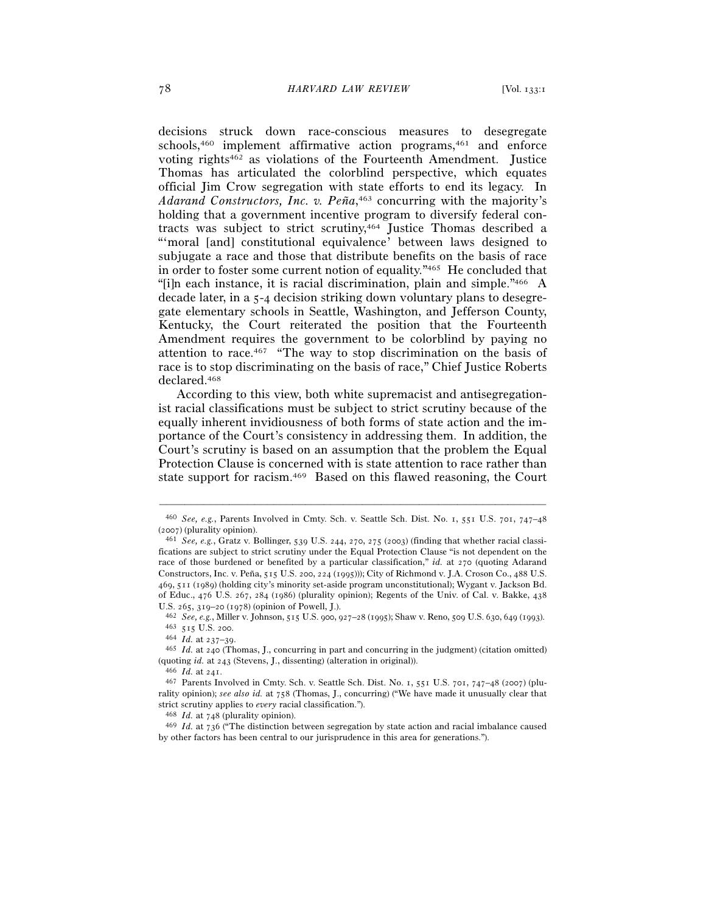decisions struck down race-conscious measures to desegregate schools,[460] implement affirmative action programs,[461] and enforce voting rights[462] as violations of the Fourteenth Amendment. Justice Thomas has articulated the colorblind perspective, which equates official Jim Crow segregation with state efforts to end its legacy. In *Adarand Constructors, Inc. v. Peña*,[463] concurring with the majority's holding that a government incentive program to diversify federal contracts was subject to strict scrutiny,[464] Justice Thomas described a "'moral [and] constitutional equivalence' between laws designed to subjugate a race and those that distribute benefits on the basis of race in order to foster some current notion of equality."[465] He concluded that "[i]n each instance, it is racial discrimination, plain and simple."[466] A decade later, in a 5-4 decision striking down voluntary plans to desegregate elementary schools in Seattle, Washington, and Jefferson County, Kentucky, the Court reiterated the position that the Fourteenth Amendment requires the government to be colorblind by paying no attention to race.[467] "The way to stop discrimination on the basis of race is to stop discriminating on the basis of race," Chief Justice Roberts declared.[468]

According to this view, both white supremacist and antisegregationist racial classifications must be subject to strict scrutiny because of the equally inherent invidiousness of both forms of state action and the importance of the Court's consistency in addressing them. In addition, the Court's scrutiny is based on an assumption that the problem the Equal Protection Clause is concerned with is state attention to race rather than state support for racism.[469] Based on this flawed reasoning, the Court

---

[460] *See, e.g.*, Parents Involved in Cmty. Sch. v. Seattle Sch. Dist. No. 1, 551 U.S. 701, 747–48 (2007) (plurality opinion).

[461] *See, e.g.*, Gratz v. Bollinger, 539 U.S. 244, 270, 275 (2003) (finding that whether racial classifications are subject to strict scrutiny under the Equal Protection Clause "is not dependent on the race of those burdened or benefited by a particular classification," *id.* at 270 (quoting Adarand Constructors, Inc. v. Peña, 515 U.S. 200, 224 (1995))); City of Richmond v. J.A. Croson Co., 488 U.S. 469, 511 (1989) (holding city's minority set-aside program unconstitutional); Wygant v. Jackson Bd. of Educ., 476 U.S. 267, 284 (1986) (plurality opinion); Regents of the Univ. of Cal. v. Bakke, 438 U.S. 265, 319–20 (1978) (opinion of Powell, J.).

[462] *See, e.g.*, Miller v. Johnson, 515 U.S. 900, 927–28 (1995); Shaw v. Reno, 509 U.S. 630, 649 (1993).

[463] 515 U.S. 200.

[464] *Id.* at 237–39.

[465] *Id.* at 240 (Thomas, J., concurring in part and concurring in the judgment) (citation omitted) (quoting *id.* at 243 (Stevens, J., dissenting) (alteration in original)).

[466] *Id.* at 241.

[467] Parents Involved in Cmty. Sch. v. Seattle Sch. Dist. No. 1, 551 U.S. 701, 747–48 (2007) (plurality opinion); *see also id.* at 758 (Thomas, J., concurring) ("We have made it unusually clear that strict scrutiny applies to *every* racial classification.").

[468] *Id.* at 748 (plurality opinion).

[469] *Id.* at 736 ("The distinction between segregation by state action and racial imbalance caused by other factors has been central to our jurisprudence in this area for generations.").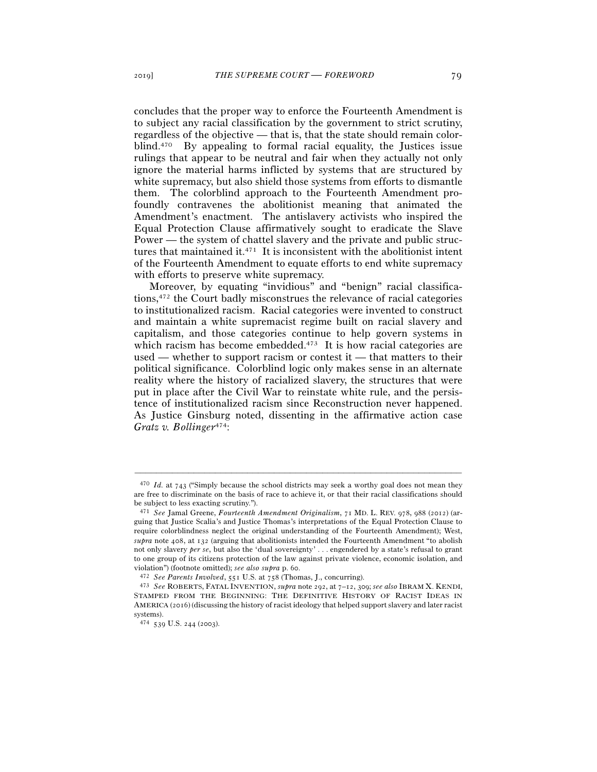concludes that the proper way to enforce the Fourteenth Amendment is to subject any racial classification by the government to strict scrutiny, regardless of the objective — that is, that the state should remain colorblind.[470] By appealing to formal racial equality, the Justices issue rulings that appear to be neutral and fair when they actually not only ignore the material harms inflicted by systems that are structured by white supremacy, but also shield those systems from efforts to dismantle them. The colorblind approach to the Fourteenth Amendment profoundly contravenes the abolitionist meaning that animated the Amendment's enactment. The antislavery activists who inspired the Equal Protection Clause affirmatively sought to eradicate the Slave Power — the system of chattel slavery and the private and public structures that maintained it.[471] It is inconsistent with the abolitionist intent of the Fourteenth Amendment to equate efforts to end white supremacy with efforts to preserve white supremacy.

Moreover, by equating "invidious" and "benign" racial classifications,[472] the Court badly misconstrues the relevance of racial categories to institutionalized racism. Racial categories were invented to construct and maintain a white supremacist regime built on racial slavery and capitalism, and those categories continue to help govern systems in which racism has become embedded.[473] It is how racial categories are used — whether to support racism or contest it — that matters to their political significance. Colorblind logic only makes sense in an alternate reality where the history of racialized slavery, the structures that were put in place after the Civil War to reinstate white rule, and the persistence of institutionalized racism since Reconstruction never happened. As Justice Ginsburg noted, dissenting in the affirmative action case *Gratz v. Bollinger*[474]:

---

[470] *Id.* at 743 ("Simply because the school districts may seek a worthy goal does not mean they are free to discriminate on the basis of race to achieve it, or that their racial classifications should be subject to less exacting scrutiny.").

[471] *See* Jamal Greene, *Fourteenth Amendment Originalism*, 71 MD. L. REV. 978, 988 (2012) (arguing that Justice Scalia's and Justice Thomas's interpretations of the Equal Protection Clause to require colorblindness neglect the original understanding of the Fourteenth Amendment); West, *supra* note 408, at 132 (arguing that abolitionists intended the Fourteenth Amendment "to abolish not only slavery *per se*, but also the 'dual sovereignty' . . . engendered by a state's refusal to grant to one group of its citizens protection of the law against private violence, economic isolation, and violation") (footnote omitted); *see also supra* p. 60.

[472] *See Parents Involved*, 551 U.S. at 758 (Thomas, J., concurring).

[473] *See* ROBERTS, FATAL INVENTION, *supra* note 292, at 7–12, 309; *see also* IBRAM X. KENDI, STAMPED FROM THE BEGINNING: THE DEFINITIVE HISTORY OF RACIST IDEAS IN AMERICA (2016) (discussing the history of racist ideology that helped support slavery and later racist systems).

[474] 539 U.S. 244 (2003).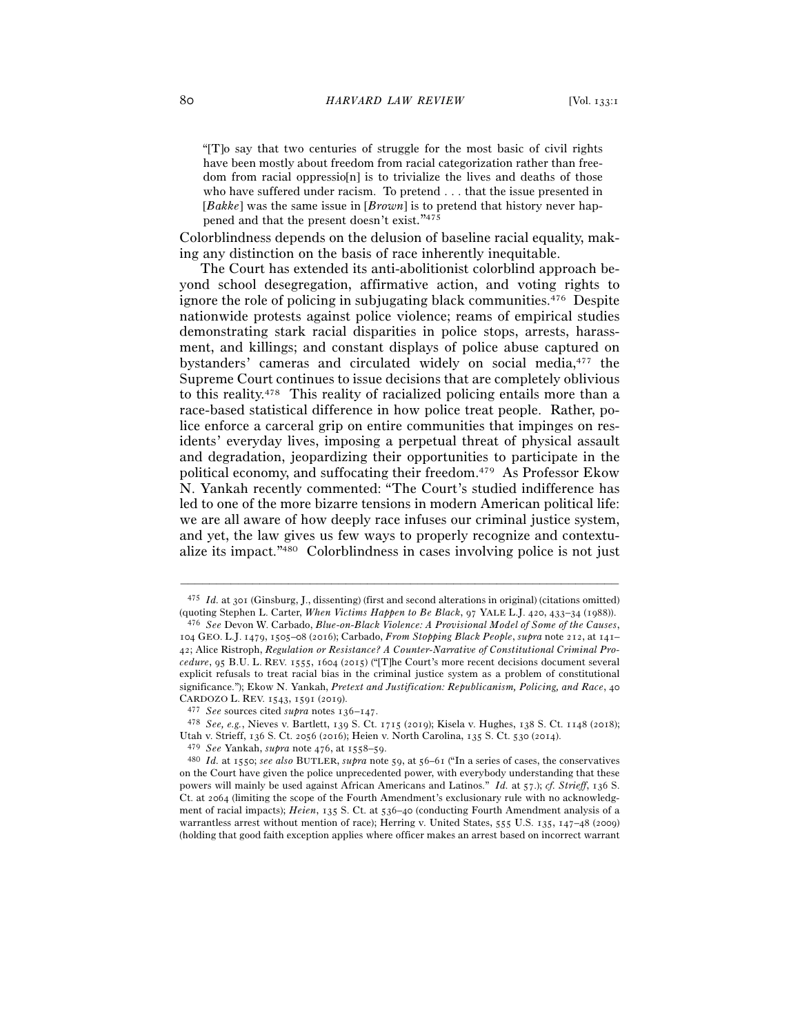> "[T]o say that two centuries of struggle for the most basic of civil rights have been mostly about freedom from racial categorization rather than freedom from racial oppressio[n] is to trivialize the lives and deaths of those who have suffered under racism. To pretend . . . that the issue presented in [*Bakke*] was the same issue in [*Brown*] is to pretend that history never happened and that the present doesn't exist."[475]

Colorblindness depends on the delusion of baseline racial equality, making any distinction on the basis of race inherently inequitable.

The Court has extended its anti-abolitionist colorblind approach beyond school desegregation, affirmative action, and voting rights to ignore the role of policing in subjugating black communities.[476] Despite nationwide protests against police violence; reams of empirical studies demonstrating stark racial disparities in police stops, arrests, harassment, and killings; and constant displays of police abuse captured on bystanders' cameras and circulated widely on social media,[477] the Supreme Court continues to issue decisions that are completely oblivious to this reality.[478] This reality of racialized policing entails more than a race-based statistical difference in how police treat people. Rather, police enforce a carceral grip on entire communities that impinges on residents' everyday lives, imposing a perpetual threat of physical assault and degradation, jeopardizing their opportunities to participate in the political economy, and suffocating their freedom.[479] As Professor Ekow N. Yankah recently commented: "The Court's studied indifference has led to one of the more bizarre tensions in modern American political life: we are all aware of how deeply race infuses our criminal justice system, and yet, the law gives us few ways to properly recognize and contextualize its impact."[480] Colorblindness in cases involving police is not just

---

[475] *Id.* at 301 (Ginsburg, J., dissenting) (first and second alterations in original) (citations omitted) (quoting Stephen L. Carter, *When Victims Happen to Be Black*, 97 YALE L.J. 420, 433–34 (1988)).

[476] *See* Devon W. Carbado, *Blue-on-Black Violence: A Provisional Model of Some of the Causes*, 104 GEO. L.J. 1479, 1505–08 (2016); Carbado, *From Stopping Black People*, *supra* note 212, at 141–42; Alice Ristroph, *Regulation or Resistance? A Counter-Narrative of Constitutional Criminal Procedure*, 95 B.U. L. REV. 1555, 1604 (2015) ("[T]he Court's more recent decisions document several explicit refusals to treat racial bias in the criminal justice system as a problem of constitutional significance."); Ekow N. Yankah, *Pretext and Justification: Republicanism, Policing, and Race*, 40 CARDOZO L. REV. 1543, 1591 (2019).

[477] *See* sources cited *supra* notes 136–147.

[478] *See, e.g.*, Nieves v. Bartlett, 139 S. Ct. 1715 (2019); Kisela v. Hughes, 138 S. Ct. 1148 (2018); Utah v. Strieff, 136 S. Ct. 2056 (2016); Heien v. North Carolina, 135 S. Ct. 530 (2014).

[479] *See* Yankah, *supra* note 476, at 1558–59.

[480] *Id.* at 1550; *see also* BUTLER, *supra* note 59, at 56–61 ("In a series of cases, the conservatives on the Court have given the police unprecedented power, with everybody understanding that these powers will mainly be used against African Americans and Latinos." *Id.* at 57.); *cf. Strieff*, 136 S. Ct. at 2064 (limiting the scope of the Fourth Amendment's exclusionary rule with no acknowledgment of racial impacts); *Heien*, 135 S. Ct. at 536–40 (conducting Fourth Amendment analysis of a warrantless arrest without mention of race); Herring v. United States, 555 U.S. 135, 147–48 (2009) (holding that good faith exception applies where officer makes an arrest based on incorrect warrant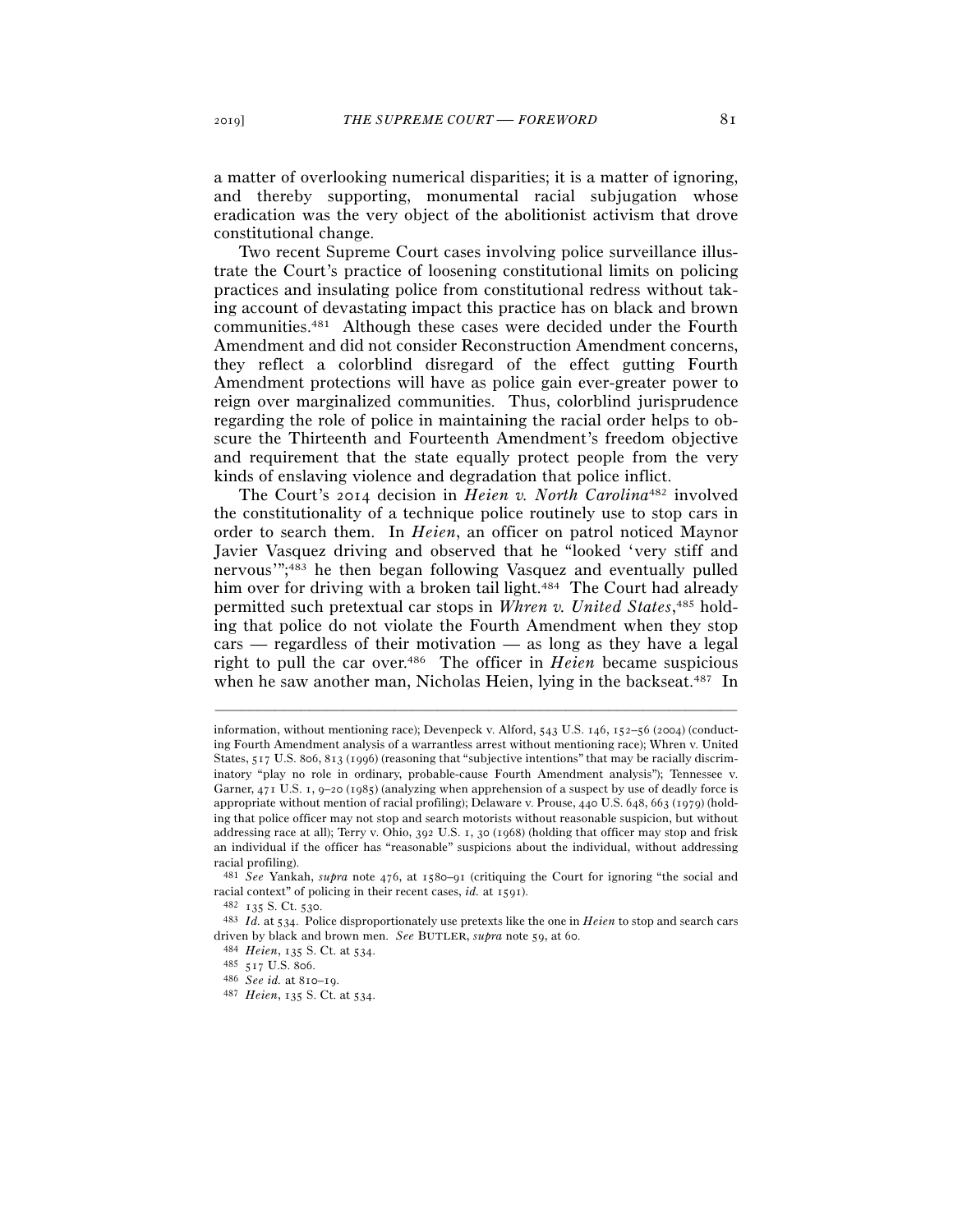a matter of overlooking numerical disparities; it is a matter of ignoring, and thereby supporting, monumental racial subjugation whose eradication was the very object of the abolitionist activism that drove constitutional change.

Two recent Supreme Court cases involving police surveillance illustrate the Court's practice of loosening constitutional limits on policing practices and insulating police from constitutional redress without taking account of devastating impact this practice has on black and brown communities.[481] Although these cases were decided under the Fourth Amendment and did not consider Reconstruction Amendment concerns, they reflect a colorblind disregard of the effect gutting Fourth Amendment protections will have as police gain ever-greater power to reign over marginalized communities. Thus, colorblind jurisprudence regarding the role of police in maintaining the racial order helps to obscure the Thirteenth and Fourteenth Amendment's freedom objective and requirement that the state equally protect people from the very kinds of enslaving violence and degradation that police inflict.

The Court's 2014 decision in *Heien v. North Carolina*[482] involved the constitutionality of a technique police routinely use to stop cars in order to search them. In *Heien*, an officer on patrol noticed Maynor Javier Vasquez driving and observed that he "looked 'very stiff and nervous'";[483] he then began following Vasquez and eventually pulled him over for driving with a broken tail light.[484] The Court had already permitted such pretextual car stops in *Whren v. United States*,[485] holding that police do not violate the Fourth Amendment when they stop cars — regardless of their motivation — as long as they have a legal right to pull the car over.[486] The officer in *Heien* became suspicious when he saw another man, Nicholas Heien, lying in the backseat.[487] In

---

information, without mentioning race); Devenpeck v. Alford, 543 U.S. 146, 152–56 (2004) (conducting Fourth Amendment analysis of a warrantless arrest without mentioning race); Whren v. United States, 517 U.S. 806, 813 (1996) (reasoning that "subjective intentions" that may be racially discriminatory "play no role in ordinary, probable-cause Fourth Amendment analysis"); Tennessee v. Garner, 471 U.S. 1, 9–20 (1985) (analyzing when apprehension of a suspect by use of deadly force is appropriate without mention of racial profiling); Delaware v. Prouse, 440 U.S. 648, 663 (1979) (holding that police officer may not stop and search motorists without reasonable suspicion, but without addressing race at all); Terry v. Ohio, 392 U.S. 1, 30 (1968) (holding that officer may stop and frisk an individual if the officer has "reasonable" suspicions about the individual, without addressing racial profiling).

[481] *See* Yankah, *supra* note 476, at 1580–91 (critiquing the Court for ignoring "the social and racial context" of policing in their recent cases, *id.* at 1591).

[482] 135 S. Ct. 530.

[483] *Id.* at 534. Police disproportionately use pretexts like the one in *Heien* to stop and search cars driven by black and brown men. *See* BUTLER, *supra* note 59, at 60.

[484] *Heien*, 135 S. Ct. at 534.

[485] 517 U.S. 806.

[486] *See id.* at 810–19.

[487] *Heien*, 135 S. Ct. at 534.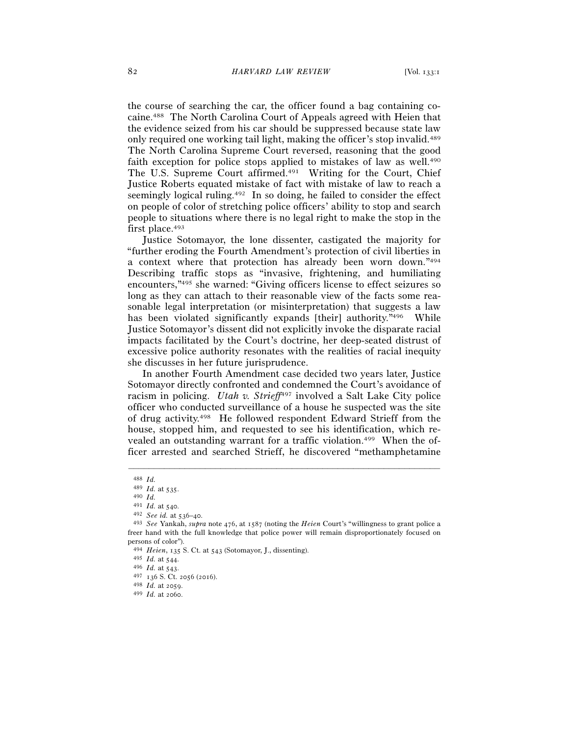the course of searching the car, the officer found a bag containing cocaine.[488] The North Carolina Court of Appeals agreed with Heien that the evidence seized from his car should be suppressed because state law only required one working tail light, making the officer's stop invalid.[489] The North Carolina Supreme Court reversed, reasoning that the good faith exception for police stops applied to mistakes of law as well.[490] The U.S. Supreme Court affirmed.[491] Writing for the Court, Chief Justice Roberts equated mistake of fact with mistake of law to reach a seemingly logical ruling.[492] In so doing, he failed to consider the effect on people of color of stretching police officers' ability to stop and search people to situations where there is no legal right to make the stop in the first place.[493]

Justice Sotomayor, the lone dissenter, castigated the majority for "further eroding the Fourth Amendment's protection of civil liberties in a context where that protection has already been worn down."[494] Describing traffic stops as "invasive, frightening, and humiliating encounters,"[495] she warned: "Giving officers license to effect seizures so long as they can attach to their reasonable view of the facts some reasonable legal interpretation (or misinterpretation) that suggests a law has been violated significantly expands [their] authority."[496] While Justice Sotomayor's dissent did not explicitly invoke the disparate racial impacts facilitated by the Court's doctrine, her deep-seated distrust of excessive police authority resonates with the realities of racial inequity she discusses in her future jurisprudence.

In another Fourth Amendment case decided two years later, Justice Sotomayor directly confronted and condemned the Court's avoidance of racism in policing. *Utah v. Strieff*[497] involved a Salt Lake City police officer who conducted surveillance of a house he suspected was the site of drug activity.[498] He followed respondent Edward Strieff from the house, stopped him, and requested to see his identification, which revealed an outstanding warrant for a traffic violation.[499] When the officer arrested and searched Strieff, he discovered "methamphetamine

---

[488] *Id.*

[489] *Id.* at 535.

[490] *Id.*

[491] *Id.* at 540.

[492] *See id.* at 536–40.

[493] *See* Yankah, *supra* note 476, at 1587 (noting the *Heien* Court's "willingness to grant police a freer hand with the full knowledge that police power will remain disproportionately focused on persons of color").

[494] *Heien*, 135 S. Ct. at 543 (Sotomayor, J., dissenting).

[495] *Id.* at 544.

[496] *Id.* at 543.

[497] 136 S. Ct. 2056 (2016).

[498] *Id.* at 2059.

[499] *Id.* at 2060.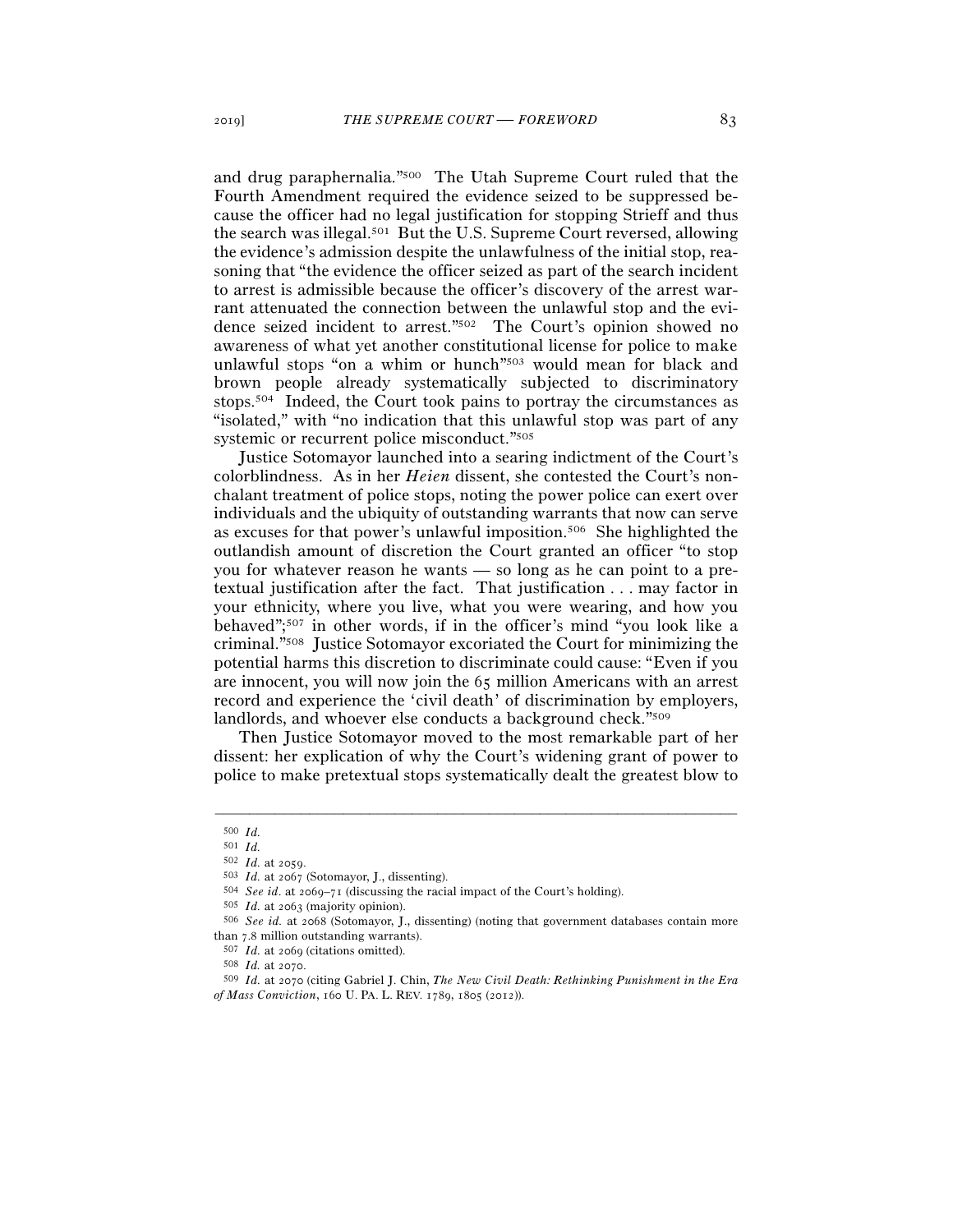and drug paraphernalia."[500] The Utah Supreme Court ruled that the Fourth Amendment required the evidence seized to be suppressed because the officer had no legal justification for stopping Strieff and thus the search was illegal.[501] But the U.S. Supreme Court reversed, allowing the evidence's admission despite the unlawfulness of the initial stop, reasoning that "the evidence the officer seized as part of the search incident to arrest is admissible because the officer's discovery of the arrest warrant attenuated the connection between the unlawful stop and the evidence seized incident to arrest."[502] The Court's opinion showed no awareness of what yet another constitutional license for police to make unlawful stops "on a whim or hunch"[503] would mean for black and brown people already systematically subjected to discriminatory stops.[504] Indeed, the Court took pains to portray the circumstances as "isolated," with "no indication that this unlawful stop was part of any systemic or recurrent police misconduct."[505]

Justice Sotomayor launched into a searing indictment of the Court's colorblindness. As in her *Heien* dissent, she contested the Court's nonchalant treatment of police stops, noting the power police can exert over individuals and the ubiquity of outstanding warrants that now can serve as excuses for that power's unlawful imposition.[506] She highlighted the outlandish amount of discretion the Court granted an officer "to stop you for whatever reason he wants — so long as he can point to a pretextual justification after the fact. That justification . . . may factor in your ethnicity, where you live, what you were wearing, and how you behaved";[507] in other words, if in the officer's mind "you look like a criminal."[508] Justice Sotomayor excoriated the Court for minimizing the potential harms this discretion to discriminate could cause: "Even if you are innocent, you will now join the 65 million Americans with an arrest record and experience the 'civil death' of discrimination by employers, landlords, and whoever else conducts a background check."[509]

Then Justice Sotomayor moved to the most remarkable part of her dissent: her explication of why the Court's widening grant of power to police to make pretextual stops systematically dealt the greatest blow to

---

[500] *Id.*

[501] *Id.*

[502] *Id.* at 2059.

[503] *Id.* at 2067 (Sotomayor, J., dissenting).

[504] *See id.* at 2069–71 (discussing the racial impact of the Court's holding).

[505] *Id.* at 2063 (majority opinion).

[506] *See id.* at 2068 (Sotomayor, J., dissenting) (noting that government databases contain more than 7.8 million outstanding warrants).

[507] *Id.* at 2069 (citations omitted).

[508] *Id.* at 2070.

[509] *Id.* at 2070 (citing Gabriel J. Chin, *The New Civil Death: Rethinking Punishment in the Era of Mass Conviction*, 160 U. PA. L. REV. 1789, 1805 (2012)).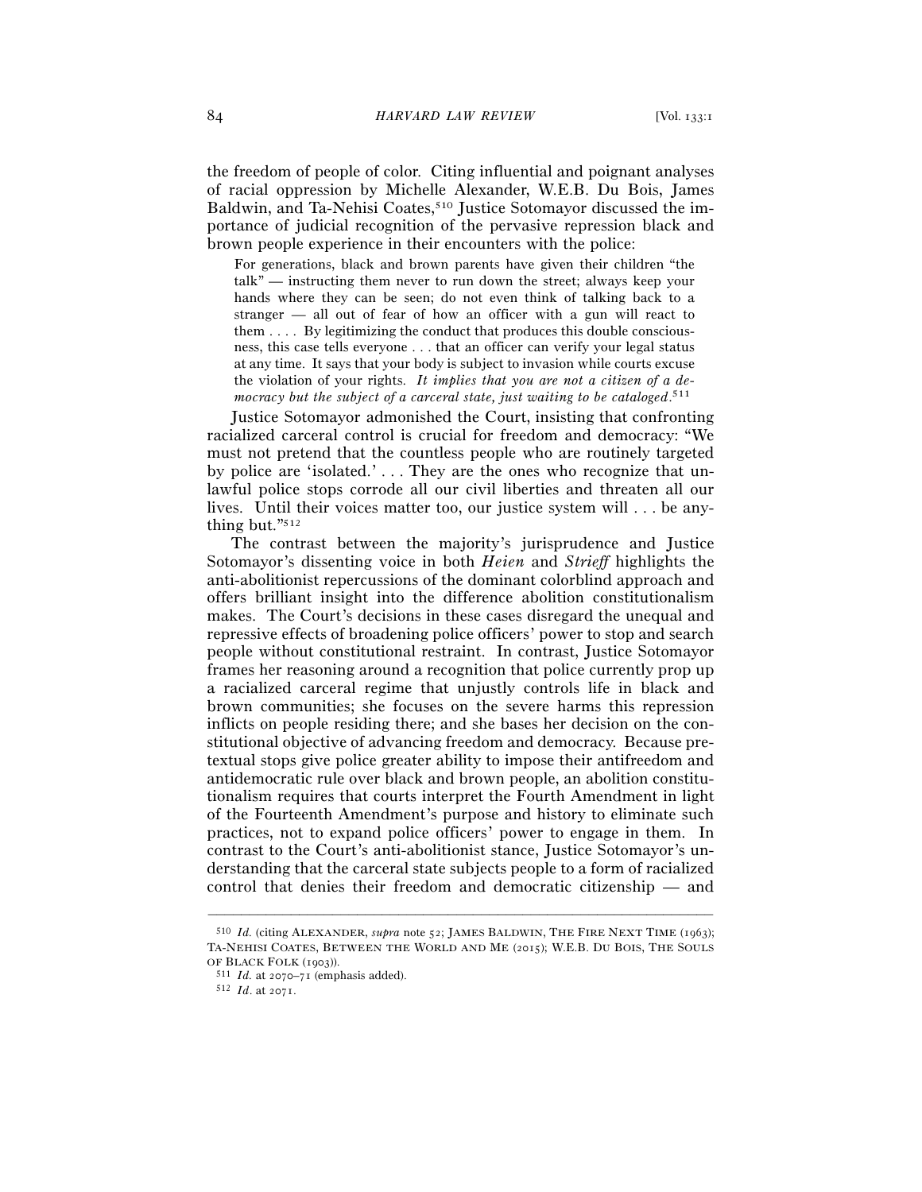the freedom of people of color. Citing influential and poignant analyses of racial oppression by Michelle Alexander, W.E.B. Du Bois, James Baldwin, and Ta-Nehisi Coates,[510] Justice Sotomayor discussed the importance of judicial recognition of the pervasive repression black and brown people experience in their encounters with the police:

> For generations, black and brown parents have given their children "the talk" — instructing them never to run down the street; always keep your hands where they can be seen; do not even think of talking back to a stranger — all out of fear of how an officer with a gun will react to them . . . . By legitimizing the conduct that produces this double consciousness, this case tells everyone . . . that an officer can verify your legal status at any time. It says that your body is subject to invasion while courts excuse the violation of your rights. *It implies that you are not a citizen of a democracy but the subject of a carceral state, just waiting to be cataloged*.[511]

Justice Sotomayor admonished the Court, insisting that confronting racialized carceral control is crucial for freedom and democracy: "We must not pretend that the countless people who are routinely targeted by police are 'isolated.' . . . They are the ones who recognize that unlawful police stops corrode all our civil liberties and threaten all our lives. Until their voices matter too, our justice system will . . . be anything but."[512]

The contrast between the majority's jurisprudence and Justice Sotomayor's dissenting voice in both *Heien* and *Strieff* highlights the anti-abolitionist repercussions of the dominant colorblind approach and offers brilliant insight into the difference abolition constitutionalism makes. The Court's decisions in these cases disregard the unequal and repressive effects of broadening police officers' power to stop and search people without constitutional restraint. In contrast, Justice Sotomayor frames her reasoning around a recognition that police currently prop up a racialized carceral regime that unjustly controls life in black and brown communities; she focuses on the severe harms this repression inflicts on people residing there; and she bases her decision on the constitutional objective of advancing freedom and democracy. Because pretextual stops give police greater ability to impose their antifreedom and antidemocratic rule over black and brown people, an abolition constitutionalism requires that courts interpret the Fourth Amendment in light of the Fourteenth Amendment's purpose and history to eliminate such practices, not to expand police officers' power to engage in them. In contrast to the Court's anti-abolitionist stance, Justice Sotomayor's understanding that the carceral state subjects people to a form of racialized control that denies their freedom and democratic citizenship — and

---

[510] *Id.* (citing ALEXANDER, *supra* note 52; JAMES BALDWIN, THE FIRE NEXT TIME (1963); TA-NEHISI COATES, BETWEEN THE WORLD AND ME (2015); W.E.B. DU BOIS, THE SOULS OF BLACK FOLK (1903)).

[511] *Id.* at 2070–71 (emphasis added).

[512] *Id.* at 2071.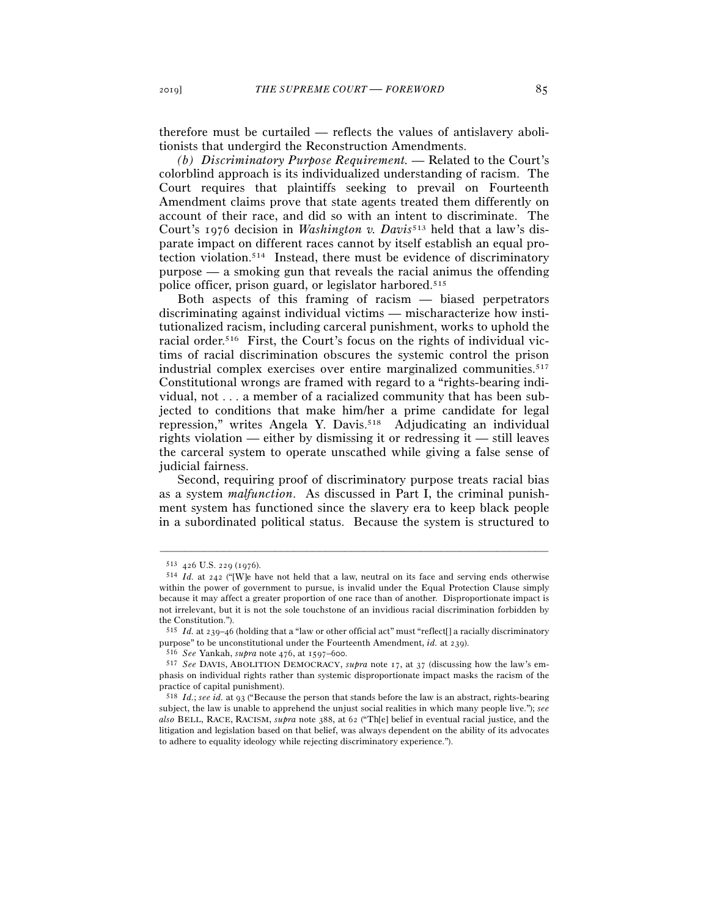therefore must be curtailed — reflects the values of antislavery abolitionists that undergird the Reconstruction Amendments.

*(b) Discriminatory Purpose Requirement.* — Related to the Court's colorblind approach is its individualized understanding of racism. The Court requires that plaintiffs seeking to prevail on Fourteenth Amendment claims prove that state agents treated them differently on account of their race, and did so with an intent to discriminate. The Court's 1976 decision in *Washington v. Davis*[513] held that a law's disparate impact on different races cannot by itself establish an equal protection violation.[514] Instead, there must be evidence of discriminatory purpose — a smoking gun that reveals the racial animus the offending police officer, prison guard, or legislator harbored.[515]

Both aspects of this framing of racism — biased perpetrators discriminating against individual victims — mischaracterize how institutionalized racism, including carceral punishment, works to uphold the racial order.[516] First, the Court's focus on the rights of individual victims of racial discrimination obscures the systemic control the prison industrial complex exercises over entire marginalized communities.[517] Constitutional wrongs are framed with regard to a "rights-bearing individual, not . . . a member of a racialized community that has been subjected to conditions that make him/her a prime candidate for legal repression," writes Angela Y. Davis.[518] Adjudicating an individual rights violation — either by dismissing it or redressing it — still leaves the carceral system to operate unscathed while giving a false sense of judicial fairness.

Second, requiring proof of discriminatory purpose treats racial bias as a system *malfunction*. As discussed in Part I, the criminal punishment system has functioned since the slavery era to keep black people in a subordinated political status. Because the system is structured to

---

[513] 426 U.S. 229 (1976).

[514] *Id.* at 242 ("[W]e have not held that a law, neutral on its face and serving ends otherwise within the power of government to pursue, is invalid under the Equal Protection Clause simply because it may affect a greater proportion of one race than of another. Disproportionate impact is not irrelevant, but it is not the sole touchstone of an invidious racial discrimination forbidden by the Constitution.").

[515] *Id.* at 239–46 (holding that a "law or other official act" must "reflect[] a racially discriminatory purpose" to be unconstitutional under the Fourteenth Amendment, *id.* at 239).

[516] *See* Yankah, *supra* note 476, at 1597–600.

[517] *See* DAVIS, ABOLITION DEMOCRACY, *supra* note 17, at 37 (discussing how the law's emphasis on individual rights rather than systemic disproportionate impact masks the racism of the practice of capital punishment).

[518] *Id.*; *see id.* at 93 ("Because the person that stands before the law is an abstract, rights-bearing subject, the law is unable to apprehend the unjust social realities in which many people live."); *see also* BELL, RACE, RACISM, *supra* note 388, at 62 ("Th[e] belief in eventual racial justice, and the litigation and legislation based on that belief, was always dependent on the ability of its advocates to adhere to equality ideology while rejecting discriminatory experience.").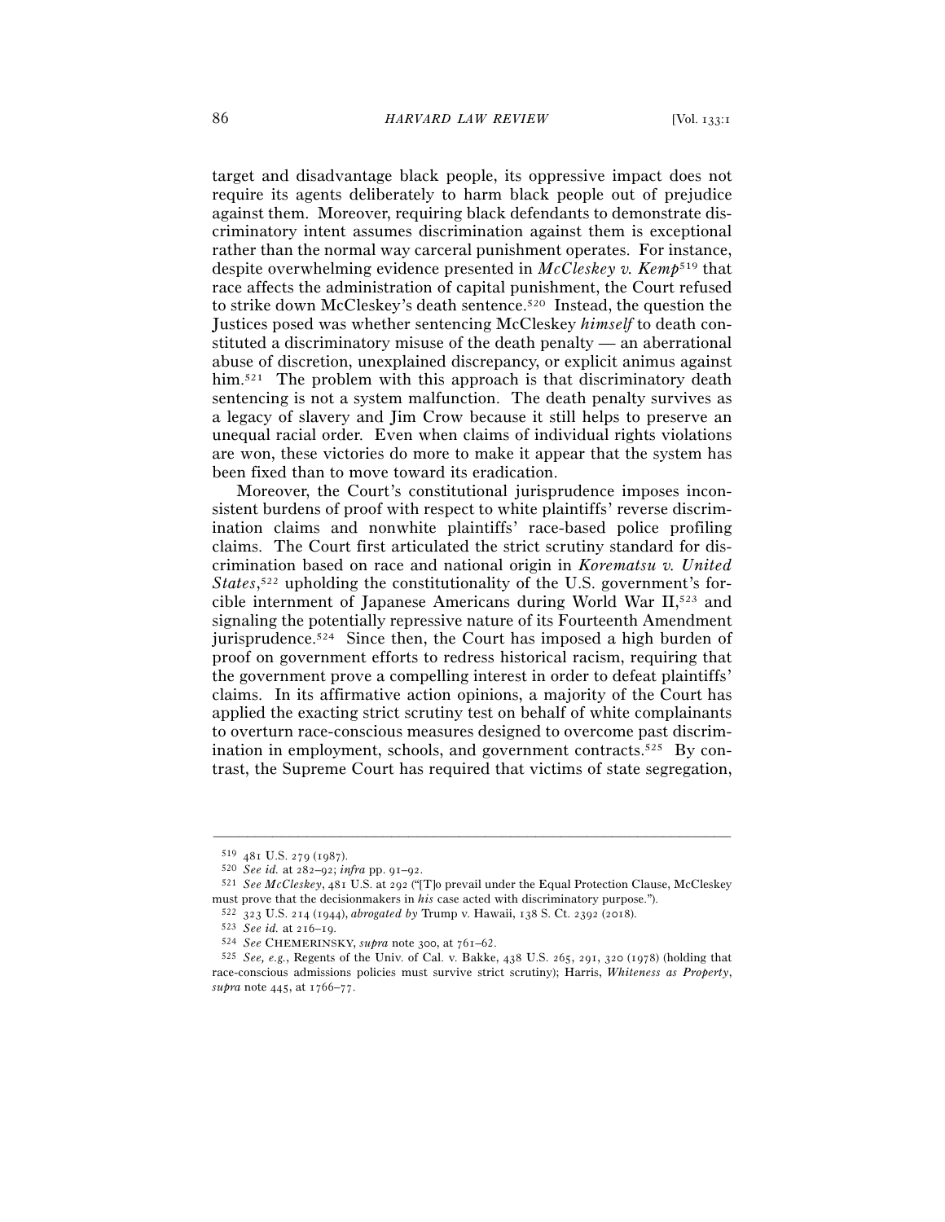target and disadvantage black people, its oppressive impact does not require its agents deliberately to harm black people out of prejudice against them. Moreover, requiring black defendants to demonstrate discriminatory intent assumes discrimination against them is exceptional rather than the normal way carceral punishment operates. For instance, despite overwhelming evidence presented in *McCleskey v. Kemp*[519] that race affects the administration of capital punishment, the Court refused to strike down McCleskey's death sentence.[520] Instead, the question the Justices posed was whether sentencing McCleskey *himself* to death constituted a discriminatory misuse of the death penalty — an aberrational abuse of discretion, unexplained discrepancy, or explicit animus against him.[521] The problem with this approach is that discriminatory death sentencing is not a system malfunction. The death penalty survives as a legacy of slavery and Jim Crow because it still helps to preserve an unequal racial order. Even when claims of individual rights violations are won, these victories do more to make it appear that the system has been fixed than to move toward its eradication.

Moreover, the Court's constitutional jurisprudence imposes inconsistent burdens of proof with respect to white plaintiffs' reverse discrimination claims and nonwhite plaintiffs' race-based police profiling claims. The Court first articulated the strict scrutiny standard for discrimination based on race and national origin in *Korematsu v. United States*,[522] upholding the constitutionality of the U.S. government's forcible internment of Japanese Americans during World War II,[523] and signaling the potentially repressive nature of its Fourteenth Amendment jurisprudence.[524] Since then, the Court has imposed a high burden of proof on government efforts to redress historical racism, requiring that the government prove a compelling interest in order to defeat plaintiffs' claims. In its affirmative action opinions, a majority of the Court has applied the exacting strict scrutiny test on behalf of white complainants to overturn race-conscious measures designed to overcome past discrimination in employment, schools, and government contracts.[525] By contrast, the Supreme Court has required that victims of state segregation,

---

[519] 481 U.S. 279 (1987).

[520] *See id.* at 282–92; *infra* pp. 91–92.

[521] *See McCleskey*, 481 U.S. at 292 ("[T]o prevail under the Equal Protection Clause, McCleskey must prove that the decisionmakers in *his* case acted with discriminatory purpose.").

[522] 323 U.S. 214 (1944), *abrogated by* Trump v. Hawaii, 138 S. Ct. 2392 (2018).

[523] *See id.* at 216–19.

[524] *See* CHEMERINSKY, *supra* note 300, at 761–62.

[525] *See, e.g.*, Regents of the Univ. of Cal. v. Bakke, 438 U.S. 265, 291, 320 (1978) (holding that race-conscious admissions policies must survive strict scrutiny); Harris, *Whiteness as Property*, *supra* note 445, at 1766–77.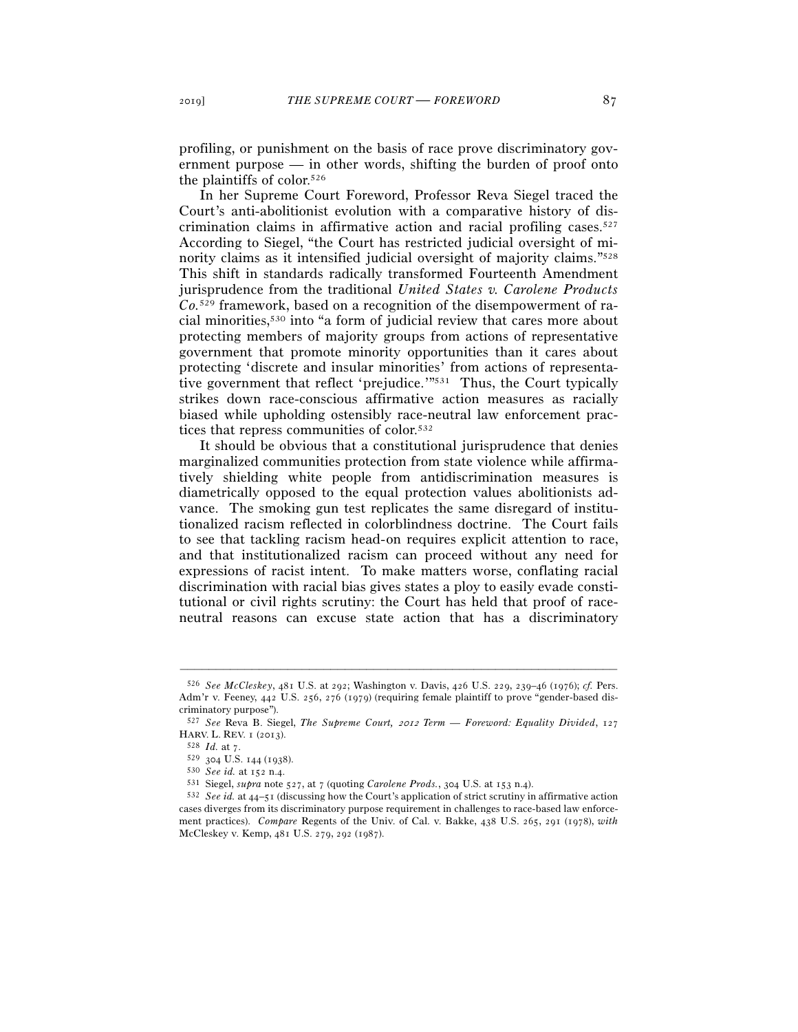profiling, or punishment on the basis of race prove discriminatory government purpose — in other words, shifting the burden of proof onto the plaintiffs of color.[526]

In her Supreme Court Foreword, Professor Reva Siegel traced the Court's anti-abolitionist evolution with a comparative history of discrimination claims in affirmative action and racial profiling cases.[527] According to Siegel, "the Court has restricted judicial oversight of minority claims as it intensified judicial oversight of majority claims."[528] This shift in standards radically transformed Fourteenth Amendment jurisprudence from the traditional *United States v. Carolene Products Co.*[529] framework, based on a recognition of the disempowerment of racial minorities,[530] into "a form of judicial review that cares more about protecting members of majority groups from actions of representative government that promote minority opportunities than it cares about protecting 'discrete and insular minorities' from actions of representative government that reflect 'prejudice.'"[531] Thus, the Court typically strikes down race-conscious affirmative action measures as racially biased while upholding ostensibly race-neutral law enforcement practices that repress communities of color.[532]

It should be obvious that a constitutional jurisprudence that denies marginalized communities protection from state violence while affirmatively shielding white people from antidiscrimination measures is diametrically opposed to the equal protection values abolitionists advance. The smoking gun test replicates the same disregard of institutionalized racism reflected in colorblindness doctrine. The Court fails to see that tackling racism head-on requires explicit attention to race, and that institutionalized racism can proceed without any need for expressions of racist intent. To make matters worse, conflating racial discrimination with racial bias gives states a ploy to easily evade constitutional or civil rights scrutiny: the Court has held that proof of race-neutral reasons can excuse state action that has a discriminatory

---

[526] *See McCleskey*, 481 U.S. at 292; Washington v. Davis, 426 U.S. 229, 239–46 (1976); *cf.* Pers. Adm'r v. Feeney, 442 U.S. 256, 276 (1979) (requiring female plaintiff to prove "gender-based discriminatory purpose").

[527] *See* Reva B. Siegel, *The Supreme Court, 2012 Term — Foreword: Equality Divided*, 127 HARV. L. REV. 1 (2013).

[528] *Id.* at 7.

[529] 304 U.S. 144 (1938).

[530] *See id.* at 152 n.4.

[531] Siegel, *supra* note 527, at 7 (quoting *Carolene Prods.*, 304 U.S. at 153 n.4).

[532] *See id.* at 44–51 (discussing how the Court's application of strict scrutiny in affirmative action cases diverges from its discriminatory purpose requirement in challenges to race-based law enforcement practices). *Compare* Regents of the Univ. of Cal. v. Bakke, 438 U.S. 265, 291 (1978), *with* McCleskey v. Kemp, 481 U.S. 279, 292 (1987).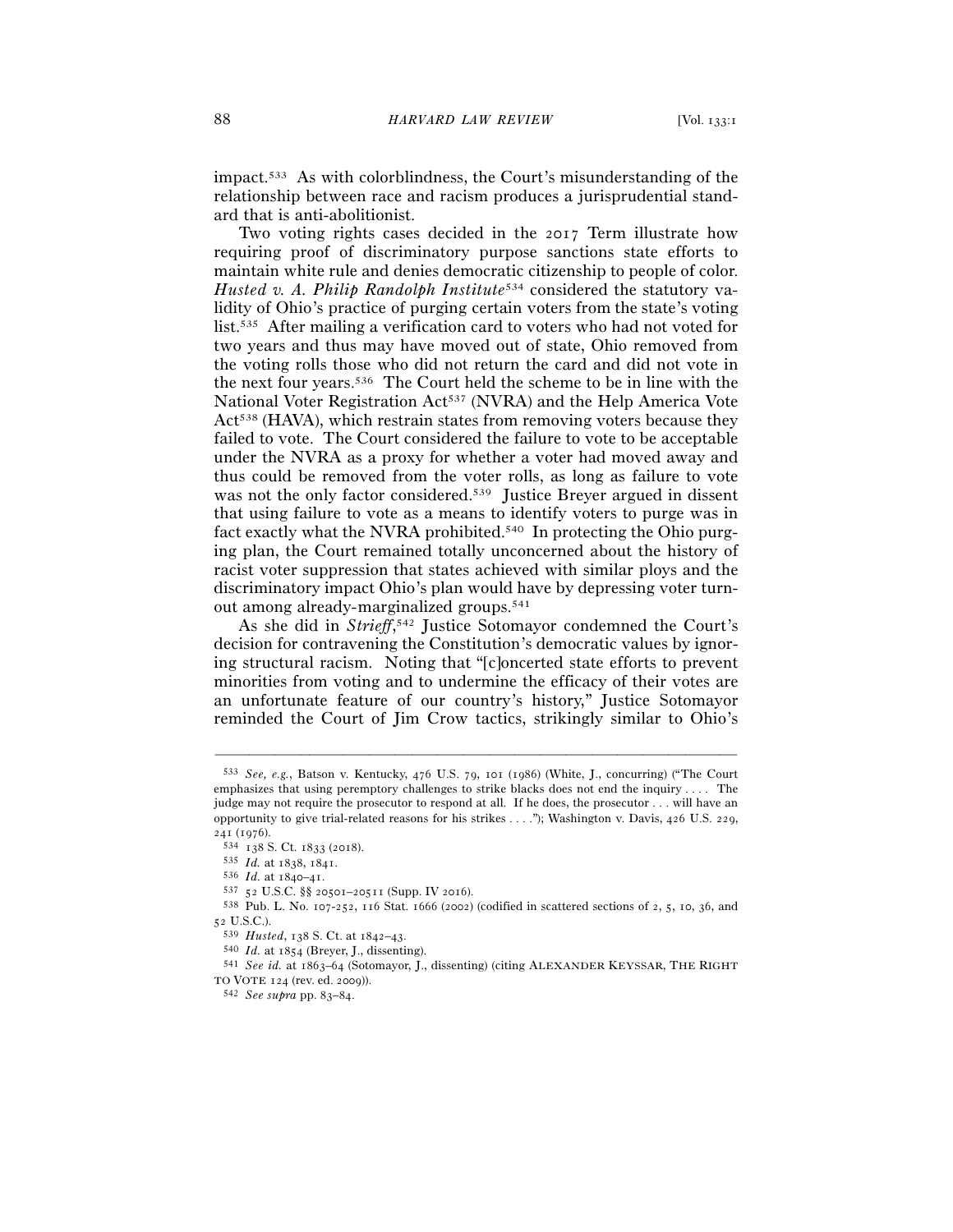impact.[533] As with colorblindness, the Court's misunderstanding of the relationship between race and racism produces a jurisprudential standard that is anti-abolitionist.

Two voting rights cases decided in the 2017 Term illustrate how requiring proof of discriminatory purpose sanctions state efforts to maintain white rule and denies democratic citizenship to people of color. *Husted v. A. Philip Randolph Institute*[534] considered the statutory validity of Ohio's practice of purging certain voters from the state's voting list.[535] After mailing a verification card to voters who had not voted for two years and thus may have moved out of state, Ohio removed from the voting rolls those who did not return the card and did not vote in the next four years.[536] The Court held the scheme to be in line with the National Voter Registration Act[537] (NVRA) and the Help America Vote Act[538] (HAVA), which restrain states from removing voters because they failed to vote. The Court considered the failure to vote to be acceptable under the NVRA as a proxy for whether a voter had moved away and thus could be removed from the voter rolls, as long as failure to vote was not the only factor considered.[539] Justice Breyer argued in dissent that using failure to vote as a means to identify voters to purge was in fact exactly what the NVRA prohibited.[540] In protecting the Ohio purging plan, the Court remained totally unconcerned about the history of racist voter suppression that states achieved with similar ploys and the discriminatory impact Ohio's plan would have by depressing voter turnout among already-marginalized groups.[541]

As she did in *Strieff*,[542] Justice Sotomayor condemned the Court's decision for contravening the Constitution's democratic values by ignoring structural racism. Noting that "[c]oncerted state efforts to prevent minorities from voting and to undermine the efficacy of their votes are an unfortunate feature of our country's history," Justice Sotomayor reminded the Court of Jim Crow tactics, strikingly similar to Ohio's

---

[533] *See, e.g.*, Batson v. Kentucky, 476 U.S. 79, 101 (1986) (White, J., concurring) ("The Court emphasizes that using peremptory challenges to strike blacks does not end the inquiry . . . . The judge may not require the prosecutor to respond at all. If he does, the prosecutor . . . will have an opportunity to give trial-related reasons for his strikes . . . ."); Washington v. Davis, 426 U.S. 229, 241 (1976).

[534] 138 S. Ct. 1833 (2018).

[535] *Id.* at 1838, 1841.

[536] *Id.* at 1840–41.

[537] 52 U.S.C. §§ 20501–20511 (Supp. IV 2016).

[538] Pub. L. No. 107-252, 116 Stat. 1666 (2002) (codified in scattered sections of 2, 5, 10, 36, and 52 U.S.C.).

[539] *Husted*, 138 S. Ct. at 1842–43.

[540] *Id.* at 1854 (Breyer, J., dissenting).

[541] *See id.* at 1863–64 (Sotomayor, J., dissenting) (citing ALEXANDER KEYSSAR, THE RIGHT TO VOTE 124 (rev. ed. 2009)).

[542] *See supra* pp. 83–84.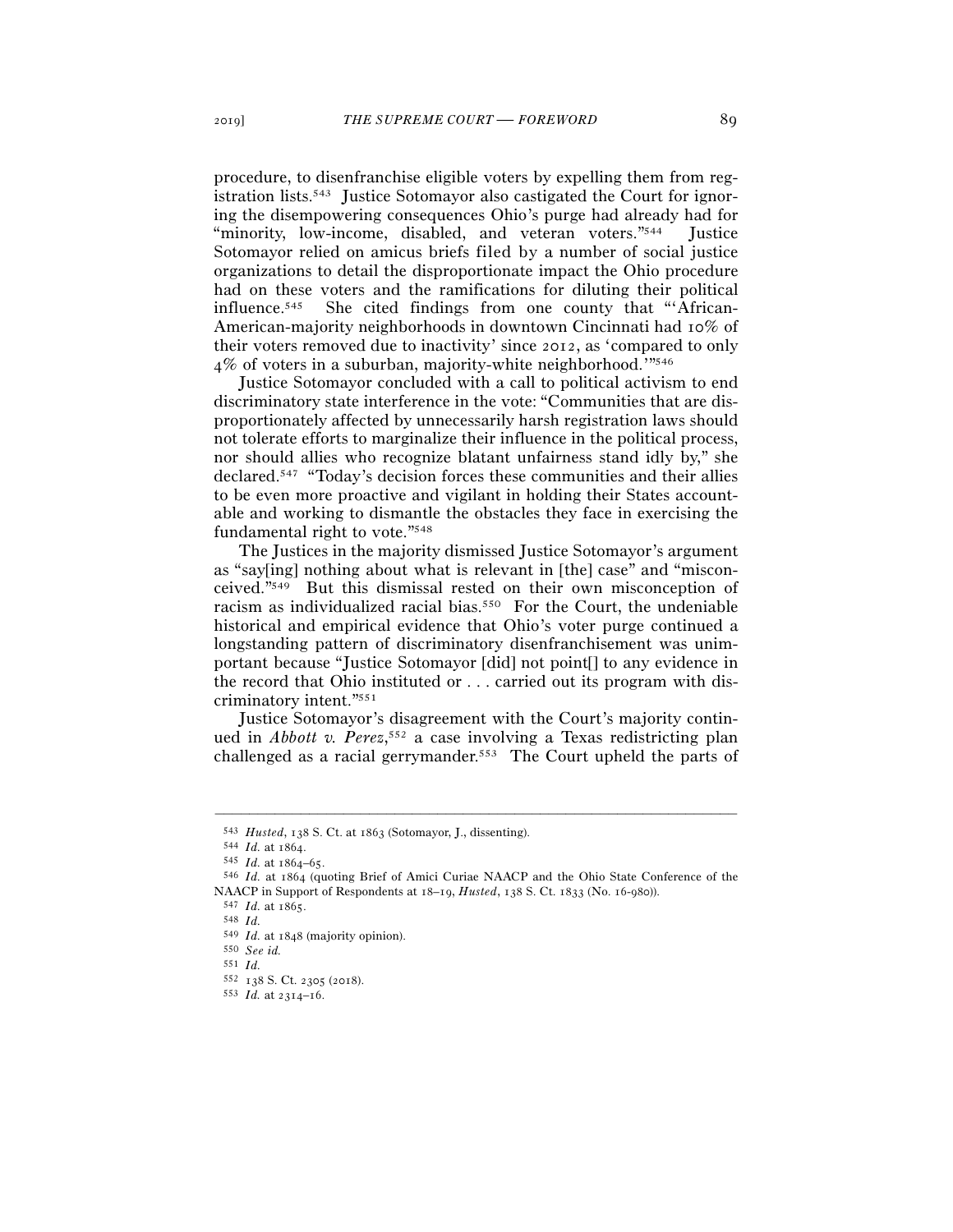procedure, to disenfranchise eligible voters by expelling them from registration lists.[543] Justice Sotomayor also castigated the Court for ignoring the disempowering consequences Ohio's purge had already had for "minority, low-income, disabled, and veteran voters."[544] Justice Sotomayor relied on amicus briefs filed by a number of social justice organizations to detail the disproportionate impact the Ohio procedure had on these voters and the ramifications for diluting their political influence.[545] She cited findings from one county that "'African-American-majority neighborhoods in downtown Cincinnati had 10% of their voters removed due to inactivity' since 2012, as 'compared to only 4% of voters in a suburban, majority-white neighborhood.'"[546]

Justice Sotomayor concluded with a call to political activism to end discriminatory state interference in the vote: "Communities that are disproportionately affected by unnecessarily harsh registration laws should not tolerate efforts to marginalize their influence in the political process, nor should allies who recognize blatant unfairness stand idly by," she declared.[547] "Today's decision forces these communities and their allies to be even more proactive and vigilant in holding their States accountable and working to dismantle the obstacles they face in exercising the fundamental right to vote."[548]

The Justices in the majority dismissed Justice Sotomayor's argument as "say[ing] nothing about what is relevant in [the] case" and "misconceived."[549] But this dismissal rested on their own misconception of racism as individualized racial bias.[550] For the Court, the undeniable historical and empirical evidence that Ohio's voter purge continued a longstanding pattern of discriminatory disenfranchisement was unimportant because "Justice Sotomayor [did] not point[] to any evidence in the record that Ohio instituted or . . . carried out its program with discriminatory intent."[551]

Justice Sotomayor's disagreement with the Court's majority continued in *Abbott v. Perez*,[552] a case involving a Texas redistricting plan challenged as a racial gerrymander.[553] The Court upheld the parts of

---

[543] *Husted*, 138 S. Ct. at 1863 (Sotomayor, J., dissenting).

[544] *Id.* at 1864.

[545] *Id.* at 1864–65.

[546] *Id.* at 1864 (quoting Brief of Amici Curiae NAACP and the Ohio State Conference of the NAACP in Support of Respondents at 18–19, *Husted*, 138 S. Ct. 1833 (No. 16-980)).

[547] *Id.* at 1865.

[548] *Id.*

[549] *Id.* at 1848 (majority opinion).

[550] *See id.*

[551] *Id.*

[552] 138 S. Ct. 2305 (2018).

[553] *Id.* at 2314–16.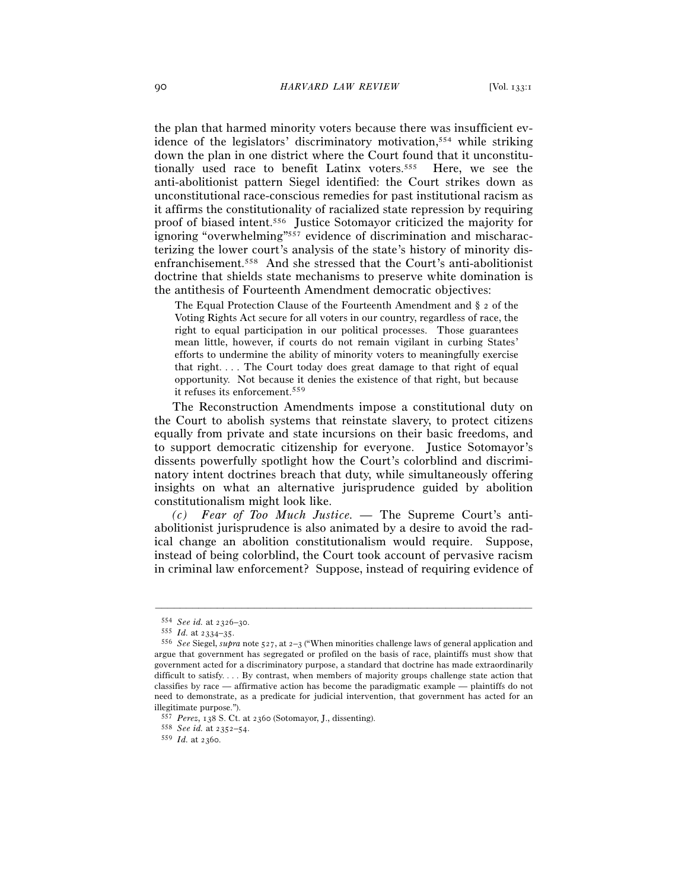the plan that harmed minority voters because there was insufficient evidence of the legislators' discriminatory motivation,[554] while striking down the plan in one district where the Court found that it unconstitutionally used race to benefit Latinx voters.[555] Here, we see the anti-abolitionist pattern Siegel identified: the Court strikes down as unconstitutional race-conscious remedies for past institutional racism as it affirms the constitutionality of racialized state repression by requiring proof of biased intent.[556] Justice Sotomayor criticized the majority for ignoring "overwhelming"[557] evidence of discrimination and mischaracterizing the lower court's analysis of the state's history of minority disenfranchisement.[558] And she stressed that the Court's anti-abolitionist doctrine that shields state mechanisms to preserve white domination is the antithesis of Fourteenth Amendment democratic objectives:

> The Equal Protection Clause of the Fourteenth Amendment and § 2 of the Voting Rights Act secure for all voters in our country, regardless of race, the right to equal participation in our political processes. Those guarantees mean little, however, if courts do not remain vigilant in curbing States' efforts to undermine the ability of minority voters to meaningfully exercise that right. . . . The Court today does great damage to that right of equal opportunity. Not because it denies the existence of that right, but because it refuses its enforcement.[559]

The Reconstruction Amendments impose a constitutional duty on the Court to abolish systems that reinstate slavery, to protect citizens equally from private and state incursions on their basic freedoms, and to support democratic citizenship for everyone. Justice Sotomayor's dissents powerfully spotlight how the Court's colorblind and discriminatory intent doctrines breach that duty, while simultaneously offering insights on what an alternative jurisprudence guided by abolition constitutionalism might look like.

*(c) Fear of Too Much Justice.* — The Supreme Court's anti-abolitionist jurisprudence is also animated by a desire to avoid the radical change an abolition constitutionalism would require. Suppose, instead of being colorblind, the Court took account of pervasive racism in criminal law enforcement? Suppose, instead of requiring evidence of

---

[554] *See id.* at 2326–30.

[555] *Id.* at 2334–35.

[556] *See* Siegel, *supra* note 527, at 2–3 ("When minorities challenge laws of general application and argue that government has segregated or profiled on the basis of race, plaintiffs must show that government acted for a discriminatory purpose, a standard that doctrine has made extraordinarily difficult to satisfy. . . . By contrast, when members of majority groups challenge state action that classifies by race — affirmative action has become the paradigmatic example — plaintiffs do not need to demonstrate, as a predicate for judicial intervention, that government has acted for an illegitimate purpose.").

[557] *Perez*, 138 S. Ct. at 2360 (Sotomayor, J., dissenting).

[558] *See id.* at 2352–54.

[559] *Id.* at 2360.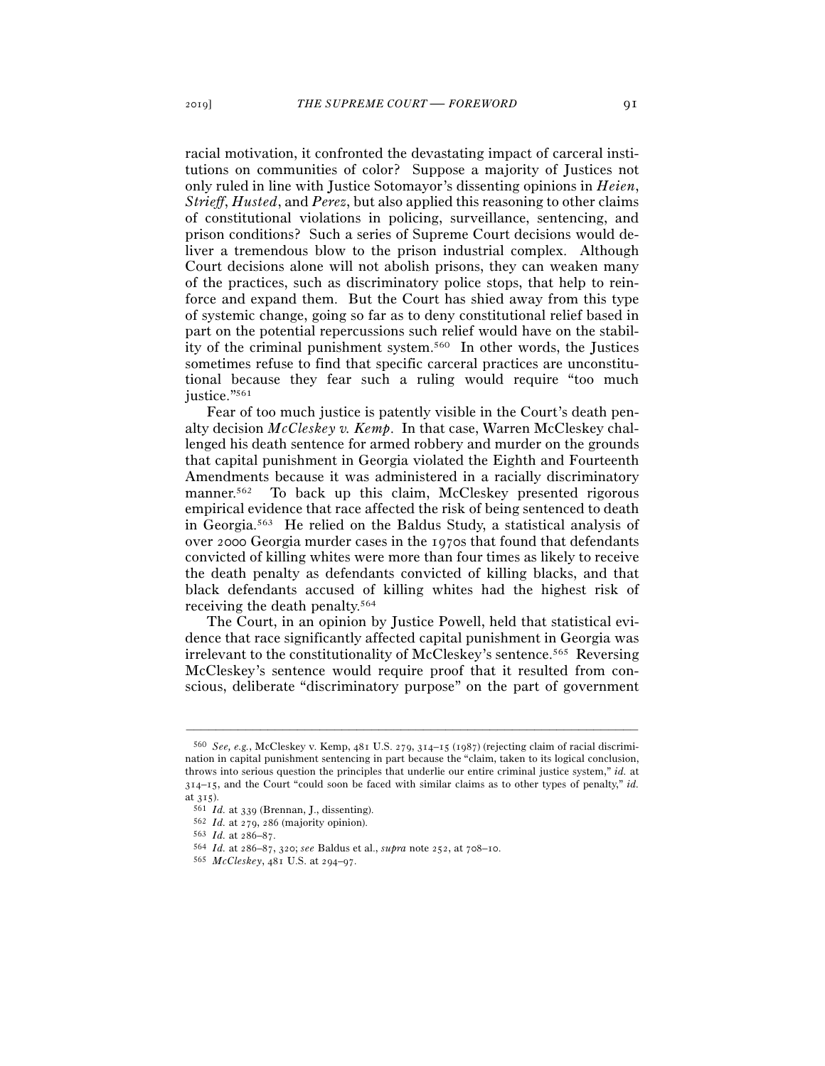racial motivation, it confronted the devastating impact of carceral institutions on communities of color? Suppose a majority of Justices not only ruled in line with Justice Sotomayor's dissenting opinions in *Heien*, *Strieff*, *Husted*, and *Perez*, but also applied this reasoning to other claims of constitutional violations in policing, surveillance, sentencing, and prison conditions? Such a series of Supreme Court decisions would deliver a tremendous blow to the prison industrial complex. Although Court decisions alone will not abolish prisons, they can weaken many of the practices, such as discriminatory police stops, that help to reinforce and expand them. But the Court has shied away from this type of systemic change, going so far as to deny constitutional relief based in part on the potential repercussions such relief would have on the stability of the criminal punishment system.[560] In other words, the Justices sometimes refuse to find that specific carceral practices are unconstitutional because they fear such a ruling would require "too much justice."[561]

Fear of too much justice is patently visible in the Court's death penalty decision *McCleskey v. Kemp*. In that case, Warren McCleskey challenged his death sentence for armed robbery and murder on the grounds that capital punishment in Georgia violated the Eighth and Fourteenth Amendments because it was administered in a racially discriminatory manner.[562] To back up this claim, McCleskey presented rigorous empirical evidence that race affected the risk of being sentenced to death in Georgia.[563] He relied on the Baldus Study, a statistical analysis of over 2000 Georgia murder cases in the 1970s that found that defendants convicted of killing whites were more than four times as likely to receive the death penalty as defendants convicted of killing blacks, and that black defendants accused of killing whites had the highest risk of receiving the death penalty.[564]

The Court, in an opinion by Justice Powell, held that statistical evidence that race significantly affected capital punishment in Georgia was irrelevant to the constitutionality of McCleskey's sentence.[565] Reversing McCleskey's sentence would require proof that it resulted from conscious, deliberate "discriminatory purpose" on the part of government

---

[560] *See, e.g.*, McCleskey v. Kemp, 481 U.S. 279, 314–15 (1987) (rejecting claim of racial discrimination in capital punishment sentencing in part because the "claim, taken to its logical conclusion, throws into serious question the principles that underlie our entire criminal justice system," *id.* at 314–15, and the Court "could soon be faced with similar claims as to other types of penalty," *id.* at 315).

[561] *Id.* at 339 (Brennan, J., dissenting).

[562] *Id.* at 279, 286 (majority opinion).

[563] *Id.* at 286–87.

[564] *Id.* at 286–87, 320; *see* Baldus et al., *supra* note 252, at 708–10.

[565] *McCleskey*, 481 U.S. at 294–97.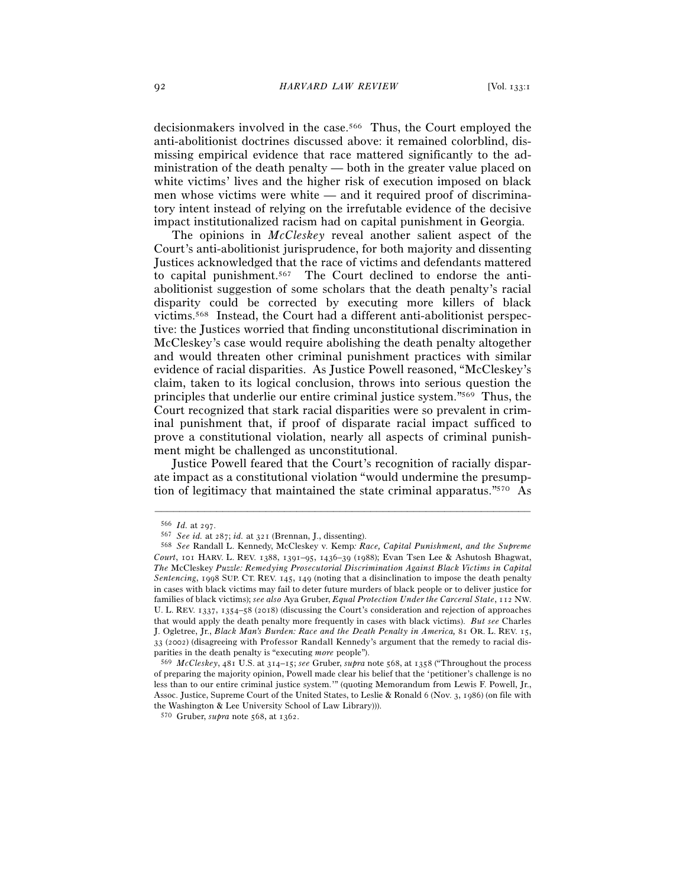decisionmakers involved in the case.[566] Thus, the Court employed the anti-abolitionist doctrines discussed above: it remained colorblind, dismissing empirical evidence that race mattered significantly to the administration of the death penalty — both in the greater value placed on white victims' lives and the higher risk of execution imposed on black men whose victims were white — and it required proof of discriminatory intent instead of relying on the irrefutable evidence of the decisive impact institutionalized racism had on capital punishment in Georgia.

The opinions in *McCleskey* reveal another salient aspect of the Court's anti-abolitionist jurisprudence, for both majority and dissenting Justices acknowledged that the race of victims and defendants mattered to capital punishment.[567] The Court declined to endorse the anti-abolitionist suggestion of some scholars that the death penalty's racial disparity could be corrected by executing more killers of black victims.[568] Instead, the Court had a different anti-abolitionist perspective: the Justices worried that finding unconstitutional discrimination in McCleskey's case would require abolishing the death penalty altogether and would threaten other criminal punishment practices with similar evidence of racial disparities. As Justice Powell reasoned, "McCleskey's claim, taken to its logical conclusion, throws into serious question the principles that underlie our entire criminal justice system."[569] Thus, the Court recognized that stark racial disparities were so prevalent in criminal punishment that, if proof of disparate racial impact sufficed to prove a constitutional violation, nearly all aspects of criminal punishment might be challenged as unconstitutional.

Justice Powell feared that the Court's recognition of racially disparate impact as a constitutional violation "would undermine the presumption of legitimacy that maintained the state criminal apparatus."[570] As

---

[566] *Id.* at 297.

[567] *See id.* at 287; *id.* at 321 (Brennan, J., dissenting).

[568] *See* Randall L. Kennedy, McCleskey v. Kemp*: Race, Capital Punishment, and the Supreme Court*, 101 HARV. L. REV. 1388, 1391–95, 1436–39 (1988); Evan Tsen Lee & Ashutosh Bhagwat, *The* McCleskey *Puzzle: Remedying Prosecutorial Discrimination Against Black Victims in Capital Sentencing*, 1998 SUP. CT. REV. 145, 149 (noting that a disinclination to impose the death penalty in cases with black victims may fail to deter future murders of black people or to deliver justice for families of black victims); *see also* Aya Gruber, *Equal Protection Under the Carceral State*, 112 NW. U. L. REV. 1337, 1354–58 (2018) (discussing the Court's consideration and rejection of approaches that would apply the death penalty more frequently in cases with black victims). *But see* Charles J. Ogletree, Jr., *Black Man's Burden: Race and the Death Penalty in America,* 81 OR. L. REV. 15, 33 (2002) (disagreeing with Professor Randall Kennedy's argument that the remedy to racial disparities in the death penalty is "executing *more* people").

[569] *McCleskey*, 481 U.S. at 314–15; *see* Gruber, *supra* note 568, at 1358 ("Throughout the process of preparing the majority opinion, Powell made clear his belief that the 'petitioner's challenge is no less than to our entire criminal justice system.'" (quoting Memorandum from Lewis F. Powell, Jr., Assoc. Justice, Supreme Court of the United States, to Leslie & Ronald 6 (Nov. 3, 1986) (on file with the Washington & Lee University School of Law Library))).

[570] Gruber, *supra* note 568, at 1362.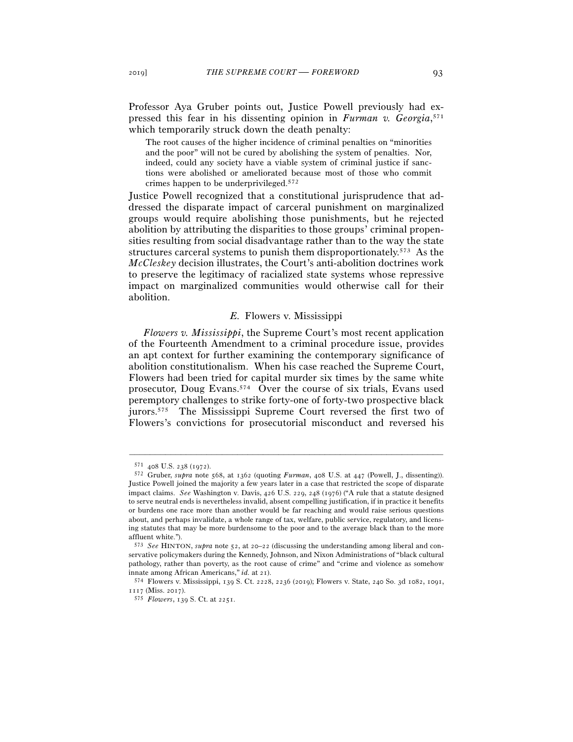Professor Aya Gruber points out, Justice Powell previously had expressed this fear in his dissenting opinion in *Furman v. Georgia*,[571] which temporarily struck down the death penalty:

> The root causes of the higher incidence of criminal penalties on "minorities and the poor" will not be cured by abolishing the system of penalties. Nor, indeed, could any society have a viable system of criminal justice if sanctions were abolished or ameliorated because most of those who commit crimes happen to be underprivileged.[572]

Justice Powell recognized that a constitutional jurisprudence that addressed the disparate impact of carceral punishment on marginalized groups would require abolishing those punishments, but he rejected abolition by attributing the disparities to those groups' criminal propensities resulting from social disadvantage rather than to the way the state structures carceral systems to punish them disproportionately.[573] As the *McCleskey* decision illustrates, the Court's anti-abolition doctrines work to preserve the legitimacy of racialized state systems whose repressive impact on marginalized communities would otherwise call for their abolition.

### *E.* Flowers v. Mississippi

*Flowers v. Mississippi*, the Supreme Court's most recent application of the Fourteenth Amendment to a criminal procedure issue, provides an apt context for further examining the contemporary significance of abolition constitutionalism. When his case reached the Supreme Court, Flowers had been tried for capital murder six times by the same white prosecutor, Doug Evans.[574] Over the course of six trials, Evans used peremptory challenges to strike forty-one of forty-two prospective black jurors.[575] The Mississippi Supreme Court reversed the first two of Flowers's convictions for prosecutorial misconduct and reversed his

---

[571] 408 U.S. 238 (1972).

[572] Gruber, *supra* note 568, at 1362 (quoting *Furman*, 408 U.S. at 447 (Powell, J., dissenting)). Justice Powell joined the majority a few years later in a case that restricted the scope of disparate impact claims. *See* Washington v. Davis, 426 U.S. 229, 248 (1976) ("A rule that a statute designed to serve neutral ends is nevertheless invalid, absent compelling justification, if in practice it benefits or burdens one race more than another would be far reaching and would raise serious questions about, and perhaps invalidate, a whole range of tax, welfare, public service, regulatory, and licensing statutes that may be more burdensome to the poor and to the average black than to the more affluent white.").

[573] *See* HINTON, *supra* note 52, at 20–22 (discussing the understanding among liberal and conservative policymakers during the Kennedy, Johnson, and Nixon Administrations of "black cultural pathology, rather than poverty, as the root cause of crime" and "crime and violence as somehow innate among African Americans," *id.* at 21).

[574] Flowers v. Mississippi, 139 S. Ct. 2228, 2236 (2019); Flowers v. State, 240 So. 3d 1082, 1091, 1117 (Miss. 2017).

[575] *Flowers*, 139 S. Ct. at 2251.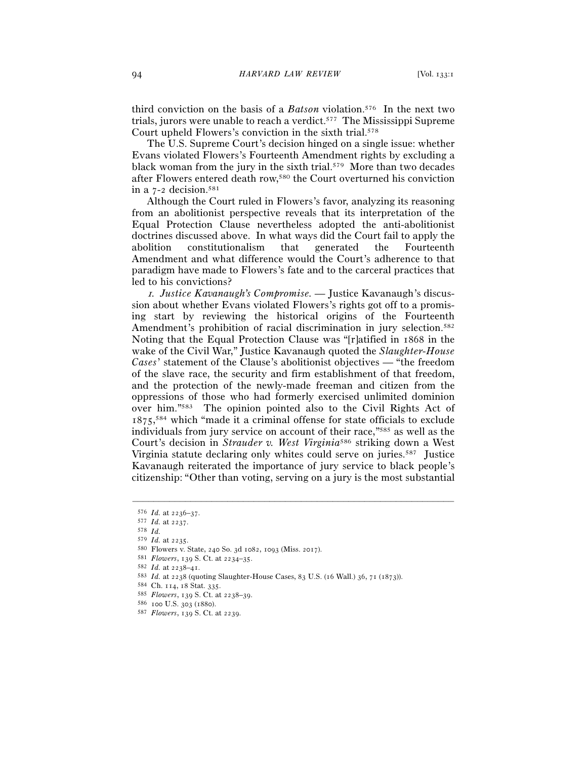third conviction on the basis of a *Batson* violation.[576] In the next two trials, jurors were unable to reach a verdict.[577] The Mississippi Supreme Court upheld Flowers's conviction in the sixth trial.[578]

The U.S. Supreme Court's decision hinged on a single issue: whether Evans violated Flowers's Fourteenth Amendment rights by excluding a black woman from the jury in the sixth trial.[579] More than two decades after Flowers entered death row,[580] the Court overturned his conviction in a 7-2 decision.[581]

Although the Court ruled in Flowers's favor, analyzing its reasoning from an abolitionist perspective reveals that its interpretation of the Equal Protection Clause nevertheless adopted the anti-abolitionist doctrines discussed above. In what ways did the Court fail to apply the abolition constitutionalism that generated the Fourteenth Amendment and what difference would the Court's adherence to that paradigm have made to Flowers's fate and to the carceral practices that led to his convictions?

*1. Justice Kavanaugh's Compromise.* — Justice Kavanaugh's discussion about whether Evans violated Flowers's rights got off to a promising start by reviewing the historical origins of the Fourteenth Amendment's prohibition of racial discrimination in jury selection.[582] Noting that the Equal Protection Clause was "[r]atified in 1868 in the wake of the Civil War," Justice Kavanaugh quoted the *Slaughter-House Cases'* statement of the Clause's abolitionist objectives — "the freedom of the slave race, the security and firm establishment of that freedom, and the protection of the newly-made freeman and citizen from the oppressions of those who had formerly exercised unlimited dominion over him."[583] The opinion pointed also to the Civil Rights Act of 1875,[584] which "made it a criminal offense for state officials to exclude individuals from jury service on account of their race,"[585] as well as the Court's decision in *Strauder v. West Virginia*[586] striking down a West Virginia statute declaring only whites could serve on juries.[587] Justice Kavanaugh reiterated the importance of jury service to black people's citizenship: "Other than voting, serving on a jury is the most substantial

---

[576] *Id.* at 2236–37.

[577] *Id.* at 2237.

[578] *Id.*

[579] *Id.* at 2235.

[580] Flowers v. State, 240 So. 3d 1082, 1093 (Miss. 2017).

[581] *Flowers*, 139 S. Ct. at 2234–35.

[582] *Id.* at 2238–41.

[583] *Id.* at 2238 (quoting Slaughter-House Cases, 83 U.S. (16 Wall.) 36, 71 (1873)).

[584] Ch. 114, 18 Stat. 335.

[585] *Flowers*, 139 S. Ct. at 2238–39.

[586] 100 U.S. 303 (1880).

[587] *Flowers*, 139 S. Ct. at 2239.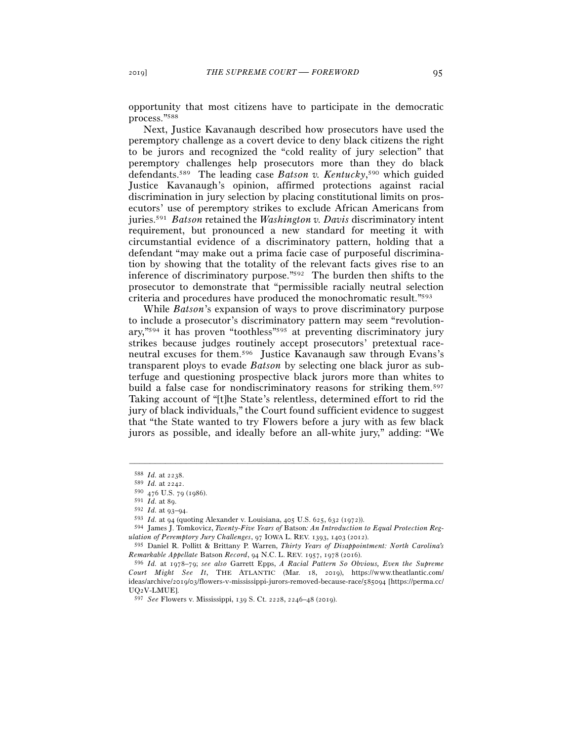opportunity that most citizens have to participate in the democratic process."[588]

Next, Justice Kavanaugh described how prosecutors have used the peremptory challenge as a covert device to deny black citizens the right to be jurors and recognized the "cold reality of jury selection" that peremptory challenges help prosecutors more than they do black defendants.[589] The leading case *Batson v. Kentucky*,[590] which guided Justice Kavanaugh's opinion, affirmed protections against racial discrimination in jury selection by placing constitutional limits on prosecutors' use of peremptory strikes to exclude African Americans from juries.[591] *Batson* retained the *Washington v. Davis* discriminatory intent requirement, but pronounced a new standard for meeting it with circumstantial evidence of a discriminatory pattern, holding that a defendant "may make out a prima facie case of purposeful discrimination by showing that the totality of the relevant facts gives rise to an inference of discriminatory purpose."[592] The burden then shifts to the prosecutor to demonstrate that "permissible racially neutral selection criteria and procedures have produced the monochromatic result."[593]

While *Batson*'s expansion of ways to prove discriminatory purpose to include a prosecutor's discriminatory pattern may seem "revolutionary,"[594] it has proven "toothless"[595] at preventing discriminatory jury strikes because judges routinely accept prosecutors' pretextual race-neutral excuses for them.[596] Justice Kavanaugh saw through Evans's transparent ploys to evade *Batson* by selecting one black juror as subterfuge and questioning prospective black jurors more than whites to build a false case for nondiscriminatory reasons for striking them.[597] Taking account of "[t]he State's relentless, determined effort to rid the jury of black individuals," the Court found sufficient evidence to suggest that "the State wanted to try Flowers before a jury with as few black jurors as possible, and ideally before an all-white jury," adding: "We

---

[588] *Id.* at 2238.

[589] *Id.* at 2242.

[590] 476 U.S. 79 (1986).

[591] *Id.* at 89.

[592] *Id.* at 93–94.

[593] *Id.* at 94 (quoting Alexander v. Louisiana, 405 U.S. 625, 632 (1972)).

[594] James J. Tomkovicz, *Twenty-Five Years of* Batson*: An Introduction to Equal Protection Regulation of Peremptory Jury Challenges*, 97 IOWA L. REV. 1393, 1403 (2012).

[595] Daniel R. Pollitt & Brittany P. Warren, *Thirty Years of Disappointment: North Carolina's Remarkable Appellate* Batson *Record*, 94 N.C. L. REV. 1957, 1978 (2016).

[596] *Id.* at 1978–79; *see also* Garrett Epps, *A Racial Pattern So Obvious, Even the Supreme Court Might See It*, THE ATLANTIC (Mar. 18, 2019), https://www.theatlantic.com/ideas/archive/2019/03/flowers-v-mississippi-jurors-removed-because-race/585094 [https://perma.cc/UQ2V-LMUE].

[597] *See* Flowers v. Mississippi, 139 S. Ct. 2228, 2246–48 (2019).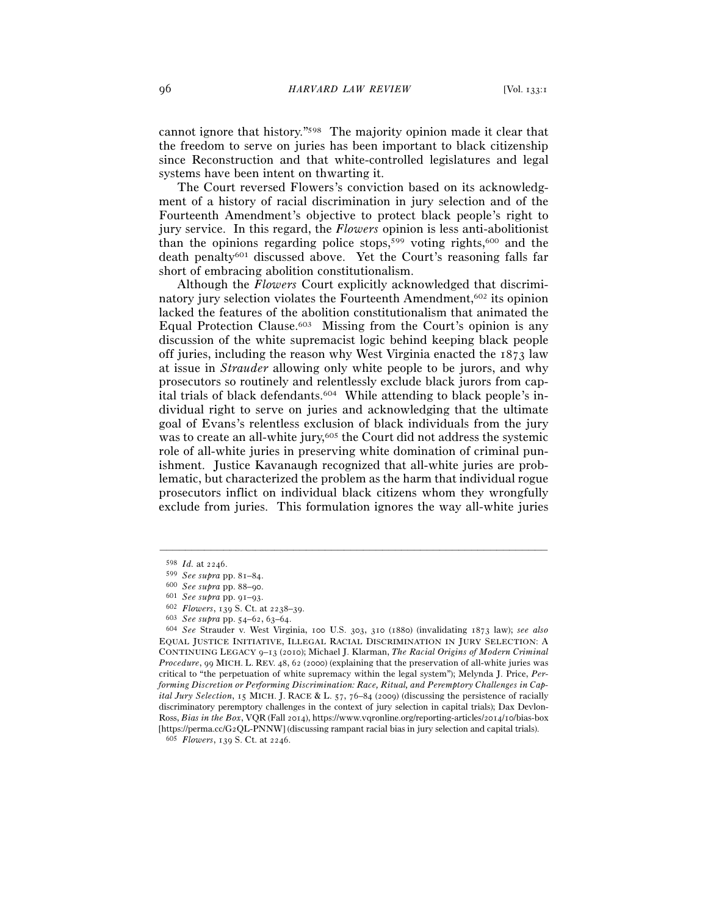cannot ignore that history."[598] The majority opinion made it clear that the freedom to serve on juries has been important to black citizenship since Reconstruction and that white-controlled legislatures and legal systems have been intent on thwarting it.

The Court reversed Flowers's conviction based on its acknowledgment of a history of racial discrimination in jury selection and of the Fourteenth Amendment's objective to protect black people's right to jury service. In this regard, the *Flowers* opinion is less anti-abolitionist than the opinions regarding police stops,[599] voting rights,[600] and the death penalty[601] discussed above. Yet the Court's reasoning falls far short of embracing abolition constitutionalism.

Although the *Flowers* Court explicitly acknowledged that discriminatory jury selection violates the Fourteenth Amendment,[602] its opinion lacked the features of the abolition constitutionalism that animated the Equal Protection Clause.[603] Missing from the Court's opinion is any discussion of the white supremacist logic behind keeping black people off juries, including the reason why West Virginia enacted the 1873 law at issue in *Strauder* allowing only white people to be jurors, and why prosecutors so routinely and relentlessly exclude black jurors from capital trials of black defendants.[604] While attending to black people's individual right to serve on juries and acknowledging that the ultimate goal of Evans's relentless exclusion of black individuals from the jury was to create an all-white jury,[605] the Court did not address the systemic role of all-white juries in preserving white domination of criminal punishment. Justice Kavanaugh recognized that all-white juries are problematic, but characterized the problem as the harm that individual rogue prosecutors inflict on individual black citizens whom they wrongfully exclude from juries. This formulation ignores the way all-white juries

---

[598] *Id.* at 2246.

[599] *See supra* pp. 81–84.

[600] *See supra* pp. 88–90.

[601] *See supra* pp. 91–93.

[602] *Flowers*, 139 S. Ct. at 2238–39.

[603] *See supra* pp. 54–62, 63–64.

[604] *See* Strauder v. West Virginia, 100 U.S. 303, 310 (1880) (invalidating 1873 law); *see also* EQUAL JUSTICE INITIATIVE, ILLEGAL RACIAL DISCRIMINATION IN JURY SELECTION: A CONTINUING LEGACY 9–13 (2010); Michael J. Klarman, *The Racial Origins of Modern Criminal Procedure*, 99 MICH. L. REV. 48, 62 (2000) (explaining that the preservation of all-white juries was critical to "the perpetuation of white supremacy within the legal system"); Melynda J. Price, *Performing Discretion or Performing Discrimination: Race, Ritual, and Peremptory Challenges in Capital Jury Selection*, 15 MICH. J. RACE & L. 57, 76–84 (2009) (discussing the persistence of racially discriminatory peremptory challenges in the context of jury selection in capital trials); Dax Devlon-Ross, *Bias in the Box*, VQR (Fall 2014), https://www.vqronline.org/reporting-articles/2014/10/bias-box [https://perma.cc/G2QL-PNNW] (discussing rampant racial bias in jury selection and capital trials).

[605] *Flowers*, 139 S. Ct. at 2246.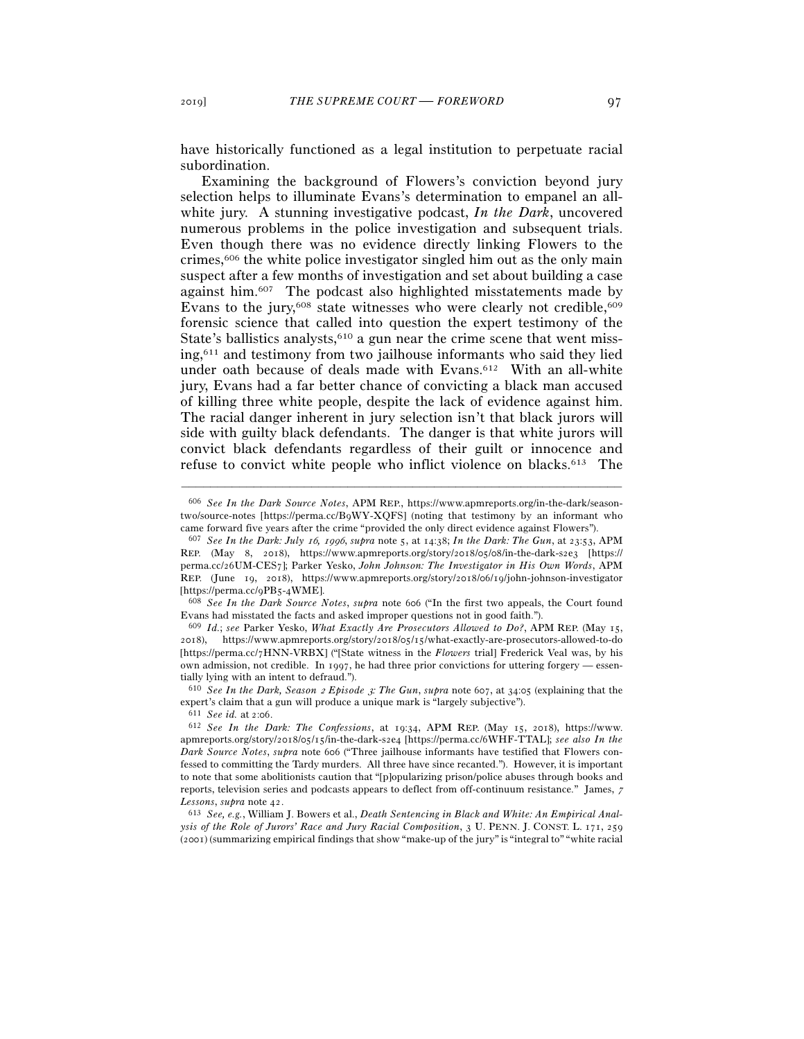have historically functioned as a legal institution to perpetuate racial subordination.

Examining the background of Flowers's conviction beyond jury selection helps to illuminate Evans's determination to empanel an all-white jury. A stunning investigative podcast, *In the Dark*, uncovered numerous problems in the police investigation and subsequent trials. Even though there was no evidence directly linking Flowers to the crimes,[606] the white police investigator singled him out as the only main suspect after a few months of investigation and set about building a case against him.[607] The podcast also highlighted misstatements made by Evans to the jury,[608] state witnesses who were clearly not credible,[609] forensic science that called into question the expert testimony of the State's ballistics analysts,[610] a gun near the crime scene that went missing,[611] and testimony from two jailhouse informants who said they lied under oath because of deals made with Evans.[612] With an all-white jury, Evans had a far better chance of convicting a black man accused of killing three white people, despite the lack of evidence against him. The racial danger inherent in jury selection isn't that black jurors will side with guilty black defendants. The danger is that white jurors will convict black defendants regardless of their guilt or innocence and refuse to convict white people who inflict violence on blacks.[613] The

---

[606] *See In the Dark Source Notes*, APM REP., https://www.apmreports.org/in-the-dark/season-two/source-notes [https://perma.cc/B9WY-XQFS] (noting that testimony by an informant who came forward five years after the crime "provided the only direct evidence against Flowers").

[607] *See In the Dark: July 16, 1996*, *supra* note 5, at 14:38; *In the Dark: The Gun*, at 23:53, APM REP. (May 8, 2018), https://www.apmreports.org/story/2018/05/08/in-the-dark-s2e3 [https://perma.cc/26UM-CES7]; Parker Yesko, *John Johnson: The Investigator in His Own Words*, APM REP. (June 19, 2018), https://www.apmreports.org/story/2018/06/19/john-johnson-investigator [https://perma.cc/9PB5-4WME].

[608] *See In the Dark Source Notes*, *supra* note 606 ("In the first two appeals, the Court found Evans had misstated the facts and asked improper questions not in good faith.").

[609] *Id.*; *see* Parker Yesko, *What Exactly Are Prosecutors Allowed to Do?*, APM REP. (May 15, 2018), https://www.apmreports.org/story/2018/05/15/what-exactly-are-prosecutors-allowed-to-do [https://perma.cc/7HNN-VRBX] ("[State witness in the *Flowers* trial] Frederick Veal was, by his own admission, not credible. In 1997, he had three prior convictions for uttering forgery — essentially lying with an intent to defraud.").

[610] *See In the Dark, Season 2 Episode 3: The Gun*, *supra* note 607, at 34:05 (explaining that the expert's claim that a gun will produce a unique mark is "largely subjective").

[611] *See id.* at 2:06.

[612] *See In the Dark: The Confessions*, at 19:34, APM REP. (May 15, 2018), https://www.apmreports.org/story/2018/05/15/in-the-dark-s2e4 [https://perma.cc/6WHF-TTAL]; *see also In the Dark Source Notes*, *supra* note 606 ("Three jailhouse informants have testified that Flowers confessed to committing the Tardy murders. All three have since recanted."). However, it is important to note that some abolitionists caution that "[p]opularizing prison/police abuses through books and reports, television series and podcasts appears to deflect from off-continuum resistance." James, *7 Lessons*, *supra* note 42.

[613] *See, e.g.*, William J. Bowers et al., *Death Sentencing in Black and White: An Empirical Analysis of the Role of Jurors' Race and Jury Racial Composition*, 3 U. PENN. J. CONST. L. 171, 259 (2001) (summarizing empirical findings that show "make-up of the jury" is "integral to" "white racial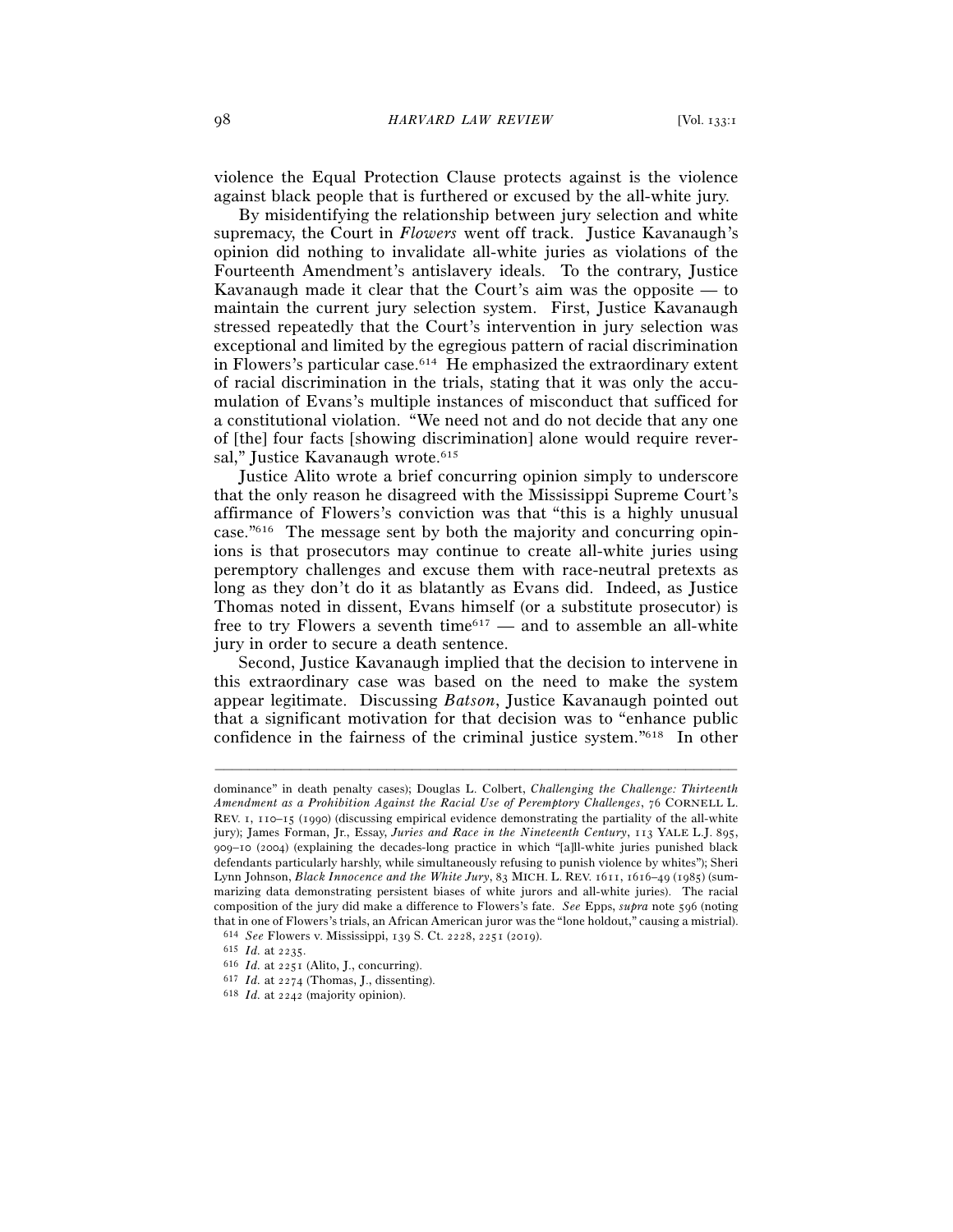violence the Equal Protection Clause protects against is the violence against black people that is furthered or excused by the all-white jury.

By misidentifying the relationship between jury selection and white supremacy, the Court in *Flowers* went off track. Justice Kavanaugh's opinion did nothing to invalidate all-white juries as violations of the Fourteenth Amendment's antislavery ideals. To the contrary, Justice Kavanaugh made it clear that the Court's aim was the opposite — to maintain the current jury selection system. First, Justice Kavanaugh stressed repeatedly that the Court's intervention in jury selection was exceptional and limited by the egregious pattern of racial discrimination in Flowers's particular case.[614] He emphasized the extraordinary extent of racial discrimination in the trials, stating that it was only the accumulation of Evans's multiple instances of misconduct that sufficed for a constitutional violation. "We need not and do not decide that any one of [the] four facts [showing discrimination] alone would require reversal," Justice Kavanaugh wrote.[615]

Justice Alito wrote a brief concurring opinion simply to underscore that the only reason he disagreed with the Mississippi Supreme Court's affirmance of Flowers's conviction was that "this is a highly unusual case."[616] The message sent by both the majority and concurring opinions is that prosecutors may continue to create all-white juries using peremptory challenges and excuse them with race-neutral pretexts as long as they don't do it as blatantly as Evans did. Indeed, as Justice Thomas noted in dissent, Evans himself (or a substitute prosecutor) is free to try Flowers a seventh time[617] — and to assemble an all-white jury in order to secure a death sentence.

Second, Justice Kavanaugh implied that the decision to intervene in this extraordinary case was based on the need to make the system appear legitimate. Discussing *Batson*, Justice Kavanaugh pointed out that a significant motivation for that decision was to "enhance public confidence in the fairness of the criminal justice system."[618] In other

---

dominance" in death penalty cases); Douglas L. Colbert, *Challenging the Challenge: Thirteenth Amendment as a Prohibition Against the Racial Use of Peremptory Challenges*, 76 CORNELL L. REV. 1, 110–15 (1990) (discussing empirical evidence demonstrating the partiality of the all-white jury); James Forman, Jr., Essay, *Juries and Race in the Nineteenth Century*, 113 YALE L.J. 895, 909–10 (2004) (explaining the decades-long practice in which "[a]ll-white juries punished black defendants particularly harshly, while simultaneously refusing to punish violence by whites"); Sheri Lynn Johnson, *Black Innocence and the White Jury*, 83 MICH. L. REV. 1611, 1616–49 (1985) (summarizing data demonstrating persistent biases of white jurors and all-white juries). The racial composition of the jury did make a difference to Flowers's fate. *See* Epps, *supra* note 596 (noting that in one of Flowers's trials, an African American juror was the "lone holdout," causing a mistrial).

[614] *See* Flowers v. Mississippi, 139 S. Ct. 2228, 2251 (2019).

[615] *Id.* at 2235.

[616] *Id.* at 2251 (Alito, J., concurring).

[617] *Id.* at 2274 (Thomas, J., dissenting).

[618] *Id.* at 2242 (majority opinion).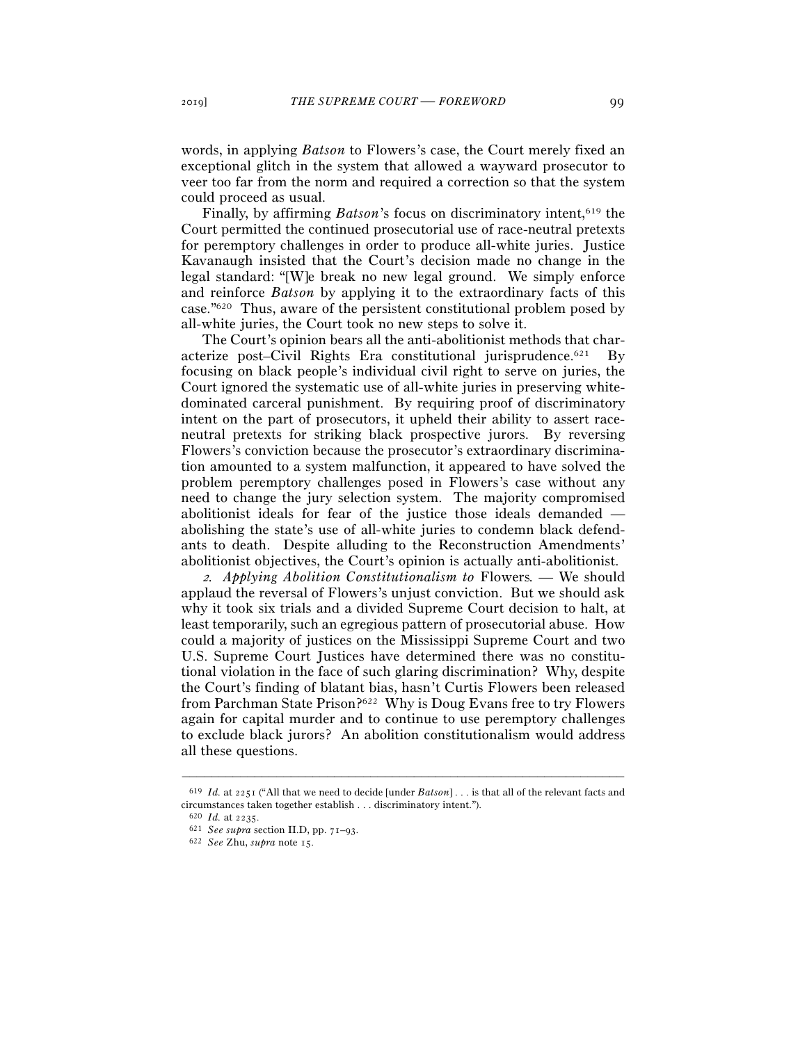words, in applying *Batson* to Flowers's case, the Court merely fixed an exceptional glitch in the system that allowed a wayward prosecutor to veer too far from the norm and required a correction so that the system could proceed as usual.

Finally, by affirming *Batson*'s focus on discriminatory intent,[619] the Court permitted the continued prosecutorial use of race-neutral pretexts for peremptory challenges in order to produce all-white juries. Justice Kavanaugh insisted that the Court's decision made no change in the legal standard: "[W]e break no new legal ground. We simply enforce and reinforce *Batson* by applying it to the extraordinary facts of this case."[620] Thus, aware of the persistent constitutional problem posed by all-white juries, the Court took no new steps to solve it.

The Court's opinion bears all the anti-abolitionist methods that characterize post–Civil Rights Era constitutional jurisprudence.[621] By focusing on black people's individual civil right to serve on juries, the Court ignored the systematic use of all-white juries in preserving white-dominated carceral punishment. By requiring proof of discriminatory intent on the part of prosecutors, it upheld their ability to assert race-neutral pretexts for striking black prospective jurors. By reversing Flowers's conviction because the prosecutor's extraordinary discrimination amounted to a system malfunction, it appeared to have solved the problem peremptory challenges posed in Flowers's case without any need to change the jury selection system. The majority compromised abolitionist ideals for fear of the justice those ideals demanded — abolishing the state's use of all-white juries to condemn black defendants to death. Despite alluding to the Reconstruction Amendments' abolitionist objectives, the Court's opinion is actually anti-abolitionist.

*2. Applying Abolition Constitutionalism to* Flowers. — We should applaud the reversal of Flowers's unjust conviction. But we should ask why it took six trials and a divided Supreme Court decision to halt, at least temporarily, such an egregious pattern of prosecutorial abuse. How could a majority of justices on the Mississippi Supreme Court and two U.S. Supreme Court Justices have determined there was no constitutional violation in the face of such glaring discrimination? Why, despite the Court's finding of blatant bias, hasn't Curtis Flowers been released from Parchman State Prison?[622] Why is Doug Evans free to try Flowers again for capital murder and to continue to use peremptory challenges to exclude black jurors? An abolition constitutionalism would address all these questions.

---

[619] *Id.* at 2251 ("All that we need to decide [under *Batson*] . . . is that all of the relevant facts and circumstances taken together establish . . . discriminatory intent.").

[620] *Id.* at 2235.

[621] *See supra* section II.D, pp. 71–93.

[622] *See* Zhu, *supra* note 15.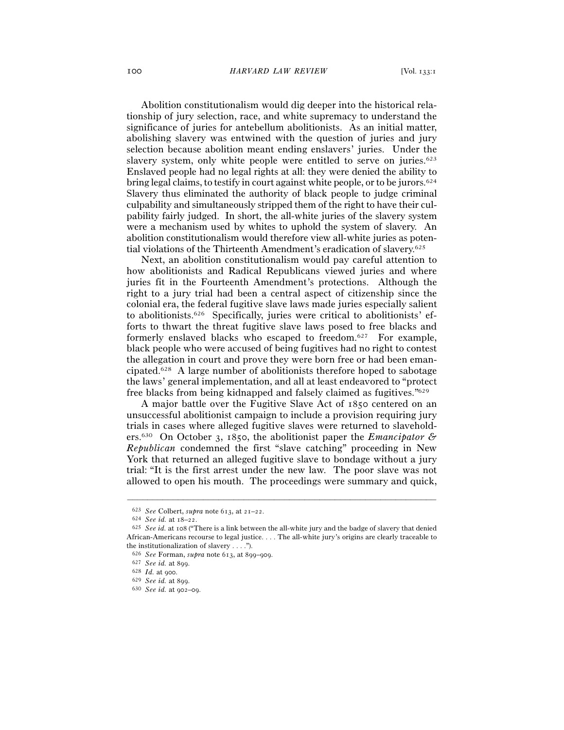Abolition constitutionalism would dig deeper into the historical relationship of jury selection, race, and white supremacy to understand the significance of juries for antebellum abolitionists. As an initial matter, abolishing slavery was entwined with the question of juries and jury selection because abolition meant ending enslavers' juries. Under the slavery system, only white people were entitled to serve on juries.[623] Enslaved people had no legal rights at all: they were denied the ability to bring legal claims, to testify in court against white people, or to be jurors.[624] Slavery thus eliminated the authority of black people to judge criminal culpability and simultaneously stripped them of the right to have their culpability fairly judged. In short, the all-white juries of the slavery system were a mechanism used by whites to uphold the system of slavery. An abolition constitutionalism would therefore view all-white juries as potential violations of the Thirteenth Amendment's eradication of slavery.[625]

Next, an abolition constitutionalism would pay careful attention to how abolitionists and Radical Republicans viewed juries and where juries fit in the Fourteenth Amendment's protections. Although the right to a jury trial had been a central aspect of citizenship since the colonial era, the federal fugitive slave laws made juries especially salient to abolitionists.[626] Specifically, juries were critical to abolitionists' efforts to thwart the threat fugitive slave laws posed to free blacks and formerly enslaved blacks who escaped to freedom.[627] For example, black people who were accused of being fugitives had no right to contest the allegation in court and prove they were born free or had been emancipated.[628] A large number of abolitionists therefore hoped to sabotage the laws' general implementation, and all at least endeavored to "protect free blacks from being kidnapped and falsely claimed as fugitives."[629]

A major battle over the Fugitive Slave Act of 1850 centered on an unsuccessful abolitionist campaign to include a provision requiring jury trials in cases where alleged fugitive slaves were returned to slaveholders.[630] On October 3, 1850, the abolitionist paper the *Emancipator & Republican* condemned the first "slave catching" proceeding in New York that returned an alleged fugitive slave to bondage without a jury trial: "It is the first arrest under the new law. The poor slave was not allowed to open his mouth. The proceedings were summary and quick,

---

[623] *See* Colbert, *supra* note 613, at 21–22.

[624] *See id.* at 18–22.

[625] *See id.* at 108 ("There is a link between the all-white jury and the badge of slavery that denied African-Americans recourse to legal justice. . . . The all-white jury's origins are clearly traceable to the institutionalization of slavery . . . .").

[626] *See* Forman, *supra* note 613, at 899–909.

[627] *See id.* at 899.

[628] *Id.* at 900.

[629] *See id.* at 899.

[630] *See id.* at 902–09.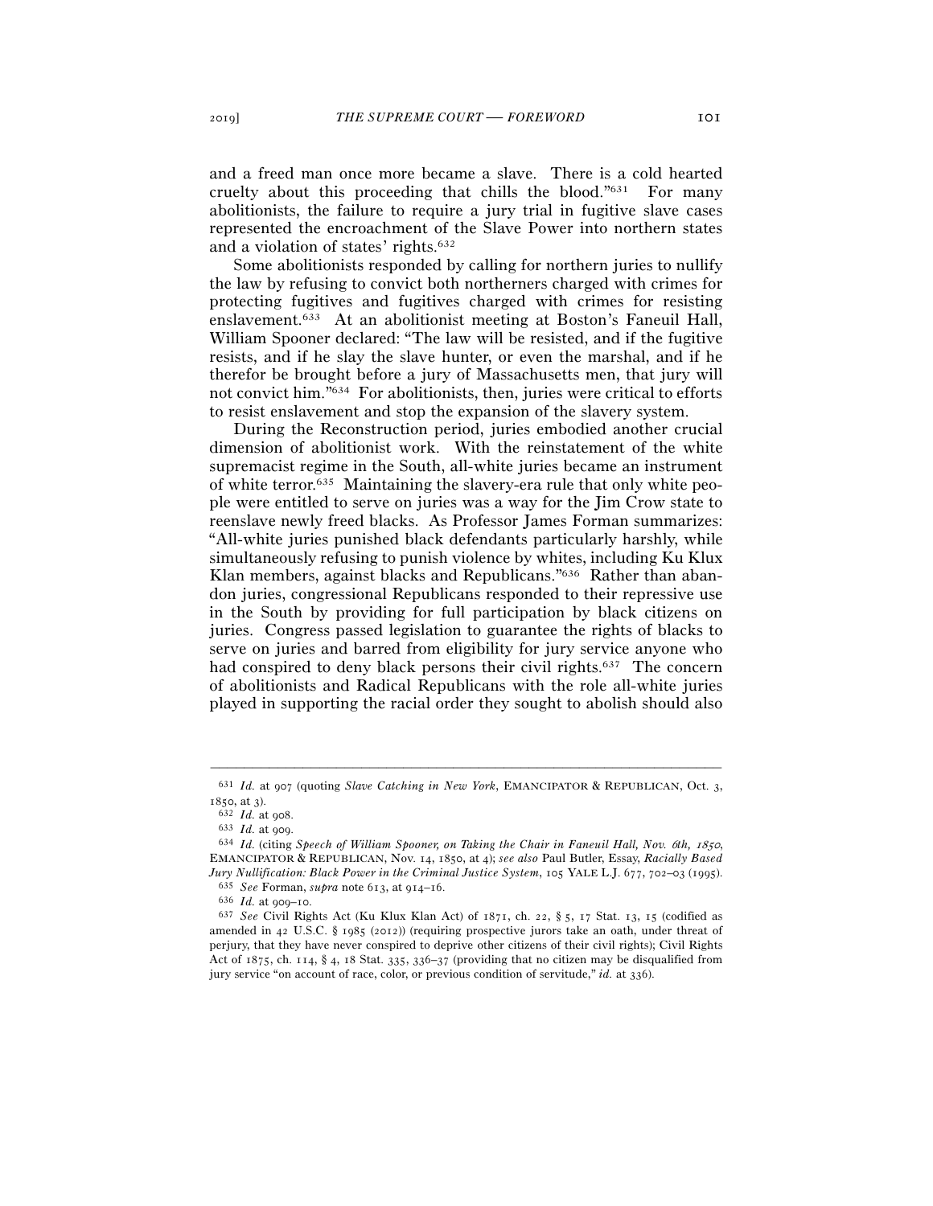and a freed man once more became a slave. There is a cold hearted cruelty about this proceeding that chills the blood."[631] For many abolitionists, the failure to require a jury trial in fugitive slave cases represented the encroachment of the Slave Power into northern states and a violation of states' rights.[632]

Some abolitionists responded by calling for northern juries to nullify the law by refusing to convict both northerners charged with crimes for protecting fugitives and fugitives charged with crimes for resisting enslavement.[633] At an abolitionist meeting at Boston's Faneuil Hall, William Spooner declared: "The law will be resisted, and if the fugitive resists, and if he slay the slave hunter, or even the marshal, and if he therefor be brought before a jury of Massachusetts men, that jury will not convict him."[634] For abolitionists, then, juries were critical to efforts to resist enslavement and stop the expansion of the slavery system.

During the Reconstruction period, juries embodied another crucial dimension of abolitionist work. With the reinstatement of the white supremacist regime in the South, all-white juries became an instrument of white terror.[635] Maintaining the slavery-era rule that only white people were entitled to serve on juries was a way for the Jim Crow state to reenslave newly freed blacks. As Professor James Forman summarizes: "All-white juries punished black defendants particularly harshly, while simultaneously refusing to punish violence by whites, including Ku Klux Klan members, against blacks and Republicans."[636] Rather than abandon juries, congressional Republicans responded to their repressive use in the South by providing for full participation by black citizens on juries. Congress passed legislation to guarantee the rights of blacks to serve on juries and barred from eligibility for jury service anyone who had conspired to deny black persons their civil rights.[637] The concern of abolitionists and Radical Republicans with the role all-white juries played in supporting the racial order they sought to abolish should also

---

[631] *Id.* at 907 (quoting *Slave Catching in New York*, EMANCIPATOR & REPUBLICAN, Oct. 3, 1850, at 3).

[632] *Id.* at 908.

[633] *Id.* at 909.

[634] *Id.* (citing *Speech of William Spooner, on Taking the Chair in Faneuil Hall, Nov. 6th, 1850*, EMANCIPATOR & REPUBLICAN, Nov. 14, 1850, at 4); *see also* Paul Butler, Essay, *Racially Based Jury Nullification: Black Power in the Criminal Justice System*, 105 YALE L.J. 677, 702–03 (1995).

[635] *See* Forman, *supra* note 613, at 914–16.

[636] *Id.* at 909–10.

[637] *See* Civil Rights Act (Ku Klux Klan Act) of 1871, ch. 22, § 5, 17 Stat. 13, 15 (codified as amended in 42 U.S.C. § 1985 (2012)) (requiring prospective jurors take an oath, under threat of perjury, that they have never conspired to deprive other citizens of their civil rights); Civil Rights Act of 1875, ch. 114, § 4, 18 Stat. 335, 336–37 (providing that no citizen may be disqualified from jury service "on account of race, color, or previous condition of servitude," *id.* at 336).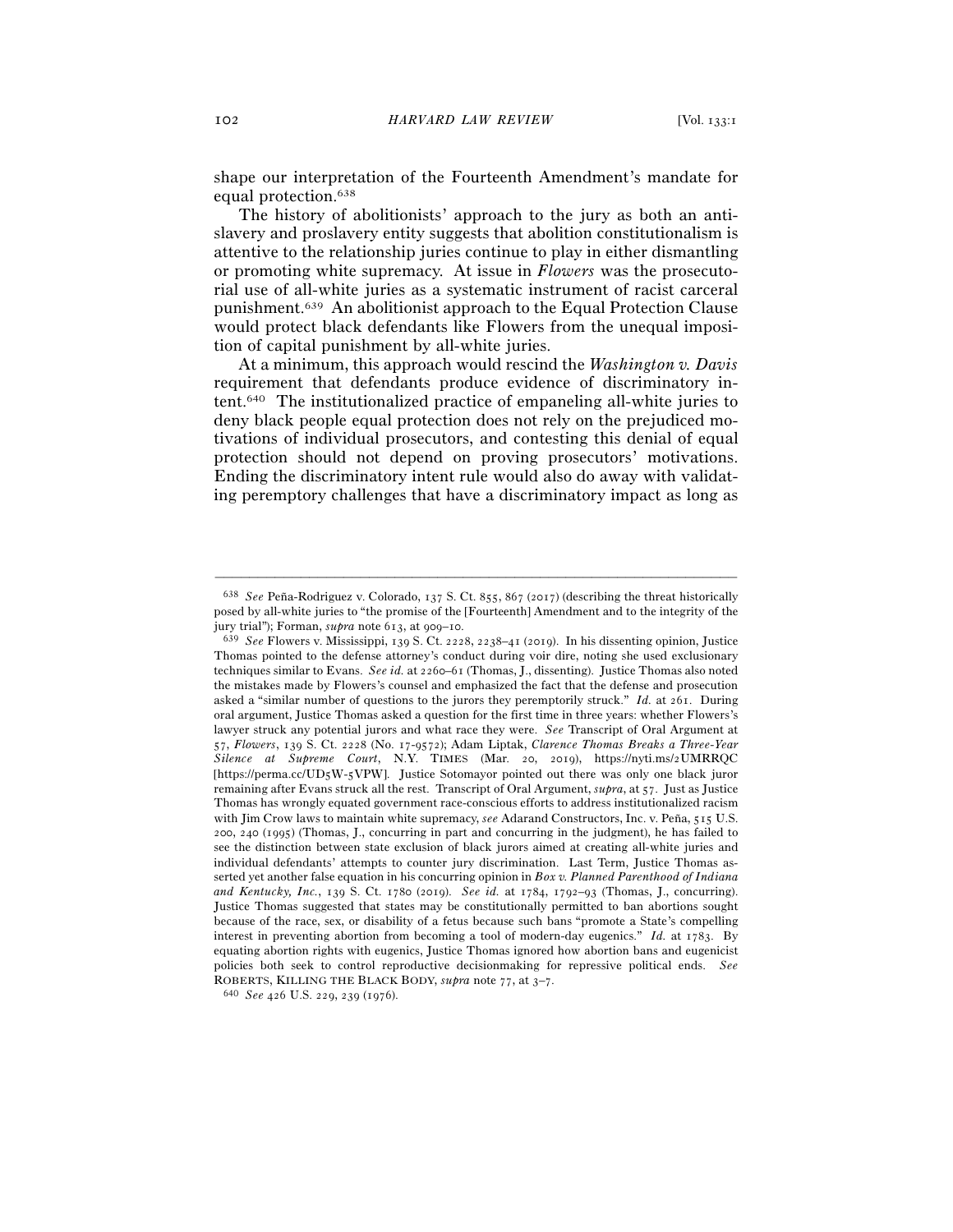shape our interpretation of the Fourteenth Amendment's mandate for equal protection.[638]

The history of abolitionists' approach to the jury as both an antislavery and proslavery entity suggests that abolition constitutionalism is attentive to the relationship juries continue to play in either dismantling or promoting white supremacy. At issue in *Flowers* was the prosecutorial use of all-white juries as a systematic instrument of racist carceral punishment.[639] An abolitionist approach to the Equal Protection Clause would protect black defendants like Flowers from the unequal imposition of capital punishment by all-white juries.

At a minimum, this approach would rescind the *Washington v. Davis* requirement that defendants produce evidence of discriminatory intent.[640] The institutionalized practice of empaneling all-white juries to deny black people equal protection does not rely on the prejudiced motivations of individual prosecutors, and contesting this denial of equal protection should not depend on proving prosecutors' motivations. Ending the discriminatory intent rule would also do away with validating peremptory challenges that have a discriminatory impact as long as

---

[638] *See* Peña-Rodriguez v. Colorado, 137 S. Ct. 855, 867 (2017) (describing the threat historically posed by all-white juries to "the promise of the [Fourteenth] Amendment and to the integrity of the jury trial"); Forman, *supra* note 613, at 909–10.

[639] *See* Flowers v. Mississippi, 139 S. Ct. 2228, 2238–41 (2019). In his dissenting opinion, Justice Thomas pointed to the defense attorney's conduct during voir dire, noting she used exclusionary techniques similar to Evans. *See id.* at 2260–61 (Thomas, J., dissenting). Justice Thomas also noted the mistakes made by Flowers's counsel and emphasized the fact that the defense and prosecution asked a "similar number of questions to the jurors they peremptorily struck." *Id.* at 261. During oral argument, Justice Thomas asked a question for the first time in three years: whether Flowers's lawyer struck any potential jurors and what race they were. *See* Transcript of Oral Argument at 57, *Flowers*, 139 S. Ct. 2228 (No. 17-9572); Adam Liptak, *Clarence Thomas Breaks a Three-Year Silence at Supreme Court*, N.Y. TIMES (Mar. 20, 2019), https://nyti.ms/2UMRRQC [https://perma.cc/UD5W-5VPW]. Justice Sotomayor pointed out there was only one black juror remaining after Evans struck all the rest. Transcript of Oral Argument, *supra*, at 57. Just as Justice Thomas has wrongly equated government race-conscious efforts to address institutionalized racism with Jim Crow laws to maintain white supremacy, *see* Adarand Constructors, Inc. v. Peña, 515 U.S. 200, 240 (1995) (Thomas, J., concurring in part and concurring in the judgment), he has failed to see the distinction between state exclusion of black jurors aimed at creating all-white juries and individual defendants' attempts to counter jury discrimination. Last Term, Justice Thomas asserted yet another false equation in his concurring opinion in *Box v. Planned Parenthood of Indiana and Kentucky, Inc.*, 139 S. Ct. 1780 (2019). *See id.* at 1784, 1792–93 (Thomas, J., concurring). Justice Thomas suggested that states may be constitutionally permitted to ban abortions sought because of the race, sex, or disability of a fetus because such bans "promote a State's compelling interest in preventing abortion from becoming a tool of modern-day eugenics." *Id.* at 1783. By equating abortion rights with eugenics, Justice Thomas ignored how abortion bans and eugenicist policies both seek to control reproductive decisionmaking for repressive political ends. *See* ROBERTS, KILLING THE BLACK BODY, *supra* note 77, at 3–7.

[640] *See* 426 U.S. 229, 239 (1976).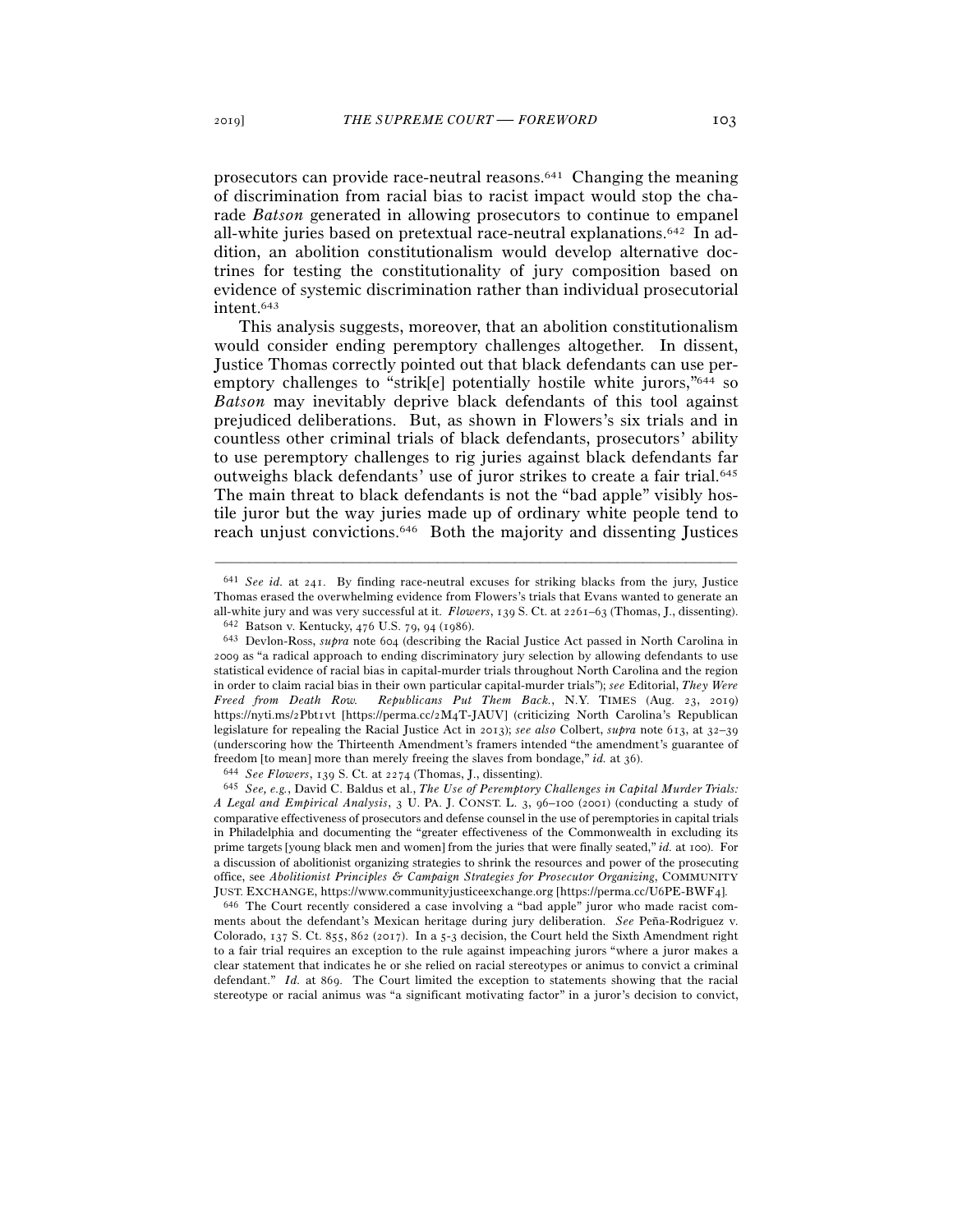prosecutors can provide race-neutral reasons.[641] Changing the meaning of discrimination from racial bias to racist impact would stop the charade *Batson* generated in allowing prosecutors to continue to empanel all-white juries based on pretextual race-neutral explanations.[642] In addition, an abolition constitutionalism would develop alternative doctrines for testing the constitutionality of jury composition based on evidence of systemic discrimination rather than individual prosecutorial intent.[643]

This analysis suggests, moreover, that an abolition constitutionalism would consider ending peremptory challenges altogether. In dissent, Justice Thomas correctly pointed out that black defendants can use peremptory challenges to "strik[e] potentially hostile white jurors,"[644] so *Batson* may inevitably deprive black defendants of this tool against prejudiced deliberations. But, as shown in Flowers's six trials and in countless other criminal trials of black defendants, prosecutors' ability to use peremptory challenges to rig juries against black defendants far outweighs black defendants' use of juror strikes to create a fair trial.[645] The main threat to black defendants is not the "bad apple" visibly hostile juror but the way juries made up of ordinary white people tend to reach unjust convictions.[646] Both the majority and dissenting Justices

---

[641] *See id.* at 241. By finding race-neutral excuses for striking blacks from the jury, Justice Thomas erased the overwhelming evidence from Flowers's trials that Evans wanted to generate an all-white jury and was very successful at it. *Flowers*, 139 S. Ct. at 2261–63 (Thomas, J., dissenting).

[642] Batson v. Kentucky, 476 U.S. 79, 94 (1986).

[643] Devlon-Ross, *supra* note 604 (describing the Racial Justice Act passed in North Carolina in 2009 as "a radical approach to ending discriminatory jury selection by allowing defendants to use statistical evidence of racial bias in capital-murder trials throughout North Carolina and the region in order to claim racial bias in their own particular capital-murder trials"); *see* Editorial, *They Were Freed from Death Row. Republicans Put Them Back.*, N.Y. TIMES (Aug. 23, 2019) https://nyti.ms/2Pbt1vt [https://perma.cc/2M4T-JAUV] (criticizing North Carolina's Republican legislature for repealing the Racial Justice Act in 2013); *see also* Colbert, *supra* note 613, at 32–39 (underscoring how the Thirteenth Amendment's framers intended "the amendment's guarantee of freedom [to mean] more than merely freeing the slaves from bondage," *id.* at 36).

[644] *See Flowers*, 139 S. Ct. at 2274 (Thomas, J., dissenting).

[645] *See, e.g.*, David C. Baldus et al., *The Use of Peremptory Challenges in Capital Murder Trials: A Legal and Empirical Analysis*, 3 U. PA. J. CONST. L. 3, 96–100 (2001) (conducting a study of comparative effectiveness of prosecutors and defense counsel in the use of peremptories in capital trials in Philadelphia and documenting the "greater effectiveness of the Commonwealth in excluding its prime targets [young black men and women] from the juries that were finally seated," *id.* at 100). For a discussion of abolitionist organizing strategies to shrink the resources and power of the prosecuting office, see *Abolitionist Principles & Campaign Strategies for Prosecutor Organizing*, COMMUNITY JUST. EXCHANGE, https://www.communityjusticeexchange.org [https://perma.cc/U6PE-BWF4].

[646] The Court recently considered a case involving a "bad apple" juror who made racist comments about the defendant's Mexican heritage during jury deliberation. *See* Peña-Rodriguez v. Colorado, 137 S. Ct. 855, 862 (2017). In a 5-3 decision, the Court held the Sixth Amendment right to a fair trial requires an exception to the rule against impeaching jurors "where a juror makes a clear statement that indicates he or she relied on racial stereotypes or animus to convict a criminal defendant." *Id.* at 869. The Court limited the exception to statements showing that the racial stereotype or racial animus was "a significant motivating factor" in a juror's decision to convict,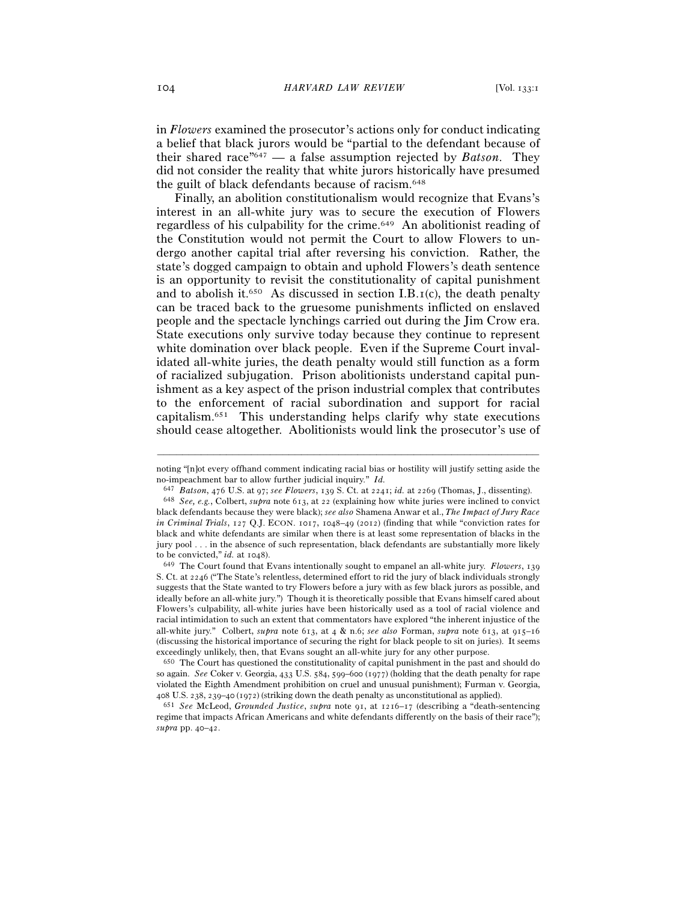in *Flowers* examined the prosecutor's actions only for conduct indicating a belief that black jurors would be "partial to the defendant because of their shared race"[647] — a false assumption rejected by *Batson*. They did not consider the reality that white jurors historically have presumed the guilt of black defendants because of racism.[648]

Finally, an abolition constitutionalism would recognize that Evans's interest in an all-white jury was to secure the execution of Flowers regardless of his culpability for the crime.[649] An abolitionist reading of the Constitution would not permit the Court to allow Flowers to undergo another capital trial after reversing his conviction. Rather, the state's dogged campaign to obtain and uphold Flowers's death sentence is an opportunity to revisit the constitutionality of capital punishment and to abolish it.[650] As discussed in section I.B.1(c), the death penalty can be traced back to the gruesome punishments inflicted on enslaved people and the spectacle lynchings carried out during the Jim Crow era. State executions only survive today because they continue to represent white domination over black people. Even if the Supreme Court invalidated all-white juries, the death penalty would still function as a form of racialized subjugation. Prison abolitionists understand capital punishment as a key aspect of the prison industrial complex that contributes to the enforcement of racial subordination and support for racial capitalism.[651] This understanding helps clarify why state executions should cease altogether. Abolitionists would link the prosecutor's use of

---

noting "[n]ot every offhand comment indicating racial bias or hostility will justify setting aside the no-impeachment bar to allow further judicial inquiry." *Id.*

[647] *Batson*, 476 U.S. at 97; *see Flowers*, 139 S. Ct. at 2241; *id.* at 2269 (Thomas, J., dissenting).

[648] *See, e.g.*, Colbert, *supra* note 613, at 22 (explaining how white juries were inclined to convict black defendants because they were black); *see also* Shamena Anwar et al., *The Impact of Jury Race in Criminal Trials*, 127 Q.J. ECON. 1017, 1048–49 (2012) (finding that while "conviction rates for black and white defendants are similar when there is at least some representation of blacks in the jury pool . . . in the absence of such representation, black defendants are substantially more likely to be convicted," *id.* at 1048).

[649] The Court found that Evans intentionally sought to empanel an all-white jury. *Flowers*, 139 S. Ct. at 2246 ("The State's relentless, determined effort to rid the jury of black individuals strongly suggests that the State wanted to try Flowers before a jury with as few black jurors as possible, and ideally before an all-white jury.") Though it is theoretically possible that Evans himself cared about Flowers's culpability, all-white juries have been historically used as a tool of racial violence and racial intimidation to such an extent that commentators have explored "the inherent injustice of the all-white jury." Colbert, *supra* note 613, at 4 & n.6; *see also* Forman, *supra* note 613, at 915–16 (discussing the historical importance of securing the right for black people to sit on juries). It seems exceedingly unlikely, then, that Evans sought an all-white jury for any other purpose.

[650] The Court has questioned the constitutionality of capital punishment in the past and should do so again. *See* Coker v. Georgia, 433 U.S. 584, 599–600 (1977) (holding that the death penalty for rape violated the Eighth Amendment prohibition on cruel and unusual punishment); Furman v. Georgia, 408 U.S. 238, 239–40 (1972) (striking down the death penalty as unconstitutional as applied).

[651] *See* McLeod, *Grounded Justice*, *supra* note 91, at 1216–17 (describing a "death-sentencing regime that impacts African Americans and white defendants differently on the basis of their race"); *supra* pp. 40–42.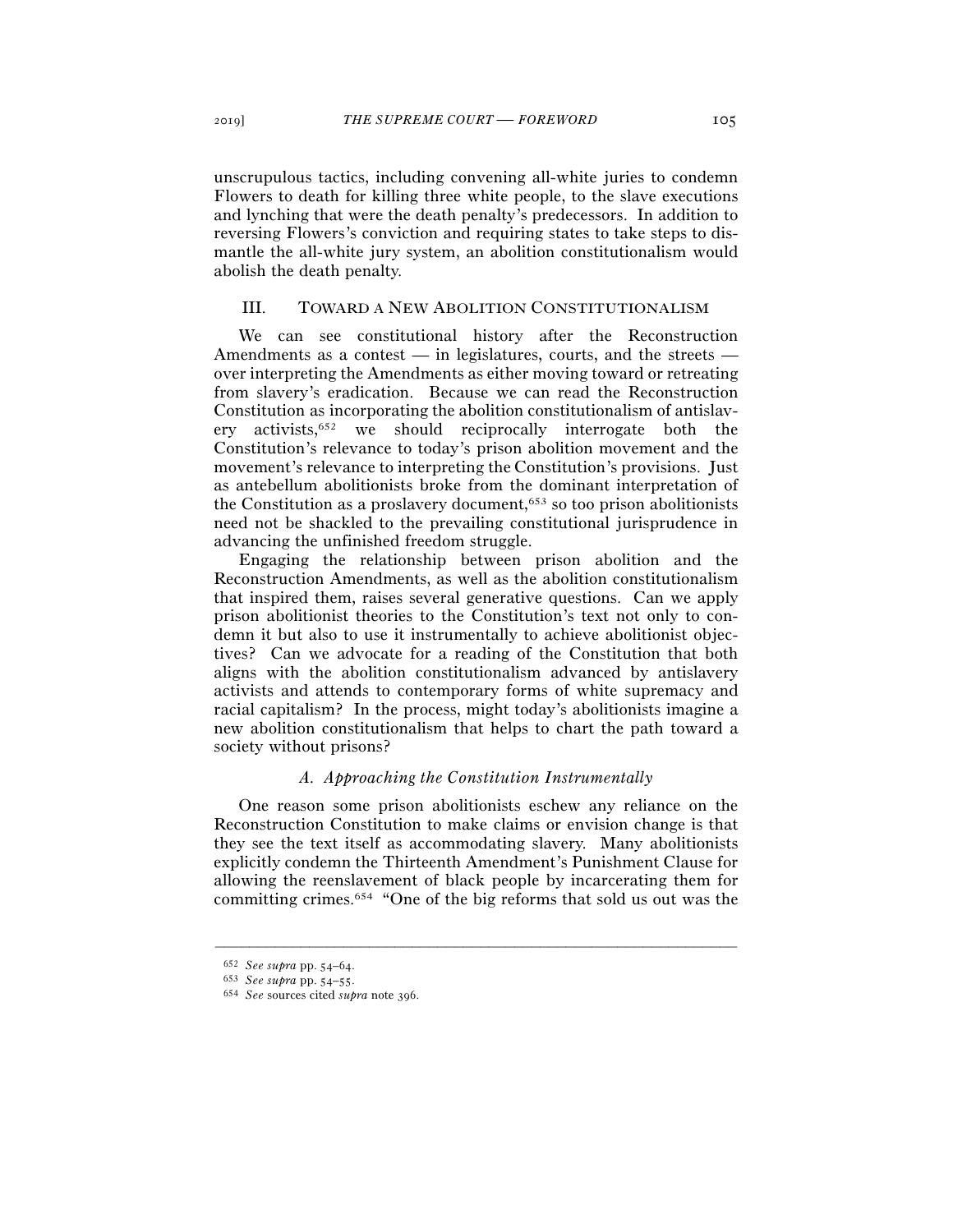unscrupulous tactics, including convening all-white juries to condemn Flowers to death for killing three white people, to the slave executions and lynching that were the death penalty's predecessors. In addition to reversing Flowers's conviction and requiring states to take steps to dismantle the all-white jury system, an abolition constitutionalism would abolish the death penalty.

## III. TOWARD A NEW ABOLITION CONSTITUTIONALISM

We can see constitutional history after the Reconstruction Amendments as a contest — in legislatures, courts, and the streets — over interpreting the Amendments as either moving toward or retreating from slavery's eradication. Because we can read the Reconstruction Constitution as incorporating the abolition constitutionalism of antislavery activists,[652] we should reciprocally interrogate both the Constitution's relevance to today's prison abolition movement and the movement's relevance to interpreting the Constitution's provisions. Just as antebellum abolitionists broke from the dominant interpretation of the Constitution as a proslavery document,[653] so too prison abolitionists need not be shackled to the prevailing constitutional jurisprudence in advancing the unfinished freedom struggle.

Engaging the relationship between prison abolition and the Reconstruction Amendments, as well as the abolition constitutionalism that inspired them, raises several generative questions. Can we apply prison abolitionist theories to the Constitution's text not only to condemn it but also to use it instrumentally to achieve abolitionist objectives? Can we advocate for a reading of the Constitution that both aligns with the abolition constitutionalism advanced by antislavery activists and attends to contemporary forms of white supremacy and racial capitalism? In the process, might today's abolitionists imagine a new abolition constitutionalism that helps to chart the path toward a society without prisons?

### *A. Approaching the Constitution Instrumentally*

One reason some prison abolitionists eschew any reliance on the Reconstruction Constitution to make claims or envision change is that they see the text itself as accommodating slavery. Many abolitionists explicitly condemn the Thirteenth Amendment's Punishment Clause for allowing the reenslavement of black people by incarcerating them for committing crimes.[654] "One of the big reforms that sold us out was the

---

[652] *See supra* pp. 54–64.

[653] *See supra* pp. 54–55.

[654] *See* sources cited *supra* note 396.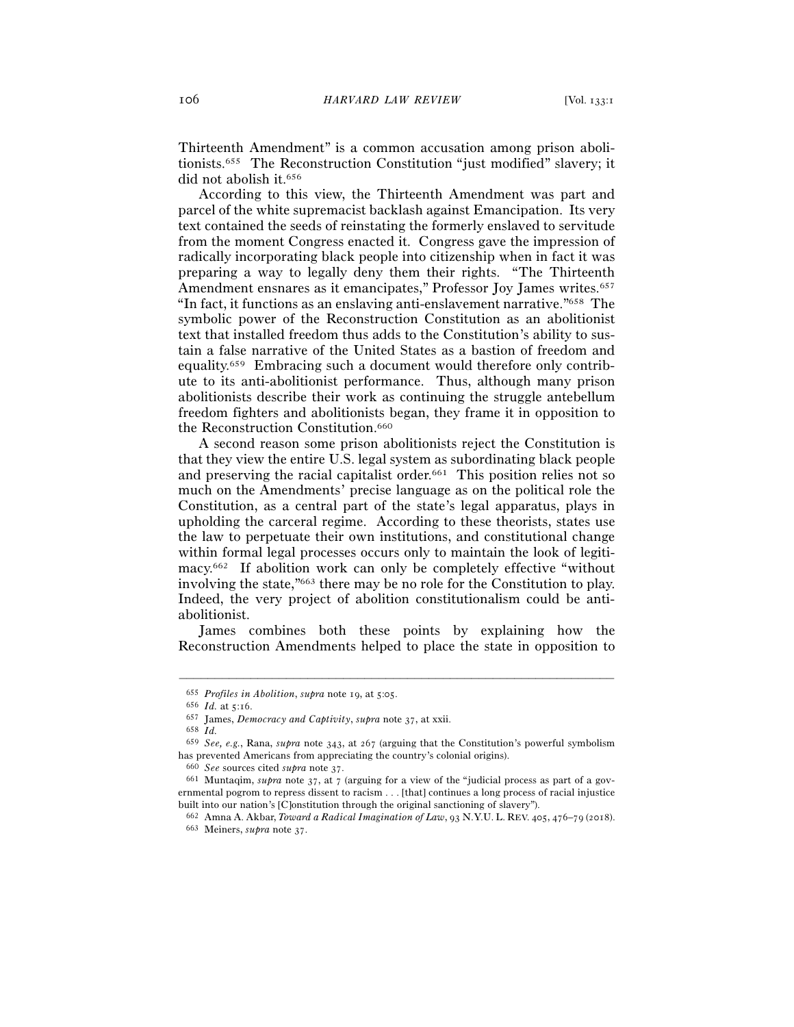Thirteenth Amendment" is a common accusation among prison abolitionists.[655] The Reconstruction Constitution "just modified" slavery; it did not abolish it.[656]

According to this view, the Thirteenth Amendment was part and parcel of the white supremacist backlash against Emancipation. Its very text contained the seeds of reinstating the formerly enslaved to servitude from the moment Congress enacted it. Congress gave the impression of radically incorporating black people into citizenship when in fact it was preparing a way to legally deny them their rights. "The Thirteenth Amendment ensnares as it emancipates," Professor Joy James writes.[657] "In fact, it functions as an enslaving anti-enslavement narrative."[658] The symbolic power of the Reconstruction Constitution as an abolitionist text that installed freedom thus adds to the Constitution's ability to sustain a false narrative of the United States as a bastion of freedom and equality.[659] Embracing such a document would therefore only contribute to its anti-abolitionist performance. Thus, although many prison abolitionists describe their work as continuing the struggle antebellum freedom fighters and abolitionists began, they frame it in opposition to the Reconstruction Constitution.[660]

A second reason some prison abolitionists reject the Constitution is that they view the entire U.S. legal system as subordinating black people and preserving the racial capitalist order.[661] This position relies not so much on the Amendments' precise language as on the political role the Constitution, as a central part of the state's legal apparatus, plays in upholding the carceral regime. According to these theorists, states use the law to perpetuate their own institutions, and constitutional change within formal legal processes occurs only to maintain the look of legitimacy.[662] If abolition work can only be completely effective "without involving the state,"[663] there may be no role for the Constitution to play. Indeed, the very project of abolition constitutionalism could be anti-abolitionist.

James combines both these points by explaining how the Reconstruction Amendments helped to place the state in opposition to

---

[655] *Profiles in Abolition*, *supra* note 19, at 5:05.

[656] *Id.* at 5:16.

[657] James, *Democracy and Captivity*, *supra* note 37, at xxii.

[658] *Id.*

[659] *See, e.g.*, Rana, *supra* note 343, at 267 (arguing that the Constitution's powerful symbolism has prevented Americans from appreciating the country's colonial origins).

[660] *See* sources cited *supra* note 37.

[661] Muntaqim, *supra* note 37, at 7 (arguing for a view of the "judicial process as part of a governmental pogrom to repress dissent to racism . . . [that] continues a long process of racial injustice built into our nation's [C]onstitution through the original sanctioning of slavery").

[662] Amna A. Akbar, *Toward a Radical Imagination of Law*, 93 N.Y.U. L. REV. 405, 476–79 (2018).

[663] Meiners, *supra* note 37.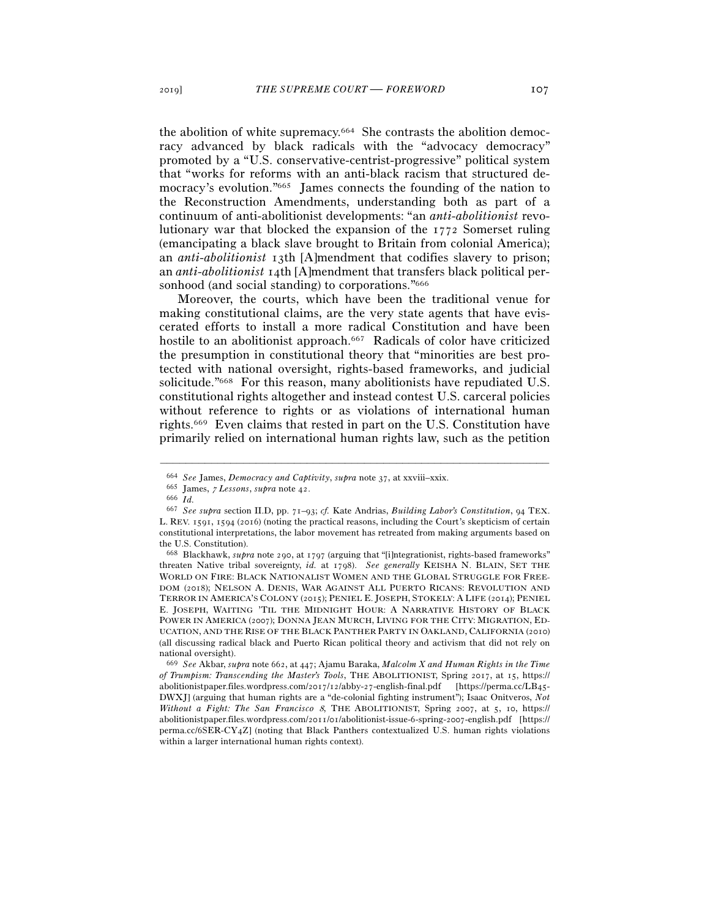the abolition of white supremacy.[664] She contrasts the abolition democracy advanced by black radicals with the "advocacy democracy" promoted by a "U.S. conservative-centrist-progressive" political system that "works for reforms with an anti-black racism that structured democracy's evolution."[665] James connects the founding of the nation to the Reconstruction Amendments, understanding both as part of a continuum of anti-abolitionist developments: "an *anti-abolitionist* revolutionary war that blocked the expansion of the 1772 Somerset ruling (emancipating a black slave brought to Britain from colonial America); an *anti-abolitionist* 13th [A]mendment that codifies slavery to prison; an *anti-abolitionist* 14th [A]mendment that transfers black political personhood (and social standing) to corporations."[666]

Moreover, the courts, which have been the traditional venue for making constitutional claims, are the very state agents that have eviscerated efforts to install a more radical Constitution and have been hostile to an abolitionist approach.[667] Radicals of color have criticized the presumption in constitutional theory that "minorities are best protected with national oversight, rights-based frameworks, and judicial solicitude."[668] For this reason, many abolitionists have repudiated U.S. constitutional rights altogether and instead contest U.S. carceral policies without reference to rights or as violations of international human rights.[669] Even claims that rested in part on the U.S. Constitution have primarily relied on international human rights law, such as the petition

---

[664] *See* James, *Democracy and Captivity*, *supra* note 37, at xxviii–xxix.

[665] James, *7 Lessons*, *supra* note 42.

[666] *Id.*

[667] *See supra* section II.D, pp. 71–93; *cf.* Kate Andrias, *Building Labor's Constitution*, 94 TEX. L. REV. 1591, 1594 (2016) (noting the practical reasons, including the Court's skepticism of certain constitutional interpretations, the labor movement has retreated from making arguments based on the U.S. Constitution).

[668] Blackhawk, *supra* note 290, at 1797 (arguing that "[i]ntegrationist, rights-based frameworks" threaten Native tribal sovereignty, *id.* at 1798). *See generally* KEISHA N. BLAIN, SET THE WORLD ON FIRE: BLACK NATIONALIST WOMEN AND THE GLOBAL STRUGGLE FOR FREEDOM (2018); NELSON A. DENIS, WAR AGAINST ALL PUERTO RICANS: REVOLUTION AND TERROR IN AMERICA'S COLONY (2015); PENIEL E. JOSEPH, STOKELY: A LIFE (2014); PENIEL E. JOSEPH, WAITING 'TIL THE MIDNIGHT HOUR: A NARRATIVE HISTORY OF BLACK POWER IN AMERICA (2007); DONNA JEAN MURCH, LIVING FOR THE CITY: MIGRATION, EDUCATION, AND THE RISE OF THE BLACK PANTHER PARTY IN OAKLAND, CALIFORNIA (2010) (all discussing radical black and Puerto Rican political theory and activism that did not rely on national oversight).

[669] *See* Akbar, *supra* note 662, at 447; Ajamu Baraka, *Malcolm X and Human Rights in the Time of Trumpism: Transcending the Master's Tools*, THE ABOLITIONIST, Spring 2017, at 15, https://abolitionistpaper.files.wordpress.com/2017/12/abby-27-english-final.pdf [https://perma.cc/LB45-DWXJ] (arguing that human rights are a "de-colonial fighting instrument"); Isaac Onitveros, *Not Without a Fight: The San Francisco 8*, THE ABOLITIONIST, Spring 2007, at 5, 10, https://abolitionistpaper.files.wordpress.com/2011/01/abolitionist-issue-6-spring-2007-english.pdf [https://perma.cc/6SER-CY4Z] (noting that Black Panthers contextualized U.S. human rights violations within a larger international human rights context).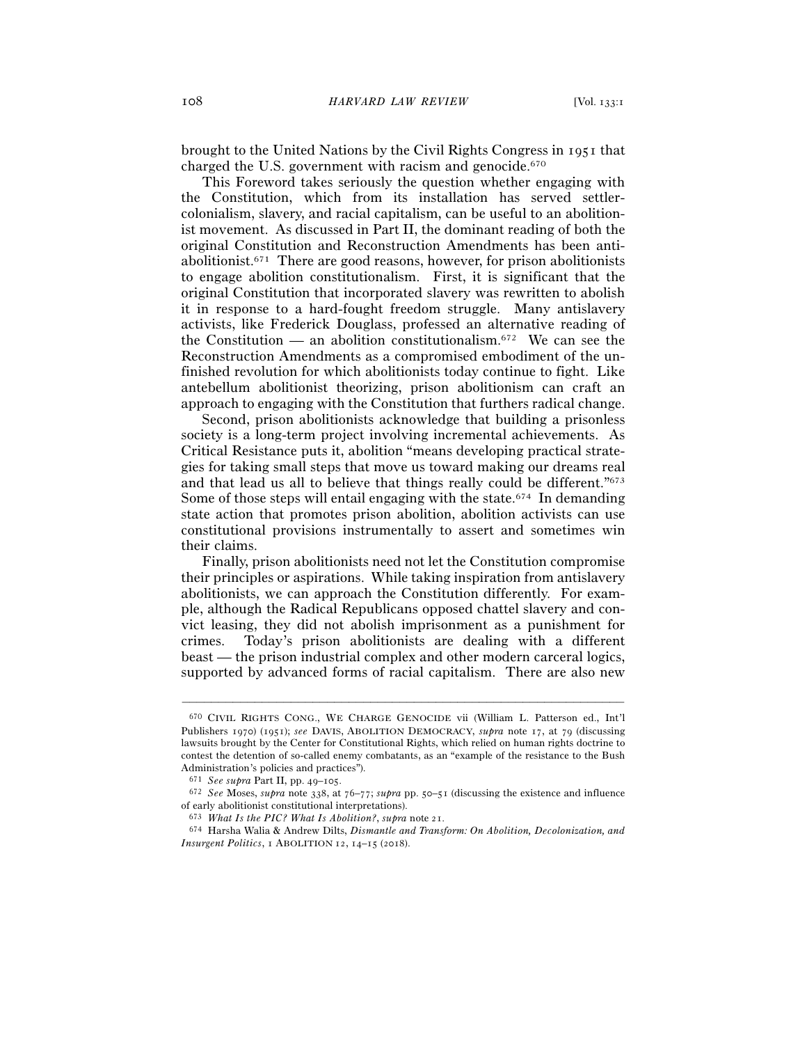brought to the United Nations by the Civil Rights Congress in 1951 that charged the U.S. government with racism and genocide.[670]

This Foreword takes seriously the question whether engaging with the Constitution, which from its installation has served settler-colonialism, slavery, and racial capitalism, can be useful to an abolitionist movement. As discussed in Part II, the dominant reading of both the original Constitution and Reconstruction Amendments has been anti-abolitionist.[671] There are good reasons, however, for prison abolitionists to engage abolition constitutionalism. First, it is significant that the original Constitution that incorporated slavery was rewritten to abolish it in response to a hard-fought freedom struggle. Many antislavery activists, like Frederick Douglass, professed an alternative reading of the Constitution — an abolition constitutionalism.[672] We can see the Reconstruction Amendments as a compromised embodiment of the unfinished revolution for which abolitionists today continue to fight. Like antebellum abolitionist theorizing, prison abolitionism can craft an approach to engaging with the Constitution that furthers radical change.

Second, prison abolitionists acknowledge that building a prisonless society is a long-term project involving incremental achievements. As Critical Resistance puts it, abolition "means developing practical strategies for taking small steps that move us toward making our dreams real and that lead us all to believe that things really could be different."[673] Some of those steps will entail engaging with the state.[674] In demanding state action that promotes prison abolition, abolition activists can use constitutional provisions instrumentally to assert and sometimes win their claims.

Finally, prison abolitionists need not let the Constitution compromise their principles or aspirations. While taking inspiration from antislavery abolitionists, we can approach the Constitution differently. For example, although the Radical Republicans opposed chattel slavery and convict leasing, they did not abolish imprisonment as a punishment for crimes. Today's prison abolitionists are dealing with a different beast — the prison industrial complex and other modern carceral logics, supported by advanced forms of racial capitalism. There are also new

---

[670] CIVIL RIGHTS CONG., WE CHARGE GENOCIDE vii (William L. Patterson ed., Int'l Publishers 1970) (1951); *see* DAVIS, ABOLITION DEMOCRACY, *supra* note 17, at 79 (discussing lawsuits brought by the Center for Constitutional Rights, which relied on human rights doctrine to contest the detention of so-called enemy combatants, as an "example of the resistance to the Bush Administration's policies and practices").

[671] *See supra* Part II, pp. 49–105.

[672] *See* Moses, *supra* note 338, at 76–77; *supra* pp. 50–51 (discussing the existence and influence of early abolitionist constitutional interpretations).

[673] *What Is the PIC? What Is Abolition?*, *supra* note 21.

[674] Harsha Walia & Andrew Dilts, *Dismantle and Transform: On Abolition, Decolonization, and Insurgent Politics*, 1 ABOLITION 12, 14–15 (2018).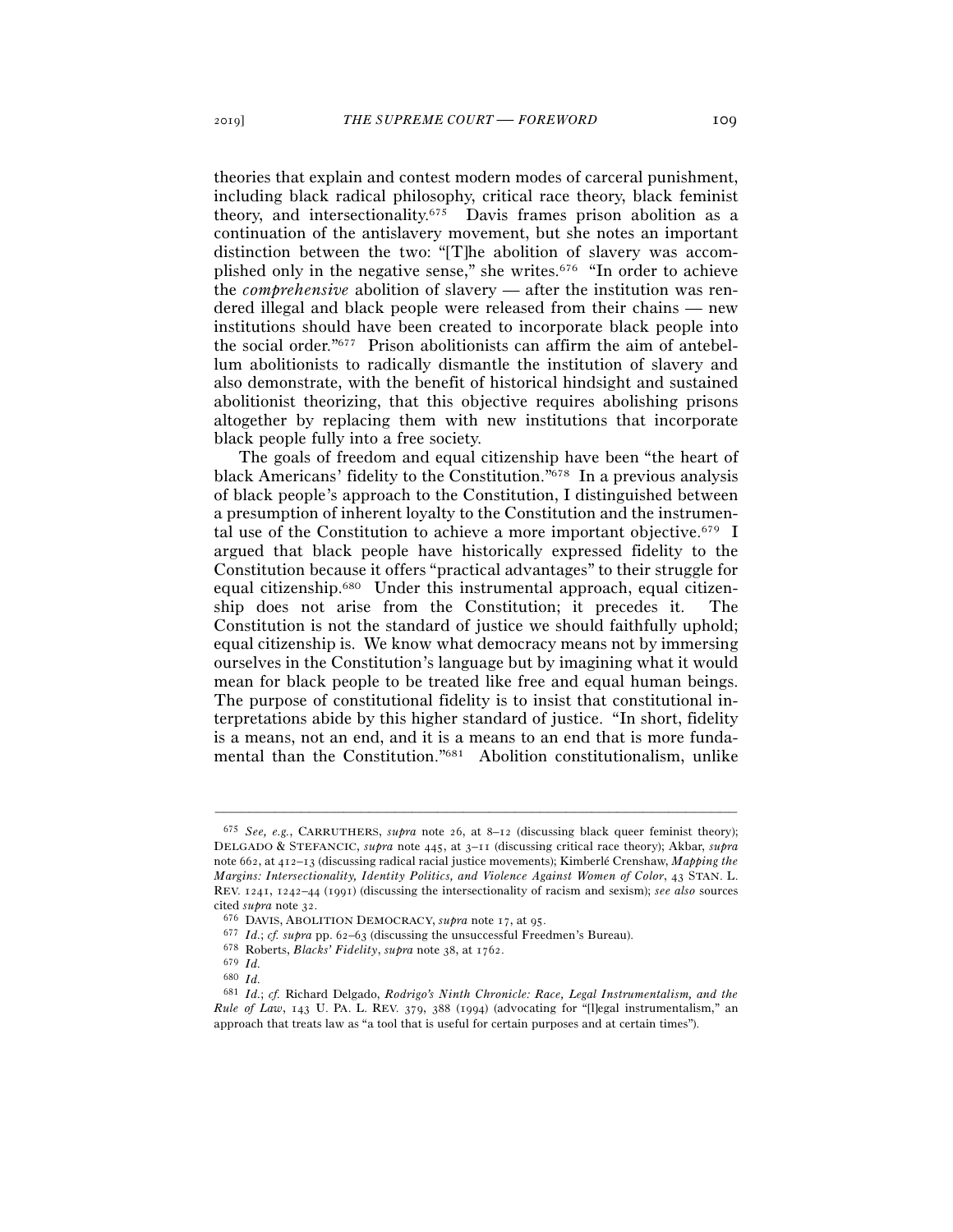theories that explain and contest modern modes of carceral punishment, including black radical philosophy, critical race theory, black feminist theory, and intersectionality.[675] Davis frames prison abolition as a continuation of the antislavery movement, but she notes an important distinction between the two: "[T]he abolition of slavery was accomplished only in the negative sense," she writes.[676] "In order to achieve the *comprehensive* abolition of slavery — after the institution was rendered illegal and black people were released from their chains — new institutions should have been created to incorporate black people into the social order."[677] Prison abolitionists can affirm the aim of antebellum abolitionists to radically dismantle the institution of slavery and also demonstrate, with the benefit of historical hindsight and sustained abolitionist theorizing, that this objective requires abolishing prisons altogether by replacing them with new institutions that incorporate black people fully into a free society.

The goals of freedom and equal citizenship have been "the heart of black Americans' fidelity to the Constitution."[678] In a previous analysis of black people's approach to the Constitution, I distinguished between a presumption of inherent loyalty to the Constitution and the instrumental use of the Constitution to achieve a more important objective.[679] I argued that black people have historically expressed fidelity to the Constitution because it offers "practical advantages" to their struggle for equal citizenship.[680] Under this instrumental approach, equal citizenship does not arise from the Constitution; it precedes it. The Constitution is not the standard of justice we should faithfully uphold; equal citizenship is. We know what democracy means not by immersing ourselves in the Constitution's language but by imagining what it would mean for black people to be treated like free and equal human beings. The purpose of constitutional fidelity is to insist that constitutional interpretations abide by this higher standard of justice. "In short, fidelity is a means, not an end, and it is a means to an end that is more fundamental than the Constitution."[681] Abolition constitutionalism, unlike

---

[675] *See, e.g.*, CARRUTHERS, *supra* note 26, at 8–12 (discussing black queer feminist theory); DELGADO & STEFANCIC, *supra* note 445, at 3–11 (discussing critical race theory); Akbar, *supra* note 662, at 412–13 (discussing radical racial justice movements); Kimberlé Crenshaw, *Mapping the Margins: Intersectionality, Identity Politics, and Violence Against Women of Color*, 43 STAN. L. REV. 1241, 1242–44 (1991) (discussing the intersectionality of racism and sexism); *see also* sources cited *supra* note 32.

[676] DAVIS, ABOLITION DEMOCRACY, *supra* note 17, at 95.

[677] *Id.*; *cf. supra* pp. 62–63 (discussing the unsuccessful Freedmen's Bureau).

[678] Roberts, *Blacks' Fidelity*, *supra* note 38, at 1762.

[679] *Id.*

[680] *Id.*

[681] *Id.*; *cf.* Richard Delgado, *Rodrigo's Ninth Chronicle: Race, Legal Instrumentalism, and the Rule of Law*, 143 U. PA. L. REV. 379, 388 (1994) (advocating for "[l]egal instrumentalism," an approach that treats law as "a tool that is useful for certain purposes and at certain times").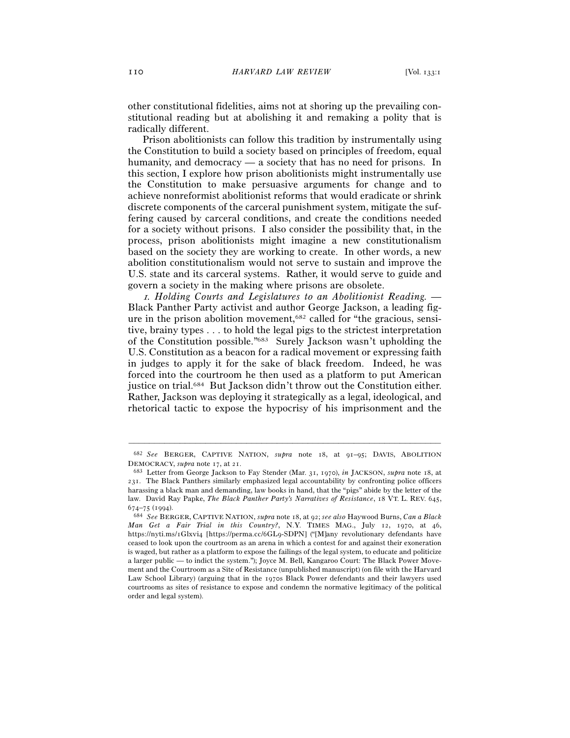other constitutional fidelities, aims not at shoring up the prevailing constitutional reading but at abolishing it and remaking a polity that is radically different.

Prison abolitionists can follow this tradition by instrumentally using the Constitution to build a society based on principles of freedom, equal humanity, and democracy — a society that has no need for prisons. In this section, I explore how prison abolitionists might instrumentally use the Constitution to make persuasive arguments for change and to achieve nonreformist abolitionist reforms that would eradicate or shrink discrete components of the carceral punishment system, mitigate the suffering caused by carceral conditions, and create the conditions needed for a society without prisons. I also consider the possibility that, in the process, prison abolitionists might imagine a new constitutionalism based on the society they are working to create. In other words, a new abolition constitutionalism would not serve to sustain and improve the U.S. state and its carceral systems. Rather, it would serve to guide and govern a society in the making where prisons are obsolete.

*1. Holding Courts and Legislatures to an Abolitionist Reading.* — Black Panther Party activist and author George Jackson, a leading figure in the prison abolition movement,[682] called for "the gracious, sensitive, brainy types . . . to hold the legal pigs to the strictest interpretation of the Constitution possible."[683] Surely Jackson wasn't upholding the U.S. Constitution as a beacon for a radical movement or expressing faith in judges to apply it for the sake of black freedom. Indeed, he was forced into the courtroom he then used as a platform to put American justice on trial.[684] But Jackson didn't throw out the Constitution either. Rather, Jackson was deploying it strategically as a legal, ideological, and rhetorical tactic to expose the hypocrisy of his imprisonment and the

---

[682] *See* BERGER, CAPTIVE NATION, *supra* note 18, at 91–95; DAVIS, ABOLITION DEMOCRACY, *supra* note 17, at 21.

[683] Letter from George Jackson to Fay Stender (Mar. 31, 1970), *in* JACKSON, *supra* note 18, at 231. The Black Panthers similarly emphasized legal accountability by confronting police officers harassing a black man and demanding, law books in hand, that the "pigs" abide by the letter of the law. David Ray Papke, *The Black Panther Party's Narratives of Resistance*, 18 VT. L. REV. 645, 674–75 (1994).

[684] *See* BERGER, CAPTIVE NATION, *supra* note 18, at 92; *see also* Haywood Burns, *Can a Black Man Get a Fair Trial in this Country?*, N.Y. TIMES MAG., July 12, 1970, at 46, https://nyti.ms/1Glxvi4 [https://perma.cc/6GL9-SDPN] ("[M]any revolutionary defendants have ceased to look upon the courtroom as an arena in which a contest for and against their exoneration is waged, but rather as a platform to expose the failings of the legal system, to educate and politicize a larger public — to indict the system."); Joyce M. Bell, Kangaroo Court: The Black Power Movement and the Courtroom as a Site of Resistance (unpublished manuscript) (on file with the Harvard Law School Library) (arguing that in the 1970s Black Power defendants and their lawyers used courtrooms as sites of resistance to expose and condemn the normative legitimacy of the political order and legal system).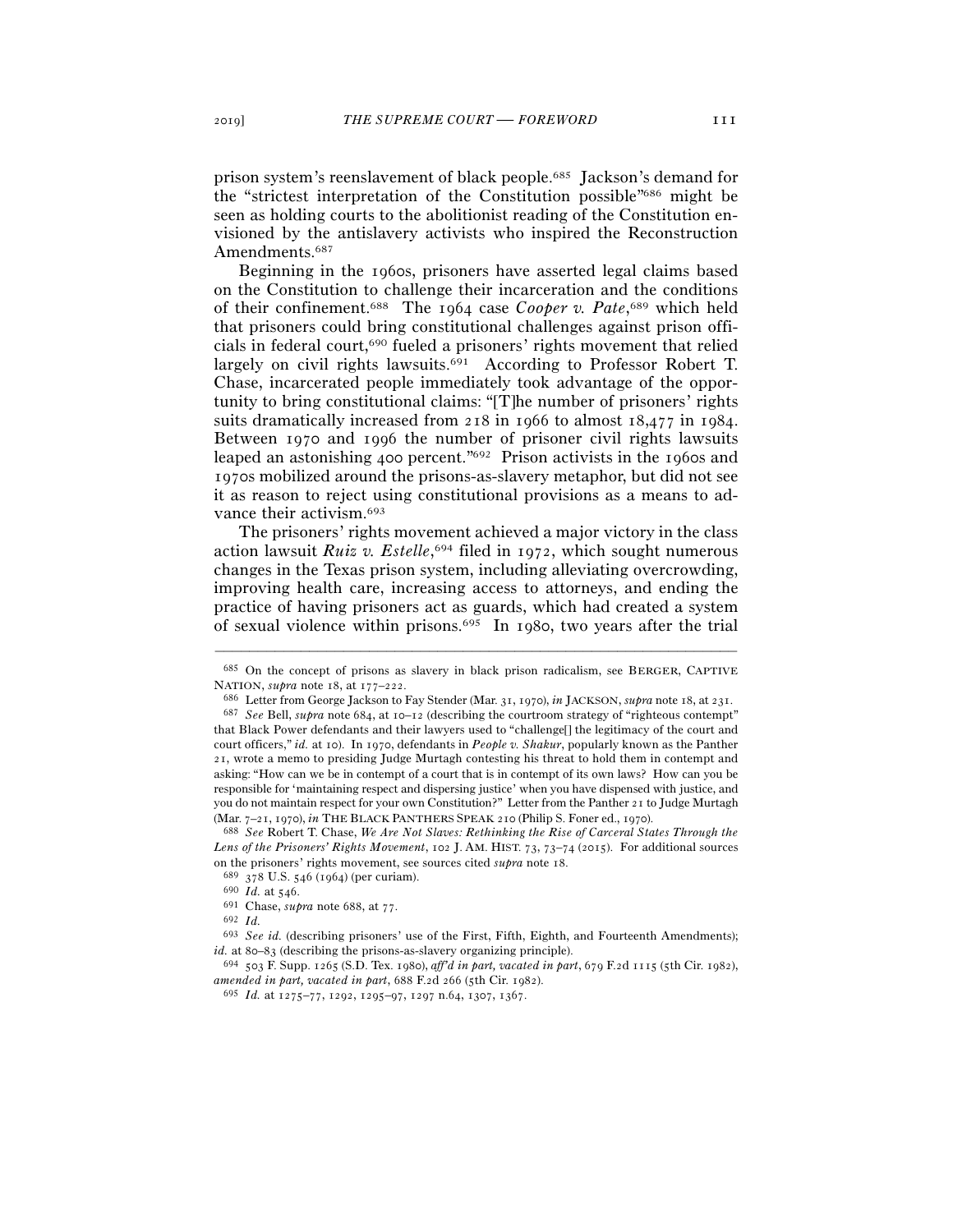prison system's reenslavement of black people.[685] Jackson's demand for the "strictest interpretation of the Constitution possible"[686] might be seen as holding courts to the abolitionist reading of the Constitution envisioned by the antislavery activists who inspired the Reconstruction Amendments.[687]

Beginning in the 1960s, prisoners have asserted legal claims based on the Constitution to challenge their incarceration and the conditions of their confinement.[688] The 1964 case *Cooper v. Pate*,[689] which held that prisoners could bring constitutional challenges against prison officials in federal court,[690] fueled a prisoners' rights movement that relied largely on civil rights lawsuits.[691] According to Professor Robert T. Chase, incarcerated people immediately took advantage of the opportunity to bring constitutional claims: "[T]he number of prisoners' rights suits dramatically increased from 218 in 1966 to almost 18,477 in 1984. Between 1970 and 1996 the number of prisoner civil rights lawsuits leaped an astonishing 400 percent."[692] Prison activists in the 1960s and 1970s mobilized around the prisons-as-slavery metaphor, but did not see it as reason to reject using constitutional provisions as a means to advance their activism.[693]

The prisoners' rights movement achieved a major victory in the class action lawsuit *Ruiz v. Estelle*,[694] filed in 1972, which sought numerous changes in the Texas prison system, including alleviating overcrowding, improving health care, increasing access to attorneys, and ending the practice of having prisoners act as guards, which had created a system of sexual violence within prisons.[695] In 1980, two years after the trial

---

[685] On the concept of prisons as slavery in black prison radicalism, see BERGER, CAPTIVE NATION, *supra* note 18, at 177–222.

[686] Letter from George Jackson to Fay Stender (Mar. 31, 1970), *in* JACKSON, *supra* note 18, at 231.

[687] *See* Bell, *supra* note 684, at 10–12 (describing the courtroom strategy of "righteous contempt" that Black Power defendants and their lawyers used to "challenge[] the legitimacy of the court and court officers," *id.* at 10). In 1970, defendants in *People v. Shakur*, popularly known as the Panther 21, wrote a memo to presiding Judge Murtagh contesting his threat to hold them in contempt and asking: "How can we be in contempt of a court that is in contempt of its own laws? How can you be responsible for 'maintaining respect and dispersing justice' when you have dispensed with justice, and you do not maintain respect for your own Constitution?" Letter from the Panther 21 to Judge Murtagh (Mar. 7–21, 1970), *in* THE BLACK PANTHERS SPEAK 210 (Philip S. Foner ed., 1970).

[688] *See* Robert T. Chase, *We Are Not Slaves: Rethinking the Rise of Carceral States Through the Lens of the Prisoners' Rights Movement*, 102 J. AM. HIST. 73, 73–74 (2015). For additional sources on the prisoners' rights movement, see sources cited *supra* note 18.

[689] 378 U.S. 546 (1964) (per curiam).

[690] *Id.* at 546.

[691] Chase, *supra* note 688, at 77.

[692] *Id.*

[693] *See id.* (describing prisoners' use of the First, Fifth, Eighth, and Fourteenth Amendments); *id.* at 80–83 (describing the prisons-as-slavery organizing principle).

[694] 503 F. Supp. 1265 (S.D. Tex. 1980), *aff'd in part, vacated in part*, 679 F.2d 1115 (5th Cir. 1982), *amended in part, vacated in part*, 688 F.2d 266 (5th Cir. 1982).

[695] *Id.* at 1275–77, 1292, 1295–97, 1297 n.64, 1307, 1367.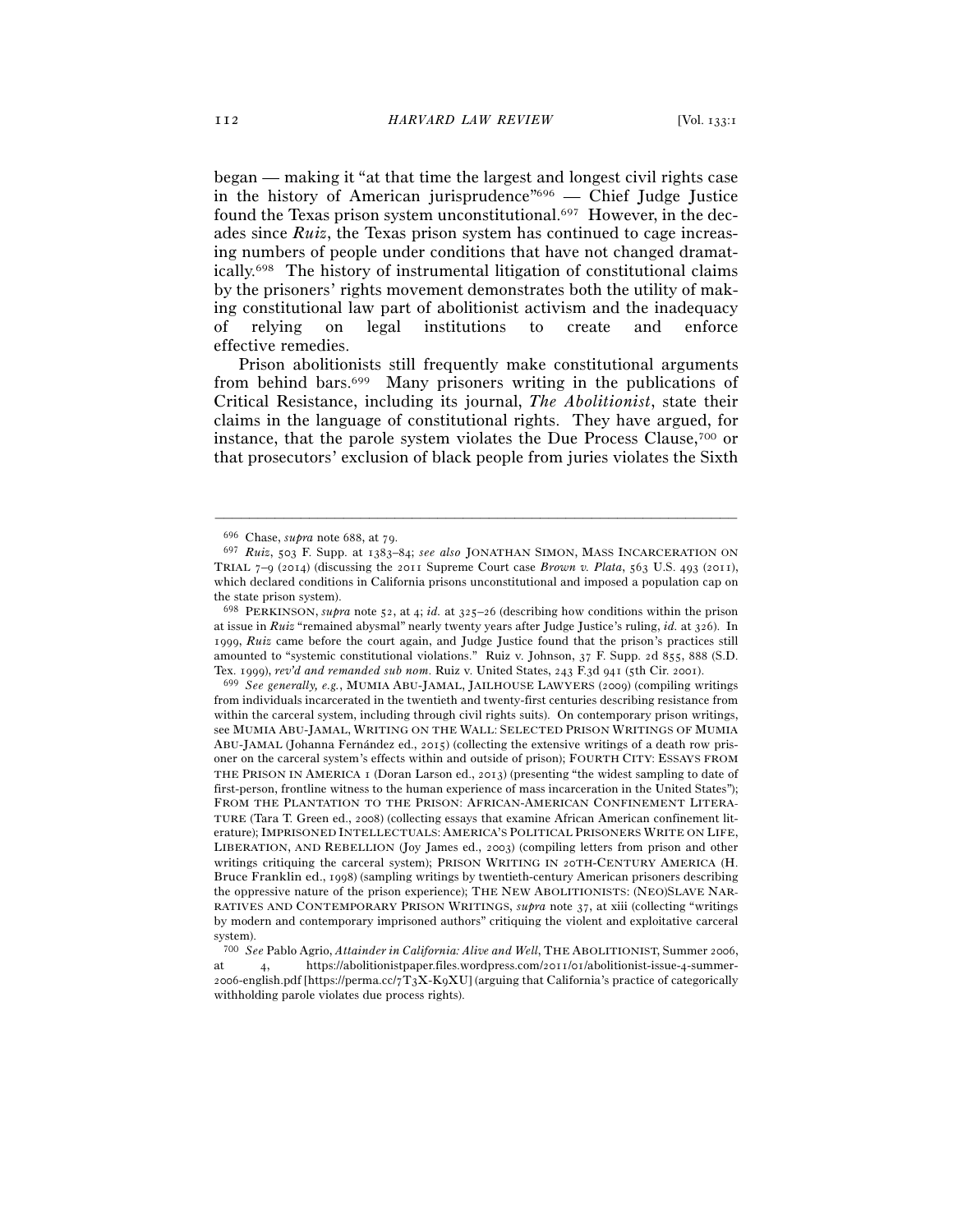began — making it "at that time the largest and longest civil rights case in the history of American jurisprudence"[696] — Chief Judge Justice found the Texas prison system unconstitutional.[697] However, in the decades since *Ruiz*, the Texas prison system has continued to cage increasing numbers of people under conditions that have not changed dramatically.[698] The history of instrumental litigation of constitutional claims by the prisoners' rights movement demonstrates both the utility of making constitutional law part of abolitionist activism and the inadequacy of relying on legal institutions to create and enforce effective remedies.

Prison abolitionists still frequently make constitutional arguments from behind bars.[699] Many prisoners writing in the publications of Critical Resistance, including its journal, *The Abolitionist*, state their claims in the language of constitutional rights. They have argued, for instance, that the parole system violates the Due Process Clause,[700] or that prosecutors' exclusion of black people from juries violates the Sixth

---

[696] Chase, *supra* note 688, at 79.

[697] *Ruiz*, 503 F. Supp. at 1383–84; *see also* JONATHAN SIMON, MASS INCARCERATION ON TRIAL 7–9 (2014) (discussing the 2011 Supreme Court case *Brown v. Plata*, 563 U.S. 493 (2011), which declared conditions in California prisons unconstitutional and imposed a population cap on the state prison system).

[698] PERKINSON, *supra* note 52, at 4; *id.* at 325–26 (describing how conditions within the prison at issue in *Ruiz* "remained abysmal" nearly twenty years after Judge Justice's ruling, *id.* at 326). In 1999, *Ruiz* came before the court again, and Judge Justice found that the prison's practices still amounted to "systemic constitutional violations." Ruiz v. Johnson, 37 F. Supp. 2d 855, 888 (S.D. Tex. 1999), *rev'd and remanded sub nom.* Ruiz v. United States, 243 F.3d 941 (5th Cir. 2001).

[699] *See generally, e.g.*, MUMIA ABU-JAMAL, JAILHOUSE LAWYERS (2009) (compiling writings from individuals incarcerated in the twentieth and twenty-first centuries describing resistance from within the carceral system, including through civil rights suits). On contemporary prison writings, see MUMIA ABU-JAMAL, WRITING ON THE WALL: SELECTED PRISON WRITINGS OF MUMIA ABU-JAMAL (Johanna Fernández ed., 2015) (collecting the extensive writings of a death row prisoner on the carceral system's effects within and outside of prison); FOURTH CITY: ESSAYS FROM THE PRISON IN AMERICA 1 (Doran Larson ed., 2013) (presenting "the widest sampling to date of first-person, frontline witness to the human experience of mass incarceration in the United States"); FROM THE PLANTATION TO THE PRISON: AFRICAN-AMERICAN CONFINEMENT LITERATURE (Tara T. Green ed., 2008) (collecting essays that examine African American confinement literature); IMPRISONED INTELLECTUALS: AMERICA'S POLITICAL PRISONERS WRITE ON LIFE, LIBERATION, AND REBELLION (Joy James ed., 2003) (compiling letters from prison and other writings critiquing the carceral system); PRISON WRITING IN 20TH-CENTURY AMERICA (H. Bruce Franklin ed., 1998) (sampling writings by twentieth-century American prisoners describing the oppressive nature of the prison experience); THE NEW ABOLITIONISTS: (NEO)SLAVE NARRATIVES AND CONTEMPORARY PRISON WRITINGS, *supra* note 37, at xiii (collecting "writings by modern and contemporary imprisoned authors" critiquing the violent and exploitative carceral system).

[700] *See* Pablo Agrio, *Attainder in California: Alive and Well*, THE ABOLITIONIST, Summer 2006, at 4, https://abolitionistpaper.files.wordpress.com/2011/01/abolitionist-issue-4-summer-2006-english.pdf [https://perma.cc/7T3X-K9XU] (arguing that California's practice of categorically withholding parole violates due process rights).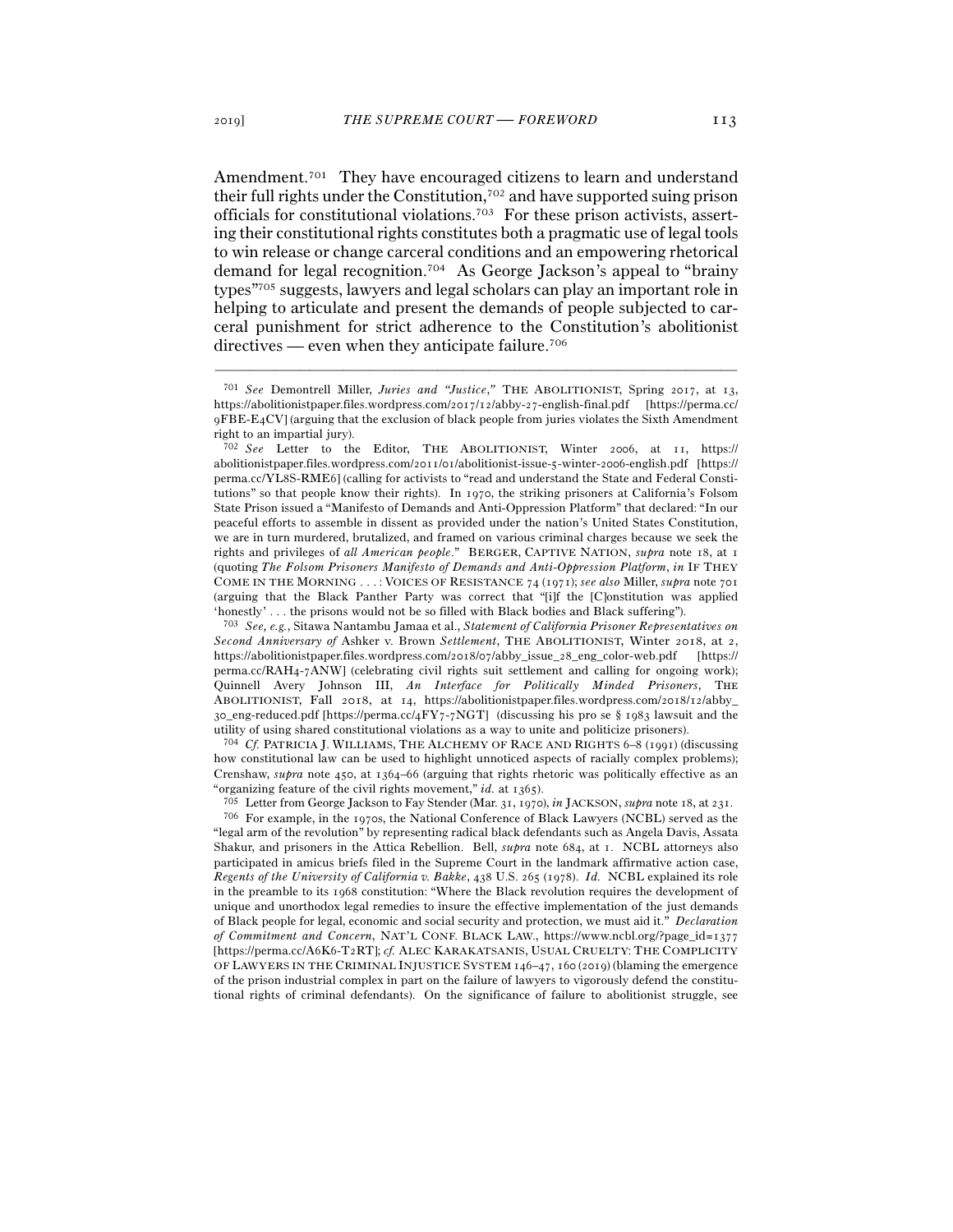Amendment.[701] They have encouraged citizens to learn and understand their full rights under the Constitution,[702] and have supported suing prison officials for constitutional violations.[703] For these prison activists, asserting their constitutional rights constitutes both a pragmatic use of legal tools to win release or change carceral conditions and an empowering rhetorical demand for legal recognition.[704] As George Jackson's appeal to "brainy types"[705] suggests, lawyers and legal scholars can play an important role in helping to articulate and present the demands of people subjected to carceral punishment for strict adherence to the Constitution's abolitionist directives — even when they anticipate failure.[706]

---

[701] *See* Demontrell Miller, *Juries and "Justice,"* THE ABOLITIONIST, Spring 2017, at 13, https://abolitionistpaper.files.wordpress.com/2017/12/abby-27-english-final.pdf [https://perma.cc/9FBE-E4CV] (arguing that the exclusion of black people from juries violates the Sixth Amendment right to an impartial jury).

[702] *See* Letter to the Editor, THE ABOLITIONIST, Winter 2006, at 11, https://abolitionistpaper.files.wordpress.com/2011/01/abolitionist-issue-5-winter-2006-english.pdf [https://perma.cc/YL8S-RME6] (calling for activists to "read and understand the State and Federal Constitutions" so that people know their rights). In 1970, the striking prisoners at California's Folsom State Prison issued a "Manifesto of Demands and Anti-Oppression Platform" that declared: "In our peaceful efforts to assemble in dissent as provided under the nation's United States Constitution, we are in turn murdered, brutalized, and framed on various criminal charges because we seek the rights and privileges of *all American people*." BERGER, CAPTIVE NATION, *supra* note 18, at 1 (quoting *The Folsom Prisoners Manifesto of Demands and Anti-Oppression Platform*, *in* IF THEY COME IN THE MORNING . . . : VOICES OF RESISTANCE 74 (1971); *see also* Miller, *supra* note 701 (arguing that the Black Panther Party was correct that "[i]f the [C]onstitution was applied 'honestly' . . . the prisons would not be so filled with Black bodies and Black suffering").

[703] *See, e.g.*, Sitawa Nantambu Jamaa et al., *Statement of California Prisoner Representatives on Second Anniversary of* Ashker v. Brown *Settlement*, THE ABOLITIONIST, Winter 2018, at 2, https://abolitionistpaper.files.wordpress.com/2018/07/abby_issue_28_eng_color-web.pdf [https://perma.cc/RAH4-7ANW] (celebrating civil rights suit settlement and calling for ongoing work); Quinnell Avery Johnson III, *An Interface for Politically Minded Prisoners*, THE ABOLITIONIST, Fall 2018, at 14, https://abolitionistpaper.files.wordpress.com/2018/12/abby_30_eng-reduced.pdf [https://perma.cc/4FY7-7NGT] (discussing his pro se § 1983 lawsuit and the utility of using shared constitutional violations as a way to unite and politicize prisoners).

[704] *Cf.* PATRICIA J. WILLIAMS, THE ALCHEMY OF RACE AND RIGHTS 6–8 (1991) (discussing how constitutional law can be used to highlight unnoticed aspects of racially complex problems); Crenshaw, *supra* note 450, at 1364–66 (arguing that rights rhetoric was politically effective as an "organizing feature of the civil rights movement," *id.* at 1365).

[705] Letter from George Jackson to Fay Stender (Mar. 31, 1970), *in* JACKSON, *supra* note 18, at 231.

[706] For example, in the 1970s, the National Conference of Black Lawyers (NCBL) served as the "legal arm of the revolution" by representing radical black defendants such as Angela Davis, Assata Shakur, and prisoners in the Attica Rebellion. Bell, *supra* note 684, at 1. NCBL attorneys also participated in amicus briefs filed in the Supreme Court in the landmark affirmative action case, *Regents of the University of California v. Bakke*, 438 U.S. 265 (1978). *Id.* NCBL explained its role in the preamble to its 1968 constitution: "Where the Black revolution requires the development of unique and unorthodox legal remedies to insure the effective implementation of the just demands of Black people for legal, economic and social security and protection, we must aid it." *Declaration of Commitment and Concern*, NAT'L CONF. BLACK LAW., https://www.ncbl.org/?page_id=1377 [https://perma.cc/A6K6-T2RT]; *cf.* ALEC KARAKATSANIS, USUAL CRUELTY: THE COMPLICITY OF LAWYERS IN THE CRIMINAL INJUSTICE SYSTEM 146–47, 160 (2019) (blaming the emergence of the prison industrial complex in part on the failure of lawyers to vigorously defend the constitutional rights of criminal defendants). On the significance of failure to abolitionist struggle, see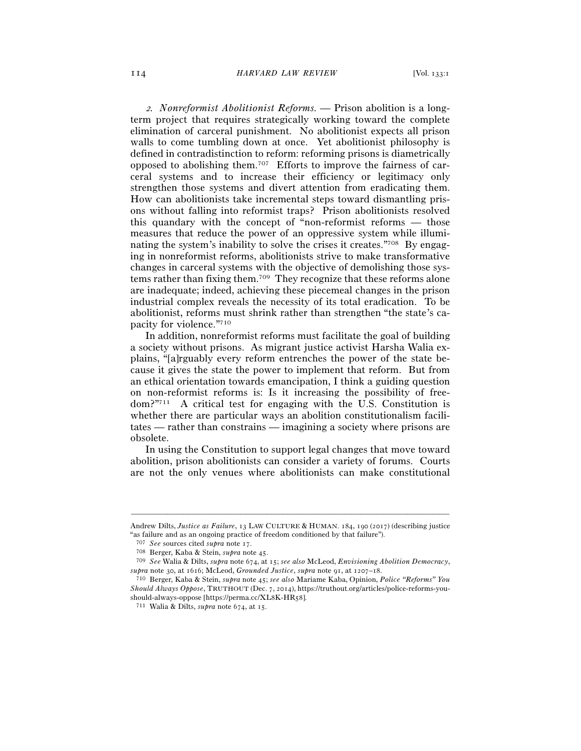*2. Nonreformist Abolitionist Reforms.* — Prison abolition is a long-term project that requires strategically working toward the complete elimination of carceral punishment. No abolitionist expects all prison walls to come tumbling down at once. Yet abolitionist philosophy is defined in contradistinction to reform: reforming prisons is diametrically opposed to abolishing them.[707] Efforts to improve the fairness of carceral systems and to increase their efficiency or legitimacy only strengthen those systems and divert attention from eradicating them. How can abolitionists take incremental steps toward dismantling prisons without falling into reformist traps? Prison abolitionists resolved this quandary with the concept of "non-reformist reforms — those measures that reduce the power of an oppressive system while illuminating the system's inability to solve the crises it creates."[708] By engaging in nonreformist reforms, abolitionists strive to make transformative changes in carceral systems with the objective of demolishing those systems rather than fixing them.[709] They recognize that these reforms alone are inadequate; indeed, achieving these piecemeal changes in the prison industrial complex reveals the necessity of its total eradication. To be abolitionist, reforms must shrink rather than strengthen "the state's capacity for violence."[710]

In addition, nonreformist reforms must facilitate the goal of building a society without prisons. As migrant justice activist Harsha Walia explains, "[a]rguably every reform entrenches the power of the state because it gives the state the power to implement that reform. But from an ethical orientation towards emancipation, I think a guiding question on non-reformist reforms is: Is it increasing the possibility of freedom?"[711] A critical test for engaging with the U.S. Constitution is whether there are particular ways an abolition constitutionalism facilitates — rather than constrains — imagining a society where prisons are obsolete.

In using the Constitution to support legal changes that move toward abolition, prison abolitionists can consider a variety of forums. Courts are not the only venues where abolitionists can make constitutional

---

Andrew Dilts, *Justice as Failure*, 13 LAW CULTURE & HUMAN. 184, 190 (2017) (describing justice "as failure and as an ongoing practice of freedom conditioned by that failure").

[707] *See* sources cited *supra* note 17.

[708] Berger, Kaba & Stein, *supra* note 45.

[709] *See* Walia & Dilts, *supra* note 674, at 15; *see also* McLeod, *Envisioning Abolition Democracy*, *supra* note 30, at 1616; McLeod, *Grounded Justice*, *supra* note 91, at 1207–18.

[710] Berger, Kaba & Stein, *supra* note 45; *see also* Mariame Kaba, Opinion, *Police "Reforms" You Should Always Oppose*, TRUTHOUT (Dec. 7, 2014), https://truthout.org/articles/police-reforms-you-should-always-oppose [https://perma.cc/XL8K-HR58].

[711] Walia & Dilts, *supra* note 674, at 15.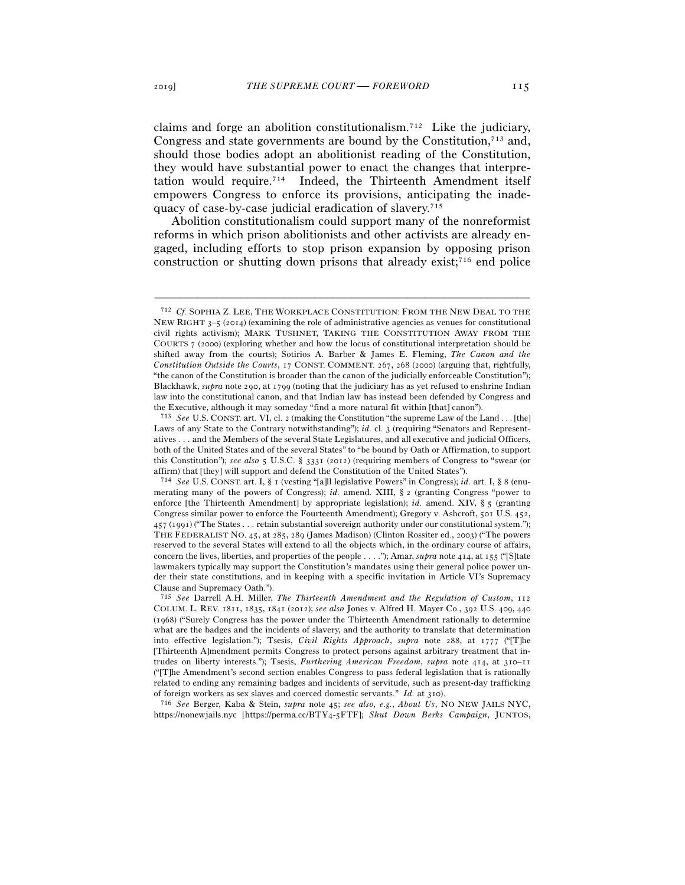claims and forge an abolition constitutionalism.[712] Like the judiciary, Congress and state governments are bound by the Constitution,[713] and, should those bodies adopt an abolitionist reading of the Constitution, they would have substantial power to enact the changes that interpretation would require.[714] Indeed, the Thirteenth Amendment itself empowers Congress to enforce its provisions, anticipating the inadequacy of case-by-case judicial eradication of slavery.[715]

Abolition constitutionalism could support many of the nonreformist reforms in which prison abolitionists and other activists are already engaged, including efforts to stop prison expansion by opposing prison construction or shutting down prisons that already exist;[716] end police

---

[712] *Cf.* SOPHIA Z. LEE, THE WORKPLACE CONSTITUTION: FROM THE NEW DEAL TO THE NEW RIGHT 3–5 (2014) (examining the role of administrative agencies as venues for constitutional civil rights activism); MARK TUSHNET, TAKING THE CONSTITUTION AWAY FROM THE COURTS 7 (2000) (exploring whether and how the locus of constitutional interpretation should be shifted away from the courts); Sotirios A. Barber & James E. Fleming, *The Canon and the Constitution Outside the Courts*, 17 CONST. COMMENT. 267, 268 (2000) (arguing that, rightfully, "the canon of the Constitution is broader than the canon of the judicially enforceable Constitution"); Blackhawk, *supra* note 290, at 1799 (noting that the judiciary has as yet refused to enshrine Indian law into the constitutional canon, and that Indian law has instead been defended by Congress and the Executive, although it may someday "find a more natural fit within [that] canon").

[713] *See* U.S. CONST. art. VI, cl. 2 (making the Constitution "the supreme Law of the Land . . . [the] Laws of any State to the Contrary notwithstanding"); *id.* cl. 3 (requiring "Senators and Representatives . . . and the Members of the several State Legislatures, and all executive and judicial Officers, both of the United States and of the several States" to "be bound by Oath or Affirmation, to support this Constitution"); *see also* 5 U.S.C. § 3331 (2012) (requiring members of Congress to "swear (or affirm) that [they] will support and defend the Constitution of the United States").

[714] *See* U.S. CONST. art. I, § 1 (vesting "[a]ll legislative Powers" in Congress); *id.* art. I, § 8 (enumerating many of the powers of Congress); *id.* amend. XIII, § 2 (granting Congress "power to enforce [the Thirteenth Amendment] by appropriate legislation); *id.* amend. XIV, § 5 (granting Congress similar power to enforce the Fourteenth Amendment); Gregory v. Ashcroft, 501 U.S. 452, 457 (1991) ("The States . . . retain substantial sovereign authority under our constitutional system."); THE FEDERALIST NO. 45, at 285, 289 (James Madison) (Clinton Rossiter ed., 2003) ("The powers reserved to the several States will extend to all the objects which, in the ordinary course of affairs, concern the lives, liberties, and properties of the people . . . ."); Amar, *supra* note 414, at 155 ("[S]tate lawmakers typically may support the Constitution's mandates using their general police power under their state constitutions, and in keeping with a specific invitation in Article VI's Supremacy Clause and Supremacy Oath.").

[715] *See* Darrell A.H. Miller, *The Thirteenth Amendment and the Regulation of Custom*, 112 COLUM. L. REV. 1811, 1835, 1841 (2012); *see also* Jones v. Alfred H. Mayer Co., 392 U.S. 409, 440 (1968) ("Surely Congress has the power under the Thirteenth Amendment rationally to determine what are the badges and the incidents of slavery, and the authority to translate that determination into effective legislation."); Tsesis, *Civil Rights Approach*, *supra* note 288, at 1777 ("[T]he [Thirteenth A]mendment permits Congress to protect persons against arbitrary treatment that intrudes on liberty interests."); Tsesis, *Furthering American Freedom*, *supra* note 414, at 310–11 ("[T]he Amendment's second section enables Congress to pass federal legislation that is rationally related to ending any remaining badges and incidents of servitude, such as present-day trafficking of foreign workers as sex slaves and coerced domestic servants." *Id.* at 310).

[716] *See* Berger, Kaba & Stein, *supra* note 45; *see also, e.g.*, *About Us*, NO NEW JAILS NYC, https://nonewjails.nyc [https://perma.cc/BTY4-5FTF]; *Shut Down Berks Campaign*, JUNTOS,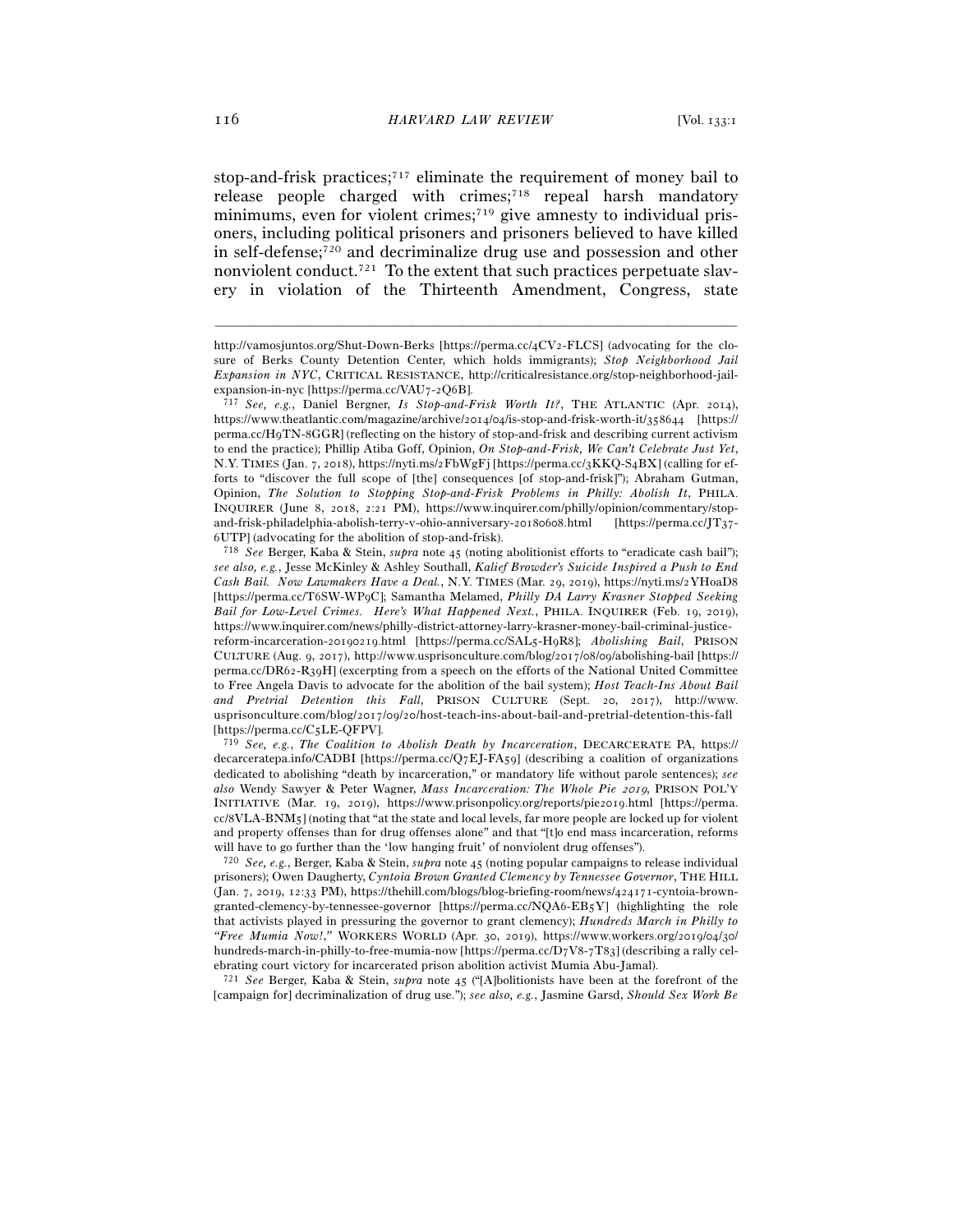stop-and-frisk practices;[717] eliminate the requirement of money bail to release people charged with crimes;[718] repeal harsh mandatory minimums, even for violent crimes;[719] give amnesty to individual prisoners, including political prisoners and prisoners believed to have killed in self-defense;[720] and decriminalize drug use and possession and other nonviolent conduct.[721] To the extent that such practices perpetuate slavery in violation of the Thirteenth Amendment, Congress, state

---

http://vamosjuntos.org/Shut-Down-Berks [https://perma.cc/4CV2-FLCS] (advocating for the closure of Berks County Detention Center, which holds immigrants); *Stop Neighborhood Jail Expansion in NYC*, CRITICAL RESISTANCE, http://criticalresistance.org/stop-neighborhood-jail-expansion-in-nyc [https://perma.cc/VAU7-2Q6B].

[717] *See, e.g.*, Daniel Bergner, *Is Stop-and-Frisk Worth It?*, THE ATLANTIC (Apr. 2014), https://www.theatlantic.com/magazine/archive/2014/04/is-stop-and-frisk-worth-it/358644 [https://perma.cc/H9TN-8GGR] (reflecting on the history of stop-and-frisk and describing current activism to end the practice); Phillip Atiba Goff, Opinion, *On Stop-and-Frisk, We Can't Celebrate Just Yet*, N.Y. TIMES (Jan. 7, 2018), https://nyti.ms/2FbWgFj [https://perma.cc/3KKQ-S4BX] (calling for efforts to "discover the full scope of [the] consequences [of stop-and-frisk]"); Abraham Gutman, Opinion, *The Solution to Stopping Stop-and-Frisk Problems in Philly: Abolish It*, PHILA. INQUIRER (June 8, 2018, 2:21 PM), https://www.inquirer.com/philly/opinion/commentary/stop-and-frisk-philadelphia-abolish-terry-v-ohio-anniversary-20180608.html [https://perma.cc/JT37-6UTP] (advocating for the abolition of stop-and-frisk).

[718] *See* Berger, Kaba & Stein, *supra* note 45 (noting abolitionist efforts to "eradicate cash bail"); *see also, e.g.*, Jesse McKinley & Ashley Southall, *Kalief Browder's Suicide Inspired a Push to End Cash Bail. Now Lawmakers Have a Deal.*, N.Y. TIMES (Mar. 29, 2019), https://nyti.ms/2YHoaD8 [https://perma.cc/T6SW-WP9C]; Samantha Melamed, *Philly DA Larry Krasner Stopped Seeking Bail for Low-Level Crimes. Here's What Happened Next.*, PHILA. INQUIRER (Feb. 19, 2019), https://www.inquirer.com/news/philly-district-attorney-larry-krasner-money-bail-criminal-justice-reform-incarceration-20190219.html [https://perma.cc/SAL5-H9R8]; *Abolishing Bail*, PRISON CULTURE (Aug. 9, 2017), http://www.usprisonculture.com/blog/2017/08/09/abolishing-bail [https://perma.cc/DR62-R39H] (excerpting from a speech on the efforts of the National United Committee to Free Angela Davis to advocate for the abolition of the bail system); *Host Teach-Ins About Bail and Pretrial Detention this Fall*, PRISON CULTURE (Sept. 20, 2017), http://www.usprisonculture.com/blog/2017/09/20/host-teach-ins-about-bail-and-pretrial-detention-this-fall [https://perma.cc/C5LE-QFPV].

[719] *See, e.g.*, *The Coalition to Abolish Death by Incarceration*, DECARCERATE PA, https://decarceratepa.info/CADBI [https://perma.cc/Q7EJ-FA59] (describing a coalition of organizations dedicated to abolishing "death by incarceration," or mandatory life without parole sentences); *see also* Wendy Sawyer & Peter Wagner, *Mass Incarceration: The Whole Pie 2019*, PRISON POL'Y INITIATIVE (Mar. 19, 2019), https://www.prisonpolicy.org/reports/pie2019.html [https://perma.cc/8VLA-BNM5] (noting that "at the state and local levels, far more people are locked up for violent and property offenses than for drug offenses alone" and that "[t]o end mass incarceration, reforms will have to go further than the 'low hanging fruit' of nonviolent drug offenses").

[720] *See, e.g.*, Berger, Kaba & Stein, *supra* note 45 (noting popular campaigns to release individual prisoners); Owen Daugherty, *Cyntoia Brown Granted Clemency by Tennessee Governor*, THE HILL (Jan. 7, 2019, 12:33 PM), https://thehill.com/blogs/blog-briefing-room/news/424171-cyntoia-brown-granted-clemency-by-tennessee-governor [https://perma.cc/NQA6-EB5Y] (highlighting the role that activists played in pressuring the governor to grant clemency); *Hundreds March in Philly to "Free Mumia Now!,"* WORKERS WORLD (Apr. 30, 2019), https://www.workers.org/2019/04/30/hundreds-march-in-philly-to-free-mumia-now [https://perma.cc/D7V8-7T83] (describing a rally celebrating court victory for incarcerated prison abolition activist Mumia Abu-Jamal).

[721] *See* Berger, Kaba & Stein, *supra* note 45 ("[A]bolitionists have been at the forefront of the [campaign for] decriminalization of drug use."); *see also, e.g.*, Jasmine Garsd, *Should Sex Work Be*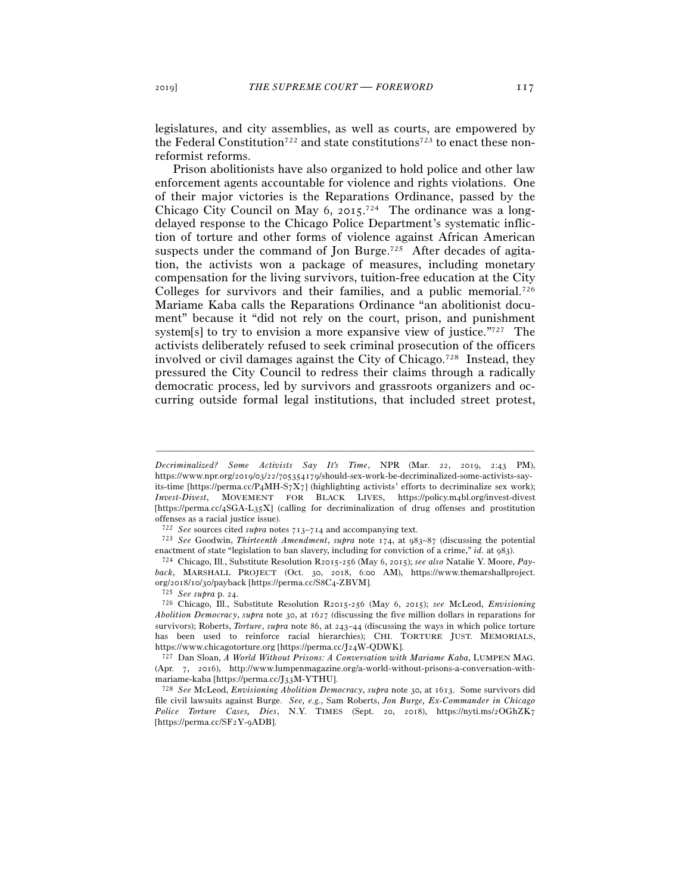legislatures, and city assemblies, as well as courts, are empowered by the Federal Constitution[722] and state constitutions[723] to enact these non-reformist reforms.

Prison abolitionists have also organized to hold police and other law enforcement agents accountable for violence and rights violations. One of their major victories is the Reparations Ordinance, passed by the Chicago City Council on May 6, 2015.[724] The ordinance was a long-delayed response to the Chicago Police Department's systematic infliction of torture and other forms of violence against African American suspects under the command of Jon Burge.[725] After decades of agitation, the activists won a package of measures, including monetary compensation for the living survivors, tuition-free education at the City Colleges for survivors and their families, and a public memorial.[726] Mariame Kaba calls the Reparations Ordinance "an abolitionist document" because it "did not rely on the court, prison, and punishment system[s] to try to envision a more expansive view of justice."[727] The activists deliberately refused to seek criminal prosecution of the officers involved or civil damages against the City of Chicago.[728] Instead, they pressured the City Council to redress their claims through a radically democratic process, led by survivors and grassroots organizers and occurring outside formal legal institutions, that included street protest,

---

*Decriminalized? Some Activists Say It's Time*, NPR (Mar. 22, 2019, 2:43 PM), https://www.npr.org/2019/03/22/705354179/should-sex-work-be-decriminalized-some-activists-say-its-time [https://perma.cc/P4MH-S7X7] (highlighting activists' efforts to decriminalize sex work); *Invest-Divest*, MOVEMENT FOR BLACK LIVES, https://policy.m4bl.org/invest-divest [https://perma.cc/4SGA-L35X] (calling for decriminalization of drug offenses and prostitution offenses as a racial justice issue).

[722] *See* sources cited *supra* notes 713–714 and accompanying text.

[723] *See* Goodwin, *Thirteenth Amendment*, *supra* note 174, at 983–87 (discussing the potential enactment of state "legislation to ban slavery, including for conviction of a crime," *id.* at 983).

[724] Chicago, Ill., Substitute Resolution R2015-256 (May 6, 2015); *see also* Natalie Y. Moore, *Payback*, MARSHALL PROJECT (Oct. 30, 2018, 6:00 AM), https://www.themarshallproject.org/2018/10/30/payback [https://perma.cc/S8C4-ZBVM].

[725] *See supra* p. 24.

[726] Chicago, Ill., Substitute Resolution R2015-256 (May 6, 2015); *see* McLeod, *Envisioning Abolition Democracy*, *supra* note 30, at 1627 (discussing the five million dollars in reparations for survivors); Roberts, *Torture*, *supra* note 86, at 243–44 (discussing the ways in which police torture has been used to reinforce racial hierarchies); CHI. TORTURE JUST. MEMORIALS, https://www.chicagotorture.org [https://perma.cc/J24W-QDWK].

[727] Dan Sloan, *A World Without Prisons: A Conversation with Mariame Kaba*, LUMPEN MAG. (Apr. 7, 2016), http://www.lumpenmagazine.org/a-world-without-prisons-a-conversation-with-mariame-kaba [https://perma.cc/J33M-YTHU].

[728] *See* McLeod, *Envisioning Abolition Democracy*, *supra* note 30, at 1613. Some survivors did file civil lawsuits against Burge. *See, e.g.*, Sam Roberts, *Jon Burge, Ex-Commander in Chicago Police Torture Cases, Dies*, N.Y. TIMES (Sept. 20, 2018), https://nyti.ms/2OGhZK7 [https://perma.cc/SF2Y-9ADB].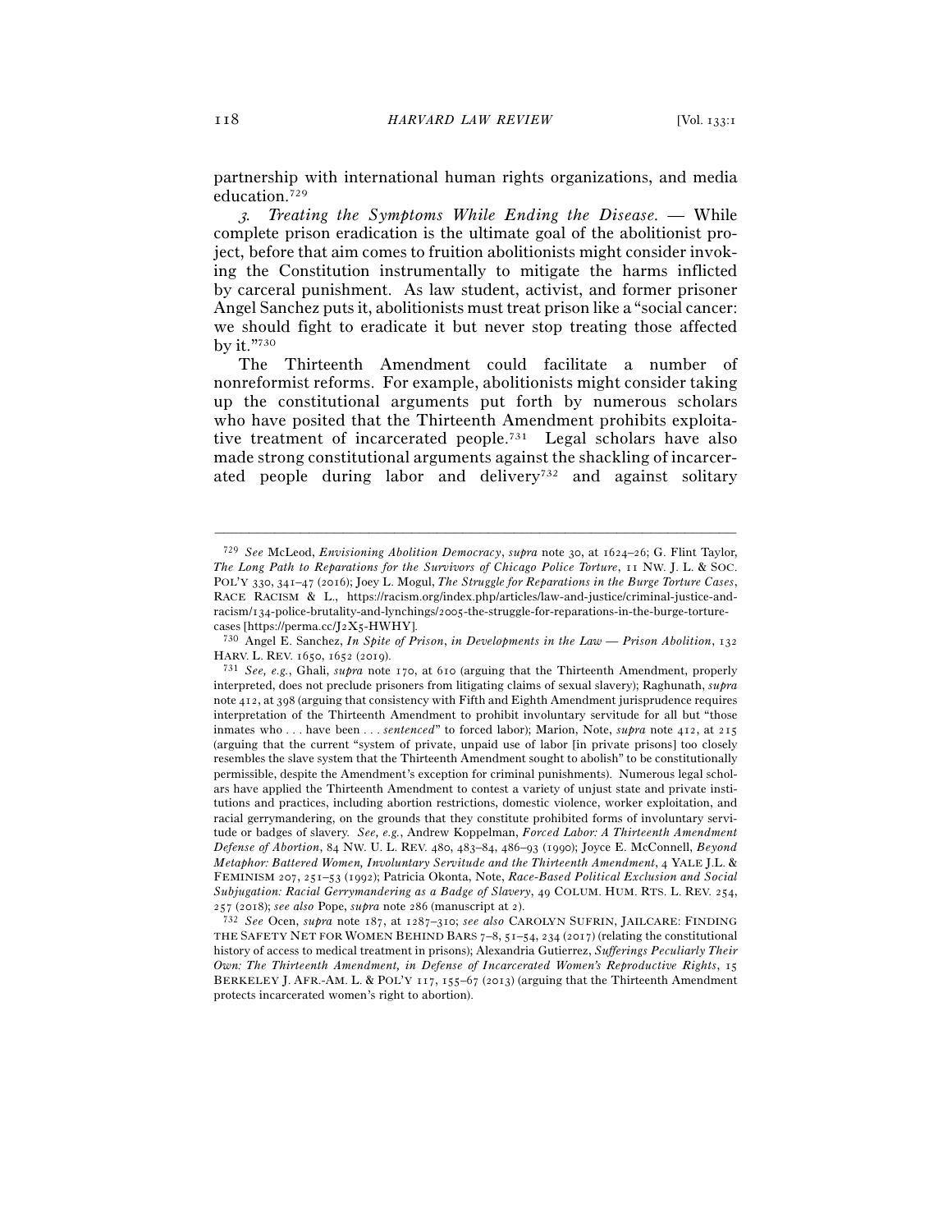partnership with international human rights organizations, and media education.[729]

*3. Treating the Symptoms While Ending the Disease.* — While complete prison eradication is the ultimate goal of the abolitionist project, before that aim comes to fruition abolitionists might consider invoking the Constitution instrumentally to mitigate the harms inflicted by carceral punishment. As law student, activist, and former prisoner Angel Sanchez puts it, abolitionists must treat prison like a "social cancer: we should fight to eradicate it but never stop treating those affected by it."[730]

The Thirteenth Amendment could facilitate a number of nonreformist reforms. For example, abolitionists might consider taking up the constitutional arguments put forth by numerous scholars who have posited that the Thirteenth Amendment prohibits exploitative treatment of incarcerated people.[731] Legal scholars have also made strong constitutional arguments against the shackling of incarcerated people during labor and delivery[732] and against solitary

---

[729] *See* McLeod, *Envisioning Abolition Democracy*, *supra* note 30, at 1624–26; G. Flint Taylor, *The Long Path to Reparations for the Survivors of Chicago Police Torture*, 11 NW. J. L. & SOC. POL'Y 330, 341–47 (2016); Joey L. Mogul, *The Struggle for Reparations in the Burge Torture Cases*, RACE RACISM & L., https://racism.org/index.php/articles/law-and-justice/criminal-justice-and-racism/134-police-brutality-and-lynchings/2005-the-struggle-for-reparations-in-the-burge-torture-cases [https://perma.cc/J2X5-HWHY].

[730] Angel E. Sanchez, *In Spite of Prison*, *in Developments in the Law — Prison Abolition*, 132 HARV. L. REV. 1650, 1652 (2019).

[731] *See, e.g.*, Ghali, *supra* note 170, at 610 (arguing that the Thirteenth Amendment, properly interpreted, does not preclude prisoners from litigating claims of sexual slavery); Raghunath, *supra* note 412, at 398 (arguing that consistency with Fifth and Eighth Amendment jurisprudence requires interpretation of the Thirteenth Amendment to prohibit involuntary servitude for all but "those inmates who . . . have been . . . *sentenced*" to forced labor); Marion, Note, *supra* note 412, at 215 (arguing that the current "system of private, unpaid use of labor [in private prisons] too closely resembles the slave system that the Thirteenth Amendment sought to abolish" to be constitutionally permissible, despite the Amendment's exception for criminal punishments). Numerous legal scholars have applied the Thirteenth Amendment to contest a variety of unjust state and private institutions and practices, including abortion restrictions, domestic violence, worker exploitation, and racial gerrymandering, on the grounds that they constitute prohibited forms of involuntary servitude or badges of slavery. *See, e.g.*, Andrew Koppelman, *Forced Labor: A Thirteenth Amendment Defense of Abortion*, 84 NW. U. L. REV. 480, 483–84, 486–93 (1990); Joyce E. McConnell, *Beyond Metaphor: Battered Women, Involuntary Servitude and the Thirteenth Amendment*, 4 YALE J.L. & FEMINISM 207, 251–53 (1992); Patricia Okonta, Note, *Race-Based Political Exclusion and Social Subjugation: Racial Gerrymandering as a Badge of Slavery*, 49 COLUM. HUM. RTS. L. REV. 254, 257 (2018); *see also* Pope, *supra* note 286 (manuscript at 2).

[732] *See* Ocen, *supra* note 187, at 1287–310; *see also* CAROLYN SUFRIN, JAILCARE: FINDING THE SAFETY NET FOR WOMEN BEHIND BARS 7–8, 51–54, 234 (2017) (relating the constitutional history of access to medical treatment in prisons); Alexandria Gutierrez, *Sufferings Peculiarly Their Own: The Thirteenth Amendment, in Defense of Incarcerated Women's Reproductive Rights*, 15 BERKELEY J. AFR.-AM. L. & POL'Y 117, 155–67 (2013) (arguing that the Thirteenth Amendment protects incarcerated women's right to abortion).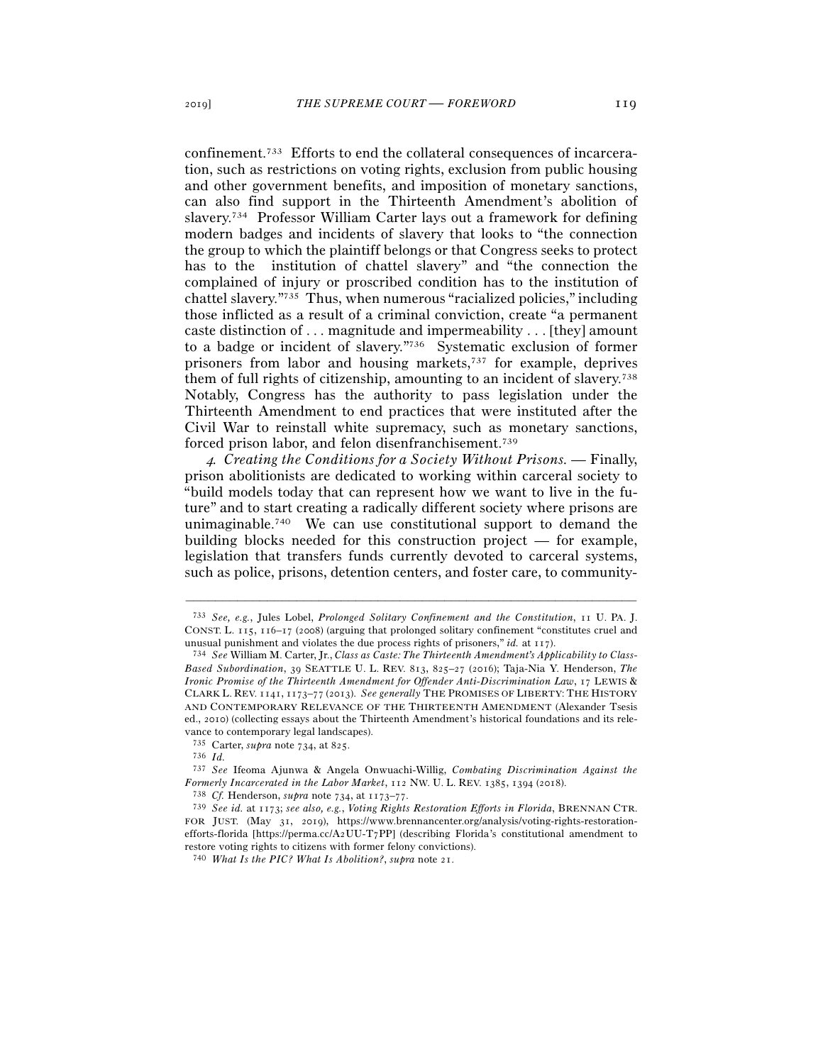confinement.[733] Efforts to end the collateral consequences of incarceration, such as restrictions on voting rights, exclusion from public housing and other government benefits, and imposition of monetary sanctions, can also find support in the Thirteenth Amendment's abolition of slavery.[734] Professor William Carter lays out a framework for defining modern badges and incidents of slavery that looks to "the connection the group to which the plaintiff belongs or that Congress seeks to protect has to the institution of chattel slavery" and "the connection the complained of injury or proscribed condition has to the institution of chattel slavery."[735] Thus, when numerous "racialized policies," including those inflicted as a result of a criminal conviction, create "a permanent caste distinction of . . . magnitude and impermeability . . . [they] amount to a badge or incident of slavery."[736] Systematic exclusion of former prisoners from labor and housing markets,[737] for example, deprives them of full rights of citizenship, amounting to an incident of slavery.[738] Notably, Congress has the authority to pass legislation under the Thirteenth Amendment to end practices that were instituted after the Civil War to reinstall white supremacy, such as monetary sanctions, forced prison labor, and felon disenfranchisement.[739]

*4. Creating the Conditions for a Society Without Prisons.* — Finally, prison abolitionists are dedicated to working within carceral society to "build models today that can represent how we want to live in the future" and to start creating a radically different society where prisons are unimaginable.[740] We can use constitutional support to demand the building blocks needed for this construction project — for example, legislation that transfers funds currently devoted to carceral systems, such as police, prisons, detention centers, and foster care, to community-

---

[733] *See, e.g.*, Jules Lobel, *Prolonged Solitary Confinement and the Constitution*, 11 U. PA. J. CONST. L. 115, 116–17 (2008) (arguing that prolonged solitary confinement "constitutes cruel and unusual punishment and violates the due process rights of prisoners," *id.* at 117).

[734] *See* William M. Carter, Jr., *Class as Caste: The Thirteenth Amendment's Applicability to Class-Based Subordination*, 39 SEATTLE U. L. REV. 813, 825–27 (2016); Taja-Nia Y. Henderson, *The Ironic Promise of the Thirteenth Amendment for Offender Anti-Discrimination Law*, 17 LEWIS & CLARK L. REV. 1141, 1173–77 (2013). *See generally* THE PROMISES OF LIBERTY: THE HISTORY AND CONTEMPORARY RELEVANCE OF THE THIRTEENTH AMENDMENT (Alexander Tsesis ed., 2010) (collecting essays about the Thirteenth Amendment's historical foundations and its relevance to contemporary legal landscapes).

[735] Carter, *supra* note 734, at 825.

[736] *Id.*

[737] *See* Ifeoma Ajunwa & Angela Onwuachi-Willig, *Combating Discrimination Against the Formerly Incarcerated in the Labor Market*, 112 NW. U. L. REV. 1385, 1394 (2018).

[738] *Cf.* Henderson, *supra* note 734, at 1173–77.

[739] *See id.* at 1173; *see also, e.g.*, *Voting Rights Restoration Efforts in Florida*, BRENNAN CTR. FOR JUST. (May 31, 2019), https://www.brennancenter.org/analysis/voting-rights-restoration-efforts-florida [https://perma.cc/A2UU-T7PP] (describing Florida's constitutional amendment to restore voting rights to citizens with former felony convictions).

[740] *What Is the PIC? What Is Abolition?*, *supra* note 21.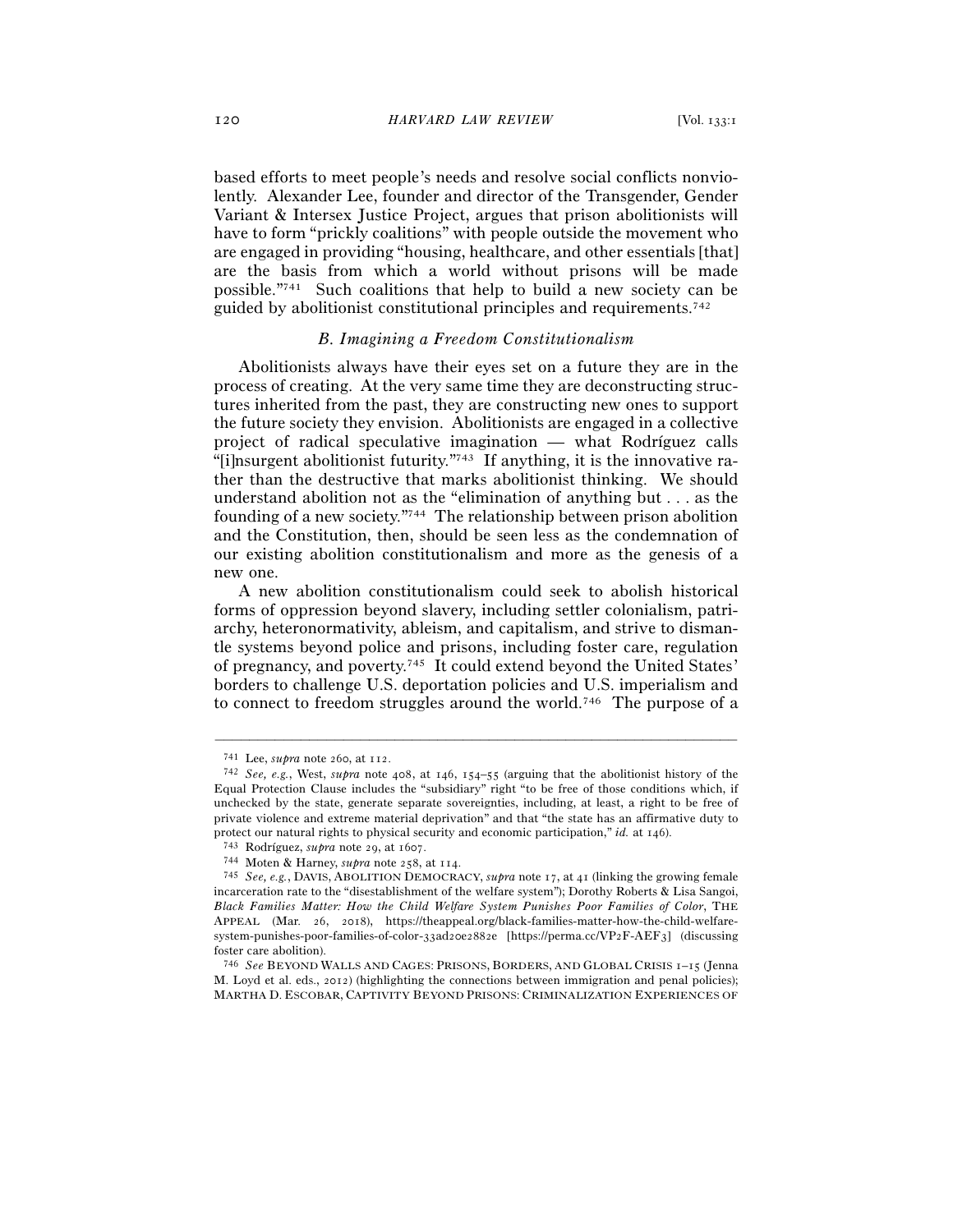based efforts to meet people's needs and resolve social conflicts nonviolently. Alexander Lee, founder and director of the Transgender, Gender Variant & Intersex Justice Project, argues that prison abolitionists will have to form "prickly coalitions" with people outside the movement who are engaged in providing "housing, healthcare, and other essentials [that] are the basis from which a world without prisons will be made possible."[741] Such coalitions that help to build a new society can be guided by abolitionist constitutional principles and requirements.[742]

### *B. Imagining a Freedom Constitutionalism*

Abolitionists always have their eyes set on a future they are in the process of creating. At the very same time they are deconstructing structures inherited from the past, they are constructing new ones to support the future society they envision. Abolitionists are engaged in a collective project of radical speculative imagination — what Rodríguez calls "[i]nsurgent abolitionist futurity."[743] If anything, it is the innovative rather than the destructive that marks abolitionist thinking. We should understand abolition not as the "elimination of anything but . . . as the founding of a new society."[744] The relationship between prison abolition and the Constitution, then, should be seen less as the condemnation of our existing abolition constitutionalism and more as the genesis of a new one.

A new abolition constitutionalism could seek to abolish historical forms of oppression beyond slavery, including settler colonialism, patriarchy, heteronormativity, ableism, and capitalism, and strive to dismantle systems beyond police and prisons, including foster care, regulation of pregnancy, and poverty.[745] It could extend beyond the United States' borders to challenge U.S. deportation policies and U.S. imperialism and to connect to freedom struggles around the world.[746] The purpose of a

---

[741] Lee, *supra* note 260, at 112.

[742] *See, e.g.*, West, *supra* note 408, at 146, 154–55 (arguing that the abolitionist history of the Equal Protection Clause includes the "subsidiary" right "to be free of those conditions which, if unchecked by the state, generate separate sovereignties, including, at least, a right to be free of private violence and extreme material deprivation" and that "the state has an affirmative duty to protect our natural rights to physical security and economic participation," *id.* at 146).

[743] Rodríguez, *supra* note 29, at 1607.

[744] Moten & Harney, *supra* note 258, at 114.

[745] *See, e.g.*, DAVIS, ABOLITION DEMOCRACY, *supra* note 17, at 41 (linking the growing female incarceration rate to the "disestablishment of the welfare system"); Dorothy Roberts & Lisa Sangoi, *Black Families Matter: How the Child Welfare System Punishes Poor Families of Color*, THE APPEAL (Mar. 26, 2018), https://theappeal.org/black-families-matter-how-the-child-welfare-system-punishes-poor-families-of-color-33ad20e2882e [https://perma.cc/VP2F-AEF3] (discussing foster care abolition).

[746] *See* BEYOND WALLS AND CAGES: PRISONS, BORDERS, AND GLOBAL CRISIS 1–15 (Jenna M. Loyd et al. eds., 2012) (highlighting the connections between immigration and penal policies); MARTHA D. ESCOBAR, CAPTIVITY BEYOND PRISONS: CRIMINALIZATION EXPERIENCES OF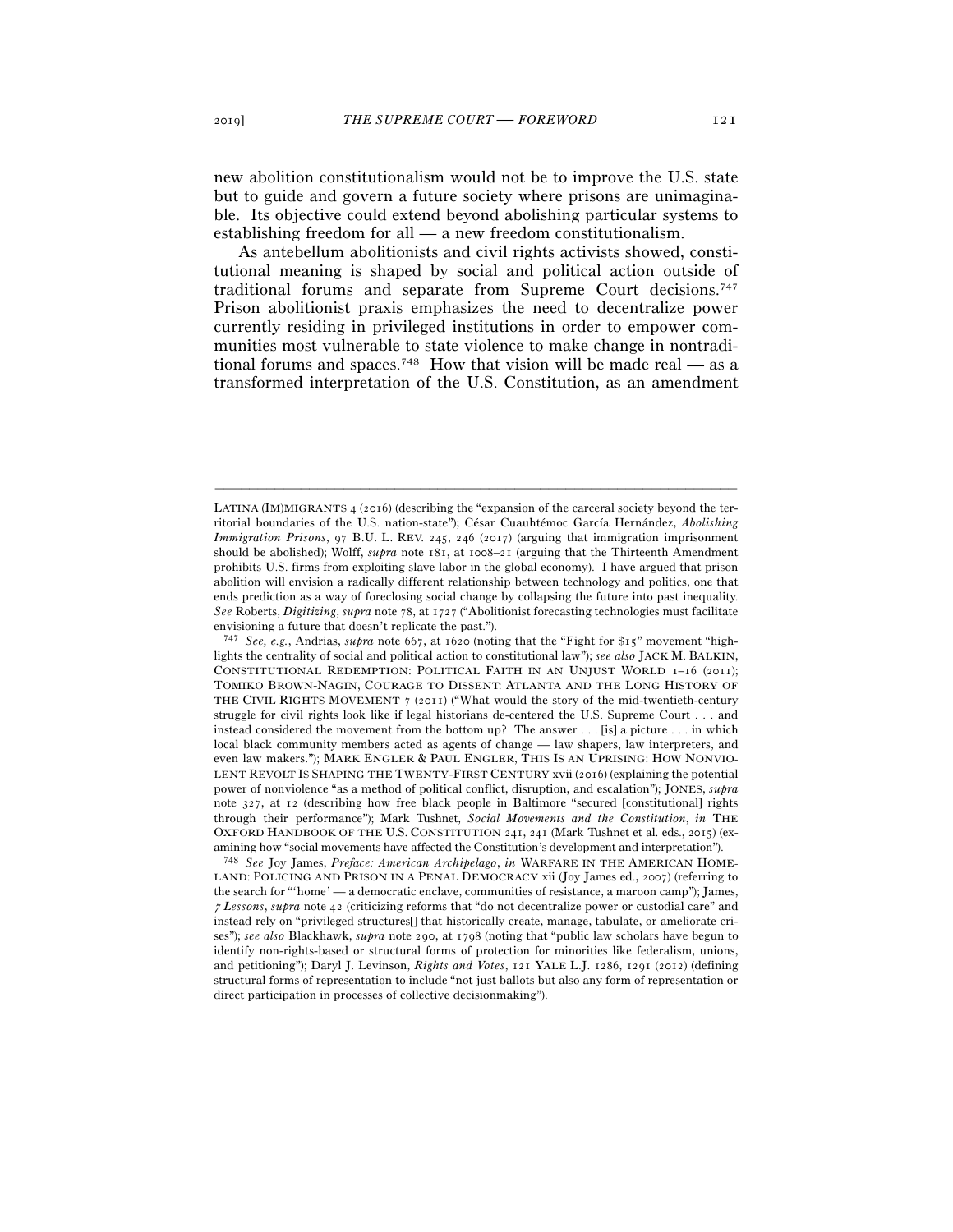new abolition constitutionalism would not be to improve the U.S. state but to guide and govern a future society where prisons are unimaginable. Its objective could extend beyond abolishing particular systems to establishing freedom for all — a new freedom constitutionalism.

As antebellum abolitionists and civil rights activists showed, constitutional meaning is shaped by social and political action outside of traditional forums and separate from Supreme Court decisions.[747] Prison abolitionist praxis emphasizes the need to decentralize power currently residing in privileged institutions in order to empower communities most vulnerable to state violence to make change in nontraditional forums and spaces.[748] How that vision will be made real — as a transformed interpretation of the U.S. Constitution, as an amendment

---

LATINA (IM)MIGRANTS 4 (2016) (describing the "expansion of the carceral society beyond the territorial boundaries of the U.S. nation-state"); César Cuauhtémoc García Hernández, *Abolishing Immigration Prisons*, 97 B.U. L. REV. 245, 246 (2017) (arguing that immigration imprisonment should be abolished); Wolff, *supra* note 181, at 1008–21 (arguing that the Thirteenth Amendment prohibits U.S. firms from exploiting slave labor in the global economy). I have argued that prison abolition will envision a radically different relationship between technology and politics, one that ends prediction as a way of foreclosing social change by collapsing the future into past inequality. *See* Roberts, *Digitizing*, *supra* note 78, at 1727 ("Abolitionist forecasting technologies must facilitate envisioning a future that doesn't replicate the past.").

[747] *See, e.g.*, Andrias, *supra* note 667, at 1620 (noting that the "Fight for $15" movement "highlights the centrality of social and political action to constitutional law"); *see also* JACK M. BALKIN, CONSTITUTIONAL REDEMPTION: POLITICAL FAITH IN AN UNJUST WORLD 1–16 (2011); TOMIKO BROWN-NAGIN, COURAGE TO DISSENT: ATLANTA AND THE LONG HISTORY OF THE CIVIL RIGHTS MOVEMENT 7 (2011) ("What would the story of the mid-twentieth-century struggle for civil rights look like if legal historians de-centered the U.S. Supreme Court . . . and instead considered the movement from the bottom up? The answer . . . [is] a picture . . . in which local black community members acted as agents of change — law shapers, law interpreters, and even law makers."); MARK ENGLER & PAUL ENGLER, THIS IS AN UPRISING: HOW NONVIOLENT REVOLT IS SHAPING THE TWENTY-FIRST CENTURY xvii (2016) (explaining the potential power of nonviolence "as a method of political conflict, disruption, and escalation"); JONES, *supra* note 327, at 12 (describing how free black people in Baltimore "secured [constitutional] rights through their performance"); Mark Tushnet, *Social Movements and the Constitution*, *in* THE OXFORD HANDBOOK OF THE U.S. CONSTITUTION 241, 241 (Mark Tushnet et al. eds., 2015) (examining how "social movements have affected the Constitution's development and interpretation").

[748] *See* Joy James, *Preface: American Archipelago*, *in* WARFARE IN THE AMERICAN HOMELAND: POLICING AND PRISON IN A PENAL DEMOCRACY xii (Joy James ed., 2007) (referring to the search for "'home' — a democratic enclave, communities of resistance, a maroon camp"); James, *7 Lessons*, *supra* note 42 (criticizing reforms that "do not decentralize power or custodial care" and instead rely on "privileged structures[] that historically create, manage, tabulate, or ameliorate crises"); *see also* Blackhawk, *supra* note 290, at 1798 (noting that "public law scholars have begun to identify non-rights-based or structural forms of protection for minorities like federalism, unions, and petitioning"); Daryl J. Levinson, *Rights and Votes*, 121 YALE L.J. 1286, 1291 (2012) (defining structural forms of representation to include "not just ballots but also any form of representation or direct participation in processes of collective decisionmaking").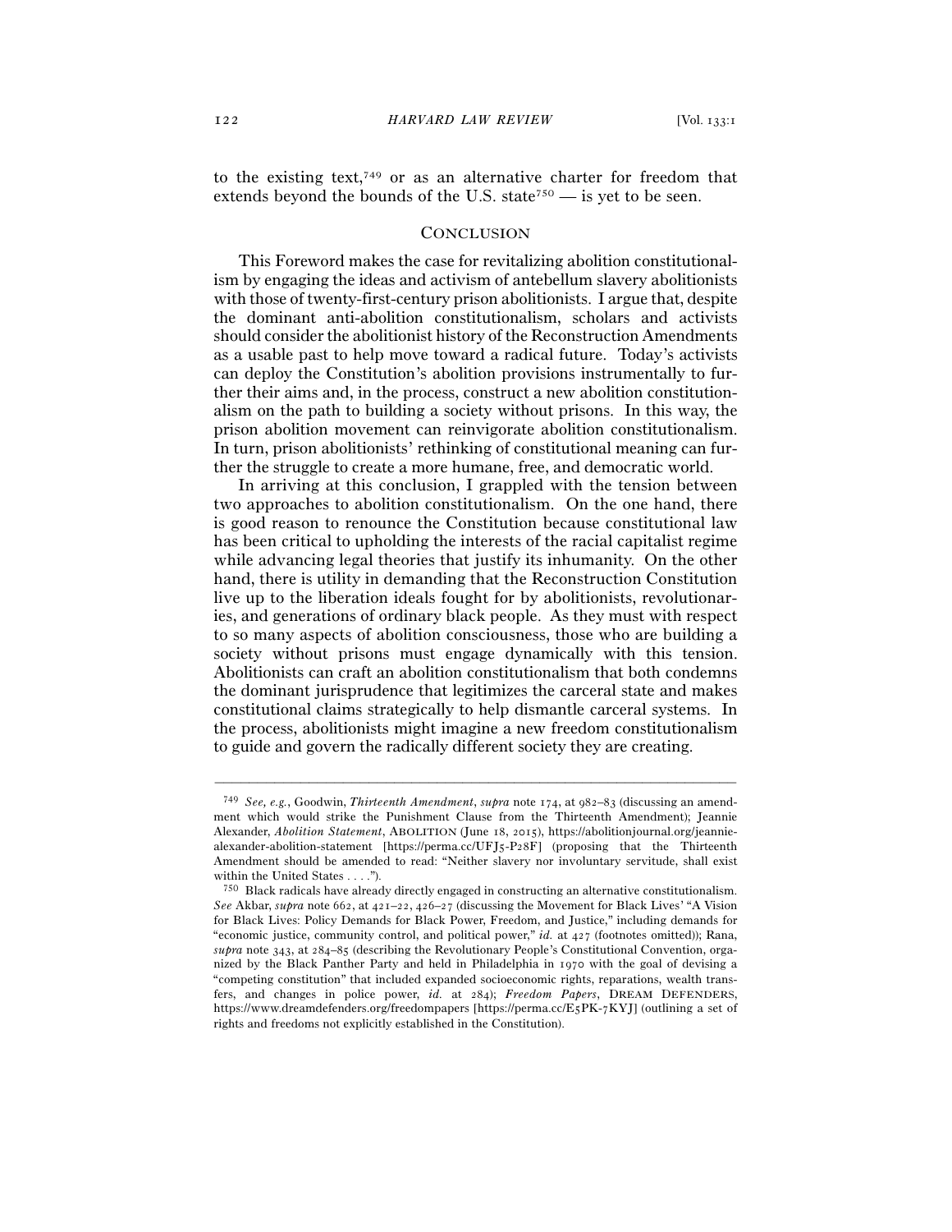to the existing text,[749] or as an alternative charter for freedom that extends beyond the bounds of the U.S. state[750] — is yet to be seen.

## CONCLUSION

This Foreword makes the case for revitalizing abolition constitutionalism by engaging the ideas and activism of antebellum slavery abolitionists with those of twenty-first-century prison abolitionists. I argue that, despite the dominant anti-abolition constitutionalism, scholars and activists should consider the abolitionist history of the Reconstruction Amendments as a usable past to help move toward a radical future. Today's activists can deploy the Constitution's abolition provisions instrumentally to further their aims and, in the process, construct a new abolition constitutionalism on the path to building a society without prisons. In this way, the prison abolition movement can reinvigorate abolition constitutionalism. In turn, prison abolitionists' rethinking of constitutional meaning can further the struggle to create a more humane, free, and democratic world.

In arriving at this conclusion, I grappled with the tension between two approaches to abolition constitutionalism. On the one hand, there is good reason to renounce the Constitution because constitutional law has been critical to upholding the interests of the racial capitalist regime while advancing legal theories that justify its inhumanity. On the other hand, there is utility in demanding that the Reconstruction Constitution live up to the liberation ideals fought for by abolitionists, revolutionaries, and generations of ordinary black people. As they must with respect to so many aspects of abolition consciousness, those who are building a society without prisons must engage dynamically with this tension. Abolitionists can craft an abolition constitutionalism that both condemns the dominant jurisprudence that legitimizes the carceral state and makes constitutional claims strategically to help dismantle carceral systems. In the process, abolitionists might imagine a new freedom constitutionalism to guide and govern the radically different society they are creating.

---

[749] *See, e.g.*, Goodwin, *Thirteenth Amendment*, *supra* note 174, at 982–83 (discussing an amendment which would strike the Punishment Clause from the Thirteenth Amendment); Jeannie Alexander, *Abolition Statement*, ABOLITION (June 18, 2015), https://abolitionjournal.org/jeannie-alexander-abolition-statement [https://perma.cc/UFJ5-P28F] (proposing that the Thirteenth Amendment should be amended to read: "Neither slavery nor involuntary servitude, shall exist within the United States . . . .").

[750] Black radicals have already directly engaged in constructing an alternative constitutionalism. *See* Akbar, *supra* note 662, at 421–22, 426–27 (discussing the Movement for Black Lives' "A Vision for Black Lives: Policy Demands for Black Power, Freedom, and Justice," including demands for "economic justice, community control, and political power," *id.* at 427 (footnotes omitted)); Rana, *supra* note 343, at 284–85 (describing the Revolutionary People's Constitutional Convention, organized by the Black Panther Party and held in Philadelphia in 1970 with the goal of devising a "competing constitution" that included expanded socioeconomic rights, reparations, wealth transfers, and changes in police power, *id.* at 284); *Freedom Papers*, DREAM DEFENDERS, https://www.dreamdefenders.org/freedompapers [https://perma.cc/E5PK-7KYJ] (outlining a set of rights and freedoms not explicitly established in the Constitution).